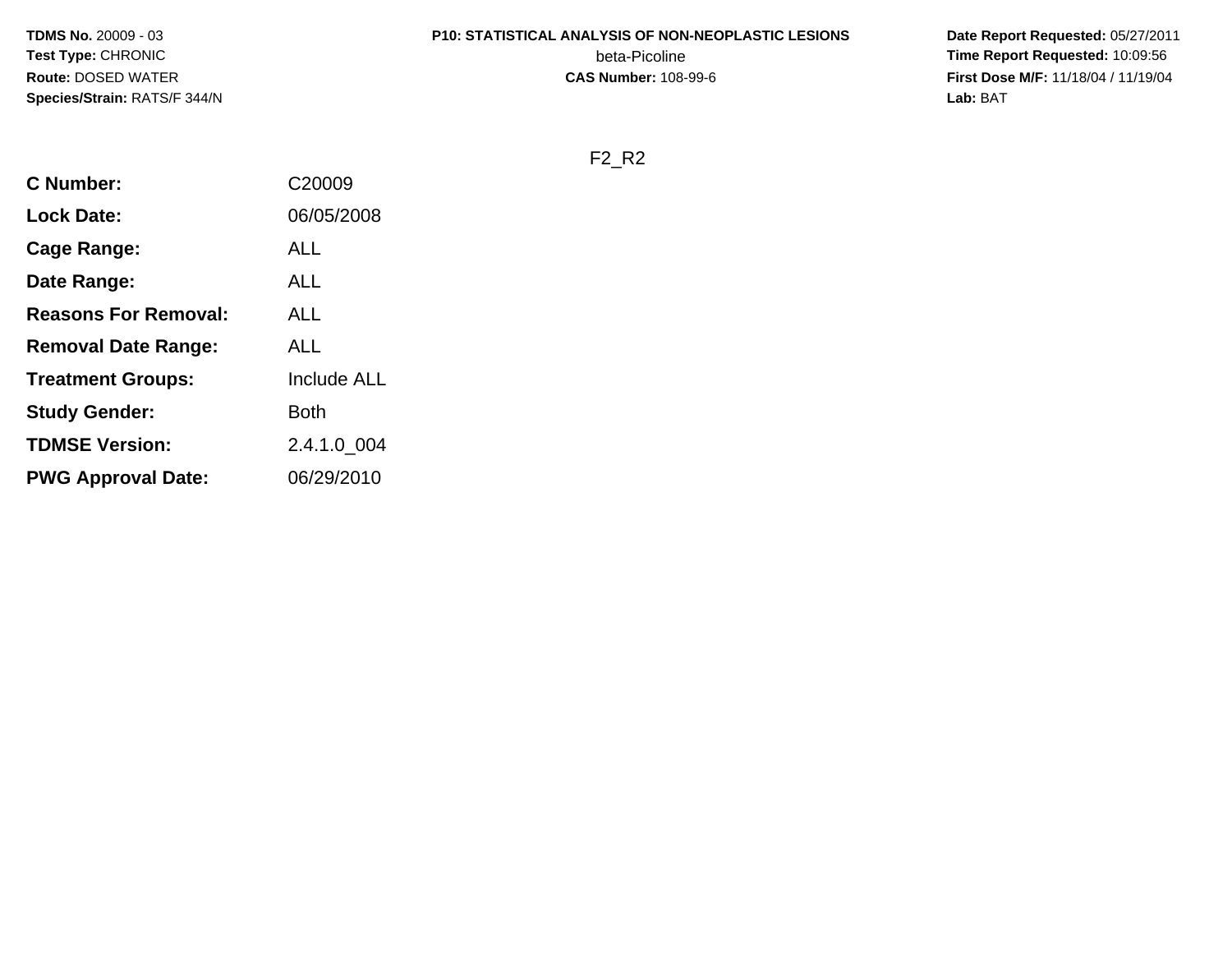**TDMS No.** 20009 - 03
**Test Type:** CHRONIC
**Route:** DOSED WATER
**Species/Strain:** RATS/F 344/N

**P10: STATISTICAL ANALYSIS OF NON-NEOPLASTIC LESIONS**
beta-Picoline
**CAS Number:** 108-99-6

**Date Report Requested:** 05/27/2011
**Time Report Requested:** 10:09:56
**First Dose M/F:** 11/18/04 / 11/19/04
**Lab:** BAT

F2_R2

| | |
|---|---|
| **C Number:** | C20009 |
| **Lock Date:** | 06/05/2008 |
| **Cage Range:** | ALL |
| **Date Range:** | ALL |
| **Reasons For Removal:** | ALL |
| **Removal Date Range:** | ALL |
| **Treatment Groups:** | Include ALL |
| **Study Gender:** | Both |
| **TDMSE Version:** | 2.4.1.0_004 |
| **PWG Approval Date:** | 06/29/2010 |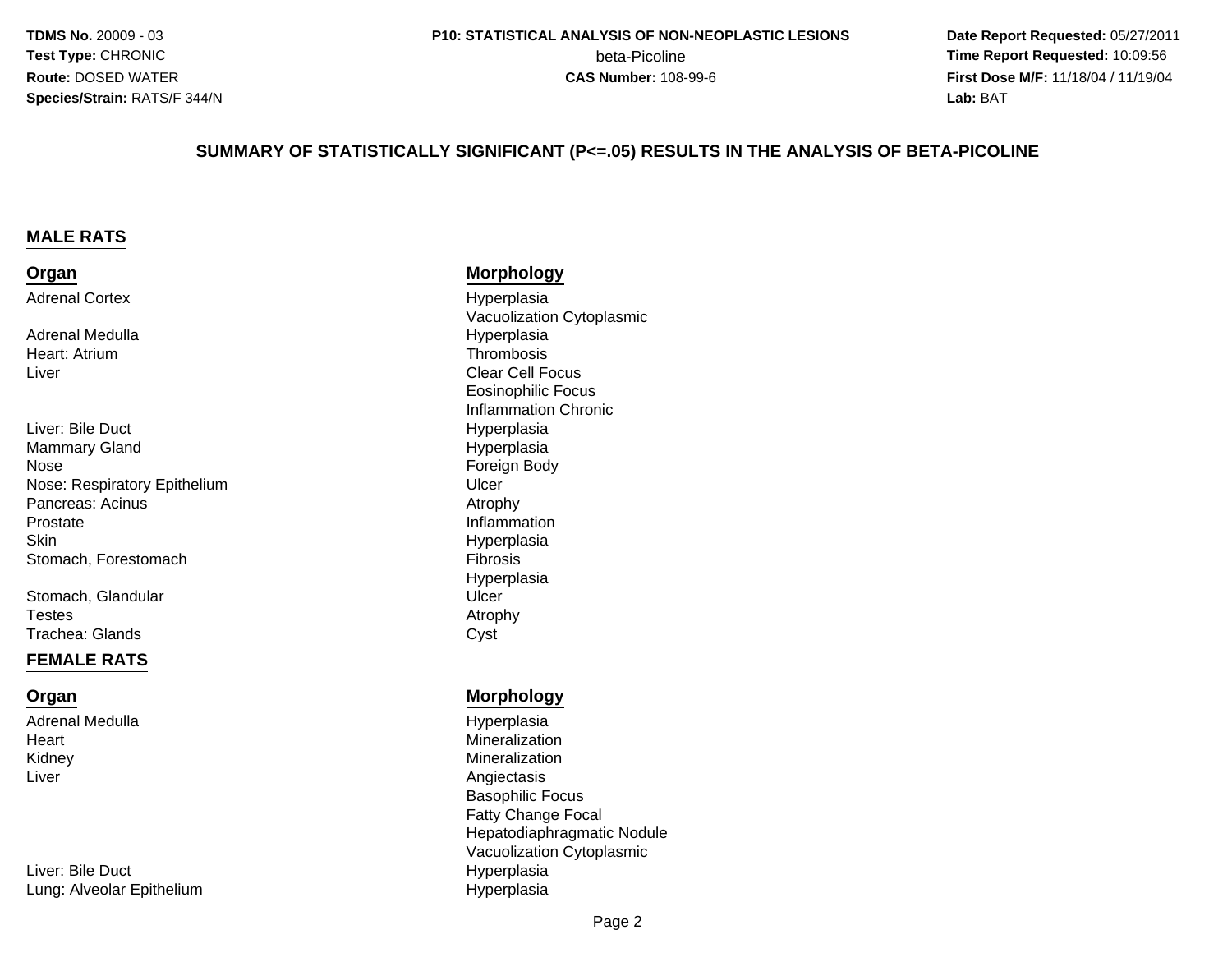**TDMS No.** 20009 - 03
**Test Type:** CHRONIC
**Route:** DOSED WATER
**Species/Strain:** RATS/F 344/N

**P10: STATISTICAL ANALYSIS OF NON-NEOPLASTIC LESIONS**
beta-Picoline
**CAS Number:** 108-99-6

**Date Report Requested:** 05/27/2011
**Time Report Requested:** 10:09:56
**First Dose M/F:** 11/18/04 / 11/19/04
**Lab:** BAT

## SUMMARY OF STATISTICALLY SIGNIFICANT (P<=.05) RESULTS IN THE ANALYSIS OF BETA-PICOLINE

### MALE RATS

| Organ | Morphology |
|---|---|
| Adrenal Cortex | Hyperplasia |
| | Vacuolization Cytoplasmic |
| Adrenal Medulla | Hyperplasia |
| Heart: Atrium | Thrombosis |
| Liver | Clear Cell Focus |
| | Eosinophilic Focus |
| | Inflammation Chronic |
| Liver: Bile Duct | Hyperplasia |
| Mammary Gland | Hyperplasia |
| Nose | Foreign Body |
| Nose: Respiratory Epithelium | Ulcer |
| Pancreas: Acinus | Atrophy |
| Prostate | Inflammation |
| Skin | Hyperplasia |
| Stomach, Forestomach | Fibrosis |
| | Hyperplasia |
| Stomach, Glandular | Ulcer |
| Testes | Atrophy |
| Trachea: Glands | Cyst |

### FEMALE RATS

| Organ | Morphology |
|---|---|
| Adrenal Medulla | Hyperplasia |
| Heart | Mineralization |
| Kidney | Mineralization |
| Liver | Angiectasis |
| | Basophilic Focus |
| | Fatty Change Focal |
| | Hepatodiaphragmatic Nodule |
| | Vacuolization Cytoplasmic |
| Liver: Bile Duct | Hyperplasia |
| Lung: Alveolar Epithelium | Hyperplasia |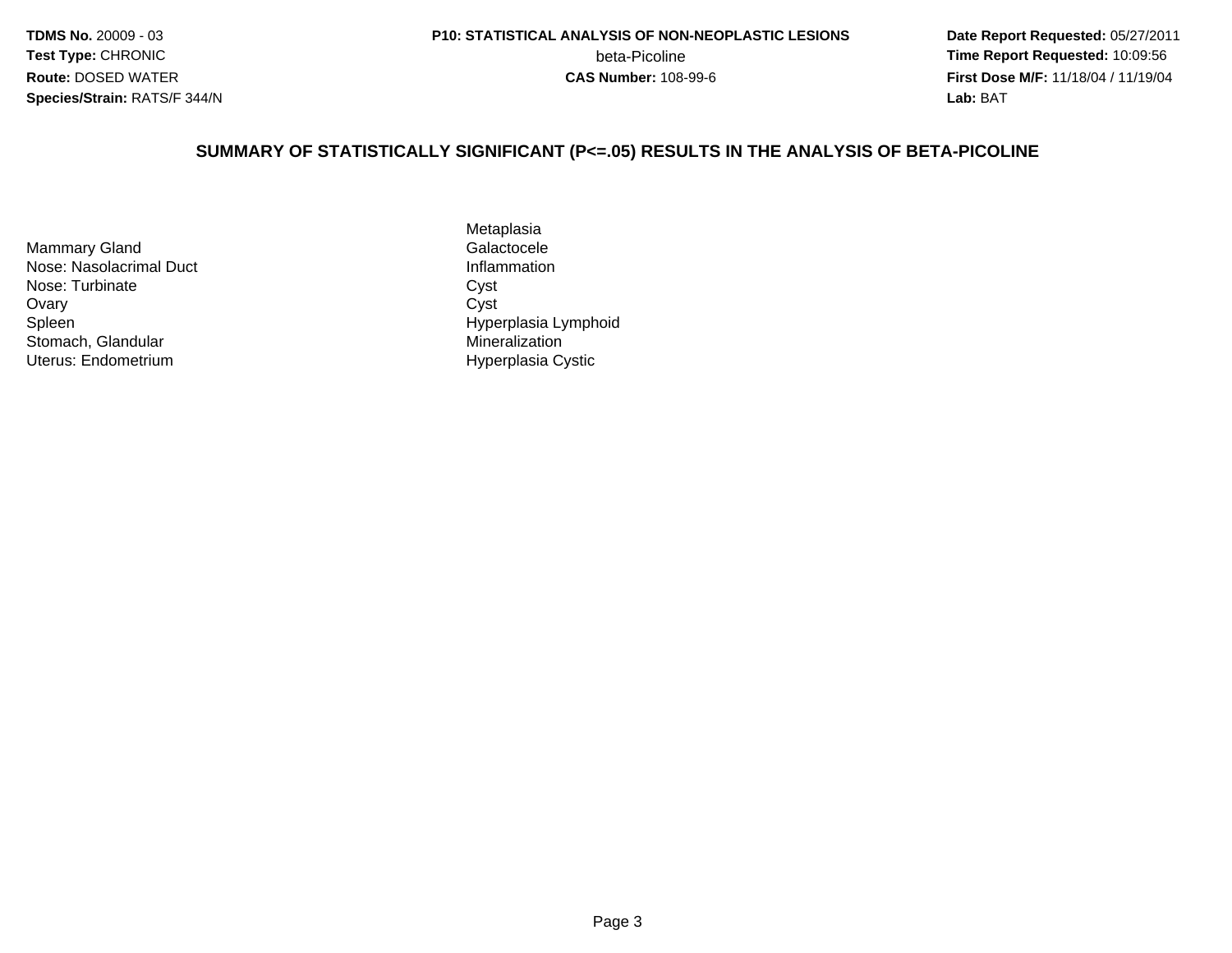## SUMMARY OF STATISTICALLY SIGNIFICANT (P<=.05) RESULTS IN THE ANALYSIS OF BETA-PICOLINE

| | |
|---|---|
| | Metaplasia |
| Mammary Gland | Galactocele |
| Nose: Nasolacrimal Duct | Inflammation |
| Nose: Turbinate | Cyst |
| Ovary | Cyst |
| Spleen | Hyperplasia Lymphoid |
| Stomach, Glandular | Mineralization |
| Uterus: Endometrium | Hyperplasia Cystic |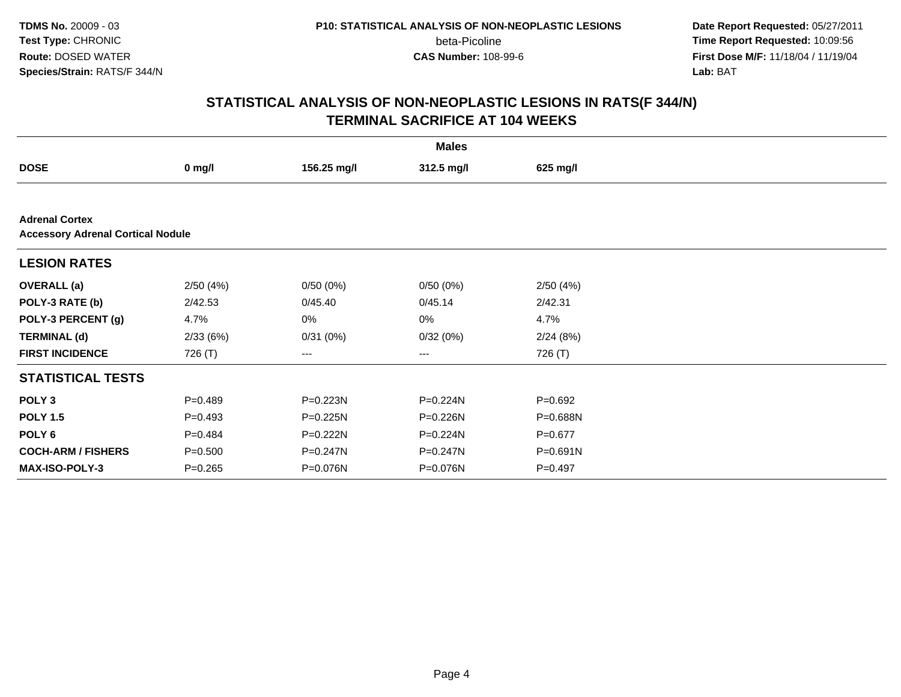# STATISTICAL ANALYSIS OF NON-NEOPLASTIC LESIONS IN RATS(F 344/N)
## TERMINAL SACRIFICE AT 104 WEEKS

**TDMS No.** 20009 - 03
**Test Type:** CHRONIC
**Route:** DOSED WATER
**Species/Strain:** RATS/F 344/N

**P10: STATISTICAL ANALYSIS OF NON-NEOPLASTIC LESIONS**
beta-Picoline
**CAS Number:** 108-99-6

**Date Report Requested:** 05/27/2011
**Time Report Requested:** 10:09:56
**First Dose M/F:** 11/18/04 / 11/19/04
**Lab:** BAT

| | Males | | | |
|---|---|---|---|---|
| **DOSE** | **0 mg/l** | **156.25 mg/l** | **312.5 mg/l** | **625 mg/l** |
| **Adrenal Cortex** | | | | |
| **Accessory Adrenal Cortical Nodule** | | | | |
| **LESION RATES** | | | | |
| **OVERALL (a)** | 2/50 (4%) | 0/50 (0%) | 0/50 (0%) | 2/50 (4%) |
| **POLY-3 RATE (b)** | 2/42.53 | 0/45.40 | 0/45.14 | 2/42.31 |
| **POLY-3 PERCENT (g)** | 4.7% | 0% | 0% | 4.7% |
| **TERMINAL (d)** | 2/33 (6%) | 0/31 (0%) | 0/32 (0%) | 2/24 (8%) |
| **FIRST INCIDENCE** | 726 (T) | --- | --- | 726 (T) |
| **STATISTICAL TESTS** | | | | |
| **POLY 3** | P=0.489 | P=0.223N | P=0.224N | P=0.692 |
| **POLY 1.5** | P=0.493 | P=0.225N | P=0.226N | P=0.688N |
| **POLY 6** | P=0.484 | P=0.222N | P=0.224N | P=0.677 |
| **COCH-ARM / FISHERS** | P=0.500 | P=0.247N | P=0.247N | P=0.691N |
| **MAX-ISO-POLY-3** | P=0.265 | P=0.076N | P=0.076N | P=0.497 |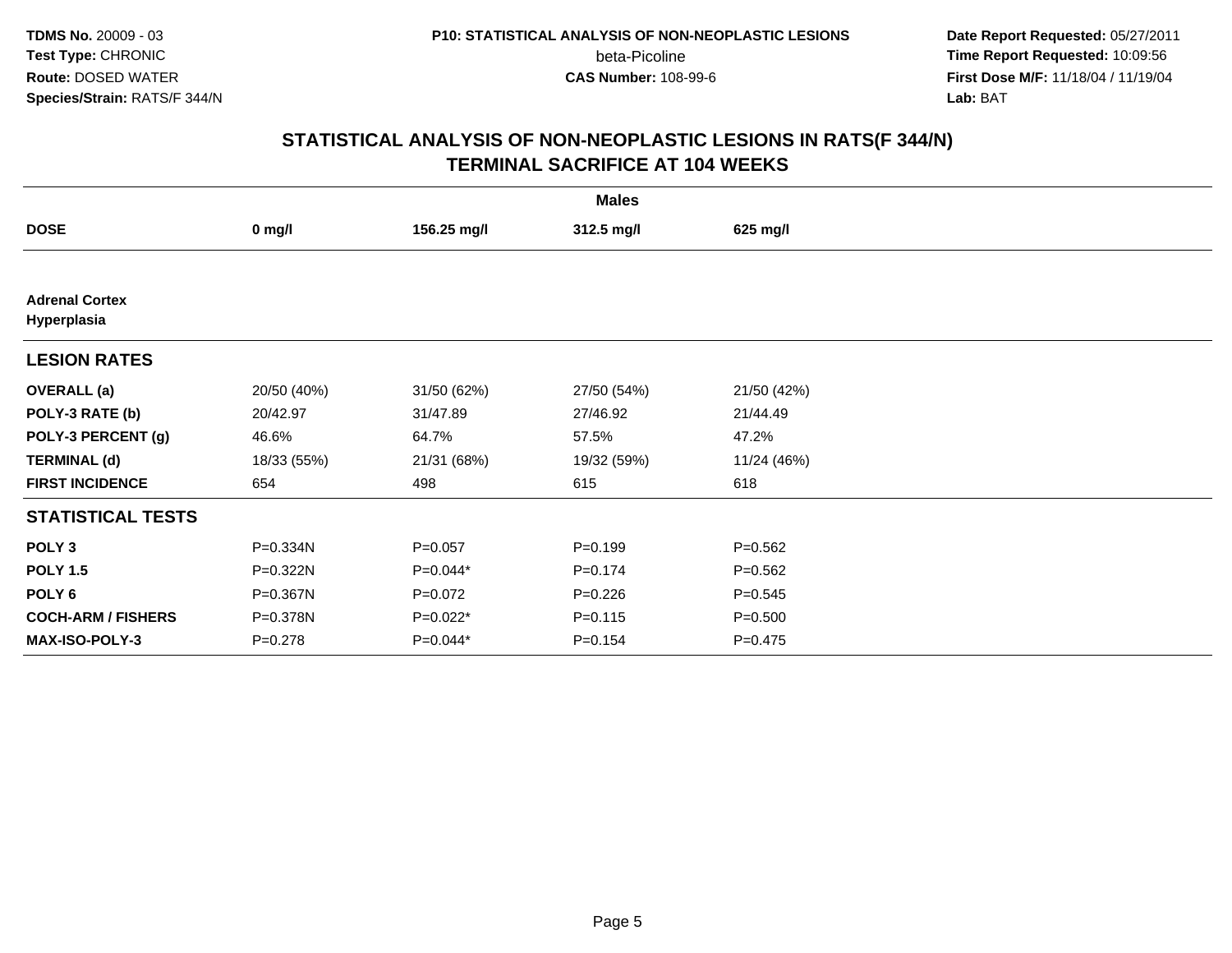TDMS No. 20009 - 03
Test Type: CHRONIC
Route: DOSED WATER
Species/Strain: RATS/F 344/N

P10: STATISTICAL ANALYSIS OF NON-NEOPLASTIC LESIONS
beta-Picoline
CAS Number: 108-99-6

Date Report Requested: 05/27/2011
Time Report Requested: 10:09:56
First Dose M/F: 11/18/04 / 11/19/04
Lab: BAT

## STATISTICAL ANALYSIS OF NON-NEOPLASTIC LESIONS IN RATS(F 344/N) TERMINAL SACRIFICE AT 104 WEEKS

| | Males | | | |
|---|---|---|---|---|
| **DOSE** | **0 mg/l** | **156.25 mg/l** | **312.5 mg/l** | **625 mg/l** |
| **Adrenal Cortex Hyperplasia** | | | | |
| **LESION RATES** | | | | |
| **OVERALL (a)** | 20/50 (40%) | 31/50 (62%) | 27/50 (54%) | 21/50 (42%) |
| **POLY-3 RATE (b)** | 20/42.97 | 31/47.89 | 27/46.92 | 21/44.49 |
| **POLY-3 PERCENT (g)** | 46.6% | 64.7% | 57.5% | 47.2% |
| **TERMINAL (d)** | 18/33 (55%) | 21/31 (68%) | 19/32 (59%) | 11/24 (46%) |
| **FIRST INCIDENCE** | 654 | 498 | 615 | 618 |
| **STATISTICAL TESTS** | | | | |
| **POLY 3** | P=0.334N | P=0.057 | P=0.199 | P=0.562 |
| **POLY 1.5** | P=0.322N | P=0.044* | P=0.174 | P=0.562 |
| **POLY 6** | P=0.367N | P=0.072 | P=0.226 | P=0.545 |
| **COCH-ARM / FISHERS** | P=0.378N | P=0.022* | P=0.115 | P=0.500 |
| **MAX-ISO-POLY-3** | P=0.278 | P=0.044* | P=0.154 | P=0.475 |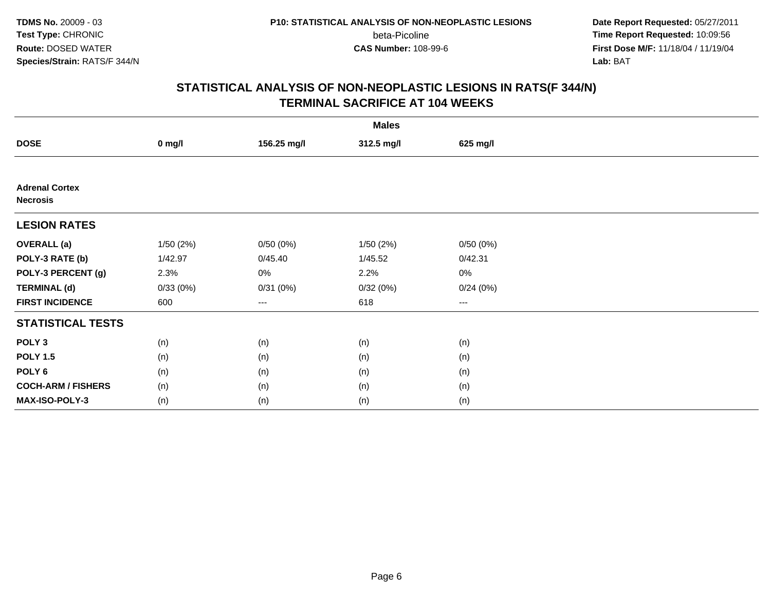**TDMS No.** 20009 - 03
**Test Type:** CHRONIC
**Route:** DOSED WATER
**Species/Strain:** RATS/F 344/N

**P10: STATISTICAL ANALYSIS OF NON-NEOPLASTIC LESIONS**
beta-Picoline
**CAS Number:** 108-99-6

**Date Report Requested:** 05/27/2011
**Time Report Requested:** 10:09:56
**First Dose M/F:** 11/18/04 / 11/19/04
**Lab:** BAT

## STATISTICAL ANALYSIS OF NON-NEOPLASTIC LESIONS IN RATS(F 344/N)
## TERMINAL SACRIFICE AT 104 WEEKS

| | Males | | | |
|---|---|---|---|---|
| **DOSE** | **0 mg/l** | **156.25 mg/l** | **312.5 mg/l** | **625 mg/l** |
| **Adrenal Cortex** | | | | |
| **Necrosis** | | | | |
| **LESION RATES** | | | | |
| **OVERALL (a)** | 1/50 (2%) | 0/50 (0%) | 1/50 (2%) | 0/50 (0%) |
| **POLY-3 RATE (b)** | 1/42.97 | 0/45.40 | 1/45.52 | 0/42.31 |
| **POLY-3 PERCENT (g)** | 2.3% | 0% | 2.2% | 0% |
| **TERMINAL (d)** | 0/33 (0%) | 0/31 (0%) | 0/32 (0%) | 0/24 (0%) |
| **FIRST INCIDENCE** | 600 | --- | 618 | --- |
| **STATISTICAL TESTS** | | | | |
| **POLY 3** | (n) | (n) | (n) | (n) |
| **POLY 1.5** | (n) | (n) | (n) | (n) |
| **POLY 6** | (n) | (n) | (n) | (n) |
| **COCH-ARM / FISHERS** | (n) | (n) | (n) | (n) |
| **MAX-ISO-POLY-3** | (n) | (n) | (n) | (n) |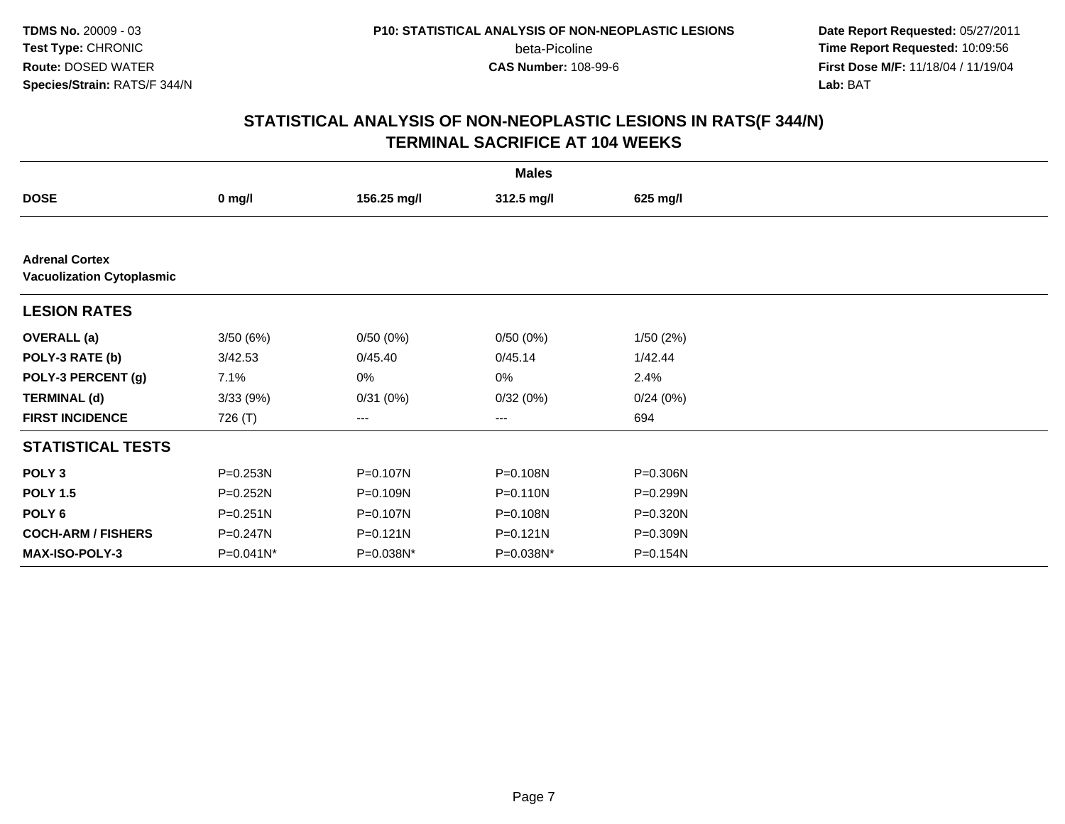## STATISTICAL ANALYSIS OF NON-NEOPLASTIC LESIONS IN RATS(F 344/N)
## TERMINAL SACRIFICE AT 104 WEEKS

| | Males | | | |
|---|---|---|---|---|
| **DOSE** | **0 mg/l** | **156.25 mg/l** | **312.5 mg/l** | **625 mg/l** |
| **Adrenal Cortex** | | | | |
| **Vacuolization Cytoplasmic** | | | | |
| **LESION RATES** | | | | |
| **OVERALL (a)** | 3/50 (6%) | 0/50 (0%) | 0/50 (0%) | 1/50 (2%) |
| **POLY-3 RATE (b)** | 3/42.53 | 0/45.40 | 0/45.14 | 1/42.44 |
| **POLY-3 PERCENT (g)** | 7.1% | 0% | 0% | 2.4% |
| **TERMINAL (d)** | 3/33 (9%) | 0/31 (0%) | 0/32 (0%) | 0/24 (0%) |
| **FIRST INCIDENCE** | 726 (T) | --- | --- | 694 |
| **STATISTICAL TESTS** | | | | |
| **POLY 3** | P=0.253N | P=0.107N | P=0.108N | P=0.306N |
| **POLY 1.5** | P=0.252N | P=0.109N | P=0.110N | P=0.299N |
| **POLY 6** | P=0.251N | P=0.107N | P=0.108N | P=0.320N |
| **COCH-ARM / FISHERS** | P=0.247N | P=0.121N | P=0.121N | P=0.309N |
| **MAX-ISO-POLY-3** | P=0.041N* | P=0.038N* | P=0.038N* | P=0.154N |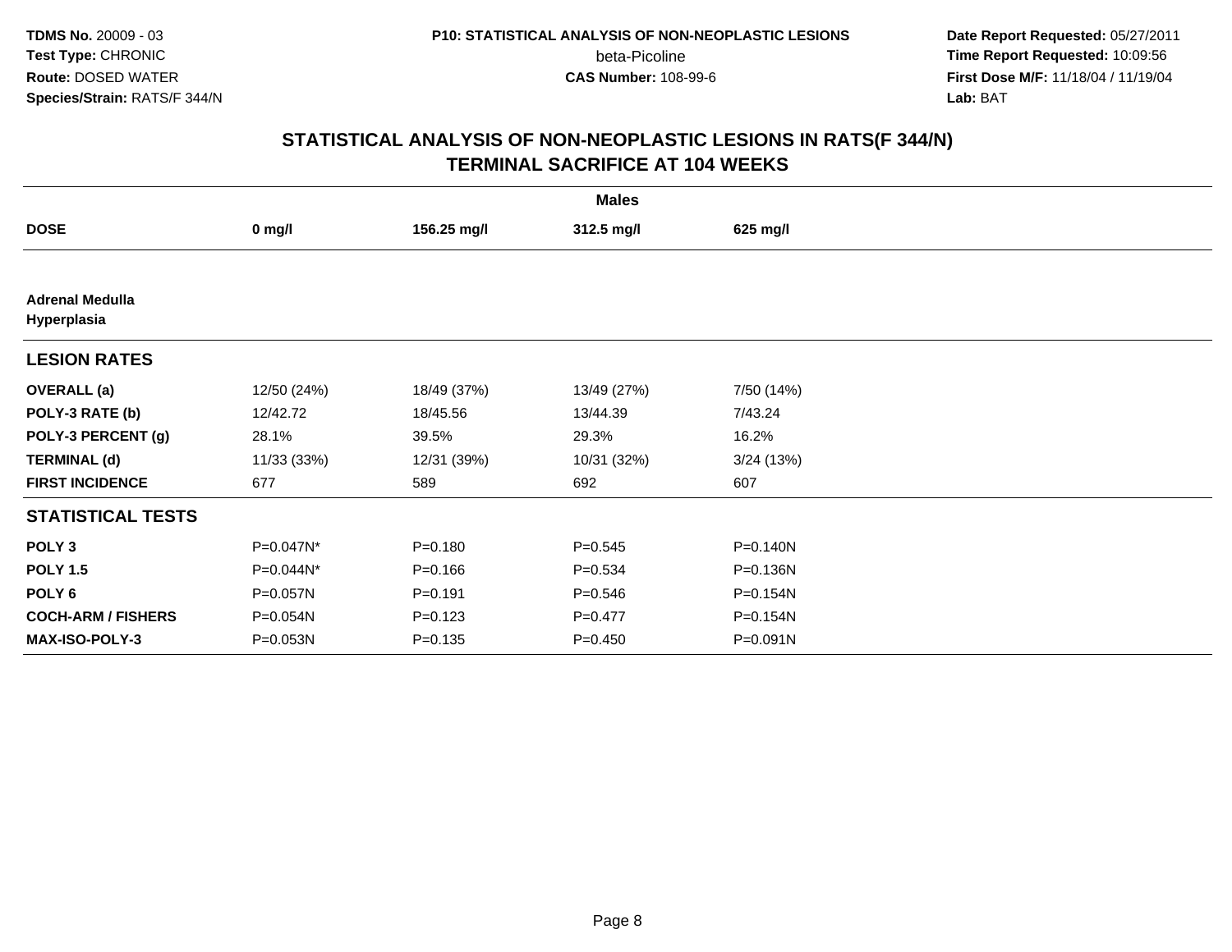**TDMS No.** 20009 - 03
**Test Type:** CHRONIC
**Route:** DOSED WATER
**Species/Strain:** RATS/F 344/N

**P10: STATISTICAL ANALYSIS OF NON-NEOPLASTIC LESIONS**
beta-Picoline
**CAS Number:** 108-99-6

**Date Report Requested:** 05/27/2011
**Time Report Requested:** 10:09:56
**First Dose M/F:** 11/18/04 / 11/19/04
**Lab:** BAT

## STATISTICAL ANALYSIS OF NON-NEOPLASTIC LESIONS IN RATS(F 344/N) TERMINAL SACRIFICE AT 104 WEEKS

| | Males | | | |
|---|---|---|---|---|
| **DOSE** | **0 mg/l** | **156.25 mg/l** | **312.5 mg/l** | **625 mg/l** |
| **Adrenal Medulla Hyperplasia** | | | | |
| **LESION RATES** | | | | |
| **OVERALL (a)** | 12/50 (24%) | 18/49 (37%) | 13/49 (27%) | 7/50 (14%) |
| **POLY-3 RATE (b)** | 12/42.72 | 18/45.56 | 13/44.39 | 7/43.24 |
| **POLY-3 PERCENT (g)** | 28.1% | 39.5% | 29.3% | 16.2% |
| **TERMINAL (d)** | 11/33 (33%) | 12/31 (39%) | 10/31 (32%) | 3/24 (13%) |
| **FIRST INCIDENCE** | 677 | 589 | 692 | 607 |
| **STATISTICAL TESTS** | | | | |
| **POLY 3** | P=0.047N* | P=0.180 | P=0.545 | P=0.140N |
| **POLY 1.5** | P=0.044N* | P=0.166 | P=0.534 | P=0.136N |
| **POLY 6** | P=0.057N | P=0.191 | P=0.546 | P=0.154N |
| **COCH-ARM / FISHERS** | P=0.054N | P=0.123 | P=0.477 | P=0.154N |
| **MAX-ISO-POLY-3** | P=0.053N | P=0.135 | P=0.450 | P=0.091N |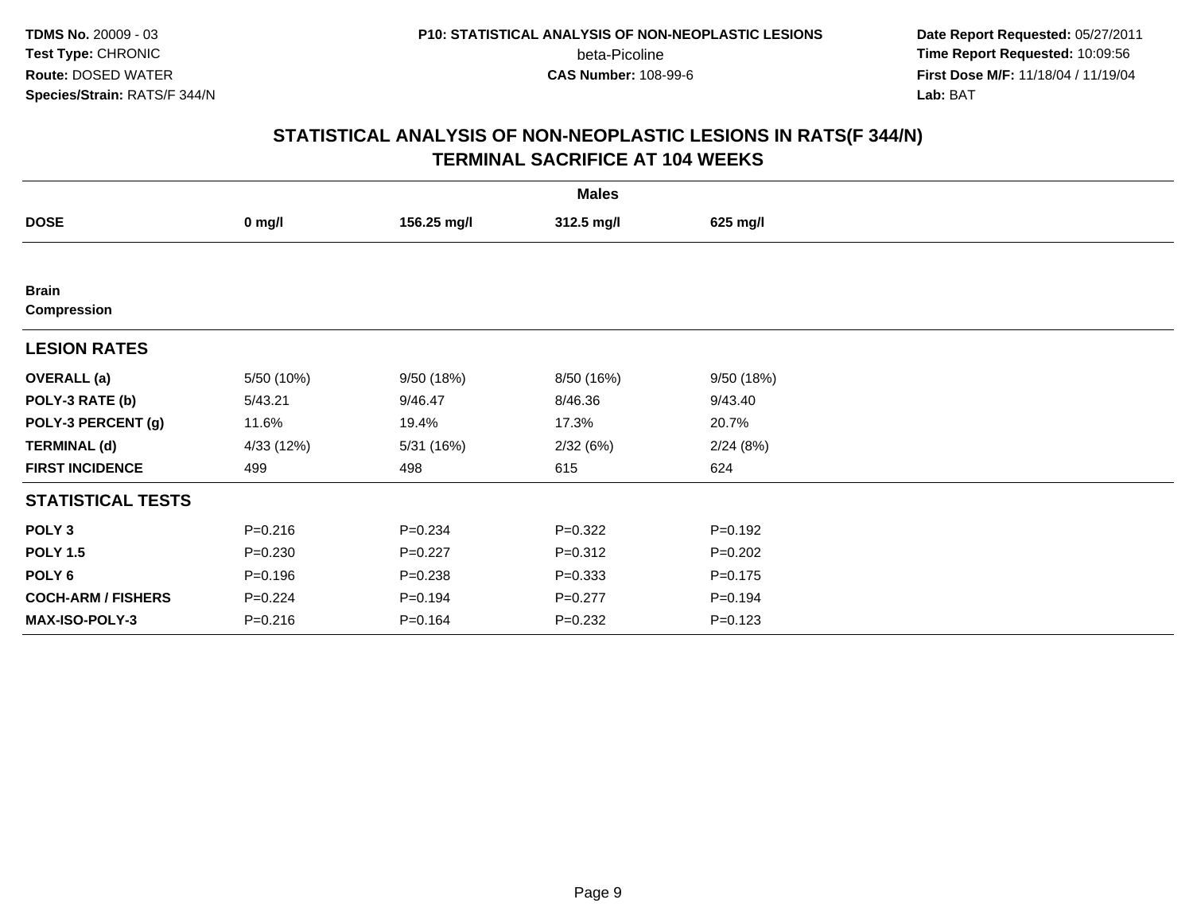**TDMS No.** 20009 - 03
**Test Type:** CHRONIC
**Route:** DOSED WATER
**Species/Strain:** RATS/F 344/N

**P10: STATISTICAL ANALYSIS OF NON-NEOPLASTIC LESIONS**
beta-Picoline
**CAS Number:** 108-99-6

**Date Report Requested:** 05/27/2011
**Time Report Requested:** 10:09:56
**First Dose M/F:** 11/18/04 / 11/19/04
**Lab:** BAT

## STATISTICAL ANALYSIS OF NON-NEOPLASTIC LESIONS IN RATS(F 344/N)
## TERMINAL SACRIFICE AT 104 WEEKS

| | Males | | | |
|---|---|---|---|---|
| **DOSE** | **0 mg/l** | **156.25 mg/l** | **312.5 mg/l** | **625 mg/l** |
| **Brain** | | | | |
| **Compression** | | | | |
| **LESION RATES** | | | | |
| **OVERALL (a)** | 5/50 (10%) | 9/50 (18%) | 8/50 (16%) | 9/50 (18%) |
| **POLY-3 RATE (b)** | 5/43.21 | 9/46.47 | 8/46.36 | 9/43.40 |
| **POLY-3 PERCENT (g)** | 11.6% | 19.4% | 17.3% | 20.7% |
| **TERMINAL (d)** | 4/33 (12%) | 5/31 (16%) | 2/32 (6%) | 2/24 (8%) |
| **FIRST INCIDENCE** | 499 | 498 | 615 | 624 |
| **STATISTICAL TESTS** | | | | |
| **POLY 3** | P=0.216 | P=0.234 | P=0.322 | P=0.192 |
| **POLY 1.5** | P=0.230 | P=0.227 | P=0.312 | P=0.202 |
| **POLY 6** | P=0.196 | P=0.238 | P=0.333 | P=0.175 |
| **COCH-ARM / FISHERS** | P=0.224 | P=0.194 | P=0.277 | P=0.194 |
| **MAX-ISO-POLY-3** | P=0.216 | P=0.164 | P=0.232 | P=0.123 |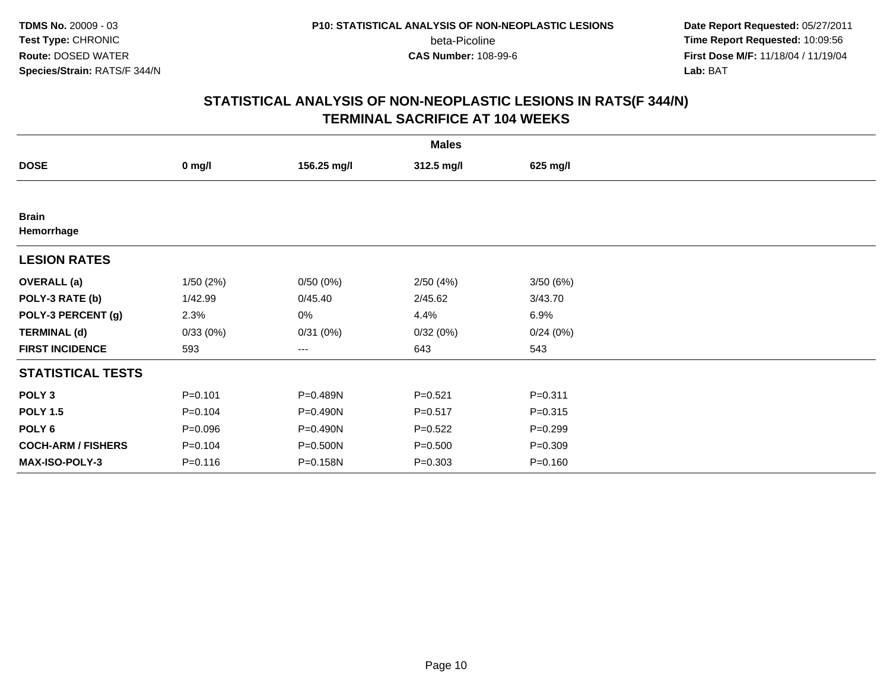**TDMS No.** 20009 - 03
**Test Type:** CHRONIC
**Route:** DOSED WATER
**Species/Strain:** RATS/F 344/N

**P10: STATISTICAL ANALYSIS OF NON-NEOPLASTIC LESIONS**
beta-Picoline
**CAS Number:** 108-99-6

**Date Report Requested:** 05/27/2011
**Time Report Requested:** 10:09:56
**First Dose M/F:** 11/18/04 / 11/19/04
**Lab:** BAT

# STATISTICAL ANALYSIS OF NON-NEOPLASTIC LESIONS IN RATS(F 344/N) TERMINAL SACRIFICE AT 104 WEEKS

| | Males | | | |
|---|---|---|---|---|
| **DOSE** | **0 mg/l** | **156.25 mg/l** | **312.5 mg/l** | **625 mg/l** |
| **Brain** | | | | |
| **Hemorrhage** | | | | |
| **LESION RATES** | | | | |
| **OVERALL (a)** | 1/50 (2%) | 0/50 (0%) | 2/50 (4%) | 3/50 (6%) |
| **POLY-3 RATE (b)** | 1/42.99 | 0/45.40 | 2/45.62 | 3/43.70 |
| **POLY-3 PERCENT (g)** | 2.3% | 0% | 4.4% | 6.9% |
| **TERMINAL (d)** | 0/33 (0%) | 0/31 (0%) | 0/32 (0%) | 0/24 (0%) |
| **FIRST INCIDENCE** | 593 | --- | 643 | 543 |
| **STATISTICAL TESTS** | | | | |
| **POLY 3** | P=0.101 | P=0.489N | P=0.521 | P=0.311 |
| **POLY 1.5** | P=0.104 | P=0.490N | P=0.517 | P=0.315 |
| **POLY 6** | P=0.096 | P=0.490N | P=0.522 | P=0.299 |
| **COCH-ARM / FISHERS** | P=0.104 | P=0.500N | P=0.500 | P=0.309 |
| **MAX-ISO-POLY-3** | P=0.116 | P=0.158N | P=0.303 | P=0.160 |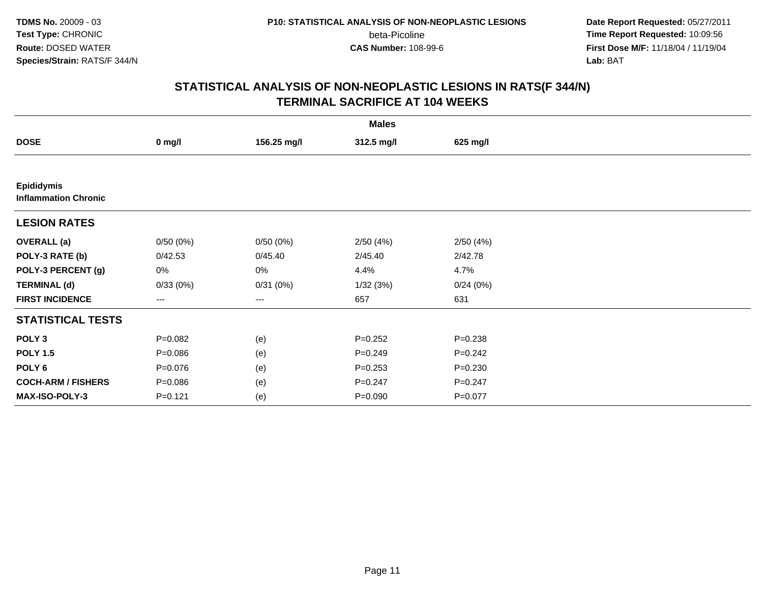**TDMS No.** 20009 - 03
**Test Type:** CHRONIC
**Route:** DOSED WATER
**Species/Strain:** RATS/F 344/N

**P10: STATISTICAL ANALYSIS OF NON-NEOPLASTIC LESIONS**
beta-Picoline
**CAS Number:** 108-99-6

**Date Report Requested:** 05/27/2011
**Time Report Requested:** 10:09:56
**First Dose M/F:** 11/18/04 / 11/19/04
**Lab:** BAT

## STATISTICAL ANALYSIS OF NON-NEOPLASTIC LESIONS IN RATS(F 344/N) TERMINAL SACRIFICE AT 104 WEEKS

| | Males | | | |
|---|---|---|---|---|
| **DOSE** | **0 mg/l** | **156.25 mg/l** | **312.5 mg/l** | **625 mg/l** |
| **Epididymis** | | | | |
| **Inflammation Chronic** | | | | |
| **LESION RATES** | | | | |
| **OVERALL (a)** | 0/50 (0%) | 0/50 (0%) | 2/50 (4%) | 2/50 (4%) |
| **POLY-3 RATE (b)** | 0/42.53 | 0/45.40 | 2/45.40 | 2/42.78 |
| **POLY-3 PERCENT (g)** | 0% | 0% | 4.4% | 4.7% |
| **TERMINAL (d)** | 0/33 (0%) | 0/31 (0%) | 1/32 (3%) | 0/24 (0%) |
| **FIRST INCIDENCE** | --- | --- | 657 | 631 |
| **STATISTICAL TESTS** | | | | |
| **POLY 3** | P=0.082 | (e) | P=0.252 | P=0.238 |
| **POLY 1.5** | P=0.086 | (e) | P=0.249 | P=0.242 |
| **POLY 6** | P=0.076 | (e) | P=0.253 | P=0.230 |
| **COCH-ARM / FISHERS** | P=0.086 | (e) | P=0.247 | P=0.247 |
| **MAX-ISO-POLY-3** | P=0.121 | (e) | P=0.090 | P=0.077 |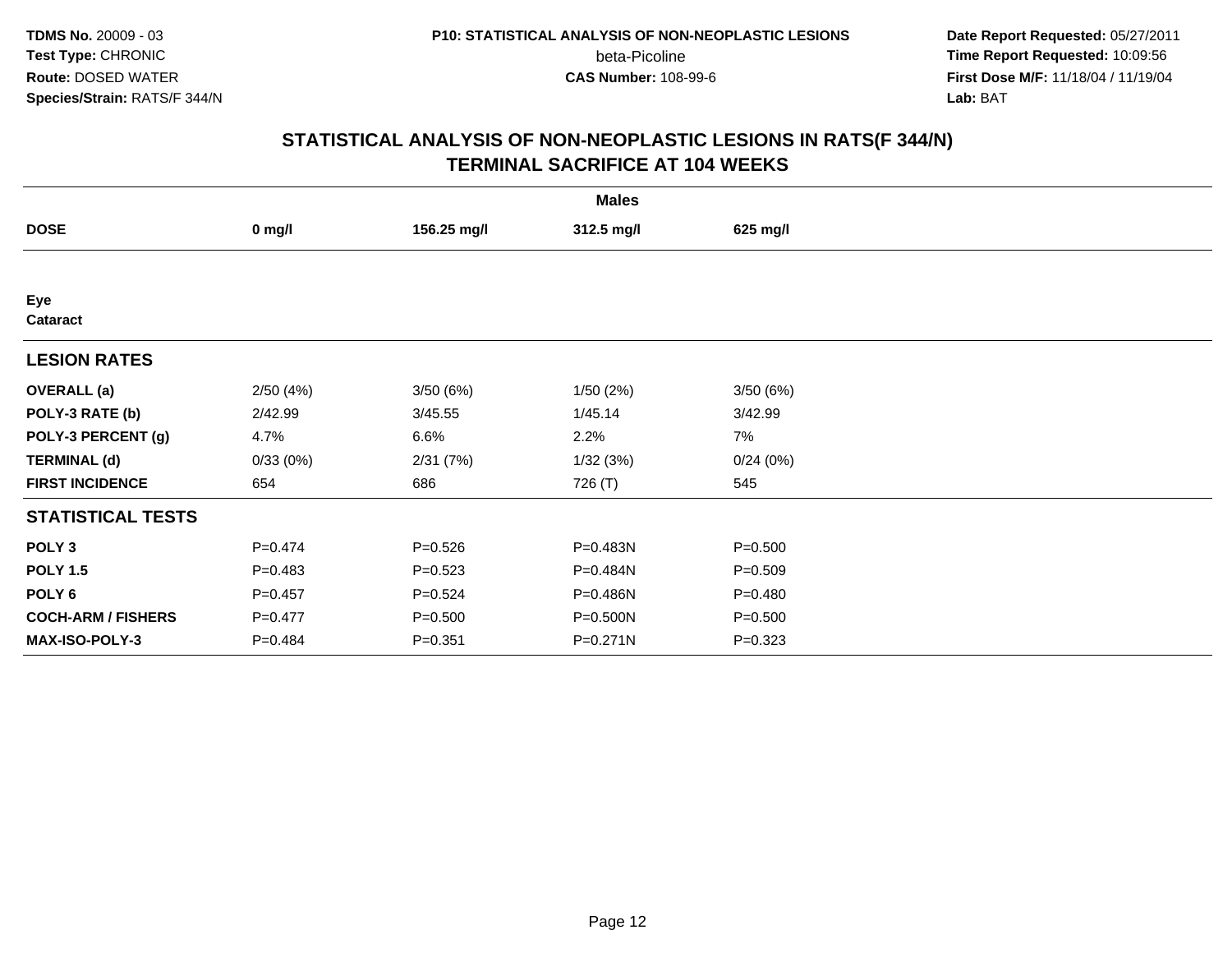**TDMS No.** 20009 - 03
**Test Type:** CHRONIC
**Route:** DOSED WATER
**Species/Strain:** RATS/F 344/N

**P10: STATISTICAL ANALYSIS OF NON-NEOPLASTIC LESIONS**
beta-Picoline
**CAS Number:** 108-99-6

**Date Report Requested:** 05/27/2011
**Time Report Requested:** 10:09:56
**First Dose M/F:** 11/18/04 / 11/19/04
**Lab:** BAT

## STATISTICAL ANALYSIS OF NON-NEOPLASTIC LESIONS IN RATS(F 344/N)
## TERMINAL SACRIFICE AT 104 WEEKS

| | Males | | | |
|---|---|---|---|---|
| **DOSE** | **0 mg/l** | **156.25 mg/l** | **312.5 mg/l** | **625 mg/l** |
| **Eye** | | | | |
| **Cataract** | | | | |
| **LESION RATES** | | | | |
| **OVERALL (a)** | 2/50 (4%) | 3/50 (6%) | 1/50 (2%) | 3/50 (6%) |
| **POLY-3 RATE (b)** | 2/42.99 | 3/45.55 | 1/45.14 | 3/42.99 |
| **POLY-3 PERCENT (g)** | 4.7% | 6.6% | 2.2% | 7% |
| **TERMINAL (d)** | 0/33 (0%) | 2/31 (7%) | 1/32 (3%) | 0/24 (0%) |
| **FIRST INCIDENCE** | 654 | 686 | 726 (T) | 545 |
| **STATISTICAL TESTS** | | | | |
| **POLY 3** | P=0.474 | P=0.526 | P=0.483N | P=0.500 |
| **POLY 1.5** | P=0.483 | P=0.523 | P=0.484N | P=0.509 |
| **POLY 6** | P=0.457 | P=0.524 | P=0.486N | P=0.480 |
| **COCH-ARM / FISHERS** | P=0.477 | P=0.500 | P=0.500N | P=0.500 |
| **MAX-ISO-POLY-3** | P=0.484 | P=0.351 | P=0.271N | P=0.323 |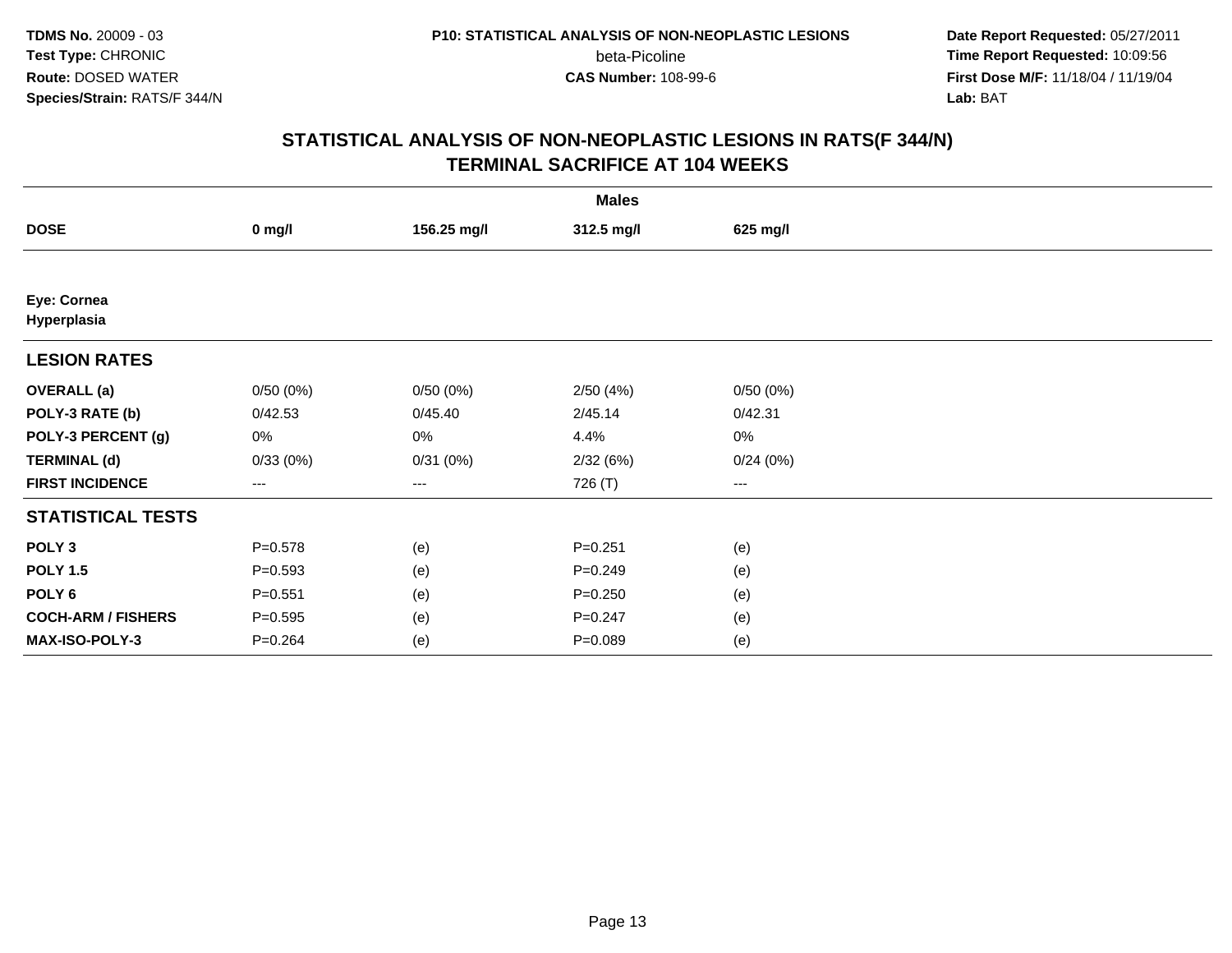**TDMS No.** 20009 - 03
**Test Type:** CHRONIC
**Route:** DOSED WATER
**Species/Strain:** RATS/F 344/N

**P10: STATISTICAL ANALYSIS OF NON-NEOPLASTIC LESIONS**
beta-Picoline
**CAS Number:** 108-99-6

**Date Report Requested:** 05/27/2011
**Time Report Requested:** 10:09:56
**First Dose M/F:** 11/18/04 / 11/19/04
**Lab:** BAT

## STATISTICAL ANALYSIS OF NON-NEOPLASTIC LESIONS IN RATS(F 344/N)
## TERMINAL SACRIFICE AT 104 WEEKS

| | Males | | | |
|---|---|---|---|---|
| **DOSE** | **0 mg/l** | **156.25 mg/l** | **312.5 mg/l** | **625 mg/l** |
| **Eye: Cornea Hyperplasia** | | | | |
| **LESION RATES** | | | | |
| **OVERALL (a)** | 0/50 (0%) | 0/50 (0%) | 2/50 (4%) | 0/50 (0%) |
| **POLY-3 RATE (b)** | 0/42.53 | 0/45.40 | 2/45.14 | 0/42.31 |
| **POLY-3 PERCENT (g)** | 0% | 0% | 4.4% | 0% |
| **TERMINAL (d)** | 0/33 (0%) | 0/31 (0%) | 2/32 (6%) | 0/24 (0%) |
| **FIRST INCIDENCE** | --- | --- | 726 (T) | --- |
| **STATISTICAL TESTS** | | | | |
| **POLY 3** | P=0.578 | (e) | P=0.251 | (e) |
| **POLY 1.5** | P=0.593 | (e) | P=0.249 | (e) |
| **POLY 6** | P=0.551 | (e) | P=0.250 | (e) |
| **COCH-ARM / FISHERS** | P=0.595 | (e) | P=0.247 | (e) |
| **MAX-ISO-POLY-3** | P=0.264 | (e) | P=0.089 | (e) |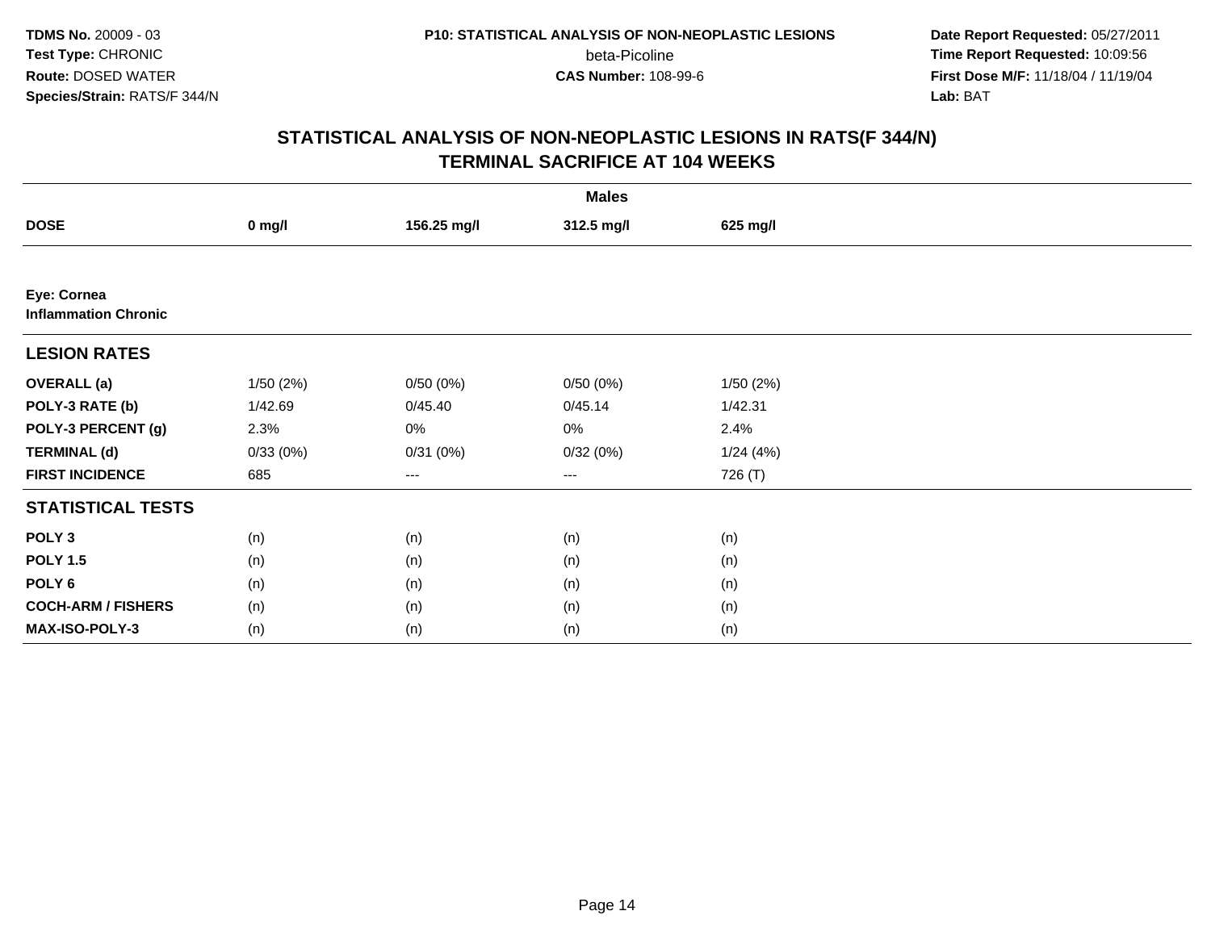TDMS No. 20009 - 03
Test Type: CHRONIC
Route: DOSED WATER
Species/Strain: RATS/F 344/N

P10: STATISTICAL ANALYSIS OF NON-NEOPLASTIC LESIONS
beta-Picoline
CAS Number: 108-99-6

Date Report Requested: 05/27/2011
Time Report Requested: 10:09:56
First Dose M/F: 11/18/04 / 11/19/04
Lab: BAT

## STATISTICAL ANALYSIS OF NON-NEOPLASTIC LESIONS IN RATS(F 344/N)
## TERMINAL SACRIFICE AT 104 WEEKS

| | Males | | | |
|---|---|---|---|---|
| **DOSE** | **0 mg/l** | **156.25 mg/l** | **312.5 mg/l** | **625 mg/l** |
| **Eye: Cornea** | | | | |
| **Inflammation Chronic** | | | | |
| **LESION RATES** | | | | |
| **OVERALL (a)** | 1/50 (2%) | 0/50 (0%) | 0/50 (0%) | 1/50 (2%) |
| **POLY-3 RATE (b)** | 1/42.69 | 0/45.40 | 0/45.14 | 1/42.31 |
| **POLY-3 PERCENT (g)** | 2.3% | 0% | 0% | 2.4% |
| **TERMINAL (d)** | 0/33 (0%) | 0/31 (0%) | 0/32 (0%) | 1/24 (4%) |
| **FIRST INCIDENCE** | 685 | --- | --- | 726 (T) |
| **STATISTICAL TESTS** | | | | |
| **POLY 3** | (n) | (n) | (n) | (n) |
| **POLY 1.5** | (n) | (n) | (n) | (n) |
| **POLY 6** | (n) | (n) | (n) | (n) |
| **COCH-ARM / FISHERS** | (n) | (n) | (n) | (n) |
| **MAX-ISO-POLY-3** | (n) | (n) | (n) | (n) |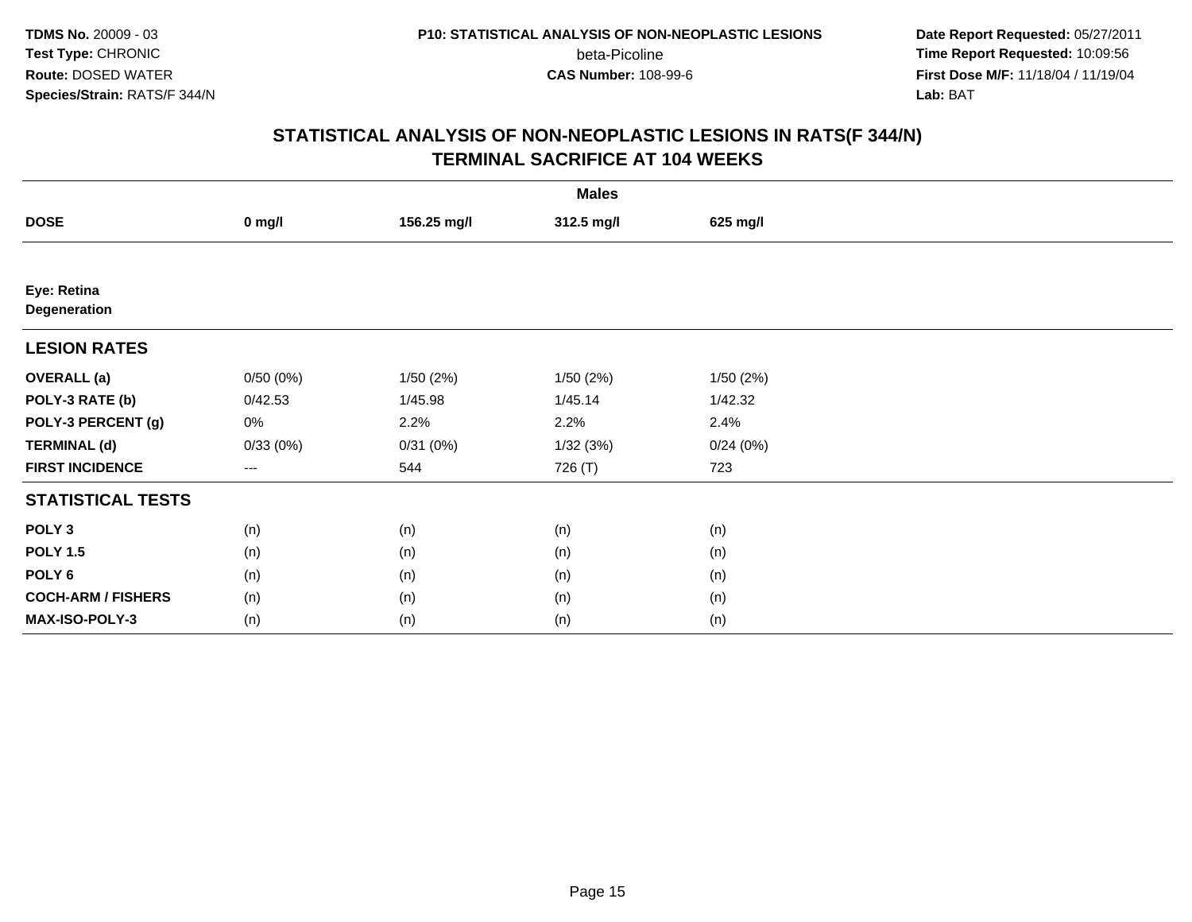TDMS No. 20009 - 03
Test Type: CHRONIC
Route: DOSED WATER
Species/Strain: RATS/F 344/N

P10: STATISTICAL ANALYSIS OF NON-NEOPLASTIC LESIONS
beta-Picoline
CAS Number: 108-99-6

Date Report Requested: 05/27/2011
Time Report Requested: 10:09:56
First Dose M/F: 11/18/04 / 11/19/04
Lab: BAT

## STATISTICAL ANALYSIS OF NON-NEOPLASTIC LESIONS IN RATS(F 344/N)
## TERMINAL SACRIFICE AT 104 WEEKS

| | Males | | | |
|---|---|---|---|---|
| **DOSE** | **0 mg/l** | **156.25 mg/l** | **312.5 mg/l** | **625 mg/l** |
| **Eye: Retina** | | | | |
| **Degeneration** | | | | |
| **LESION RATES** | | | | |
| **OVERALL (a)** | 0/50 (0%) | 1/50 (2%) | 1/50 (2%) | 1/50 (2%) |
| **POLY-3 RATE (b)** | 0/42.53 | 1/45.98 | 1/45.14 | 1/42.32 |
| **POLY-3 PERCENT (g)** | 0% | 2.2% | 2.2% | 2.4% |
| **TERMINAL (d)** | 0/33 (0%) | 0/31 (0%) | 1/32 (3%) | 0/24 (0%) |
| **FIRST INCIDENCE** | --- | 544 | 726 (T) | 723 |
| **STATISTICAL TESTS** | | | | |
| **POLY 3** | (n) | (n) | (n) | (n) |
| **POLY 1.5** | (n) | (n) | (n) | (n) |
| **POLY 6** | (n) | (n) | (n) | (n) |
| **COCH-ARM / FISHERS** | (n) | (n) | (n) | (n) |
| **MAX-ISO-POLY-3** | (n) | (n) | (n) | (n) |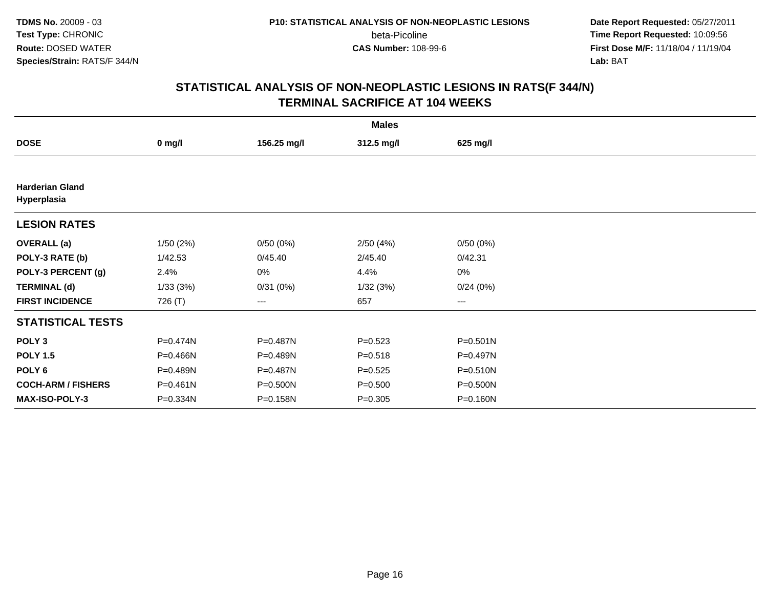**TDMS No.** 20009 - 03
**Test Type:** CHRONIC
**Route:** DOSED WATER
**Species/Strain:** RATS/F 344/N

**P10: STATISTICAL ANALYSIS OF NON-NEOPLASTIC LESIONS**
beta-Picoline
**CAS Number:** 108-99-6

**Date Report Requested:** 05/27/2011
**Time Report Requested:** 10:09:56
**First Dose M/F:** 11/18/04 / 11/19/04
**Lab:** BAT

## STATISTICAL ANALYSIS OF NON-NEOPLASTIC LESIONS IN RATS(F 344/N)
## TERMINAL SACRIFICE AT 104 WEEKS

| | Males | | | |
|---|---|---|---|---|
| **DOSE** | **0 mg/l** | **156.25 mg/l** | **312.5 mg/l** | **625 mg/l** |
| **Harderian Gland Hyperplasia** | | | | |
| **LESION RATES** | | | | |
| **OVERALL (a)** | 1/50 (2%) | 0/50 (0%) | 2/50 (4%) | 0/50 (0%) |
| **POLY-3 RATE (b)** | 1/42.53 | 0/45.40 | 2/45.40 | 0/42.31 |
| **POLY-3 PERCENT (g)** | 2.4% | 0% | 4.4% | 0% |
| **TERMINAL (d)** | 1/33 (3%) | 0/31 (0%) | 1/32 (3%) | 0/24 (0%) |
| **FIRST INCIDENCE** | 726 (T) | --- | 657 | --- |
| **STATISTICAL TESTS** | | | | |
| **POLY 3** | P=0.474N | P=0.487N | P=0.523 | P=0.501N |
| **POLY 1.5** | P=0.466N | P=0.489N | P=0.518 | P=0.497N |
| **POLY 6** | P=0.489N | P=0.487N | P=0.525 | P=0.510N |
| **COCH-ARM / FISHERS** | P=0.461N | P=0.500N | P=0.500 | P=0.500N |
| **MAX-ISO-POLY-3** | P=0.334N | P=0.158N | P=0.305 | P=0.160N |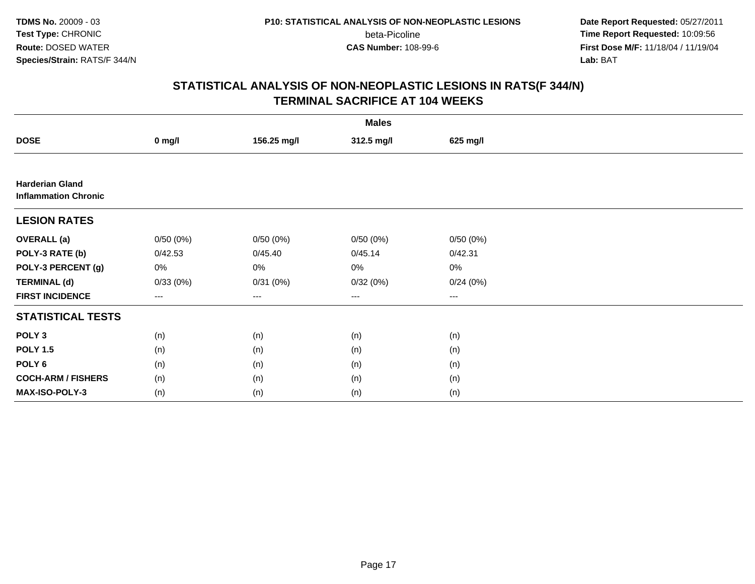**TDMS No.** 20009 - 03
**Test Type:** CHRONIC
**Route:** DOSED WATER
**Species/Strain:** RATS/F 344/N

**P10: STATISTICAL ANALYSIS OF NON-NEOPLASTIC LESIONS**
beta-Picoline
**CAS Number:** 108-99-6

**Date Report Requested:** 05/27/2011
**Time Report Requested:** 10:09:56
**First Dose M/F:** 11/18/04 / 11/19/04
**Lab:** BAT

## STATISTICAL ANALYSIS OF NON-NEOPLASTIC LESIONS IN RATS(F 344/N)
## TERMINAL SACRIFICE AT 104 WEEKS

| | Males | | | |
|---|---|---|---|---|
| **DOSE** | **0 mg/l** | **156.25 mg/l** | **312.5 mg/l** | **625 mg/l** |
| **Harderian Gland** | | | | |
| **Inflammation Chronic** | | | | |
| **LESION RATES** | | | | |
| **OVERALL (a)** | 0/50 (0%) | 0/50 (0%) | 0/50 (0%) | 0/50 (0%) |
| **POLY-3 RATE (b)** | 0/42.53 | 0/45.40 | 0/45.14 | 0/42.31 |
| **POLY-3 PERCENT (g)** | 0% | 0% | 0% | 0% |
| **TERMINAL (d)** | 0/33 (0%) | 0/31 (0%) | 0/32 (0%) | 0/24 (0%) |
| **FIRST INCIDENCE** | --- | --- | --- | --- |
| **STATISTICAL TESTS** | | | | |
| **POLY 3** | (n) | (n) | (n) | (n) |
| **POLY 1.5** | (n) | (n) | (n) | (n) |
| **POLY 6** | (n) | (n) | (n) | (n) |
| **COCH-ARM / FISHERS** | (n) | (n) | (n) | (n) |
| **MAX-ISO-POLY-3** | (n) | (n) | (n) | (n) |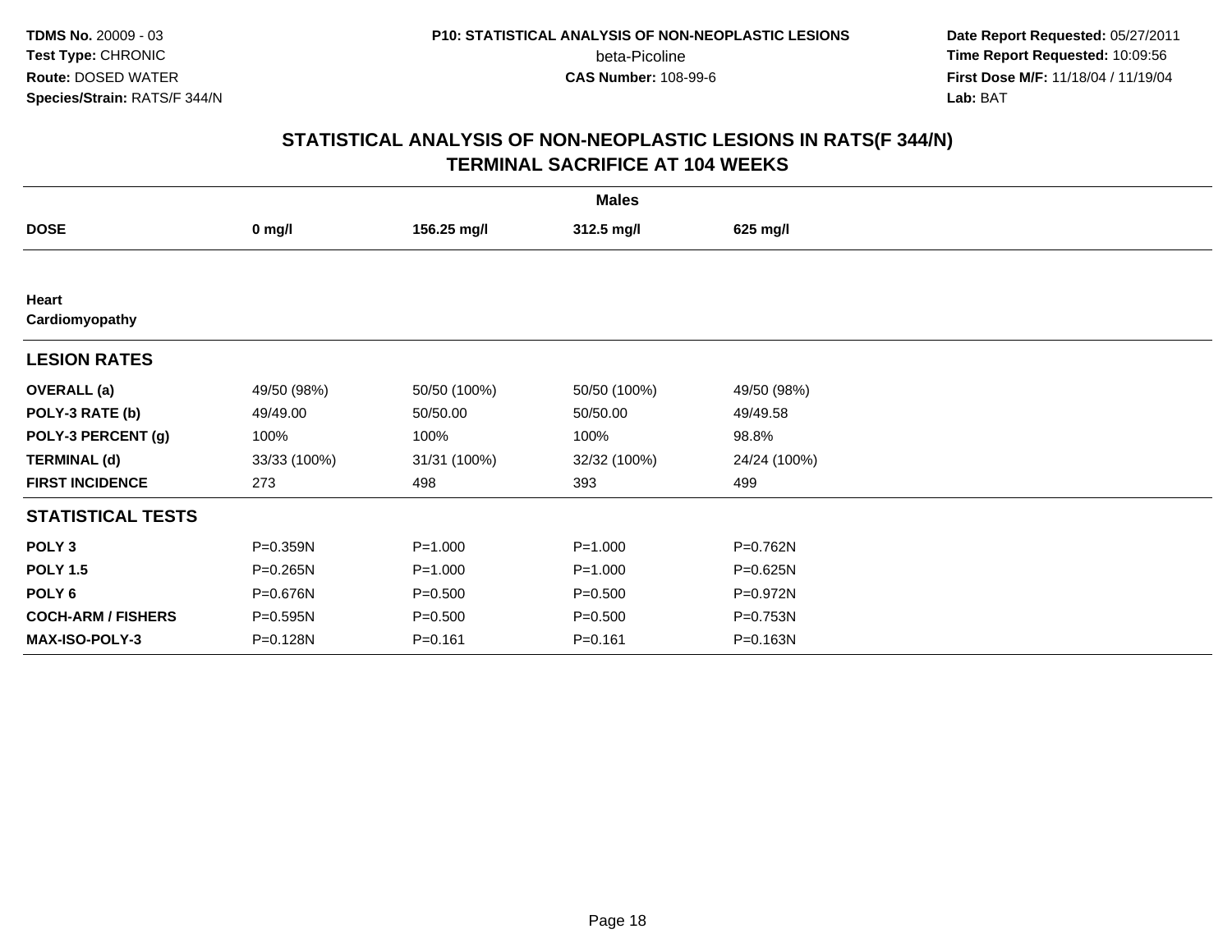TDMS No. 20009 - 03
Test Type: CHRONIC
Route: DOSED WATER
Species/Strain: RATS/F 344/N

P10: STATISTICAL ANALYSIS OF NON-NEOPLASTIC LESIONS
beta-Picoline
CAS Number: 108-99-6

Date Report Requested: 05/27/2011
Time Report Requested: 10:09:56
First Dose M/F: 11/18/04 / 11/19/04
Lab: BAT

# STATISTICAL ANALYSIS OF NON-NEOPLASTIC LESIONS IN RATS(F 344/N)
## TERMINAL SACRIFICE AT 104 WEEKS

| | Males | | | |
|---|---|---|---|---|
| **DOSE** | **0 mg/l** | **156.25 mg/l** | **312.5 mg/l** | **625 mg/l** |
| **Heart** | | | | |
| **Cardiomyopathy** | | | | |
| **LESION RATES** | | | | |
| **OVERALL (a)** | 49/50 (98%) | 50/50 (100%) | 50/50 (100%) | 49/50 (98%) |
| **POLY-3 RATE (b)** | 49/49.00 | 50/50.00 | 50/50.00 | 49/49.58 |
| **POLY-3 PERCENT (g)** | 100% | 100% | 100% | 98.8% |
| **TERMINAL (d)** | 33/33 (100%) | 31/31 (100%) | 32/32 (100%) | 24/24 (100%) |
| **FIRST INCIDENCE** | 273 | 498 | 393 | 499 |
| **STATISTICAL TESTS** | | | | |
| **POLY 3** | P=0.359N | P=1.000 | P=1.000 | P=0.762N |
| **POLY 1.5** | P=0.265N | P=1.000 | P=1.000 | P=0.625N |
| **POLY 6** | P=0.676N | P=0.500 | P=0.500 | P=0.972N |
| **COCH-ARM / FISHERS** | P=0.595N | P=0.500 | P=0.500 | P=0.753N |
| **MAX-ISO-POLY-3** | P=0.128N | P=0.161 | P=0.161 | P=0.163N |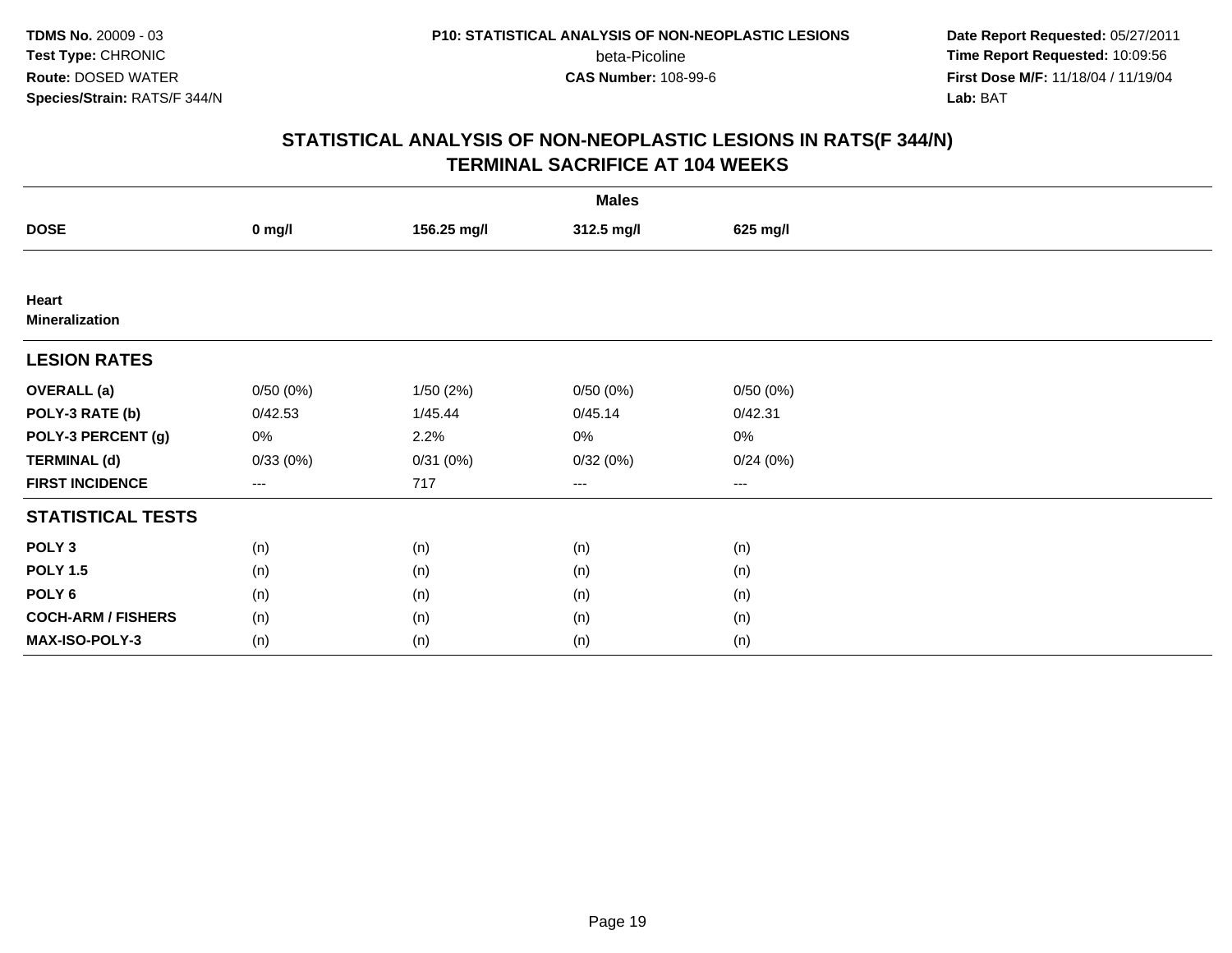## STATISTICAL ANALYSIS OF NON-NEOPLASTIC LESIONS IN RATS(F 344/N)
## TERMINAL SACRIFICE AT 104 WEEKS

| | Males | | | |
|---|---|---|---|---|
| **DOSE** | **0 mg/l** | **156.25 mg/l** | **312.5 mg/l** | **625 mg/l** |
| **Heart** | | | | |
| **Mineralization** | | | | |
| **LESION RATES** | | | | |
| **OVERALL (a)** | 0/50 (0%) | 1/50 (2%) | 0/50 (0%) | 0/50 (0%) |
| **POLY-3 RATE (b)** | 0/42.53 | 1/45.44 | 0/45.14 | 0/42.31 |
| **POLY-3 PERCENT (g)** | 0% | 2.2% | 0% | 0% |
| **TERMINAL (d)** | 0/33 (0%) | 0/31 (0%) | 0/32 (0%) | 0/24 (0%) |
| **FIRST INCIDENCE** | --- | 717 | --- | --- |
| **STATISTICAL TESTS** | | | | |
| **POLY 3** | (n) | (n) | (n) | (n) |
| **POLY 1.5** | (n) | (n) | (n) | (n) |
| **POLY 6** | (n) | (n) | (n) | (n) |
| **COCH-ARM / FISHERS** | (n) | (n) | (n) | (n) |
| **MAX-ISO-POLY-3** | (n) | (n) | (n) | (n) |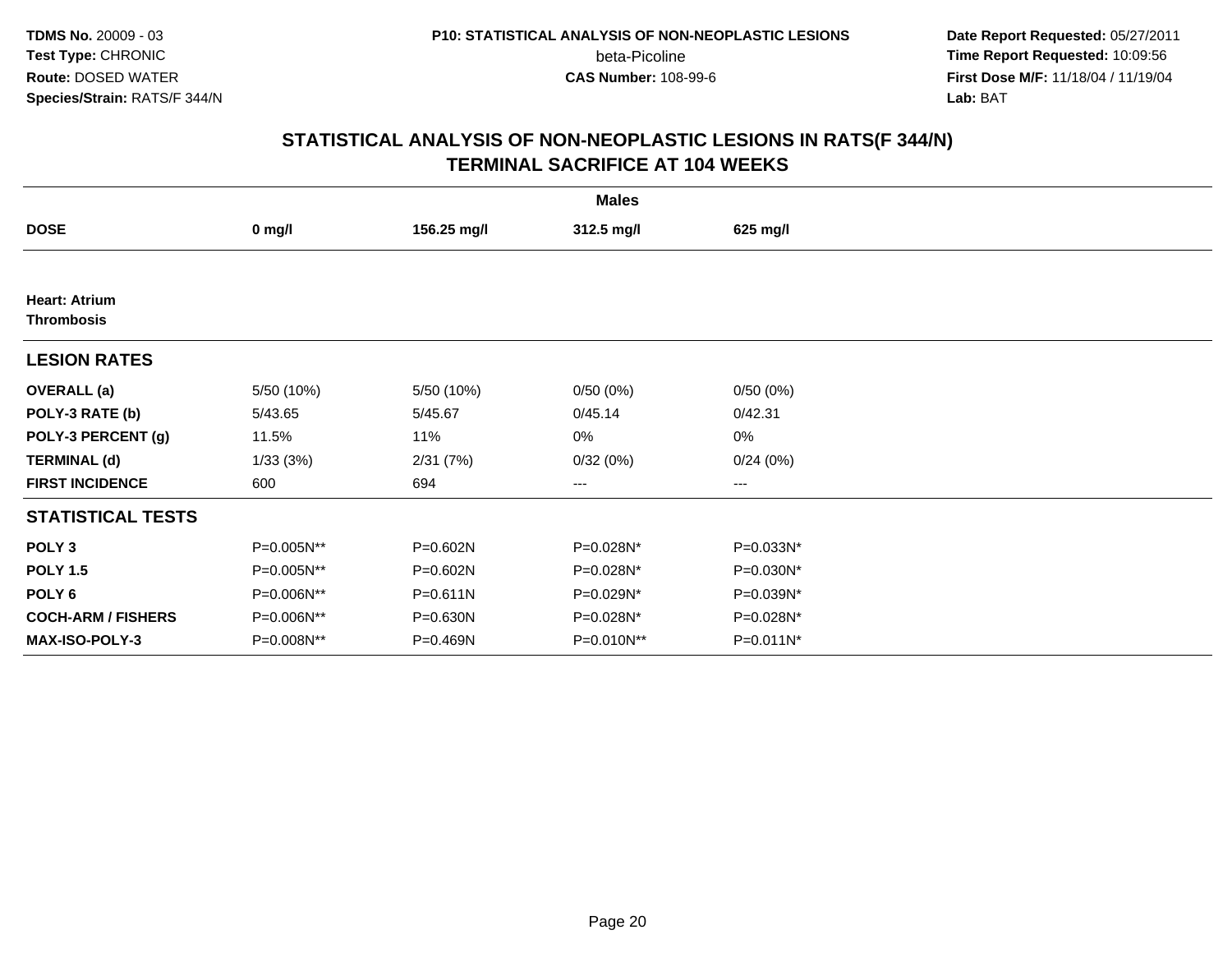TDMS No. 20009 - 03
Test Type: CHRONIC
Route: DOSED WATER
Species/Strain: RATS/F 344/N

P10: STATISTICAL ANALYSIS OF NON-NEOPLASTIC LESIONS
beta-Picoline
CAS Number: 108-99-6

Date Report Requested: 05/27/2011
Time Report Requested: 10:09:56
First Dose M/F: 11/18/04 / 11/19/04
Lab: BAT

## STATISTICAL ANALYSIS OF NON-NEOPLASTIC LESIONS IN RATS(F 344/N) TERMINAL SACRIFICE AT 104 WEEKS

| | Males | | | |
|---|---|---|---|---|
| **DOSE** | **0 mg/l** | **156.25 mg/l** | **312.5 mg/l** | **625 mg/l** |
| **Heart: Atrium** **Thrombosis** | | | | |
| **LESION RATES** | | | | |
| **OVERALL (a)** | 5/50 (10%) | 5/50 (10%) | 0/50 (0%) | 0/50 (0%) |
| **POLY-3 RATE (b)** | 5/43.65 | 5/45.67 | 0/45.14 | 0/42.31 |
| **POLY-3 PERCENT (g)** | 11.5% | 11% | 0% | 0% |
| **TERMINAL (d)** | 1/33 (3%) | 2/31 (7%) | 0/32 (0%) | 0/24 (0%) |
| **FIRST INCIDENCE** | 600 | 694 | --- | --- |
| **STATISTICAL TESTS** | | | | |
| **POLY 3** | P=0.005N** | P=0.602N | P=0.028N* | P=0.033N* |
| **POLY 1.5** | P=0.005N** | P=0.602N | P=0.028N* | P=0.030N* |
| **POLY 6** | P=0.006N** | P=0.611N | P=0.029N* | P=0.039N* |
| **COCH-ARM / FISHERS** | P=0.006N** | P=0.630N | P=0.028N* | P=0.028N* |
| **MAX-ISO-POLY-3** | P=0.008N** | P=0.469N | P=0.010N** | P=0.011N* |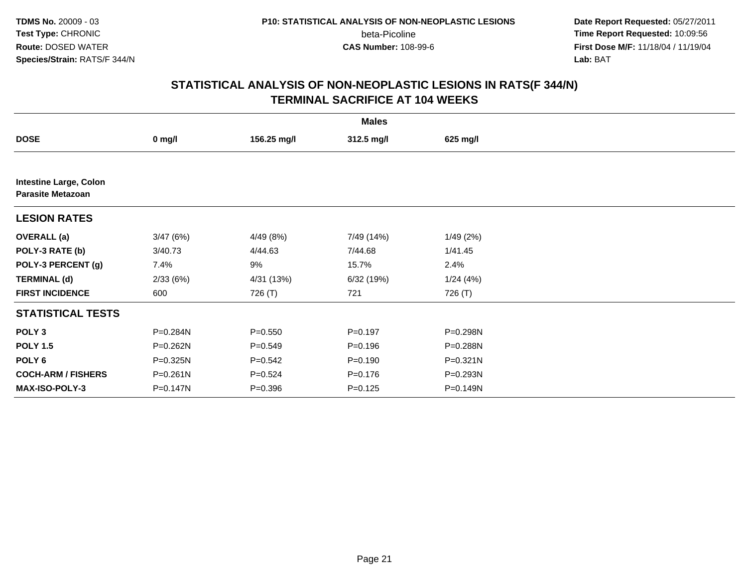**TDMS No.** 20009 - 03
**Test Type:** CHRONIC
**Route:** DOSED WATER
**Species/Strain:** RATS/F 344/N

**P10: STATISTICAL ANALYSIS OF NON-NEOPLASTIC LESIONS**
beta-Picoline
**CAS Number:** 108-99-6

**Date Report Requested:** 05/27/2011
**Time Report Requested:** 10:09:56
**First Dose M/F:** 11/18/04 / 11/19/04
**Lab:** BAT

## STATISTICAL ANALYSIS OF NON-NEOPLASTIC LESIONS IN RATS(F 344/N) TERMINAL SACRIFICE AT 104 WEEKS

| | Males | | | |
|---|---|---|---|---|
| **DOSE** | **0 mg/l** | **156.25 mg/l** | **312.5 mg/l** | **625 mg/l** |
| **Intestine Large, Colon** **Parasite Metazoan** | | | | |
| **LESION RATES** | | | | |
| **OVERALL (a)** | 3/47 (6%) | 4/49 (8%) | 7/49 (14%) | 1/49 (2%) |
| **POLY-3 RATE (b)** | 3/40.73 | 4/44.63 | 7/44.68 | 1/41.45 |
| **POLY-3 PERCENT (g)** | 7.4% | 9% | 15.7% | 2.4% |
| **TERMINAL (d)** | 2/33 (6%) | 4/31 (13%) | 6/32 (19%) | 1/24 (4%) |
| **FIRST INCIDENCE** | 600 | 726 (T) | 721 | 726 (T) |
| **STATISTICAL TESTS** | | | | |
| **POLY 3** | P=0.284N | P=0.550 | P=0.197 | P=0.298N |
| **POLY 1.5** | P=0.262N | P=0.549 | P=0.196 | P=0.288N |
| **POLY 6** | P=0.325N | P=0.542 | P=0.190 | P=0.321N |
| **COCH-ARM / FISHERS** | P=0.261N | P=0.524 | P=0.176 | P=0.293N |
| **MAX-ISO-POLY-3** | P=0.147N | P=0.396 | P=0.125 | P=0.149N |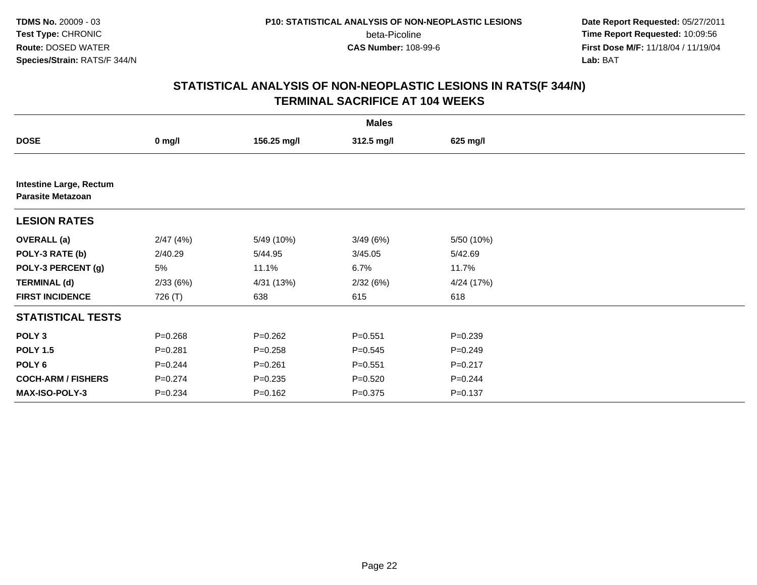# STATISTICAL ANALYSIS OF NON-NEOPLASTIC LESIONS IN RATS(F 344/N)
## TERMINAL SACRIFICE AT 104 WEEKS

| | Males | | | |
|---|---|---|---|---|
| **DOSE** | **0 mg/l** | **156.25 mg/l** | **312.5 mg/l** | **625 mg/l** |
| **Intestine Large, Rectum** | | | | |
| **Parasite Metazoan** | | | | |
| **LESION RATES** | | | | |
| **OVERALL (a)** | 2/47 (4%) | 5/49 (10%) | 3/49 (6%) | 5/50 (10%) |
| **POLY-3 RATE (b)** | 2/40.29 | 5/44.95 | 3/45.05 | 5/42.69 |
| **POLY-3 PERCENT (g)** | 5% | 11.1% | 6.7% | 11.7% |
| **TERMINAL (d)** | 2/33 (6%) | 4/31 (13%) | 2/32 (6%) | 4/24 (17%) |
| **FIRST INCIDENCE** | 726 (T) | 638 | 615 | 618 |
| **STATISTICAL TESTS** | | | | |
| **POLY 3** | P=0.268 | P=0.262 | P=0.551 | P=0.239 |
| **POLY 1.5** | P=0.281 | P=0.258 | P=0.545 | P=0.249 |
| **POLY 6** | P=0.244 | P=0.261 | P=0.551 | P=0.217 |
| **COCH-ARM / FISHERS** | P=0.274 | P=0.235 | P=0.520 | P=0.244 |
| **MAX-ISO-POLY-3** | P=0.234 | P=0.162 | P=0.375 | P=0.137 |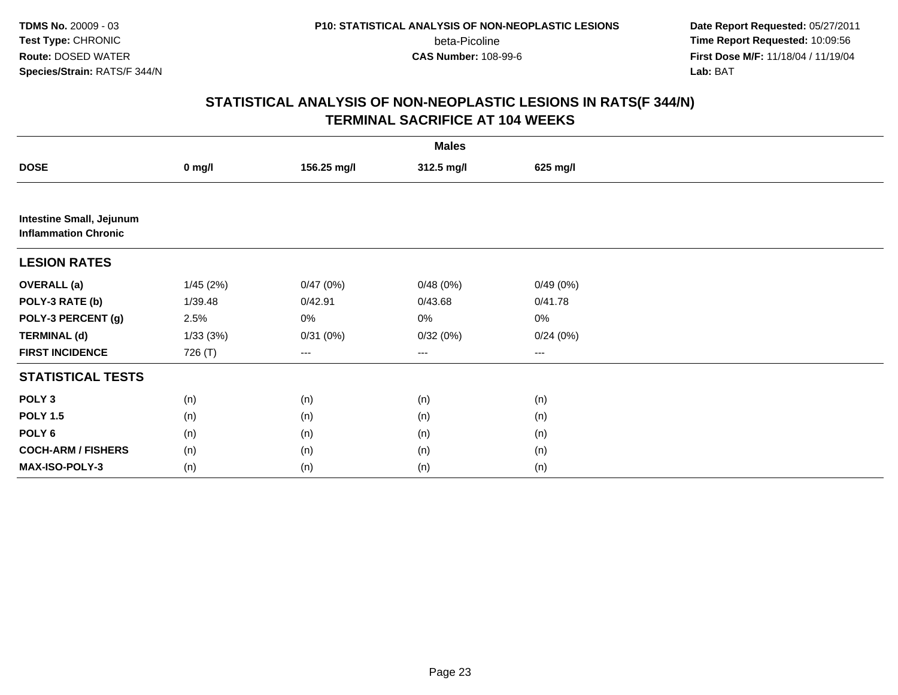**TDMS No.** 20009 - 03
**Test Type:** CHRONIC
**Route:** DOSED WATER
**Species/Strain:** RATS/F 344/N

**P10: STATISTICAL ANALYSIS OF NON-NEOPLASTIC LESIONS**
beta-Picoline
**CAS Number:** 108-99-6

**Date Report Requested:** 05/27/2011
**Time Report Requested:** 10:09:56
**First Dose M/F:** 11/18/04 / 11/19/04
**Lab:** BAT

## STATISTICAL ANALYSIS OF NON-NEOPLASTIC LESIONS IN RATS(F 344/N) TERMINAL SACRIFICE AT 104 WEEKS

| | Males | | | |
|---|---|---|---|---|
| **DOSE** | **0 mg/l** | **156.25 mg/l** | **312.5 mg/l** | **625 mg/l** |
| **Intestine Small, Jejunum Inflammation Chronic** | | | | |
| **LESION RATES** | | | | |
| **OVERALL (a)** | 1/45 (2%) | 0/47 (0%) | 0/48 (0%) | 0/49 (0%) |
| **POLY-3 RATE (b)** | 1/39.48 | 0/42.91 | 0/43.68 | 0/41.78 |
| **POLY-3 PERCENT (g)** | 2.5% | 0% | 0% | 0% |
| **TERMINAL (d)** | 1/33 (3%) | 0/31 (0%) | 0/32 (0%) | 0/24 (0%) |
| **FIRST INCIDENCE** | 726 (T) | --- | --- | --- |
| **STATISTICAL TESTS** | | | | |
| **POLY 3** | (n) | (n) | (n) | (n) |
| **POLY 1.5** | (n) | (n) | (n) | (n) |
| **POLY 6** | (n) | (n) | (n) | (n) |
| **COCH-ARM / FISHERS** | (n) | (n) | (n) | (n) |
| **MAX-ISO-POLY-3** | (n) | (n) | (n) | (n) |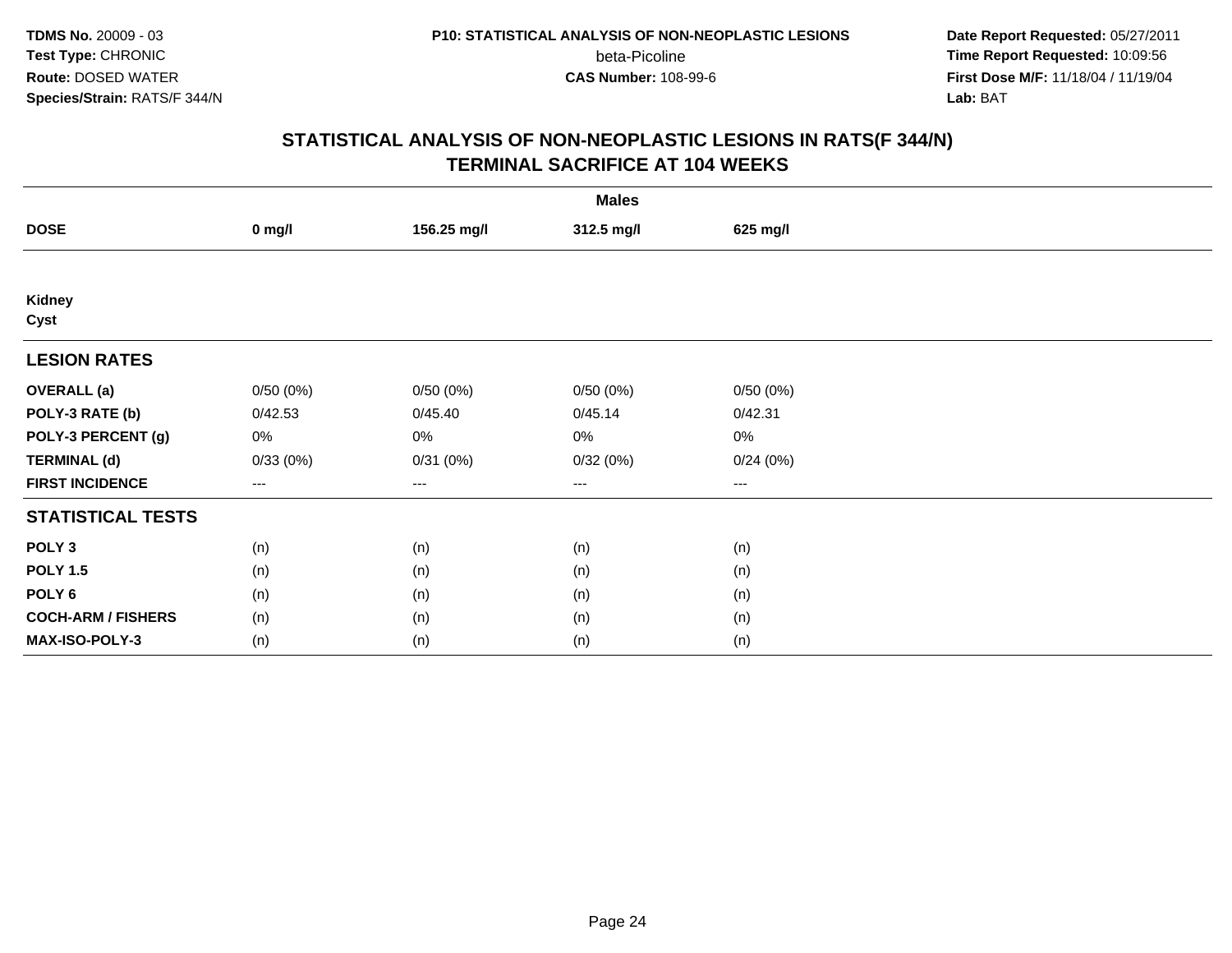TDMS No. 20009 - 03
Test Type: CHRONIC
Route: DOSED WATER
Species/Strain: RATS/F 344/N

P10: STATISTICAL ANALYSIS OF NON-NEOPLASTIC LESIONS
beta-Picoline
CAS Number: 108-99-6

Date Report Requested: 05/27/2011
Time Report Requested: 10:09:56
First Dose M/F: 11/18/04 / 11/19/04
Lab: BAT

## STATISTICAL ANALYSIS OF NON-NEOPLASTIC LESIONS IN RATS(F 344/N)
## TERMINAL SACRIFICE AT 104 WEEKS

| | Males | | | |
|---|---|---|---|---|
| **DOSE** | **0 mg/l** | **156.25 mg/l** | **312.5 mg/l** | **625 mg/l** |
| **Kidney** | | | | |
| **Cyst** | | | | |
| **LESION RATES** | | | | |
| **OVERALL (a)** | 0/50 (0%) | 0/50 (0%) | 0/50 (0%) | 0/50 (0%) |
| **POLY-3 RATE (b)** | 0/42.53 | 0/45.40 | 0/45.14 | 0/42.31 |
| **POLY-3 PERCENT (g)** | 0% | 0% | 0% | 0% |
| **TERMINAL (d)** | 0/33 (0%) | 0/31 (0%) | 0/32 (0%) | 0/24 (0%) |
| **FIRST INCIDENCE** | --- | --- | --- | --- |
| **STATISTICAL TESTS** | | | | |
| **POLY 3** | (n) | (n) | (n) | (n) |
| **POLY 1.5** | (n) | (n) | (n) | (n) |
| **POLY 6** | (n) | (n) | (n) | (n) |
| **COCH-ARM / FISHERS** | (n) | (n) | (n) | (n) |
| **MAX-ISO-POLY-3** | (n) | (n) | (n) | (n) |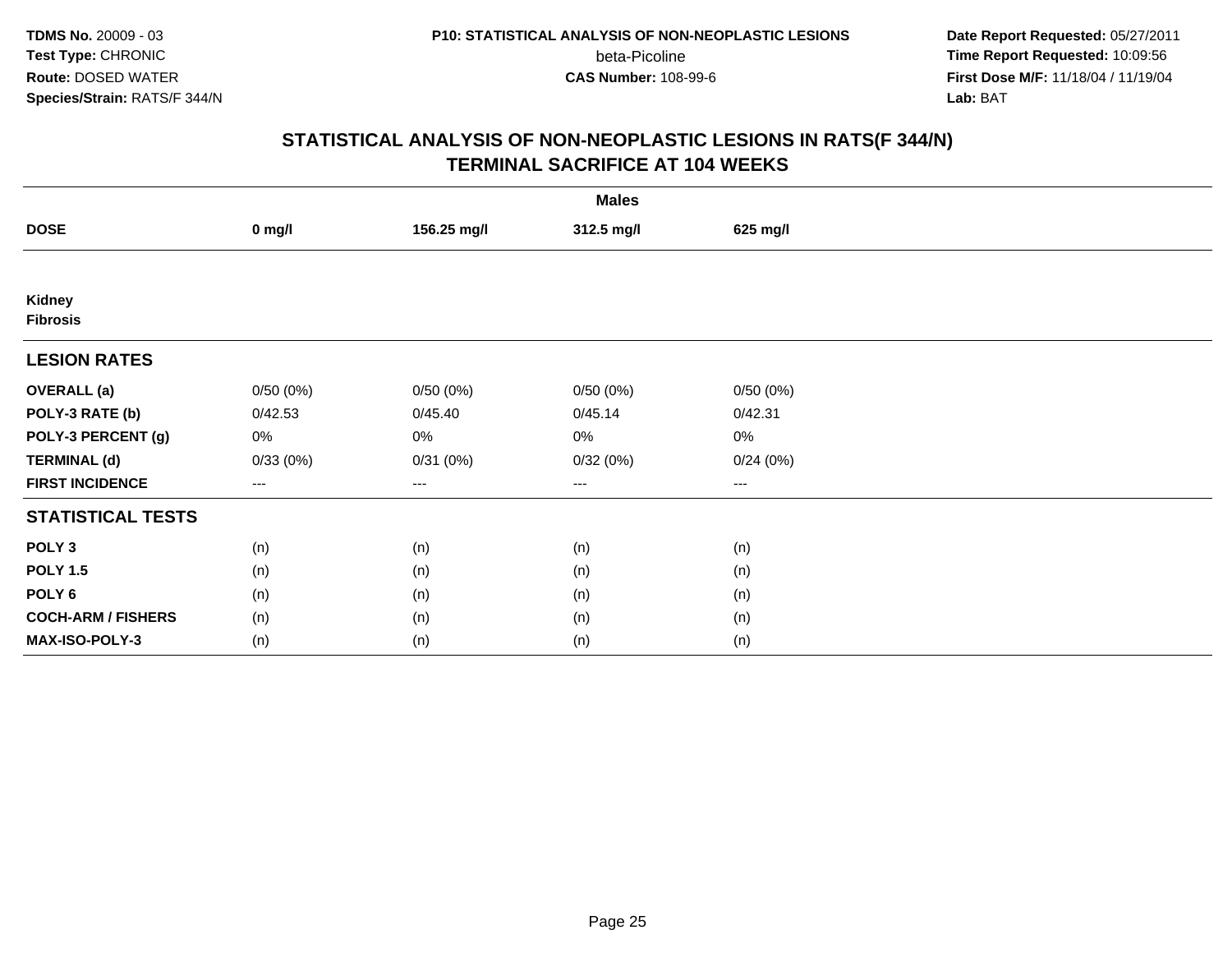**TDMS No.** 20009 - 03
**Test Type:** CHRONIC
**Route:** DOSED WATER
**Species/Strain:** RATS/F 344/N

**P10: STATISTICAL ANALYSIS OF NON-NEOPLASTIC LESIONS**
beta-Picoline
**CAS Number:** 108-99-6

**Date Report Requested:** 05/27/2011
**Time Report Requested:** 10:09:56
**First Dose M/F:** 11/18/04 / 11/19/04
**Lab:** BAT

## STATISTICAL ANALYSIS OF NON-NEOPLASTIC LESIONS IN RATS(F 344/N) TERMINAL SACRIFICE AT 104 WEEKS

| Males | | | | |
|---|---|---|---|---|
| **DOSE** | **0 mg/l** | **156.25 mg/l** | **312.5 mg/l** | **625 mg/l** |
| **Kidney** | | | | |
| **Fibrosis** | | | | |
| **LESION RATES** | | | | |
| **OVERALL (a)** | 0/50 (0%) | 0/50 (0%) | 0/50 (0%) | 0/50 (0%) |
| **POLY-3 RATE (b)** | 0/42.53 | 0/45.40 | 0/45.14 | 0/42.31 |
| **POLY-3 PERCENT (g)** | 0% | 0% | 0% | 0% |
| **TERMINAL (d)** | 0/33 (0%) | 0/31 (0%) | 0/32 (0%) | 0/24 (0%) |
| **FIRST INCIDENCE** | --- | --- | --- | --- |
| **STATISTICAL TESTS** | | | | |
| **POLY 3** | (n) | (n) | (n) | (n) |
| **POLY 1.5** | (n) | (n) | (n) | (n) |
| **POLY 6** | (n) | (n) | (n) | (n) |
| **COCH-ARM / FISHERS** | (n) | (n) | (n) | (n) |
| **MAX-ISO-POLY-3** | (n) | (n) | (n) | (n) |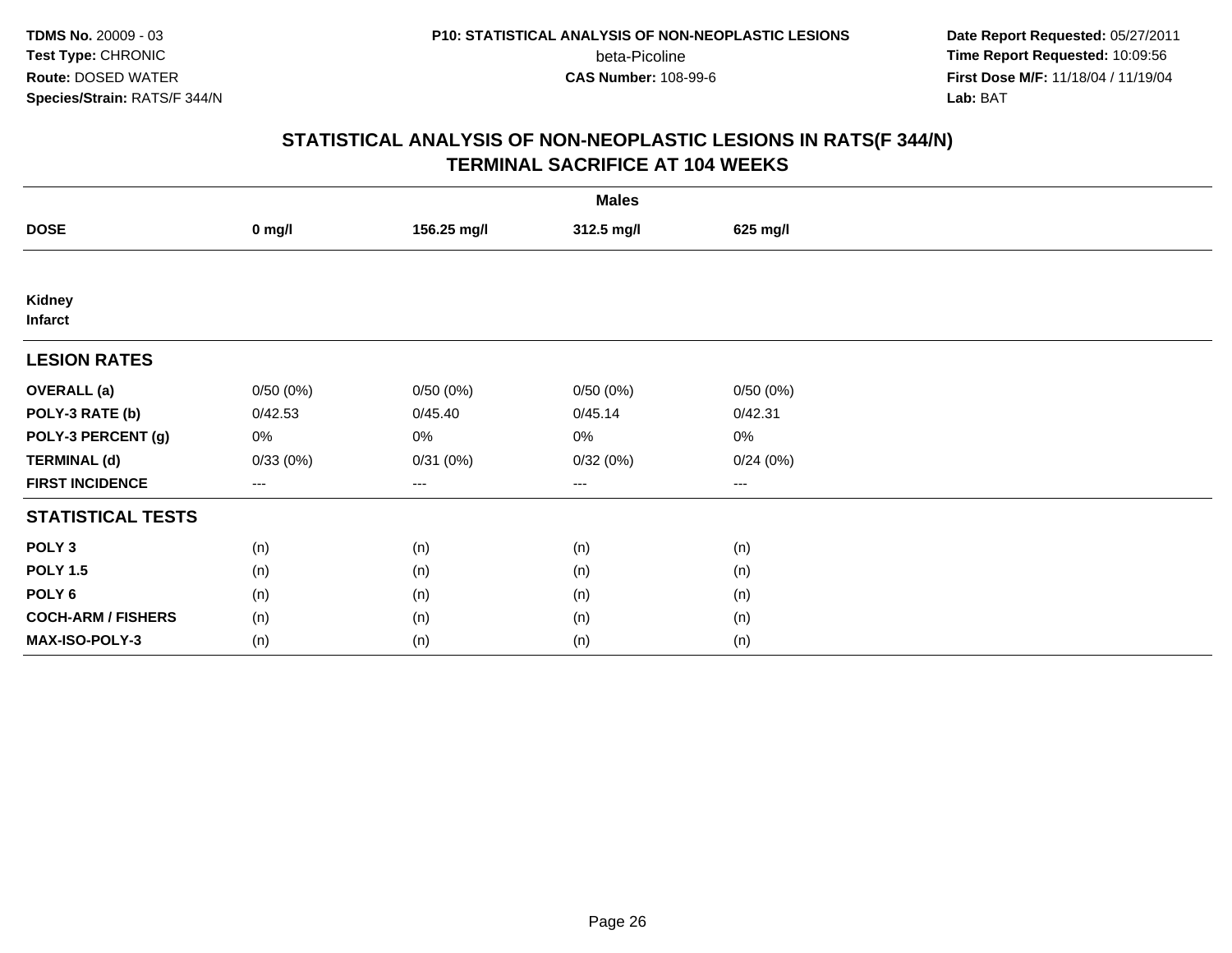**TDMS No.** 20009 - 03
**Test Type:** CHRONIC
**Route:** DOSED WATER
**Species/Strain:** RATS/F 344/N

**P10: STATISTICAL ANALYSIS OF NON-NEOPLASTIC LESIONS**
beta-Picoline
**CAS Number:** 108-99-6

**Date Report Requested:** 05/27/2011
**Time Report Requested:** 10:09:56
**First Dose M/F:** 11/18/04 / 11/19/04
**Lab:** BAT

## STATISTICAL ANALYSIS OF NON-NEOPLASTIC LESIONS IN RATS(F 344/N) TERMINAL SACRIFICE AT 104 WEEKS

| | Males | | | |
|---|---|---|---|---|
| **DOSE** | **0 mg/l** | **156.25 mg/l** | **312.5 mg/l** | **625 mg/l** |
| **Kidney** **Infarct** | | | | |
| **LESION RATES** | | | | |
| **OVERALL (a)** | 0/50 (0%) | 0/50 (0%) | 0/50 (0%) | 0/50 (0%) |
| **POLY-3 RATE (b)** | 0/42.53 | 0/45.40 | 0/45.14 | 0/42.31 |
| **POLY-3 PERCENT (g)** | 0% | 0% | 0% | 0% |
| **TERMINAL (d)** | 0/33 (0%) | 0/31 (0%) | 0/32 (0%) | 0/24 (0%) |
| **FIRST INCIDENCE** | --- | --- | --- | --- |
| **STATISTICAL TESTS** | | | | |
| **POLY 3** | (n) | (n) | (n) | (n) |
| **POLY 1.5** | (n) | (n) | (n) | (n) |
| **POLY 6** | (n) | (n) | (n) | (n) |
| **COCH-ARM / FISHERS** | (n) | (n) | (n) | (n) |
| **MAX-ISO-POLY-3** | (n) | (n) | (n) | (n) |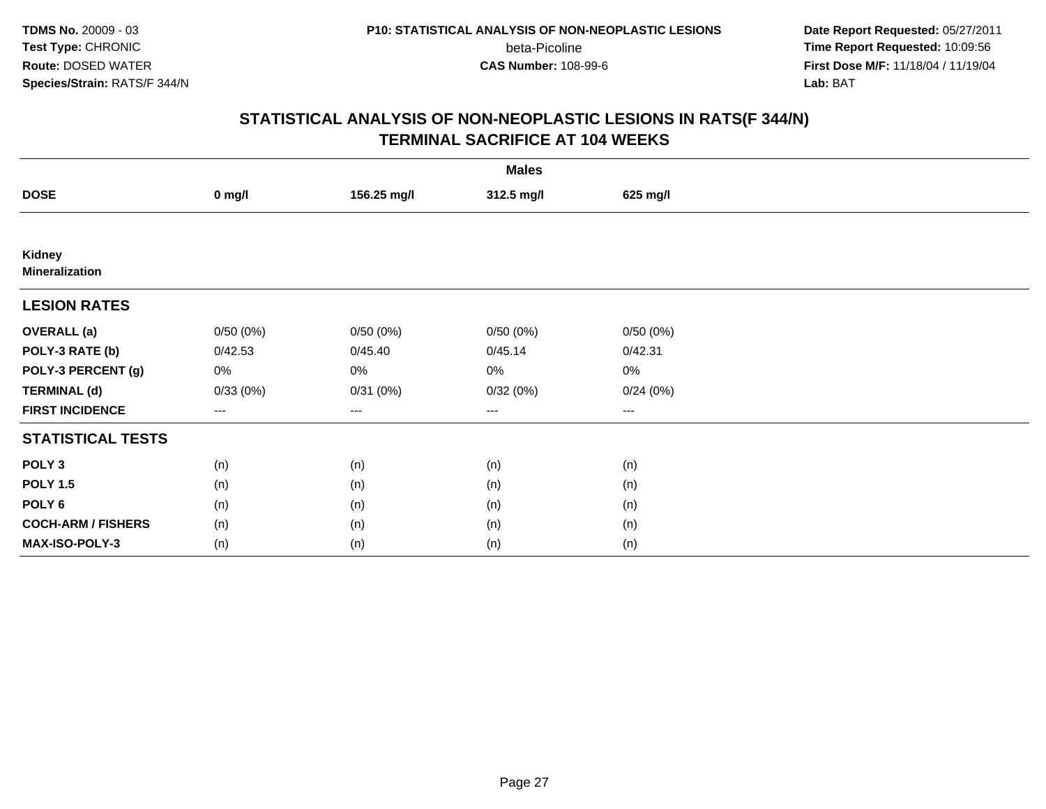# STATISTICAL ANALYSIS OF NON-NEOPLASTIC LESIONS IN RATS(F 344/N)
## TERMINAL SACRIFICE AT 104 WEEKS

| | Males | | | |
|---|---|---|---|---|
| **DOSE** | **0 mg/l** | **156.25 mg/l** | **312.5 mg/l** | **625 mg/l** |
| **Kidney** | | | | |
| **Mineralization** | | | | |
| **LESION RATES** | | | | |
| **OVERALL (a)** | 0/50 (0%) | 0/50 (0%) | 0/50 (0%) | 0/50 (0%) |
| **POLY-3 RATE (b)** | 0/42.53 | 0/45.40 | 0/45.14 | 0/42.31 |
| **POLY-3 PERCENT (g)** | 0% | 0% | 0% | 0% |
| **TERMINAL (d)** | 0/33 (0%) | 0/31 (0%) | 0/32 (0%) | 0/24 (0%) |
| **FIRST INCIDENCE** | --- | --- | --- | --- |
| **STATISTICAL TESTS** | | | | |
| **POLY 3** | (n) | (n) | (n) | (n) |
| **POLY 1.5** | (n) | (n) | (n) | (n) |
| **POLY 6** | (n) | (n) | (n) | (n) |
| **COCH-ARM / FISHERS** | (n) | (n) | (n) | (n) |
| **MAX-ISO-POLY-3** | (n) | (n) | (n) | (n) |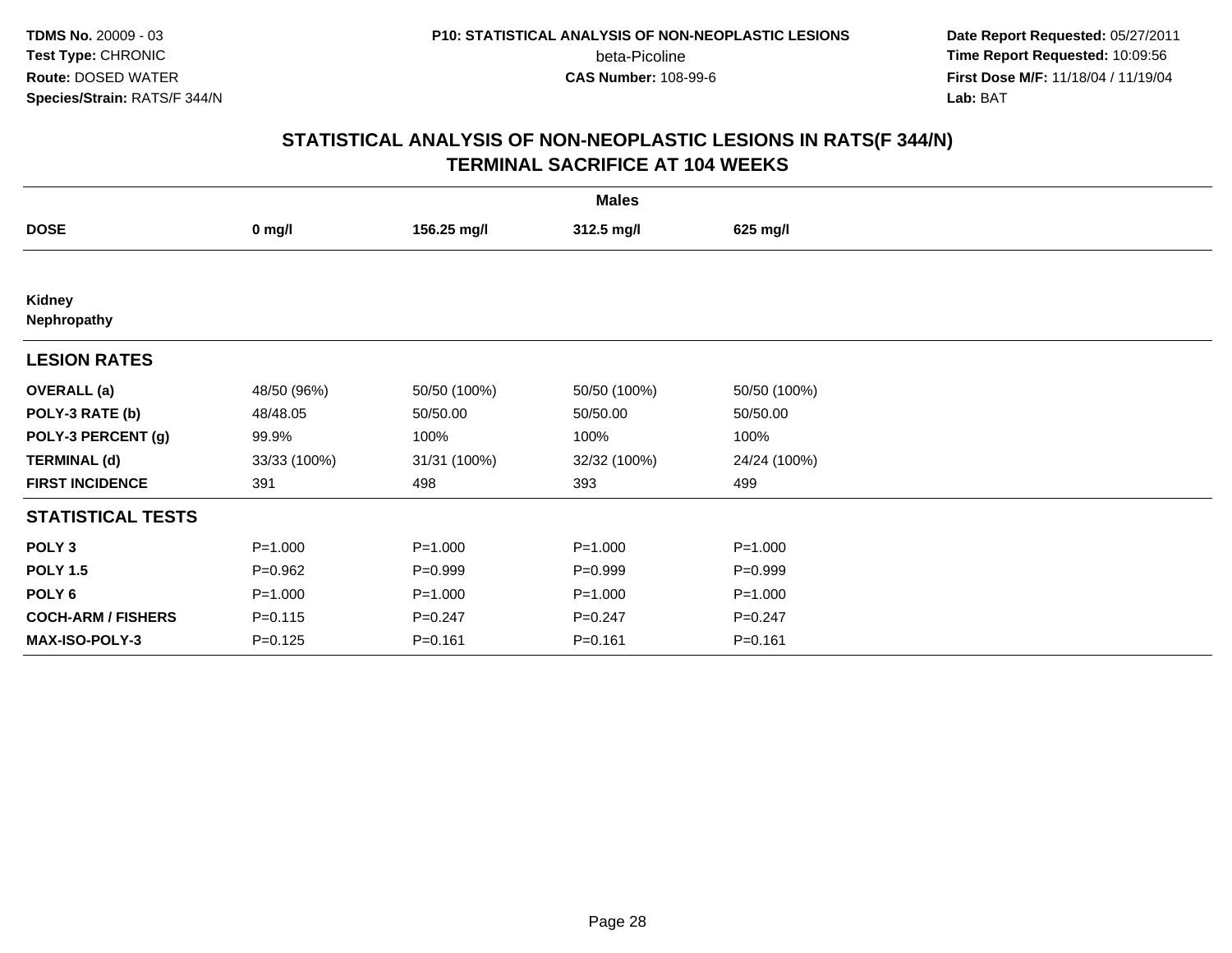**TDMS No.** 20009 - 03
**Test Type:** CHRONIC
**Route:** DOSED WATER
**Species/Strain:** RATS/F 344/N

**P10: STATISTICAL ANALYSIS OF NON-NEOPLASTIC LESIONS**
beta-Picoline
**CAS Number:** 108-99-6

**Date Report Requested:** 05/27/2011
**Time Report Requested:** 10:09:56
**First Dose M/F:** 11/18/04 / 11/19/04
**Lab:** BAT

## STATISTICAL ANALYSIS OF NON-NEOPLASTIC LESIONS IN RATS(F 344/N) TERMINAL SACRIFICE AT 104 WEEKS

| | Males | | | |
|---|---|---|---|---|
| **DOSE** | **0 mg/l** | **156.25 mg/l** | **312.5 mg/l** | **625 mg/l** |
| **Kidney** | | | | |
| **Nephropathy** | | | | |
| **LESION RATES** | | | | |
| **OVERALL (a)** | 48/50 (96%) | 50/50 (100%) | 50/50 (100%) | 50/50 (100%) |
| **POLY-3 RATE (b)** | 48/48.05 | 50/50.00 | 50/50.00 | 50/50.00 |
| **POLY-3 PERCENT (g)** | 99.9% | 100% | 100% | 100% |
| **TERMINAL (d)** | 33/33 (100%) | 31/31 (100%) | 32/32 (100%) | 24/24 (100%) |
| **FIRST INCIDENCE** | 391 | 498 | 393 | 499 |
| **STATISTICAL TESTS** | | | | |
| **POLY 3** | P=1.000 | P=1.000 | P=1.000 | P=1.000 |
| **POLY 1.5** | P=0.962 | P=0.999 | P=0.999 | P=0.999 |
| **POLY 6** | P=1.000 | P=1.000 | P=1.000 | P=1.000 |
| **COCH-ARM / FISHERS** | P=0.115 | P=0.247 | P=0.247 | P=0.247 |
| **MAX-ISO-POLY-3** | P=0.125 | P=0.161 | P=0.161 | P=0.161 |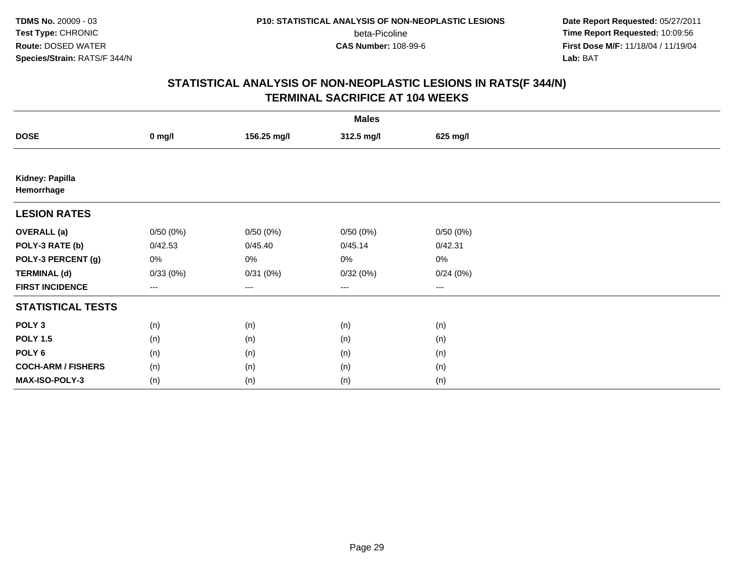TDMS No. 20009 - 03
Test Type: CHRONIC
Route: DOSED WATER
Species/Strain: RATS/F 344/N

P10: STATISTICAL ANALYSIS OF NON-NEOPLASTIC LESIONS
beta-Picoline
CAS Number: 108-99-6

Date Report Requested: 05/27/2011
Time Report Requested: 10:09:56
First Dose M/F: 11/18/04 / 11/19/04
Lab: BAT

## STATISTICAL ANALYSIS OF NON-NEOPLASTIC LESIONS IN RATS(F 344/N)
## TERMINAL SACRIFICE AT 104 WEEKS

| | Males | | | |
|---|---|---|---|---|
| **DOSE** | **0 mg/l** | **156.25 mg/l** | **312.5 mg/l** | **625 mg/l** |
| **Kidney: Papilla Hemorrhage** | | | | |
| **LESION RATES** | | | | |
| **OVERALL (a)** | 0/50 (0%) | 0/50 (0%) | 0/50 (0%) | 0/50 (0%) |
| **POLY-3 RATE (b)** | 0/42.53 | 0/45.40 | 0/45.14 | 0/42.31 |
| **POLY-3 PERCENT (g)** | 0% | 0% | 0% | 0% |
| **TERMINAL (d)** | 0/33 (0%) | 0/31 (0%) | 0/32 (0%) | 0/24 (0%) |
| **FIRST INCIDENCE** | --- | --- | --- | --- |
| **STATISTICAL TESTS** | | | | |
| **POLY 3** | (n) | (n) | (n) | (n) |
| **POLY 1.5** | (n) | (n) | (n) | (n) |
| **POLY 6** | (n) | (n) | (n) | (n) |
| **COCH-ARM / FISHERS** | (n) | (n) | (n) | (n) |
| **MAX-ISO-POLY-3** | (n) | (n) | (n) | (n) |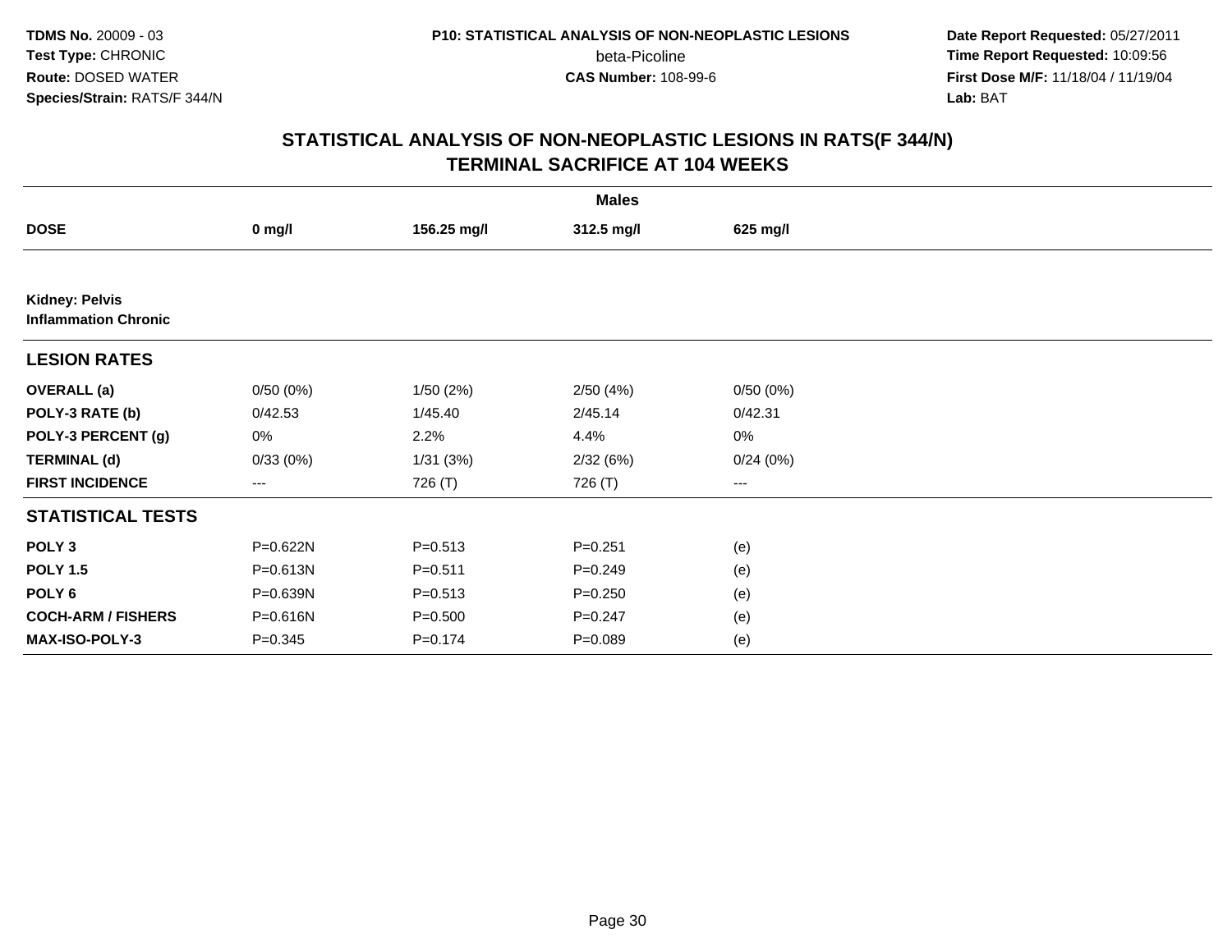**TDMS No.** 20009 - 03
**Test Type:** CHRONIC
**Route:** DOSED WATER
**Species/Strain:** RATS/F 344/N

**P10: STATISTICAL ANALYSIS OF NON-NEOPLASTIC LESIONS**
beta-Picoline
**CAS Number:** 108-99-6

**Date Report Requested:** 05/27/2011
**Time Report Requested:** 10:09:56
**First Dose M/F:** 11/18/04 / 11/19/04
**Lab:** BAT

## STATISTICAL ANALYSIS OF NON-NEOPLASTIC LESIONS IN RATS(F 344/N)
## TERMINAL SACRIFICE AT 104 WEEKS

| | Males | | | |
|---|---|---|---|---|
| **DOSE** | **0 mg/l** | **156.25 mg/l** | **312.5 mg/l** | **625 mg/l** |
| **Kidney: Pelvis** | | | | |
| **Inflammation Chronic** | | | | |
| **LESION RATES** | | | | |
| **OVERALL (a)** | 0/50 (0%) | 1/50 (2%) | 2/50 (4%) | 0/50 (0%) |
| **POLY-3 RATE (b)** | 0/42.53 | 1/45.40 | 2/45.14 | 0/42.31 |
| **POLY-3 PERCENT (g)** | 0% | 2.2% | 4.4% | 0% |
| **TERMINAL (d)** | 0/33 (0%) | 1/31 (3%) | 2/32 (6%) | 0/24 (0%) |
| **FIRST INCIDENCE** | --- | 726 (T) | 726 (T) | --- |
| **STATISTICAL TESTS** | | | | |
| **POLY 3** | P=0.622N | P=0.513 | P=0.251 | (e) |
| **POLY 1.5** | P=0.613N | P=0.511 | P=0.249 | (e) |
| **POLY 6** | P=0.639N | P=0.513 | P=0.250 | (e) |
| **COCH-ARM / FISHERS** | P=0.616N | P=0.500 | P=0.247 | (e) |
| **MAX-ISO-POLY-3** | P=0.345 | P=0.174 | P=0.089 | (e) |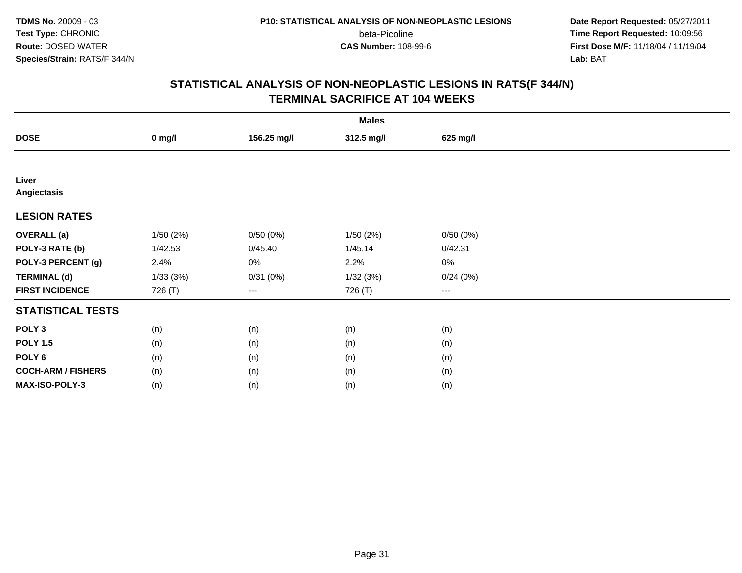## STATISTICAL ANALYSIS OF NON-NEOPLASTIC LESIONS IN RATS(F 344/N)
## TERMINAL SACRIFICE AT 104 WEEKS

| | Males | | | |
|---|---|---|---|---|
| **DOSE** | **0 mg/l** | **156.25 mg/l** | **312.5 mg/l** | **625 mg/l** |
| **Liver** | | | | |
| **Angiectasis** | | | | |
| **LESION RATES** | | | | |
| **OVERALL (a)** | 1/50 (2%) | 0/50 (0%) | 1/50 (2%) | 0/50 (0%) |
| **POLY-3 RATE (b)** | 1/42.53 | 0/45.40 | 1/45.14 | 0/42.31 |
| **POLY-3 PERCENT (g)** | 2.4% | 0% | 2.2% | 0% |
| **TERMINAL (d)** | 1/33 (3%) | 0/31 (0%) | 1/32 (3%) | 0/24 (0%) |
| **FIRST INCIDENCE** | 726 (T) | --- | 726 (T) | --- |
| **STATISTICAL TESTS** | | | | |
| **POLY 3** | (n) | (n) | (n) | (n) |
| **POLY 1.5** | (n) | (n) | (n) | (n) |
| **POLY 6** | (n) | (n) | (n) | (n) |
| **COCH-ARM / FISHERS** | (n) | (n) | (n) | (n) |
| **MAX-ISO-POLY-3** | (n) | (n) | (n) | (n) |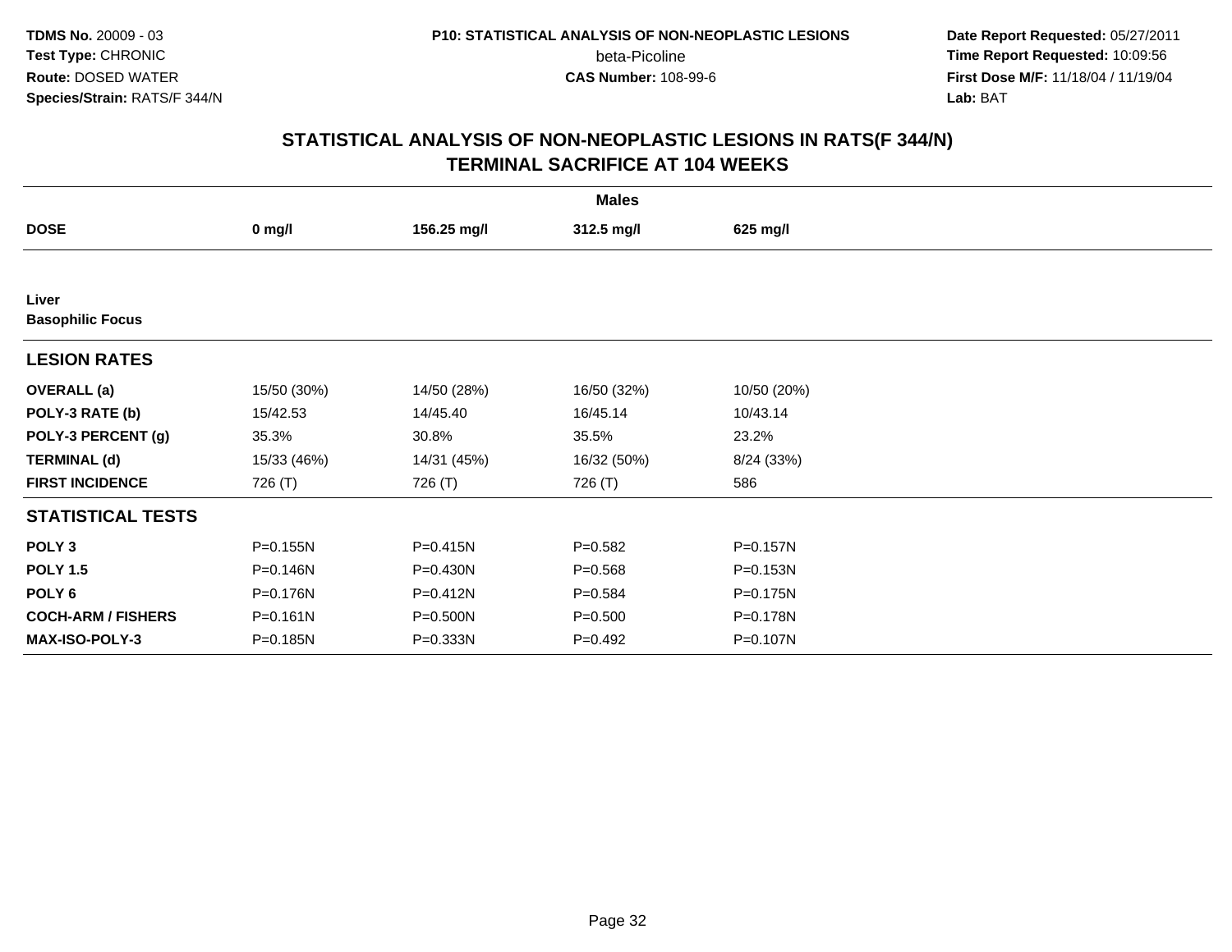TDMS No. 20009 - 03
Test Type: CHRONIC
Route: DOSED WATER
Species/Strain: RATS/F 344/N

P10: STATISTICAL ANALYSIS OF NON-NEOPLASTIC LESIONS
beta-Picoline
CAS Number: 108-99-6

Date Report Requested: 05/27/2011
Time Report Requested: 10:09:56
First Dose M/F: 11/18/04 / 11/19/04
Lab: BAT

## STATISTICAL ANALYSIS OF NON-NEOPLASTIC LESIONS IN RATS(F 344/N)
## TERMINAL SACRIFICE AT 104 WEEKS

| | Males | | | |
|---|---|---|---|---|
| **DOSE** | **0 mg/l** | **156.25 mg/l** | **312.5 mg/l** | **625 mg/l** |
| **Liver** | | | | |
| **Basophilic Focus** | | | | |
| **LESION RATES** | | | | |
| **OVERALL (a)** | 15/50 (30%) | 14/50 (28%) | 16/50 (32%) | 10/50 (20%) |
| **POLY-3 RATE (b)** | 15/42.53 | 14/45.40 | 16/45.14 | 10/43.14 |
| **POLY-3 PERCENT (g)** | 35.3% | 30.8% | 35.5% | 23.2% |
| **TERMINAL (d)** | 15/33 (46%) | 14/31 (45%) | 16/32 (50%) | 8/24 (33%) |
| **FIRST INCIDENCE** | 726 (T) | 726 (T) | 726 (T) | 586 |
| **STATISTICAL TESTS** | | | | |
| **POLY 3** | P=0.155N | P=0.415N | P=0.582 | P=0.157N |
| **POLY 1.5** | P=0.146N | P=0.430N | P=0.568 | P=0.153N |
| **POLY 6** | P=0.176N | P=0.412N | P=0.584 | P=0.175N |
| **COCH-ARM / FISHERS** | P=0.161N | P=0.500N | P=0.500 | P=0.178N |
| **MAX-ISO-POLY-3** | P=0.185N | P=0.333N | P=0.492 | P=0.107N |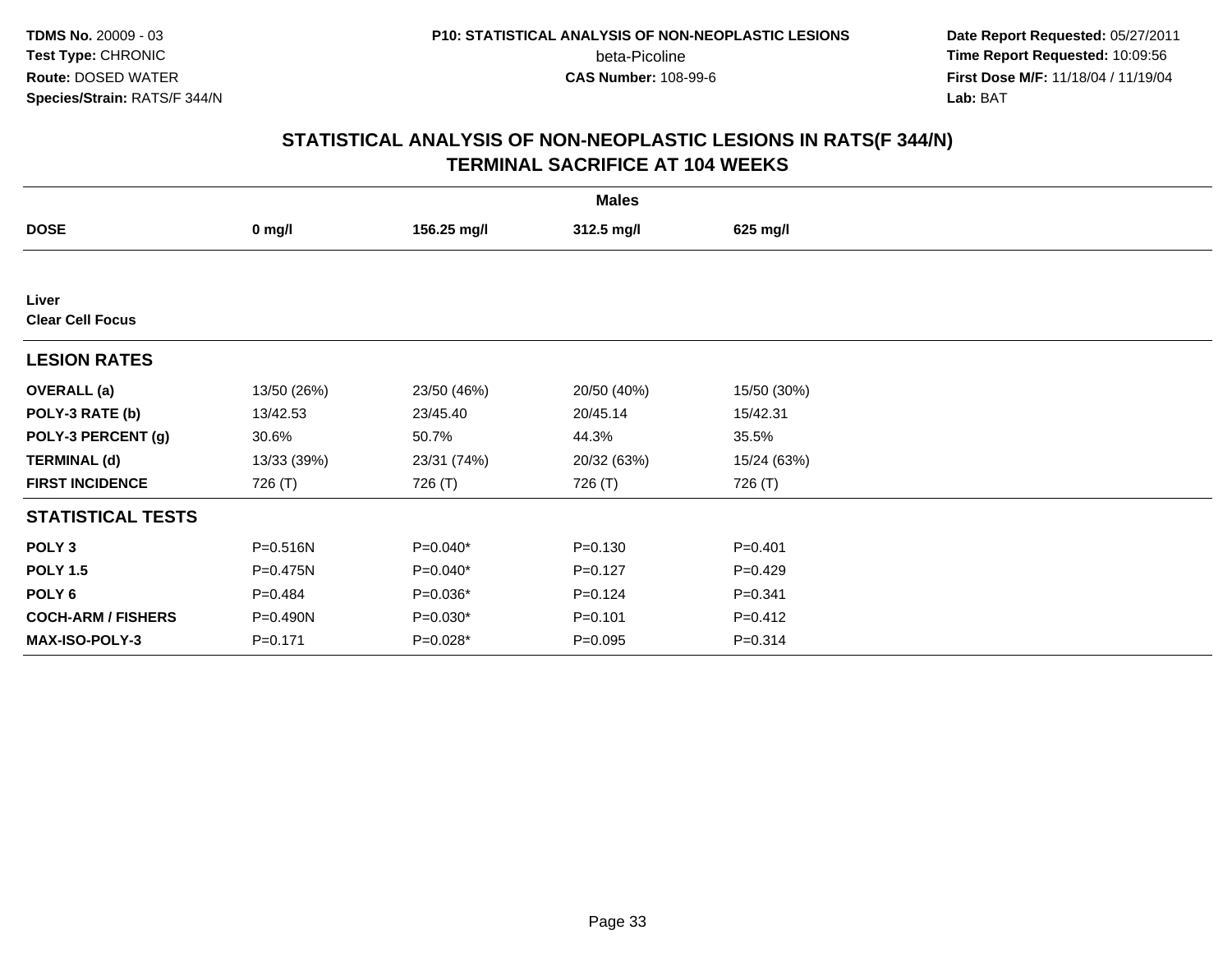TDMS No. 20009 - 03
Test Type: CHRONIC
Route: DOSED WATER
Species/Strain: RATS/F 344/N

P10: STATISTICAL ANALYSIS OF NON-NEOPLASTIC LESIONS
beta-Picoline
CAS Number: 108-99-6

Date Report Requested: 05/27/2011
Time Report Requested: 10:09:56
First Dose M/F: 11/18/04 / 11/19/04
Lab: BAT

## STATISTICAL ANALYSIS OF NON-NEOPLASTIC LESIONS IN RATS(F 344/N)
## TERMINAL SACRIFICE AT 104 WEEKS

| | Males | | | |
|---|---|---|---|---|
| **DOSE** | **0 mg/l** | **156.25 mg/l** | **312.5 mg/l** | **625 mg/l** |
| **Liver** | | | | |
| **Clear Cell Focus** | | | | |
| **LESION RATES** | | | | |
| **OVERALL (a)** | 13/50 (26%) | 23/50 (46%) | 20/50 (40%) | 15/50 (30%) |
| **POLY-3 RATE (b)** | 13/42.53 | 23/45.40 | 20/45.14 | 15/42.31 |
| **POLY-3 PERCENT (g)** | 30.6% | 50.7% | 44.3% | 35.5% |
| **TERMINAL (d)** | 13/33 (39%) | 23/31 (74%) | 20/32 (63%) | 15/24 (63%) |
| **FIRST INCIDENCE** | 726 (T) | 726 (T) | 726 (T) | 726 (T) |
| **STATISTICAL TESTS** | | | | |
| **POLY 3** | P=0.516N | P=0.040* | P=0.130 | P=0.401 |
| **POLY 1.5** | P=0.475N | P=0.040* | P=0.127 | P=0.429 |
| **POLY 6** | P=0.484 | P=0.036* | P=0.124 | P=0.341 |
| **COCH-ARM / FISHERS** | P=0.490N | P=0.030* | P=0.101 | P=0.412 |
| **MAX-ISO-POLY-3** | P=0.171 | P=0.028* | P=0.095 | P=0.314 |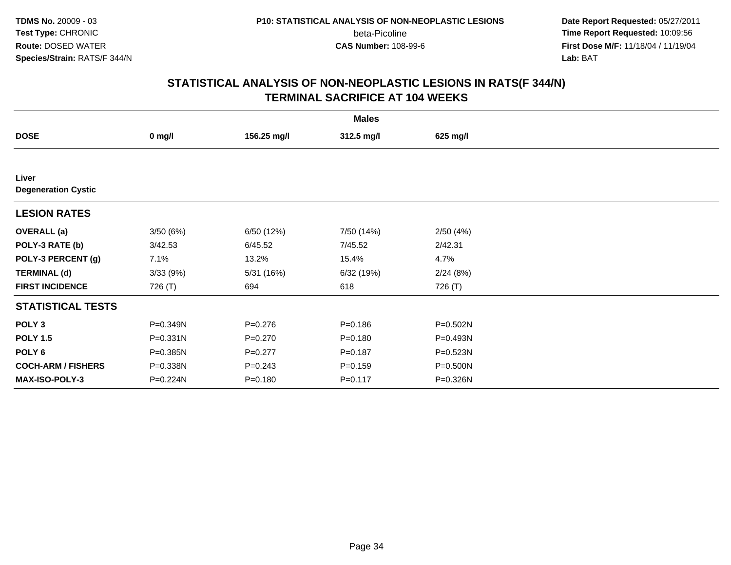## STATISTICAL ANALYSIS OF NON-NEOPLASTIC LESIONS IN RATS(F 344/N)
## TERMINAL SACRIFICE AT 104 WEEKS

| | Males | | | |
|---|---|---|---|---|
| **DOSE** | **0 mg/l** | **156.25 mg/l** | **312.5 mg/l** | **625 mg/l** |
| **Liver** | | | | |
| **Degeneration Cystic** | | | | |
| **LESION RATES** | | | | |
| **OVERALL (a)** | 3/50 (6%) | 6/50 (12%) | 7/50 (14%) | 2/50 (4%) |
| **POLY-3 RATE (b)** | 3/42.53 | 6/45.52 | 7/45.52 | 2/42.31 |
| **POLY-3 PERCENT (g)** | 7.1% | 13.2% | 15.4% | 4.7% |
| **TERMINAL (d)** | 3/33 (9%) | 5/31 (16%) | 6/32 (19%) | 2/24 (8%) |
| **FIRST INCIDENCE** | 726 (T) | 694 | 618 | 726 (T) |
| **STATISTICAL TESTS** | | | | |
| **POLY 3** | P=0.349N | P=0.276 | P=0.186 | P=0.502N |
| **POLY 1.5** | P=0.331N | P=0.270 | P=0.180 | P=0.493N |
| **POLY 6** | P=0.385N | P=0.277 | P=0.187 | P=0.523N |
| **COCH-ARM / FISHERS** | P=0.338N | P=0.243 | P=0.159 | P=0.500N |
| **MAX-ISO-POLY-3** | P=0.224N | P=0.180 | P=0.117 | P=0.326N |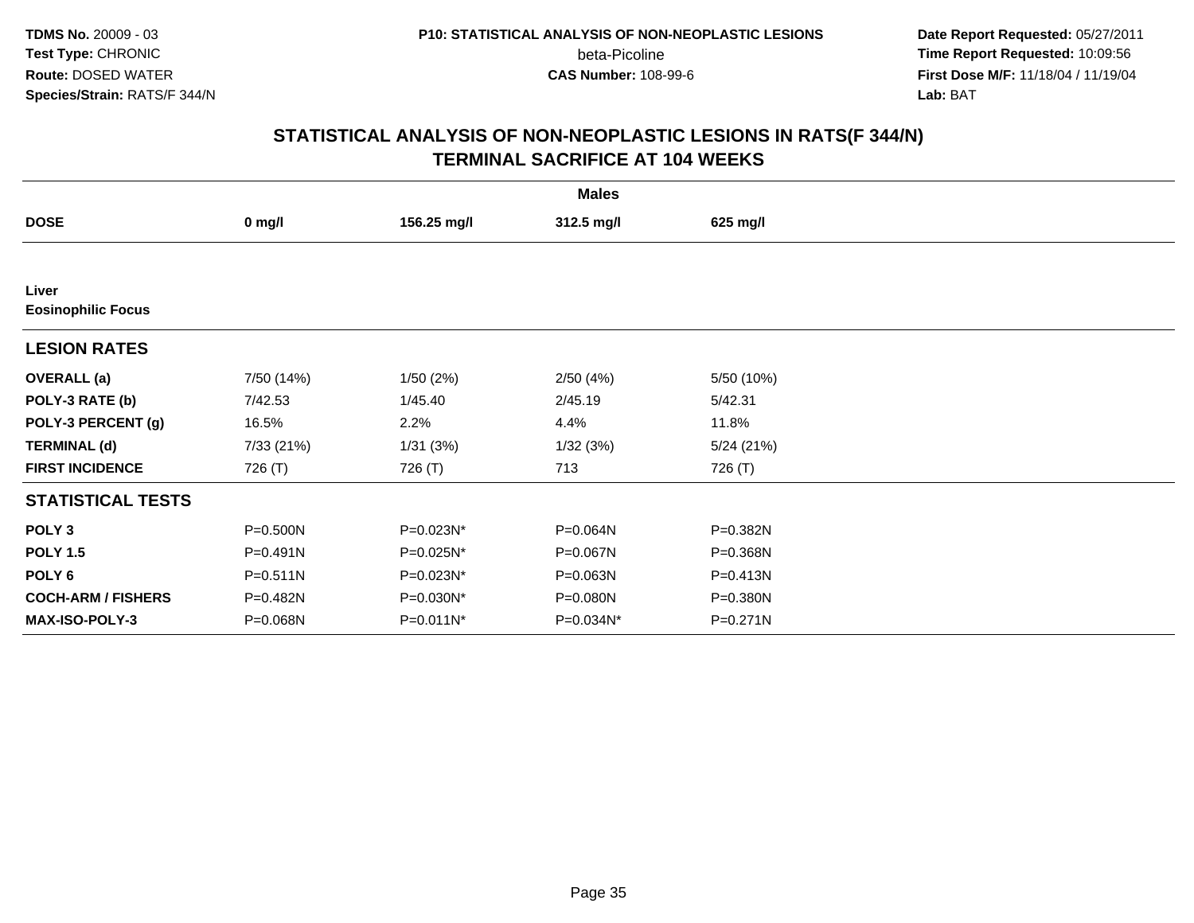TDMS No. 20009 - 03
Test Type: CHRONIC
Route: DOSED WATER
Species/Strain: RATS/F 344/N

P10: STATISTICAL ANALYSIS OF NON-NEOPLASTIC LESIONS
beta-Picoline
CAS Number: 108-99-6

Date Report Requested: 05/27/2011
Time Report Requested: 10:09:56
First Dose M/F: 11/18/04 / 11/19/04
Lab: BAT

## STATISTICAL ANALYSIS OF NON-NEOPLASTIC LESIONS IN RATS(F 344/N) TERMINAL SACRIFICE AT 104 WEEKS

| | Males | | | |
|---|---|---|---|---|
| **DOSE** | **0 mg/l** | **156.25 mg/l** | **312.5 mg/l** | **625 mg/l** |
| **Liver** | | | | |
| **Eosinophilic Focus** | | | | |
| **LESION RATES** | | | | |
| **OVERALL (a)** | 7/50 (14%) | 1/50 (2%) | 2/50 (4%) | 5/50 (10%) |
| **POLY-3 RATE (b)** | 7/42.53 | 1/45.40 | 2/45.19 | 5/42.31 |
| **POLY-3 PERCENT (g)** | 16.5% | 2.2% | 4.4% | 11.8% |
| **TERMINAL (d)** | 7/33 (21%) | 1/31 (3%) | 1/32 (3%) | 5/24 (21%) |
| **FIRST INCIDENCE** | 726 (T) | 726 (T) | 713 | 726 (T) |
| **STATISTICAL TESTS** | | | | |
| **POLY 3** | P=0.500N | P=0.023N* | P=0.064N | P=0.382N |
| **POLY 1.5** | P=0.491N | P=0.025N* | P=0.067N | P=0.368N |
| **POLY 6** | P=0.511N | P=0.023N* | P=0.063N | P=0.413N |
| **COCH-ARM / FISHERS** | P=0.482N | P=0.030N* | P=0.080N | P=0.380N |
| **MAX-ISO-POLY-3** | P=0.068N | P=0.011N* | P=0.034N* | P=0.271N |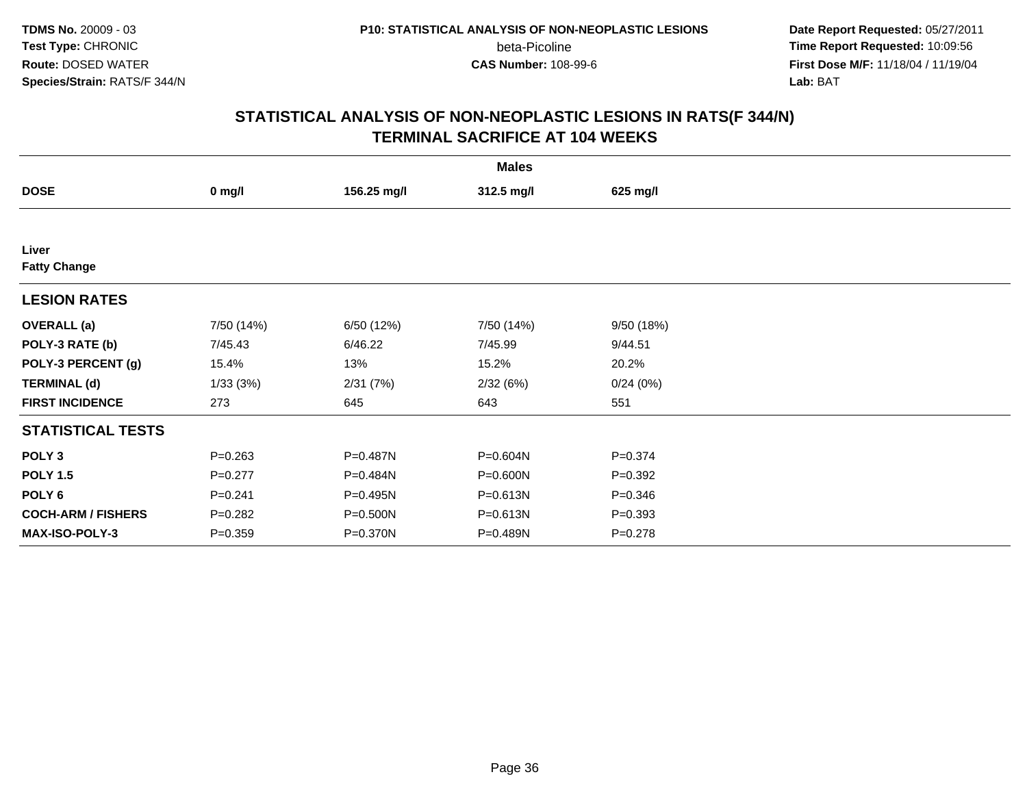**TDMS No.** 20009 - 03
**Test Type:** CHRONIC
**Route:** DOSED WATER
**Species/Strain:** RATS/F 344/N

**P10: STATISTICAL ANALYSIS OF NON-NEOPLASTIC LESIONS**
beta-Picoline
**CAS Number:** 108-99-6

**Date Report Requested:** 05/27/2011
**Time Report Requested:** 10:09:56
**First Dose M/F:** 11/18/04 / 11/19/04
**Lab:** BAT

## STATISTICAL ANALYSIS OF NON-NEOPLASTIC LESIONS IN RATS(F 344/N) TERMINAL SACRIFICE AT 104 WEEKS

| | Males | | | |
|---|---|---|---|---|
| **DOSE** | **0 mg/l** | **156.25 mg/l** | **312.5 mg/l** | **625 mg/l** |
| **Liver** | | | | |
| **Fatty Change** | | | | |
| **LESION RATES** | | | | |
| **OVERALL (a)** | 7/50 (14%) | 6/50 (12%) | 7/50 (14%) | 9/50 (18%) |
| **POLY-3 RATE (b)** | 7/45.43 | 6/46.22 | 7/45.99 | 9/44.51 |
| **POLY-3 PERCENT (g)** | 15.4% | 13% | 15.2% | 20.2% |
| **TERMINAL (d)** | 1/33 (3%) | 2/31 (7%) | 2/32 (6%) | 0/24 (0%) |
| **FIRST INCIDENCE** | 273 | 645 | 643 | 551 |
| **STATISTICAL TESTS** | | | | |
| **POLY 3** | P=0.263 | P=0.487N | P=0.604N | P=0.374 |
| **POLY 1.5** | P=0.277 | P=0.484N | P=0.600N | P=0.392 |
| **POLY 6** | P=0.241 | P=0.495N | P=0.613N | P=0.346 |
| **COCH-ARM / FISHERS** | P=0.282 | P=0.500N | P=0.613N | P=0.393 |
| **MAX-ISO-POLY-3** | P=0.359 | P=0.370N | P=0.489N | P=0.278 |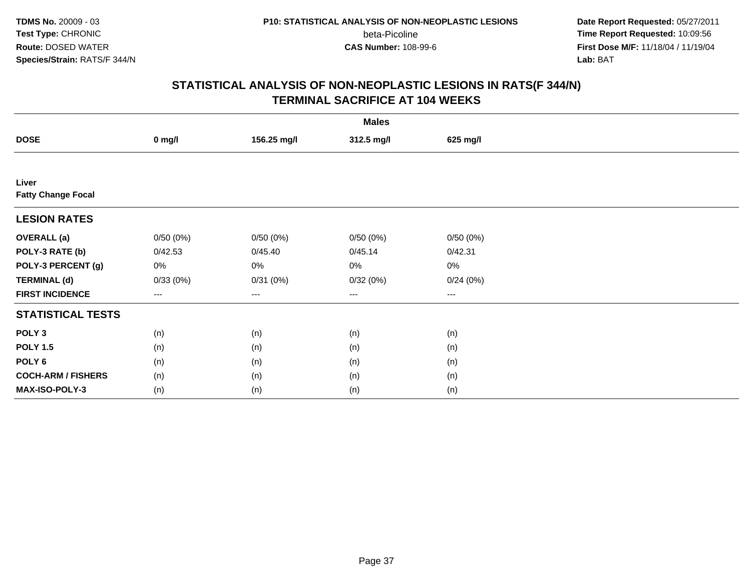**TDMS No.** 20009 - 03
**Test Type:** CHRONIC
**Route:** DOSED WATER
**Species/Strain:** RATS/F 344/N

**P10: STATISTICAL ANALYSIS OF NON-NEOPLASTIC LESIONS**
beta-Picoline
**CAS Number:** 108-99-6

**Date Report Requested:** 05/27/2011
**Time Report Requested:** 10:09:56
**First Dose M/F:** 11/18/04 / 11/19/04
**Lab:** BAT

## STATISTICAL ANALYSIS OF NON-NEOPLASTIC LESIONS IN RATS(F 344/N) TERMINAL SACRIFICE AT 104 WEEKS

| | Males | | | |
|---|---|---|---|---|
| **DOSE** | **0 mg/l** | **156.25 mg/l** | **312.5 mg/l** | **625 mg/l** |
| **Liver** | | | | |
| **Fatty Change Focal** | | | | |
| **LESION RATES** | | | | |
| **OVERALL (a)** | 0/50 (0%) | 0/50 (0%) | 0/50 (0%) | 0/50 (0%) |
| **POLY-3 RATE (b)** | 0/42.53 | 0/45.40 | 0/45.14 | 0/42.31 |
| **POLY-3 PERCENT (g)** | 0% | 0% | 0% | 0% |
| **TERMINAL (d)** | 0/33 (0%) | 0/31 (0%) | 0/32 (0%) | 0/24 (0%) |
| **FIRST INCIDENCE** | --- | --- | --- | --- |
| **STATISTICAL TESTS** | | | | |
| **POLY 3** | (n) | (n) | (n) | (n) |
| **POLY 1.5** | (n) | (n) | (n) | (n) |
| **POLY 6** | (n) | (n) | (n) | (n) |
| **COCH-ARM / FISHERS** | (n) | (n) | (n) | (n) |
| **MAX-ISO-POLY-3** | (n) | (n) | (n) | (n) |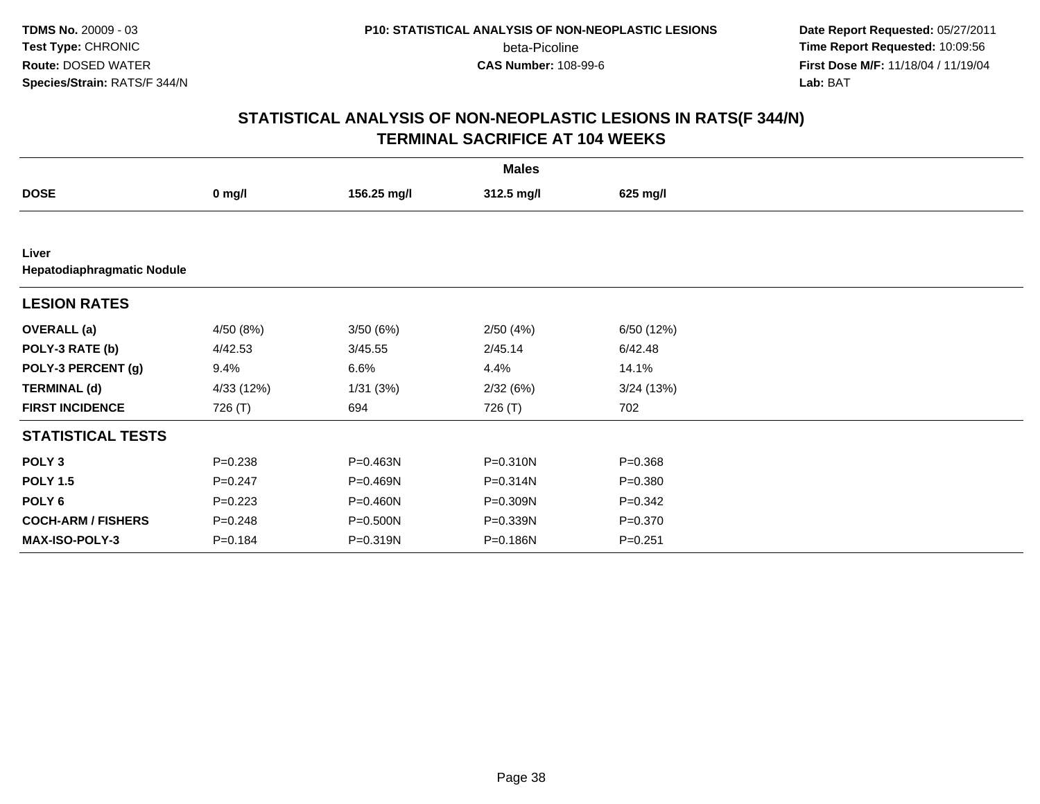# STATISTICAL ANALYSIS OF NON-NEOPLASTIC LESIONS IN RATS(F 344/N)
## TERMINAL SACRIFICE AT 104 WEEKS

| | Males | | | |
|---|---|---|---|---|
| **DOSE** | **0 mg/l** | **156.25 mg/l** | **312.5 mg/l** | **625 mg/l** |
| **Liver** | | | | |
| **Hepatodiaphragmatic Nodule** | | | | |
| **LESION RATES** | | | | |
| **OVERALL (a)** | 4/50 (8%) | 3/50 (6%) | 2/50 (4%) | 6/50 (12%) |
| **POLY-3 RATE (b)** | 4/42.53 | 3/45.55 | 2/45.14 | 6/42.48 |
| **POLY-3 PERCENT (g)** | 9.4% | 6.6% | 4.4% | 14.1% |
| **TERMINAL (d)** | 4/33 (12%) | 1/31 (3%) | 2/32 (6%) | 3/24 (13%) |
| **FIRST INCIDENCE** | 726 (T) | 694 | 726 (T) | 702 |
| **STATISTICAL TESTS** | | | | |
| **POLY 3** | P=0.238 | P=0.463N | P=0.310N | P=0.368 |
| **POLY 1.5** | P=0.247 | P=0.469N | P=0.314N | P=0.380 |
| **POLY 6** | P=0.223 | P=0.460N | P=0.309N | P=0.342 |
| **COCH-ARM / FISHERS** | P=0.248 | P=0.500N | P=0.339N | P=0.370 |
| **MAX-ISO-POLY-3** | P=0.184 | P=0.319N | P=0.186N | P=0.251 |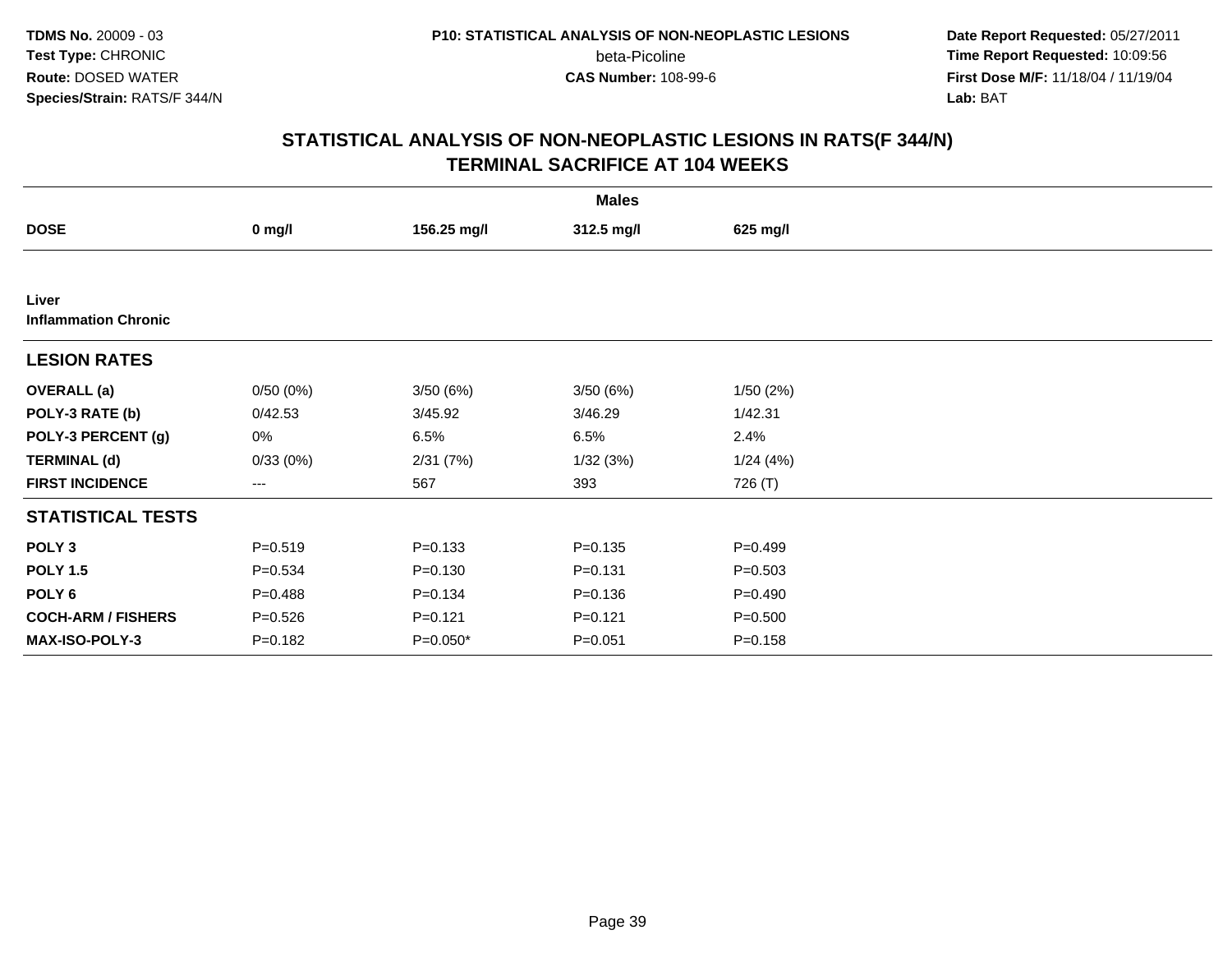TDMS No. 20009 - 03
Test Type: CHRONIC
Route: DOSED WATER
Species/Strain: RATS/F 344/N

P10: STATISTICAL ANALYSIS OF NON-NEOPLASTIC LESIONS
beta-Picoline
CAS Number: 108-99-6

Date Report Requested: 05/27/2011
Time Report Requested: 10:09:56
First Dose M/F: 11/18/04 / 11/19/04
Lab: BAT

## STATISTICAL ANALYSIS OF NON-NEOPLASTIC LESIONS IN RATS(F 344/N)
## TERMINAL SACRIFICE AT 104 WEEKS

| Males | | | | |
|---|---|---|---|---|
| **DOSE** | **0 mg/l** | **156.25 mg/l** | **312.5 mg/l** | **625 mg/l** |
| **Liver** | | | | |
| **Inflammation Chronic** | | | | |
| **LESION RATES** | | | | |
| **OVERALL (a)** | 0/50 (0%) | 3/50 (6%) | 3/50 (6%) | 1/50 (2%) |
| **POLY-3 RATE (b)** | 0/42.53 | 3/45.92 | 3/46.29 | 1/42.31 |
| **POLY-3 PERCENT (g)** | 0% | 6.5% | 6.5% | 2.4% |
| **TERMINAL (d)** | 0/33 (0%) | 2/31 (7%) | 1/32 (3%) | 1/24 (4%) |
| **FIRST INCIDENCE** | --- | 567 | 393 | 726 (T) |
| **STATISTICAL TESTS** | | | | |
| **POLY 3** | P=0.519 | P=0.133 | P=0.135 | P=0.499 |
| **POLY 1.5** | P=0.534 | P=0.130 | P=0.131 | P=0.503 |
| **POLY 6** | P=0.488 | P=0.134 | P=0.136 | P=0.490 |
| **COCH-ARM / FISHERS** | P=0.526 | P=0.121 | P=0.121 | P=0.500 |
| **MAX-ISO-POLY-3** | P=0.182 | P=0.050* | P=0.051 | P=0.158 |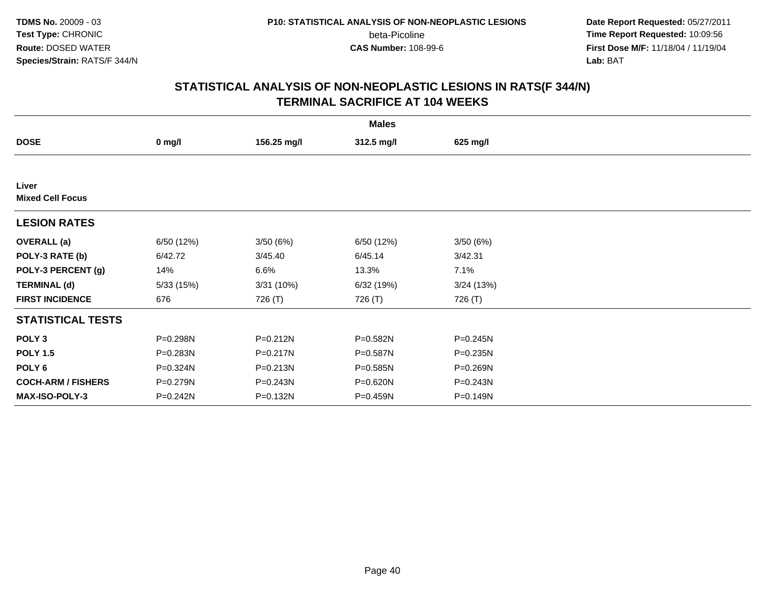**TDMS No.** 20009 - 03
**Test Type:** CHRONIC
**Route:** DOSED WATER
**Species/Strain:** RATS/F 344/N

**P10: STATISTICAL ANALYSIS OF NON-NEOPLASTIC LESIONS**
beta-Picoline
**CAS Number:** 108-99-6

**Date Report Requested:** 05/27/2011
**Time Report Requested:** 10:09:56
**First Dose M/F:** 11/18/04 / 11/19/04
**Lab:** BAT

## STATISTICAL ANALYSIS OF NON-NEOPLASTIC LESIONS IN RATS(F 344/N)
## TERMINAL SACRIFICE AT 104 WEEKS

| | Males | | | |
|---|---|---|---|---|
| **DOSE** | **0 mg/l** | **156.25 mg/l** | **312.5 mg/l** | **625 mg/l** |
| **Liver** | | | | |
| **Mixed Cell Focus** | | | | |
| **LESION RATES** | | | | |
| **OVERALL (a)** | 6/50 (12%) | 3/50 (6%) | 6/50 (12%) | 3/50 (6%) |
| **POLY-3 RATE (b)** | 6/42.72 | 3/45.40 | 6/45.14 | 3/42.31 |
| **POLY-3 PERCENT (g)** | 14% | 6.6% | 13.3% | 7.1% |
| **TERMINAL (d)** | 5/33 (15%) | 3/31 (10%) | 6/32 (19%) | 3/24 (13%) |
| **FIRST INCIDENCE** | 676 | 726 (T) | 726 (T) | 726 (T) |
| **STATISTICAL TESTS** | | | | |
| **POLY 3** | P=0.298N | P=0.212N | P=0.582N | P=0.245N |
| **POLY 1.5** | P=0.283N | P=0.217N | P=0.587N | P=0.235N |
| **POLY 6** | P=0.324N | P=0.213N | P=0.585N | P=0.269N |
| **COCH-ARM / FISHERS** | P=0.279N | P=0.243N | P=0.620N | P=0.243N |
| **MAX-ISO-POLY-3** | P=0.242N | P=0.132N | P=0.459N | P=0.149N |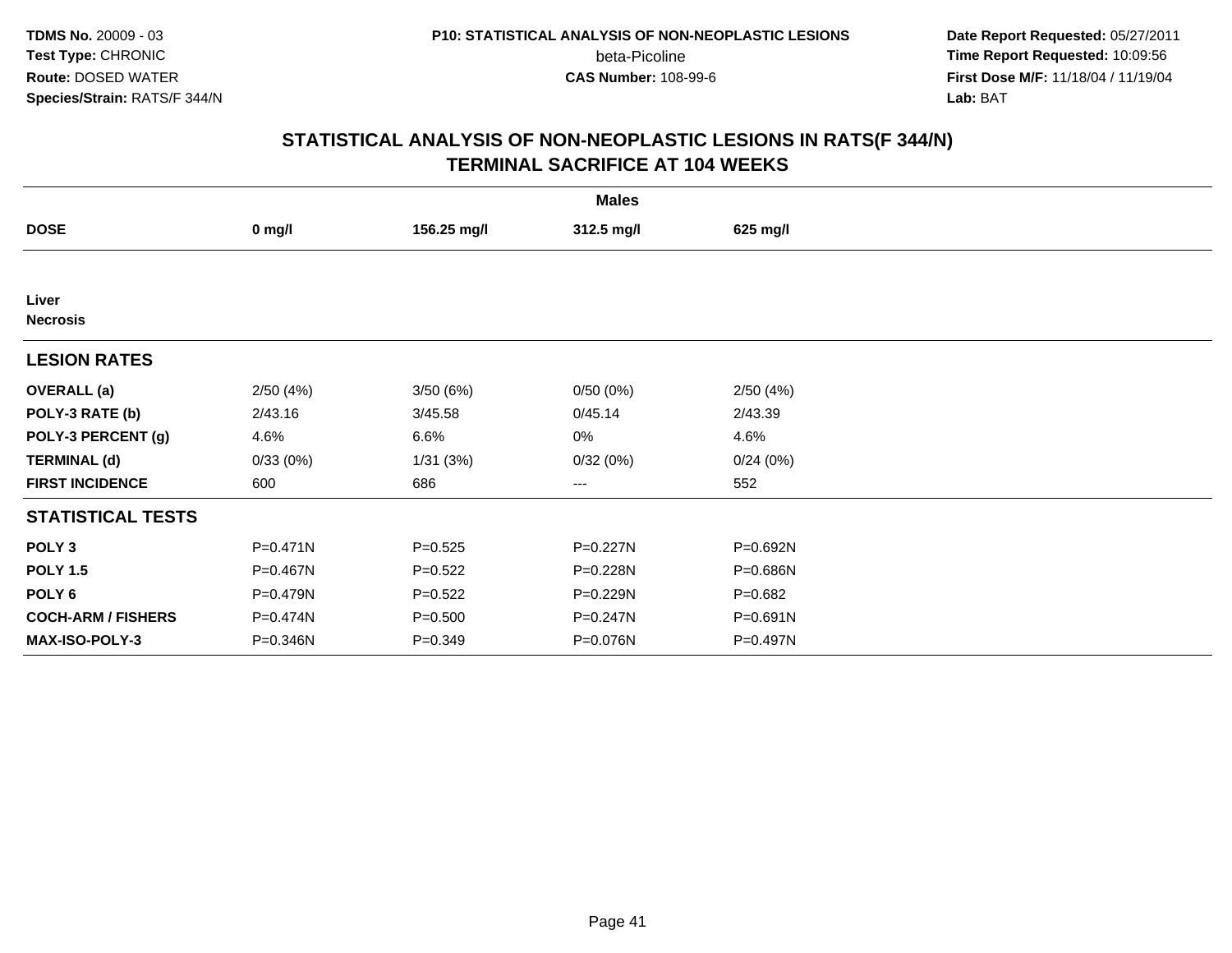**TDMS No.** 20009 - 03
**Test Type:** CHRONIC
**Route:** DOSED WATER
**Species/Strain:** RATS/F 344/N

**P10: STATISTICAL ANALYSIS OF NON-NEOPLASTIC LESIONS**
beta-Picoline
**CAS Number:** 108-99-6

**Date Report Requested:** 05/27/2011
**Time Report Requested:** 10:09:56
**First Dose M/F:** 11/18/04 / 11/19/04
**Lab:** BAT

## STATISTICAL ANALYSIS OF NON-NEOPLASTIC LESIONS IN RATS(F 344/N) TERMINAL SACRIFICE AT 104 WEEKS

| | Males | | | |
|---|---|---|---|---|
| **DOSE** | **0 mg/l** | **156.25 mg/l** | **312.5 mg/l** | **625 mg/l** |
| **Liver** | | | | |
| **Necrosis** | | | | |
| **LESION RATES** | | | | |
| **OVERALL (a)** | 2/50 (4%) | 3/50 (6%) | 0/50 (0%) | 2/50 (4%) |
| **POLY-3 RATE (b)** | 2/43.16 | 3/45.58 | 0/45.14 | 2/43.39 |
| **POLY-3 PERCENT (g)** | 4.6% | 6.6% | 0% | 4.6% |
| **TERMINAL (d)** | 0/33 (0%) | 1/31 (3%) | 0/32 (0%) | 0/24 (0%) |
| **FIRST INCIDENCE** | 600 | 686 | --- | 552 |
| **STATISTICAL TESTS** | | | | |
| **POLY 3** | P=0.471N | P=0.525 | P=0.227N | P=0.692N |
| **POLY 1.5** | P=0.467N | P=0.522 | P=0.228N | P=0.686N |
| **POLY 6** | P=0.479N | P=0.522 | P=0.229N | P=0.682 |
| **COCH-ARM / FISHERS** | P=0.474N | P=0.500 | P=0.247N | P=0.691N |
| **MAX-ISO-POLY-3** | P=0.346N | P=0.349 | P=0.076N | P=0.497N |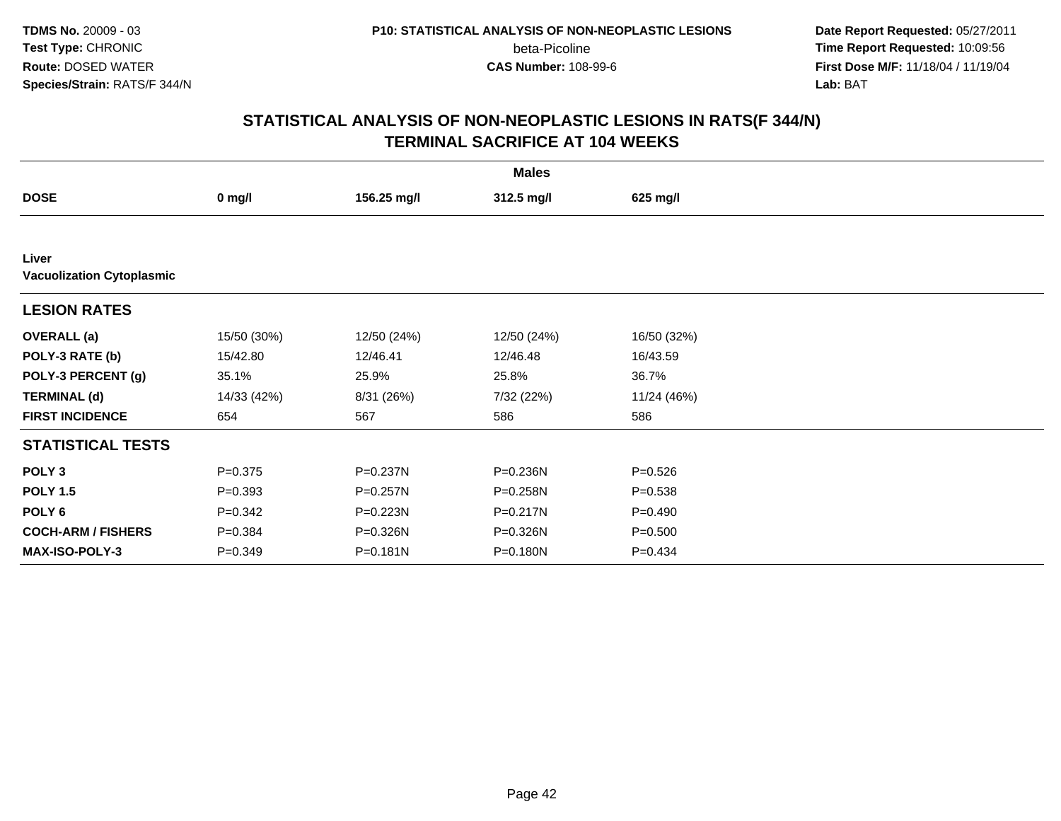**TDMS No.** 20009 - 03
**Test Type:** CHRONIC
**Route:** DOSED WATER
**Species/Strain:** RATS/F 344/N

**P10: STATISTICAL ANALYSIS OF NON-NEOPLASTIC LESIONS**
beta-Picoline
**CAS Number:** 108-99-6

**Date Report Requested:** 05/27/2011
**Time Report Requested:** 10:09:56
**First Dose M/F:** 11/18/04 / 11/19/04
**Lab:** BAT

## STATISTICAL ANALYSIS OF NON-NEOPLASTIC LESIONS IN RATS(F 344/N) TERMINAL SACRIFICE AT 104 WEEKS

| | Males | | | |
|---|---|---|---|---|
| **DOSE** | **0 mg/l** | **156.25 mg/l** | **312.5 mg/l** | **625 mg/l** |
| **Liver** | | | | |
| **Vacuolization Cytoplasmic** | | | | |
| **LESION RATES** | | | | |
| **OVERALL (a)** | 15/50 (30%) | 12/50 (24%) | 12/50 (24%) | 16/50 (32%) |
| **POLY-3 RATE (b)** | 15/42.80 | 12/46.41 | 12/46.48 | 16/43.59 |
| **POLY-3 PERCENT (g)** | 35.1% | 25.9% | 25.8% | 36.7% |
| **TERMINAL (d)** | 14/33 (42%) | 8/31 (26%) | 7/32 (22%) | 11/24 (46%) |
| **FIRST INCIDENCE** | 654 | 567 | 586 | 586 |
| **STATISTICAL TESTS** | | | | |
| **POLY 3** | P=0.375 | P=0.237N | P=0.236N | P=0.526 |
| **POLY 1.5** | P=0.393 | P=0.257N | P=0.258N | P=0.538 |
| **POLY 6** | P=0.342 | P=0.223N | P=0.217N | P=0.490 |
| **COCH-ARM / FISHERS** | P=0.384 | P=0.326N | P=0.326N | P=0.500 |
| **MAX-ISO-POLY-3** | P=0.349 | P=0.181N | P=0.180N | P=0.434 |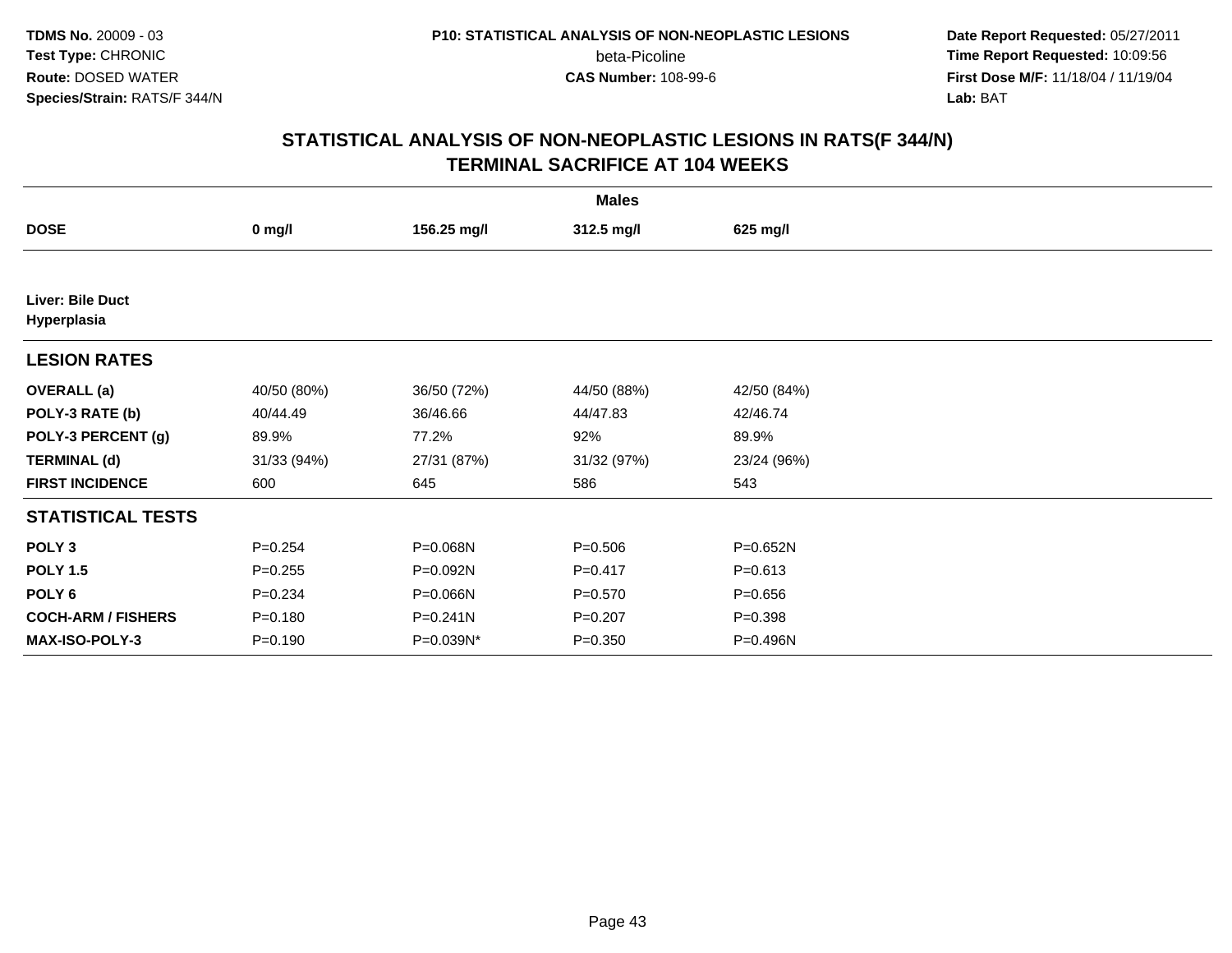TDMS No. 20009 - 03
Test Type: CHRONIC
Route: DOSED WATER
Species/Strain: RATS/F 344/N

P10: STATISTICAL ANALYSIS OF NON-NEOPLASTIC LESIONS
beta-Picoline
CAS Number: 108-99-6

Date Report Requested: 05/27/2011
Time Report Requested: 10:09:56
First Dose M/F: 11/18/04 / 11/19/04
Lab: BAT

## STATISTICAL ANALYSIS OF NON-NEOPLASTIC LESIONS IN RATS(F 344/N)
## TERMINAL SACRIFICE AT 104 WEEKS

| | Males | | | |
|---|---|---|---|---|
| **DOSE** | **0 mg/l** | **156.25 mg/l** | **312.5 mg/l** | **625 mg/l** |
| **Liver: Bile Duct Hyperplasia** | | | | |
| **LESION RATES** | | | | |
| **OVERALL (a)** | 40/50 (80%) | 36/50 (72%) | 44/50 (88%) | 42/50 (84%) |
| **POLY-3 RATE (b)** | 40/44.49 | 36/46.66 | 44/47.83 | 42/46.74 |
| **POLY-3 PERCENT (g)** | 89.9% | 77.2% | 92% | 89.9% |
| **TERMINAL (d)** | 31/33 (94%) | 27/31 (87%) | 31/32 (97%) | 23/24 (96%) |
| **FIRST INCIDENCE** | 600 | 645 | 586 | 543 |
| **STATISTICAL TESTS** | | | | |
| **POLY 3** | P=0.254 | P=0.068N | P=0.506 | P=0.652N |
| **POLY 1.5** | P=0.255 | P=0.092N | P=0.417 | P=0.613 |
| **POLY 6** | P=0.234 | P=0.066N | P=0.570 | P=0.656 |
| **COCH-ARM / FISHERS** | P=0.180 | P=0.241N | P=0.207 | P=0.398 |
| **MAX-ISO-POLY-3** | P=0.190 | P=0.039N* | P=0.350 | P=0.496N |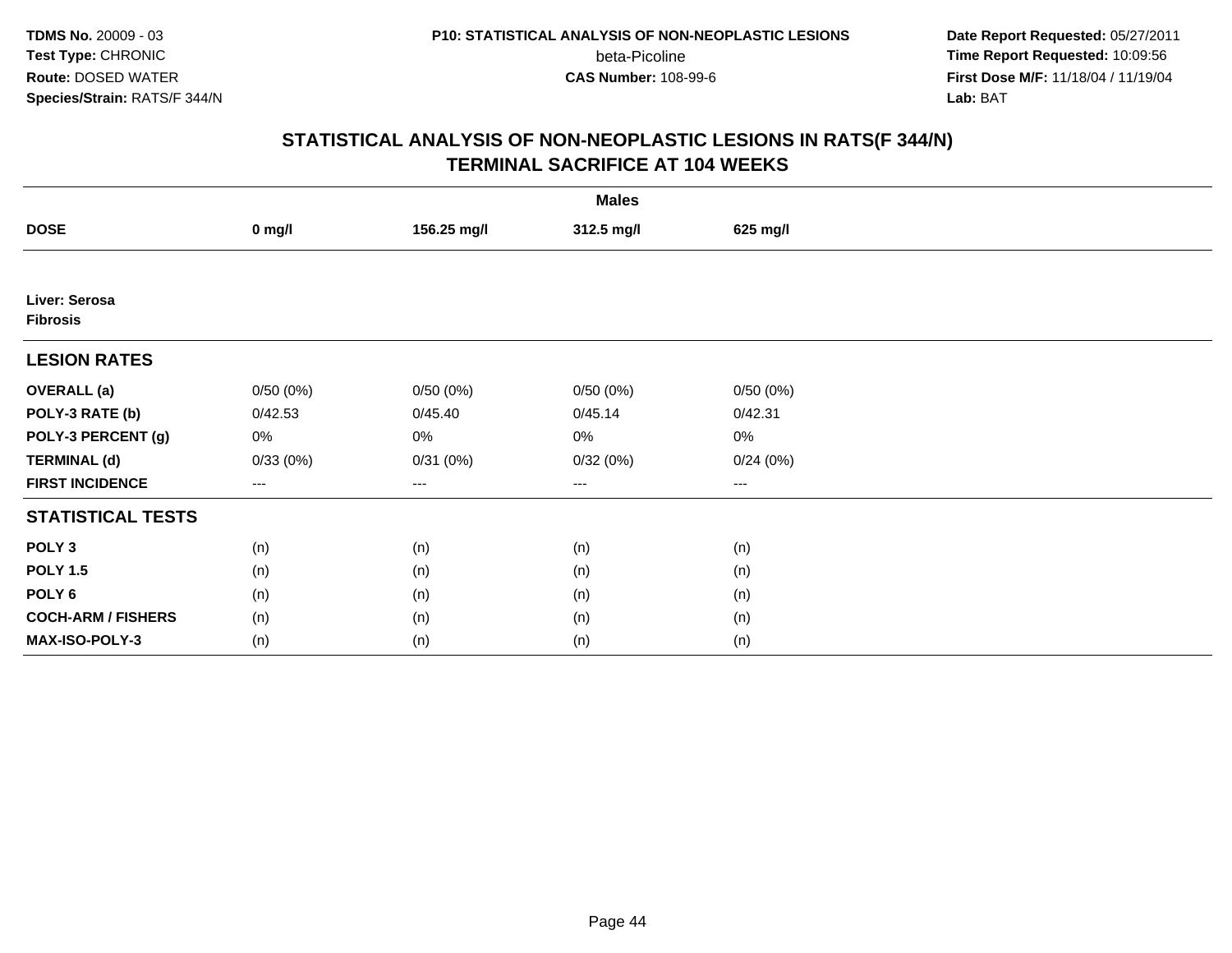**TDMS No.** 20009 - 03
**Test Type:** CHRONIC
**Route:** DOSED WATER
**Species/Strain:** RATS/F 344/N

**P10: STATISTICAL ANALYSIS OF NON-NEOPLASTIC LESIONS**
beta-Picoline
**CAS Number:** 108-99-6

**Date Report Requested:** 05/27/2011
**Time Report Requested:** 10:09:56
**First Dose M/F:** 11/18/04 / 11/19/04
**Lab:** BAT

## STATISTICAL ANALYSIS OF NON-NEOPLASTIC LESIONS IN RATS(F 344/N)
## TERMINAL SACRIFICE AT 104 WEEKS

| | Males | | | |
|---|---|---|---|---|
| **DOSE** | **0 mg/l** | **156.25 mg/l** | **312.5 mg/l** | **625 mg/l** |
| **Liver: Serosa** **Fibrosis** | | | | |
| **LESION RATES** | | | | |
| **OVERALL (a)** | 0/50 (0%) | 0/50 (0%) | 0/50 (0%) | 0/50 (0%) |
| **POLY-3 RATE (b)** | 0/42.53 | 0/45.40 | 0/45.14 | 0/42.31 |
| **POLY-3 PERCENT (g)** | 0% | 0% | 0% | 0% |
| **TERMINAL (d)** | 0/33 (0%) | 0/31 (0%) | 0/32 (0%) | 0/24 (0%) |
| **FIRST INCIDENCE** | --- | --- | --- | --- |
| **STATISTICAL TESTS** | | | | |
| **POLY 3** | (n) | (n) | (n) | (n) |
| **POLY 1.5** | (n) | (n) | (n) | (n) |
| **POLY 6** | (n) | (n) | (n) | (n) |
| **COCH-ARM / FISHERS** | (n) | (n) | (n) | (n) |
| **MAX-ISO-POLY-3** | (n) | (n) | (n) | (n) |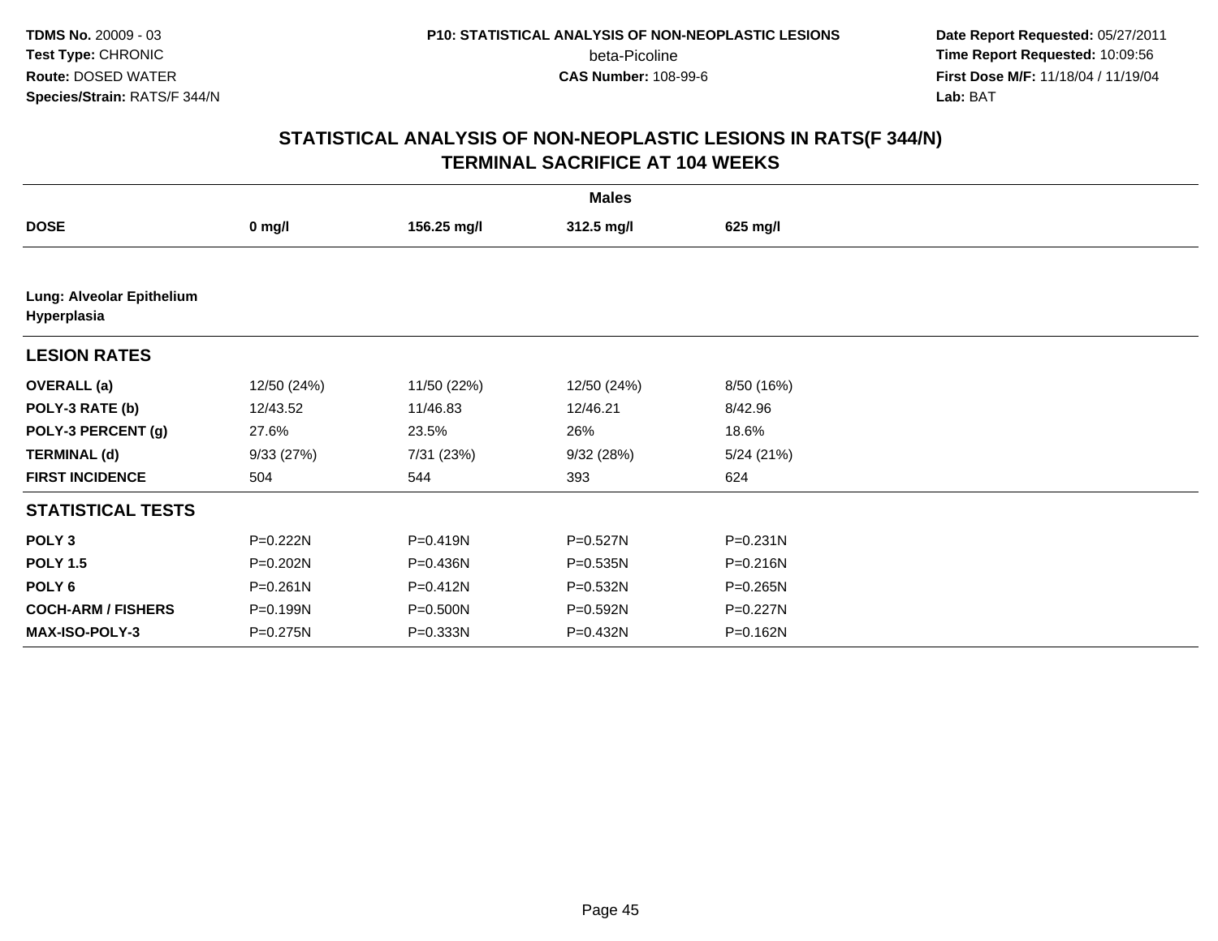**TDMS No.** 20009 - 03
**Test Type:** CHRONIC
**Route:** DOSED WATER
**Species/Strain:** RATS/F 344/N

**P10: STATISTICAL ANALYSIS OF NON-NEOPLASTIC LESIONS**
beta-Picoline
**CAS Number:** 108-99-6

**Date Report Requested:** 05/27/2011
**Time Report Requested:** 10:09:56
**First Dose M/F:** 11/18/04 / 11/19/04
**Lab:** BAT

## STATISTICAL ANALYSIS OF NON-NEOPLASTIC LESIONS IN RATS(F 344/N)
## TERMINAL SACRIFICE AT 104 WEEKS

| | Males | | | |
|---|---|---|---|---|
| **DOSE** | **0 mg/l** | **156.25 mg/l** | **312.5 mg/l** | **625 mg/l** |
| **Lung: Alveolar Epithelium Hyperplasia** | | | | |
| **LESION RATES** | | | | |
| **OVERALL (a)** | 12/50 (24%) | 11/50 (22%) | 12/50 (24%) | 8/50 (16%) |
| **POLY-3 RATE (b)** | 12/43.52 | 11/46.83 | 12/46.21 | 8/42.96 |
| **POLY-3 PERCENT (g)** | 27.6% | 23.5% | 26% | 18.6% |
| **TERMINAL (d)** | 9/33 (27%) | 7/31 (23%) | 9/32 (28%) | 5/24 (21%) |
| **FIRST INCIDENCE** | 504 | 544 | 393 | 624 |
| **STATISTICAL TESTS** | | | | |
| **POLY 3** | P=0.222N | P=0.419N | P=0.527N | P=0.231N |
| **POLY 1.5** | P=0.202N | P=0.436N | P=0.535N | P=0.216N |
| **POLY 6** | P=0.261N | P=0.412N | P=0.532N | P=0.265N |
| **COCH-ARM / FISHERS** | P=0.199N | P=0.500N | P=0.592N | P=0.227N |
| **MAX-ISO-POLY-3** | P=0.275N | P=0.333N | P=0.432N | P=0.162N |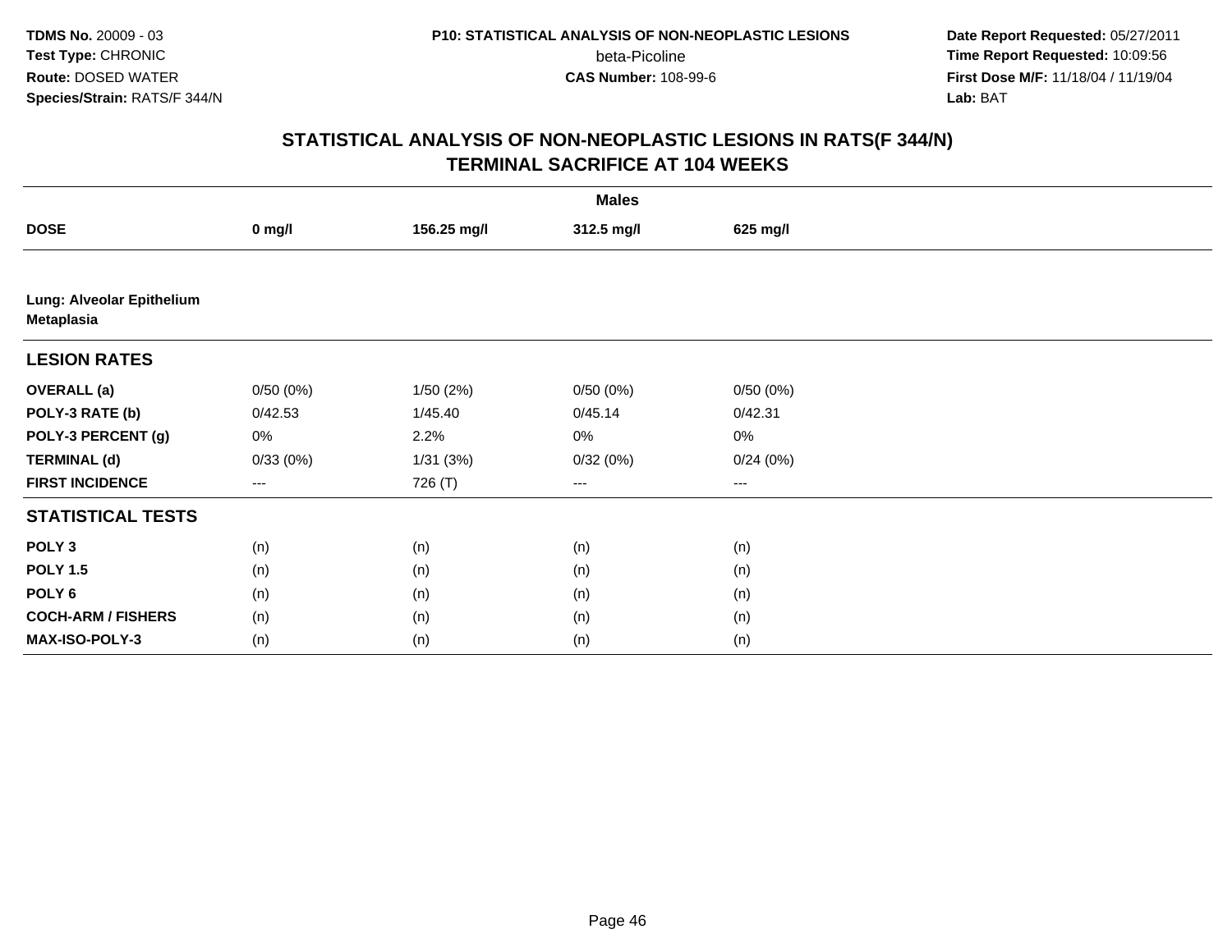TDMS No. 20009 - 03
Test Type: CHRONIC
Route: DOSED WATER
Species/Strain: RATS/F 344/N

P10: STATISTICAL ANALYSIS OF NON-NEOPLASTIC LESIONS
beta-Picoline
CAS Number: 108-99-6

Date Report Requested: 05/27/2011
Time Report Requested: 10:09:56
First Dose M/F: 11/18/04 / 11/19/04
Lab: BAT

## STATISTICAL ANALYSIS OF NON-NEOPLASTIC LESIONS IN RATS(F 344/N)
## TERMINAL SACRIFICE AT 104 WEEKS

| | Males | | | |
|---|---|---|---|---|
| **DOSE** | **0 mg/l** | **156.25 mg/l** | **312.5 mg/l** | **625 mg/l** |
| **Lung: Alveolar Epithelium Metaplasia** | | | | |
| **LESION RATES** | | | | |
| **OVERALL (a)** | 0/50 (0%) | 1/50 (2%) | 0/50 (0%) | 0/50 (0%) |
| **POLY-3 RATE (b)** | 0/42.53 | 1/45.40 | 0/45.14 | 0/42.31 |
| **POLY-3 PERCENT (g)** | 0% | 2.2% | 0% | 0% |
| **TERMINAL (d)** | 0/33 (0%) | 1/31 (3%) | 0/32 (0%) | 0/24 (0%) |
| **FIRST INCIDENCE** | --- | 726 (T) | --- | --- |
| **STATISTICAL TESTS** | | | | |
| **POLY 3** | (n) | (n) | (n) | (n) |
| **POLY 1.5** | (n) | (n) | (n) | (n) |
| **POLY 6** | (n) | (n) | (n) | (n) |
| **COCH-ARM / FISHERS** | (n) | (n) | (n) | (n) |
| **MAX-ISO-POLY-3** | (n) | (n) | (n) | (n) |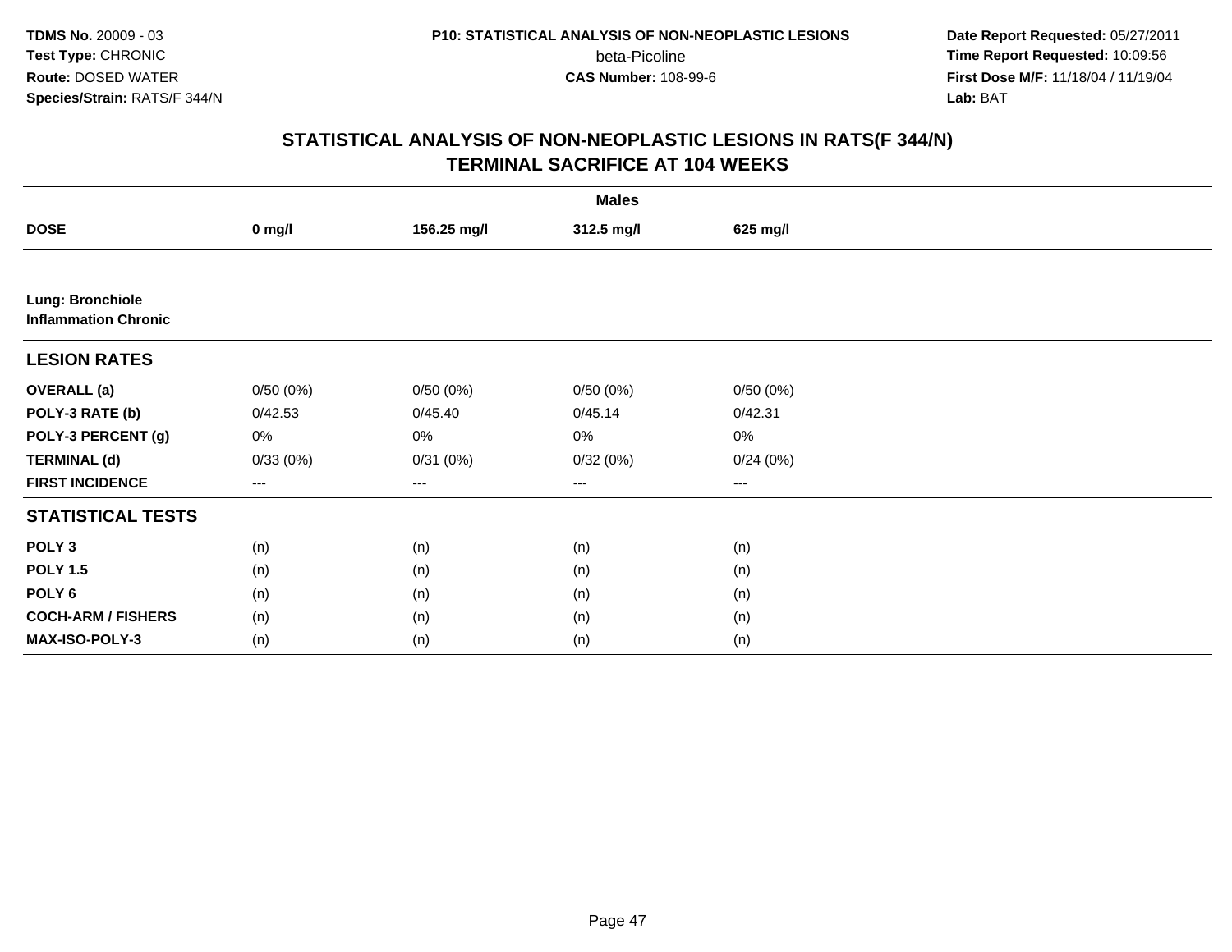**TDMS No.** 20009 - 03
**Test Type:** CHRONIC
**Route:** DOSED WATER
**Species/Strain:** RATS/F 344/N

**P10: STATISTICAL ANALYSIS OF NON-NEOPLASTIC LESIONS**
beta-Picoline
**CAS Number:** 108-99-6

**Date Report Requested:** 05/27/2011
**Time Report Requested:** 10:09:56
**First Dose M/F:** 11/18/04 / 11/19/04
**Lab:** BAT

## STATISTICAL ANALYSIS OF NON-NEOPLASTIC LESIONS IN RATS(F 344/N) TERMINAL SACRIFICE AT 104 WEEKS

| | Males | | | |
|---|---|---|---|---|
| **DOSE** | **0 mg/l** | **156.25 mg/l** | **312.5 mg/l** | **625 mg/l** |
| **Lung: Bronchiole Inflammation Chronic** | | | | |
| **LESION RATES** | | | | |
| **OVERALL (a)** | 0/50 (0%) | 0/50 (0%) | 0/50 (0%) | 0/50 (0%) |
| **POLY-3 RATE (b)** | 0/42.53 | 0/45.40 | 0/45.14 | 0/42.31 |
| **POLY-3 PERCENT (g)** | 0% | 0% | 0% | 0% |
| **TERMINAL (d)** | 0/33 (0%) | 0/31 (0%) | 0/32 (0%) | 0/24 (0%) |
| **FIRST INCIDENCE** | --- | --- | --- | --- |
| **STATISTICAL TESTS** | | | | |
| **POLY 3** | (n) | (n) | (n) | (n) |
| **POLY 1.5** | (n) | (n) | (n) | (n) |
| **POLY 6** | (n) | (n) | (n) | (n) |
| **COCH-ARM / FISHERS** | (n) | (n) | (n) | (n) |
| **MAX-ISO-POLY-3** | (n) | (n) | (n) | (n) |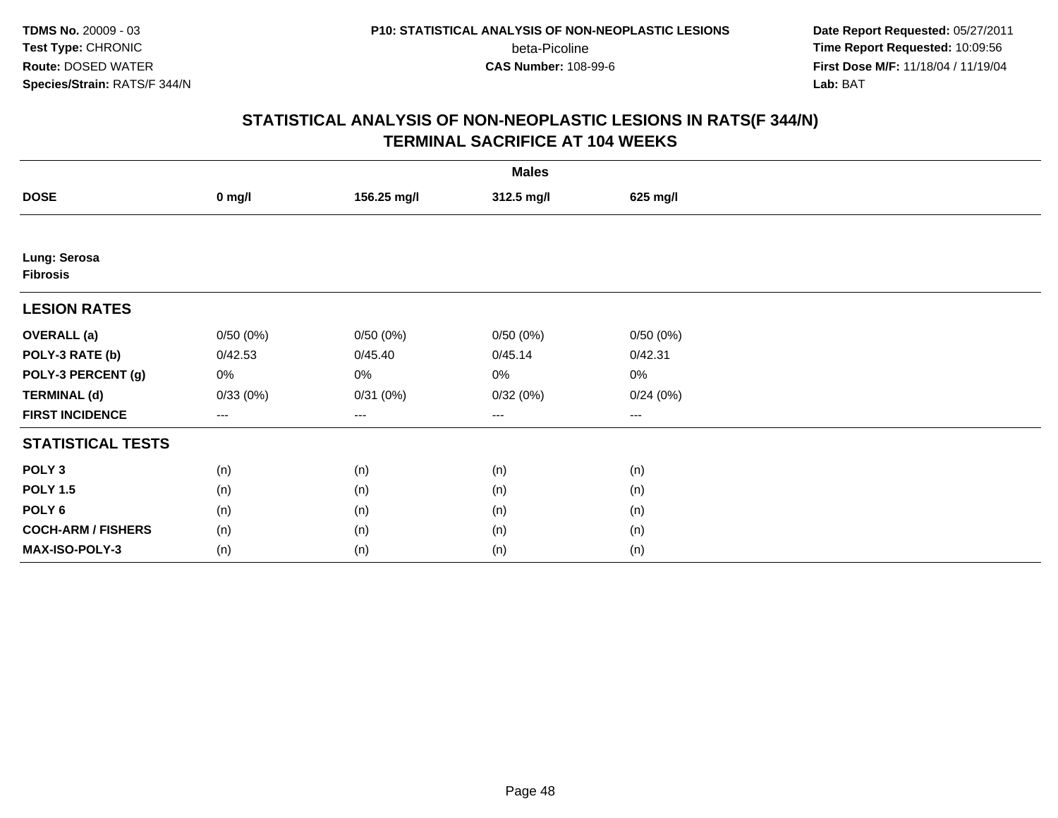**TDMS No.** 20009 - 03
**Test Type:** CHRONIC
**Route:** DOSED WATER
**Species/Strain:** RATS/F 344/N

**P10: STATISTICAL ANALYSIS OF NON-NEOPLASTIC LESIONS**
beta-Picoline
**CAS Number:** 108-99-6

**Date Report Requested:** 05/27/2011
**Time Report Requested:** 10:09:56
**First Dose M/F:** 11/18/04 / 11/19/04
**Lab:** BAT

## STATISTICAL ANALYSIS OF NON-NEOPLASTIC LESIONS IN RATS(F 344/N)
## TERMINAL SACRIFICE AT 104 WEEKS

| | Males | | | |
|---|---|---|---|---|
| **DOSE** | **0 mg/l** | **156.25 mg/l** | **312.5 mg/l** | **625 mg/l** |
| **Lung: Serosa** | | | | |
| **Fibrosis** | | | | |
| **LESION RATES** | | | | |
| **OVERALL (a)** | 0/50 (0%) | 0/50 (0%) | 0/50 (0%) | 0/50 (0%) |
| **POLY-3 RATE (b)** | 0/42.53 | 0/45.40 | 0/45.14 | 0/42.31 |
| **POLY-3 PERCENT (g)** | 0% | 0% | 0% | 0% |
| **TERMINAL (d)** | 0/33 (0%) | 0/31 (0%) | 0/32 (0%) | 0/24 (0%) |
| **FIRST INCIDENCE** | --- | --- | --- | --- |
| **STATISTICAL TESTS** | | | | |
| **POLY 3** | (n) | (n) | (n) | (n) |
| **POLY 1.5** | (n) | (n) | (n) | (n) |
| **POLY 6** | (n) | (n) | (n) | (n) |
| **COCH-ARM / FISHERS** | (n) | (n) | (n) | (n) |
| **MAX-ISO-POLY-3** | (n) | (n) | (n) | (n) |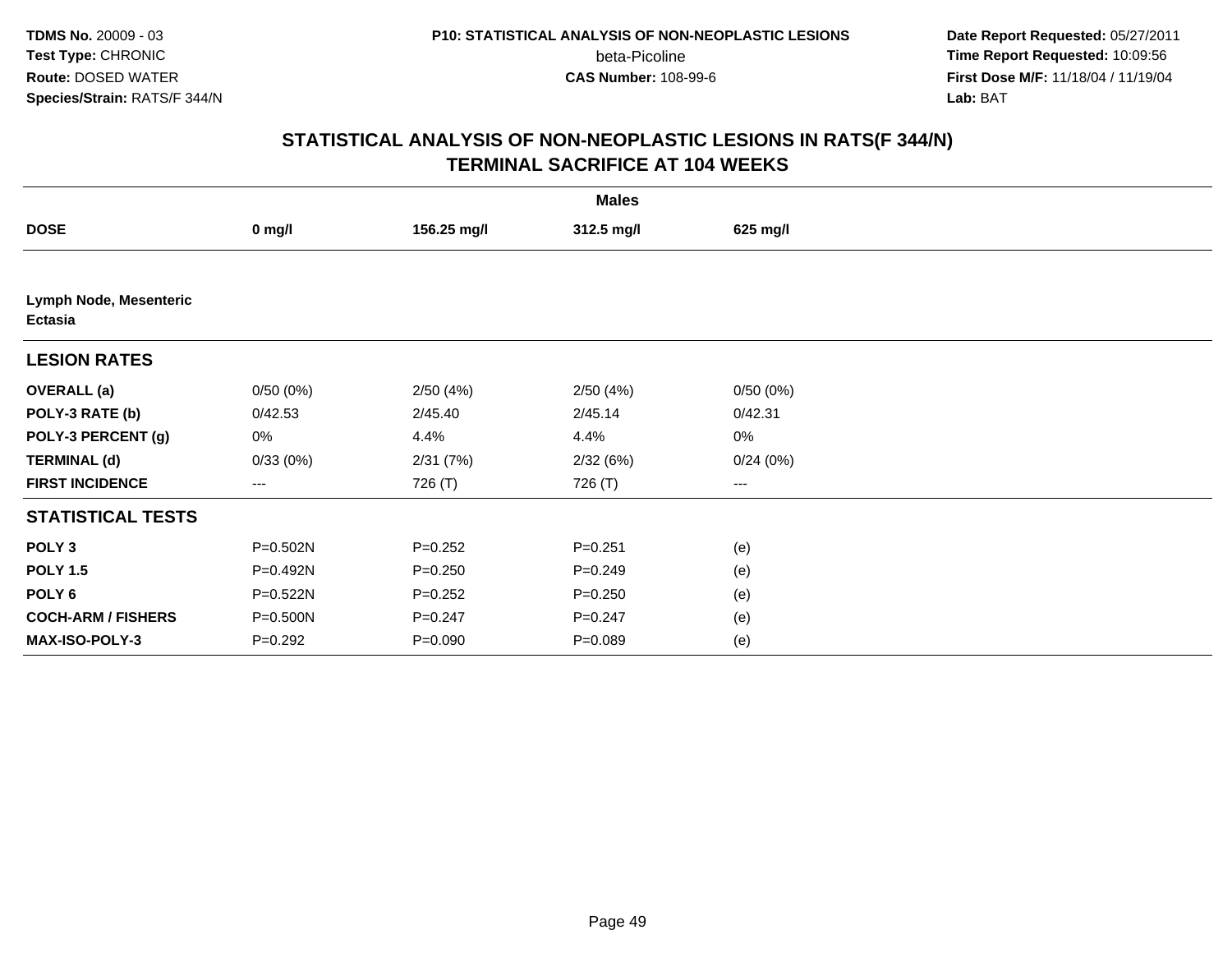**TDMS No.** 20009 - 03
**Test Type:** CHRONIC
**Route:** DOSED WATER
**Species/Strain:** RATS/F 344/N

**P10: STATISTICAL ANALYSIS OF NON-NEOPLASTIC LESIONS**
beta-Picoline
**CAS Number:** 108-99-6

**Date Report Requested:** 05/27/2011
**Time Report Requested:** 10:09:56
**First Dose M/F:** 11/18/04 / 11/19/04
**Lab:** BAT

## STATISTICAL ANALYSIS OF NON-NEOPLASTIC LESIONS IN RATS(F 344/N)
## TERMINAL SACRIFICE AT 104 WEEKS

| | Males | | | |
|---|---|---|---|---|
| **DOSE** | **0 mg/l** | **156.25 mg/l** | **312.5 mg/l** | **625 mg/l** |
| **Lymph Node, Mesenteric Ectasia** | | | | |
| **LESION RATES** | | | | |
| **OVERALL (a)** | 0/50 (0%) | 2/50 (4%) | 2/50 (4%) | 0/50 (0%) |
| **POLY-3 RATE (b)** | 0/42.53 | 2/45.40 | 2/45.14 | 0/42.31 |
| **POLY-3 PERCENT (g)** | 0% | 4.4% | 4.4% | 0% |
| **TERMINAL (d)** | 0/33 (0%) | 2/31 (7%) | 2/32 (6%) | 0/24 (0%) |
| **FIRST INCIDENCE** | --- | 726 (T) | 726 (T) | --- |
| **STATISTICAL TESTS** | | | | |
| **POLY 3** | P=0.502N | P=0.252 | P=0.251 | (e) |
| **POLY 1.5** | P=0.492N | P=0.250 | P=0.249 | (e) |
| **POLY 6** | P=0.522N | P=0.252 | P=0.250 | (e) |
| **COCH-ARM / FISHERS** | P=0.500N | P=0.247 | P=0.247 | (e) |
| **MAX-ISO-POLY-3** | P=0.292 | P=0.090 | P=0.089 | (e) |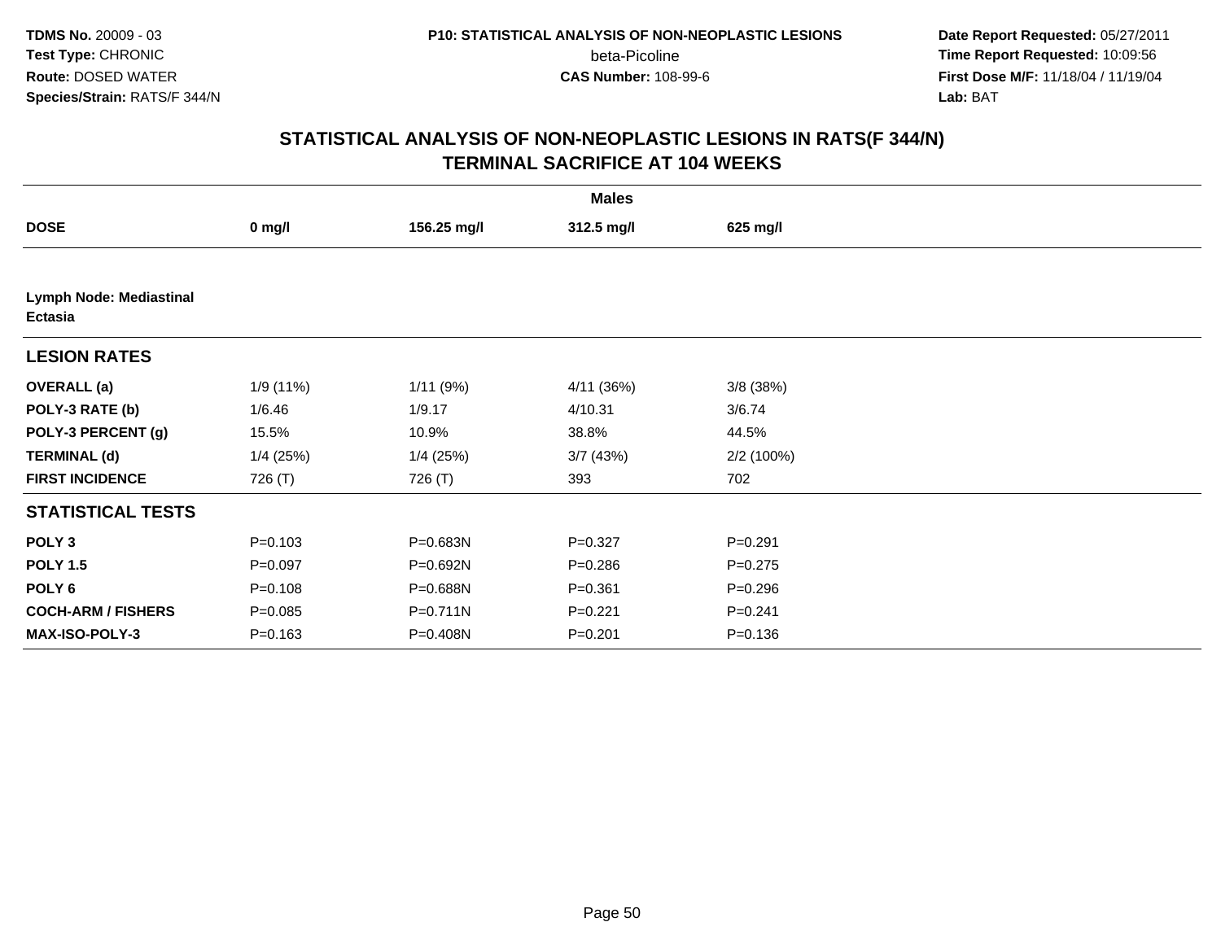**TDMS No.** 20009 - 03
**Test Type:** CHRONIC
**Route:** DOSED WATER
**Species/Strain:** RATS/F 344/N

**P10: STATISTICAL ANALYSIS OF NON-NEOPLASTIC LESIONS**
beta-Picoline
**CAS Number:** 108-99-6

**Date Report Requested:** 05/27/2011
**Time Report Requested:** 10:09:56
**First Dose M/F:** 11/18/04 / 11/19/04
**Lab:** BAT

## STATISTICAL ANALYSIS OF NON-NEOPLASTIC LESIONS IN RATS(F 344/N)
## TERMINAL SACRIFICE AT 104 WEEKS

| | Males | | | |
|---|---|---|---|---|
| **DOSE** | **0 mg/l** | **156.25 mg/l** | **312.5 mg/l** | **625 mg/l** |
| **Lymph Node: Mediastinal Ectasia** | | | | |
| **LESION RATES** | | | | |
| **OVERALL (a)** | 1/9 (11%) | 1/11 (9%) | 4/11 (36%) | 3/8 (38%) |
| **POLY-3 RATE (b)** | 1/6.46 | 1/9.17 | 4/10.31 | 3/6.74 |
| **POLY-3 PERCENT (g)** | 15.5% | 10.9% | 38.8% | 44.5% |
| **TERMINAL (d)** | 1/4 (25%) | 1/4 (25%) | 3/7 (43%) | 2/2 (100%) |
| **FIRST INCIDENCE** | 726 (T) | 726 (T) | 393 | 702 |
| **STATISTICAL TESTS** | | | | |
| **POLY 3** | P=0.103 | P=0.683N | P=0.327 | P=0.291 |
| **POLY 1.5** | P=0.097 | P=0.692N | P=0.286 | P=0.275 |
| **POLY 6** | P=0.108 | P=0.688N | P=0.361 | P=0.296 |
| **COCH-ARM / FISHERS** | P=0.085 | P=0.711N | P=0.221 | P=0.241 |
| **MAX-ISO-POLY-3** | P=0.163 | P=0.408N | P=0.201 | P=0.136 |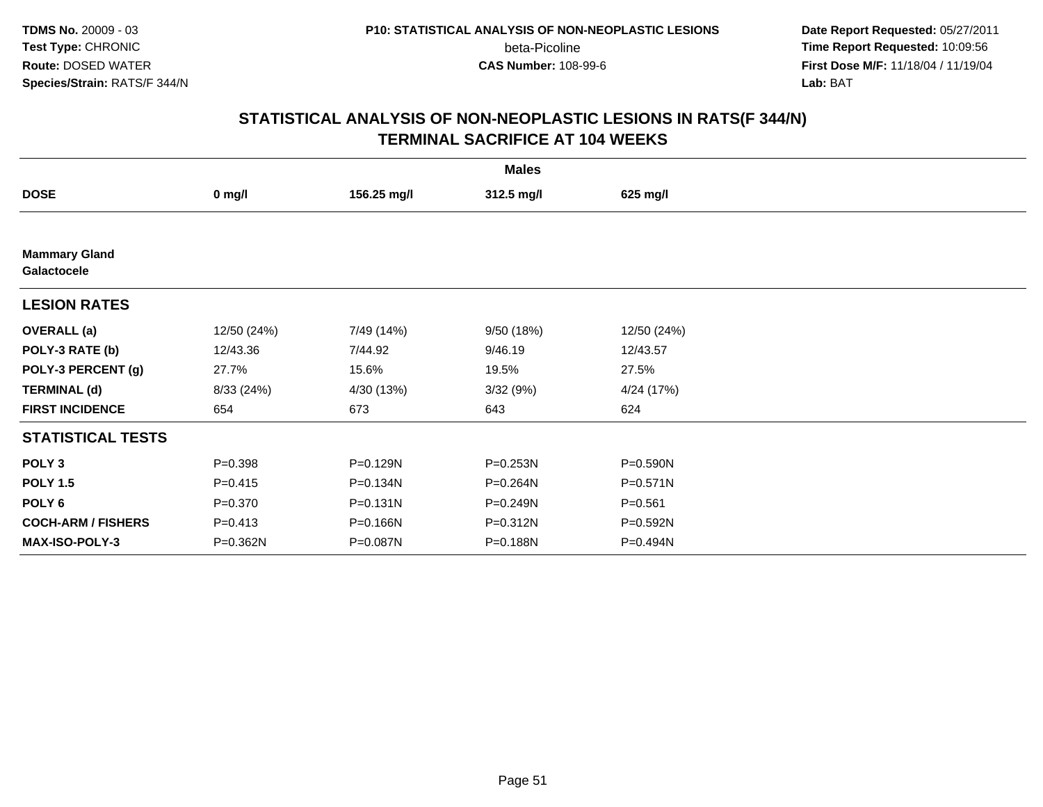**TDMS No.** 20009 - 03
**Test Type:** CHRONIC
**Route:** DOSED WATER
**Species/Strain:** RATS/F 344/N

**P10: STATISTICAL ANALYSIS OF NON-NEOPLASTIC LESIONS**
beta-Picoline
**CAS Number:** 108-99-6

**Date Report Requested:** 05/27/2011
**Time Report Requested:** 10:09:56
**First Dose M/F:** 11/18/04 / 11/19/04
**Lab:** BAT

## STATISTICAL ANALYSIS OF NON-NEOPLASTIC LESIONS IN RATS(F 344/N) TERMINAL SACRIFICE AT 104 WEEKS

| | Males | | | |
|---|---|---|---|---|
| **DOSE** | **0 mg/l** | **156.25 mg/l** | **312.5 mg/l** | **625 mg/l** |
| **Mammary Gland** | | | | |
| **Galactocele** | | | | |
| **LESION RATES** | | | | |
| **OVERALL (a)** | 12/50 (24%) | 7/49 (14%) | 9/50 (18%) | 12/50 (24%) |
| **POLY-3 RATE (b)** | 12/43.36 | 7/44.92 | 9/46.19 | 12/43.57 |
| **POLY-3 PERCENT (g)** | 27.7% | 15.6% | 19.5% | 27.5% |
| **TERMINAL (d)** | 8/33 (24%) | 4/30 (13%) | 3/32 (9%) | 4/24 (17%) |
| **FIRST INCIDENCE** | 654 | 673 | 643 | 624 |
| **STATISTICAL TESTS** | | | | |
| **POLY 3** | P=0.398 | P=0.129N | P=0.253N | P=0.590N |
| **POLY 1.5** | P=0.415 | P=0.134N | P=0.264N | P=0.571N |
| **POLY 6** | P=0.370 | P=0.131N | P=0.249N | P=0.561 |
| **COCH-ARM / FISHERS** | P=0.413 | P=0.166N | P=0.312N | P=0.592N |
| **MAX-ISO-POLY-3** | P=0.362N | P=0.087N | P=0.188N | P=0.494N |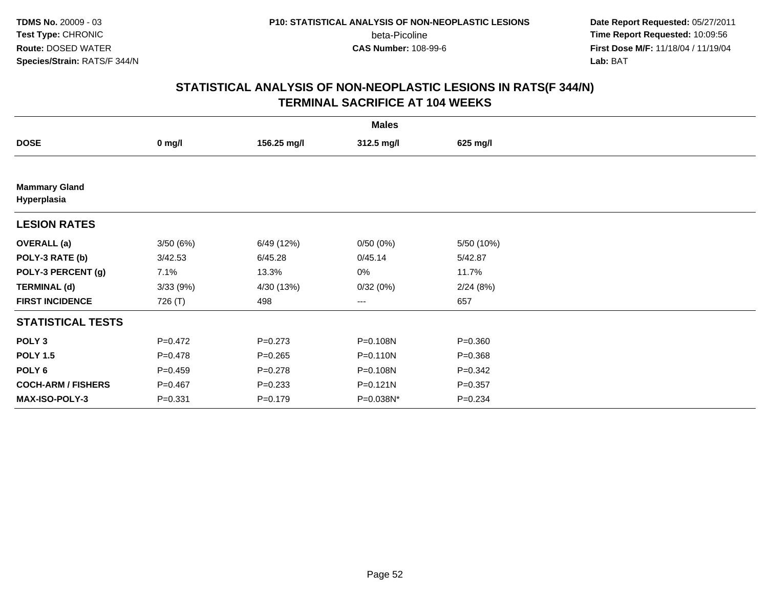TDMS No. 20009 - 03
Test Type: CHRONIC
Route: DOSED WATER
Species/Strain: RATS/F 344/N

P10: STATISTICAL ANALYSIS OF NON-NEOPLASTIC LESIONS
beta-Picoline
CAS Number: 108-99-6

Date Report Requested: 05/27/2011
Time Report Requested: 10:09:56
First Dose M/F: 11/18/04 / 11/19/04
Lab: BAT

## STATISTICAL ANALYSIS OF NON-NEOPLASTIC LESIONS IN RATS(F 344/N)
## TERMINAL SACRIFICE AT 104 WEEKS

| | Males | | | |
|---|---|---|---|---|
| **DOSE** | **0 mg/l** | **156.25 mg/l** | **312.5 mg/l** | **625 mg/l** |
| **Mammary Gland** | | | | |
| **Hyperplasia** | | | | |
| **LESION RATES** | | | | |
| **OVERALL (a)** | 3/50 (6%) | 6/49 (12%) | 0/50 (0%) | 5/50 (10%) |
| **POLY-3 RATE (b)** | 3/42.53 | 6/45.28 | 0/45.14 | 5/42.87 |
| **POLY-3 PERCENT (g)** | 7.1% | 13.3% | 0% | 11.7% |
| **TERMINAL (d)** | 3/33 (9%) | 4/30 (13%) | 0/32 (0%) | 2/24 (8%) |
| **FIRST INCIDENCE** | 726 (T) | 498 | --- | 657 |
| **STATISTICAL TESTS** | | | | |
| **POLY 3** | P=0.472 | P=0.273 | P=0.108N | P=0.360 |
| **POLY 1.5** | P=0.478 | P=0.265 | P=0.110N | P=0.368 |
| **POLY 6** | P=0.459 | P=0.278 | P=0.108N | P=0.342 |
| **COCH-ARM / FISHERS** | P=0.467 | P=0.233 | P=0.121N | P=0.357 |
| **MAX-ISO-POLY-3** | P=0.331 | P=0.179 | P=0.038N* | P=0.234 |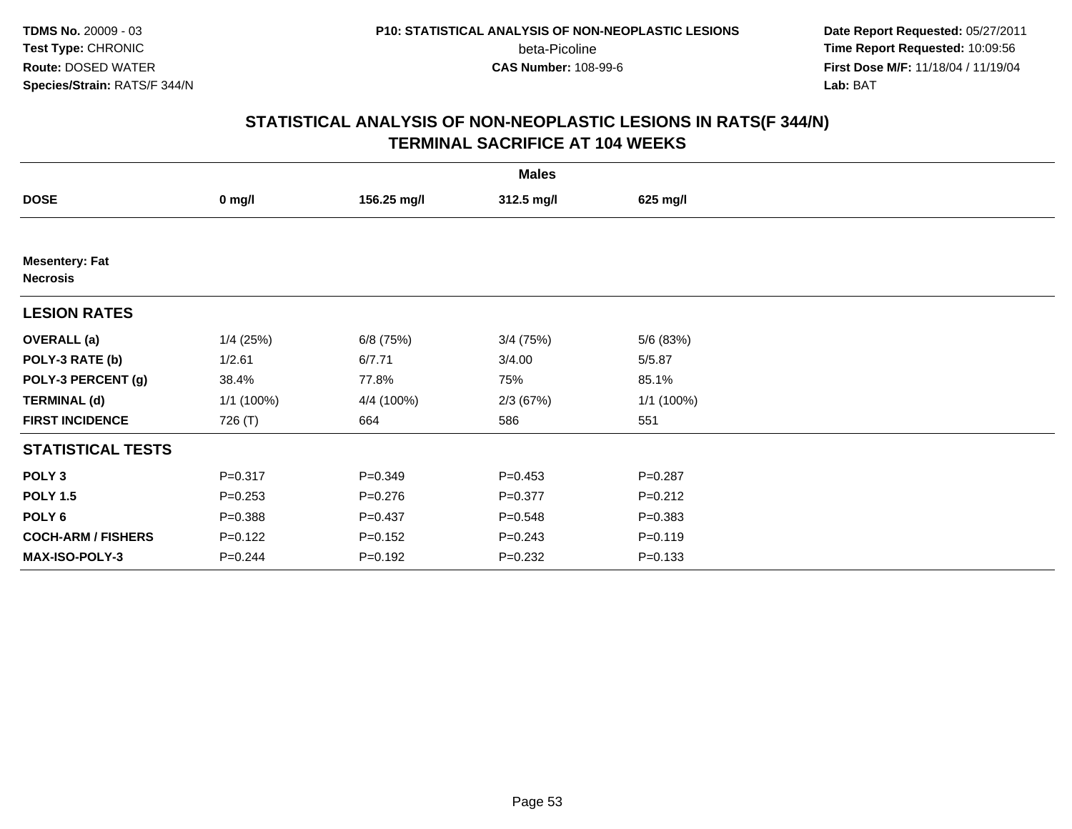TDMS No. 20009 - 03
Test Type: CHRONIC
Route: DOSED WATER
Species/Strain: RATS/F 344/N

P10: STATISTICAL ANALYSIS OF NON-NEOPLASTIC LESIONS
beta-Picoline
CAS Number: 108-99-6

Date Report Requested: 05/27/2011
Time Report Requested: 10:09:56
First Dose M/F: 11/18/04 / 11/19/04
Lab: BAT

## STATISTICAL ANALYSIS OF NON-NEOPLASTIC LESIONS IN RATS(F 344/N)
## TERMINAL SACRIFICE AT 104 WEEKS

| | Males | | | |
|---|---|---|---|---|
| **DOSE** | **0 mg/l** | **156.25 mg/l** | **312.5 mg/l** | **625 mg/l** |
| **Mesentery: Fat** | | | | |
| **Necrosis** | | | | |
| **LESION RATES** | | | | |
| **OVERALL (a)** | 1/4 (25%) | 6/8 (75%) | 3/4 (75%) | 5/6 (83%) |
| **POLY-3 RATE (b)** | 1/2.61 | 6/7.71 | 3/4.00 | 5/5.87 |
| **POLY-3 PERCENT (g)** | 38.4% | 77.8% | 75% | 85.1% |
| **TERMINAL (d)** | 1/1 (100%) | 4/4 (100%) | 2/3 (67%) | 1/1 (100%) |
| **FIRST INCIDENCE** | 726 (T) | 664 | 586 | 551 |
| **STATISTICAL TESTS** | | | | |
| **POLY 3** | P=0.317 | P=0.349 | P=0.453 | P=0.287 |
| **POLY 1.5** | P=0.253 | P=0.276 | P=0.377 | P=0.212 |
| **POLY 6** | P=0.388 | P=0.437 | P=0.548 | P=0.383 |
| **COCH-ARM / FISHERS** | P=0.122 | P=0.152 | P=0.243 | P=0.119 |
| **MAX-ISO-POLY-3** | P=0.244 | P=0.192 | P=0.232 | P=0.133 |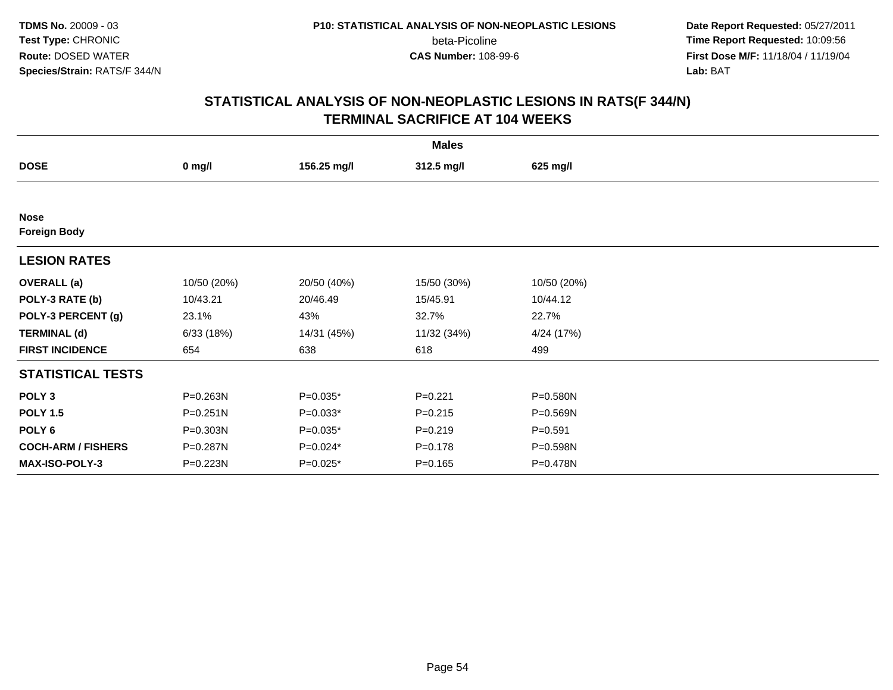**TDMS No.** 20009 - 03
**Test Type:** CHRONIC
**Route:** DOSED WATER
**Species/Strain:** RATS/F 344/N

**P10: STATISTICAL ANALYSIS OF NON-NEOPLASTIC LESIONS**
beta-Picoline
**CAS Number:** 108-99-6

**Date Report Requested:** 05/27/2011
**Time Report Requested:** 10:09:56
**First Dose M/F:** 11/18/04 / 11/19/04
**Lab:** BAT

## STATISTICAL ANALYSIS OF NON-NEOPLASTIC LESIONS IN RATS(F 344/N) TERMINAL SACRIFICE AT 104 WEEKS

| | Males | | | |
|---|---|---|---|---|
| **DOSE** | **0 mg/l** | **156.25 mg/l** | **312.5 mg/l** | **625 mg/l** |
| **Nose** | | | | |
| **Foreign Body** | | | | |
| **LESION RATES** | | | | |
| **OVERALL (a)** | 10/50 (20%) | 20/50 (40%) | 15/50 (30%) | 10/50 (20%) |
| **POLY-3 RATE (b)** | 10/43.21 | 20/46.49 | 15/45.91 | 10/44.12 |
| **POLY-3 PERCENT (g)** | 23.1% | 43% | 32.7% | 22.7% |
| **TERMINAL (d)** | 6/33 (18%) | 14/31 (45%) | 11/32 (34%) | 4/24 (17%) |
| **FIRST INCIDENCE** | 654 | 638 | 618 | 499 |
| **STATISTICAL TESTS** | | | | |
| **POLY 3** | P=0.263N | P=0.035* | P=0.221 | P=0.580N |
| **POLY 1.5** | P=0.251N | P=0.033* | P=0.215 | P=0.569N |
| **POLY 6** | P=0.303N | P=0.035* | P=0.219 | P=0.591 |
| **COCH-ARM / FISHERS** | P=0.287N | P=0.024* | P=0.178 | P=0.598N |
| **MAX-ISO-POLY-3** | P=0.223N | P=0.025* | P=0.165 | P=0.478N |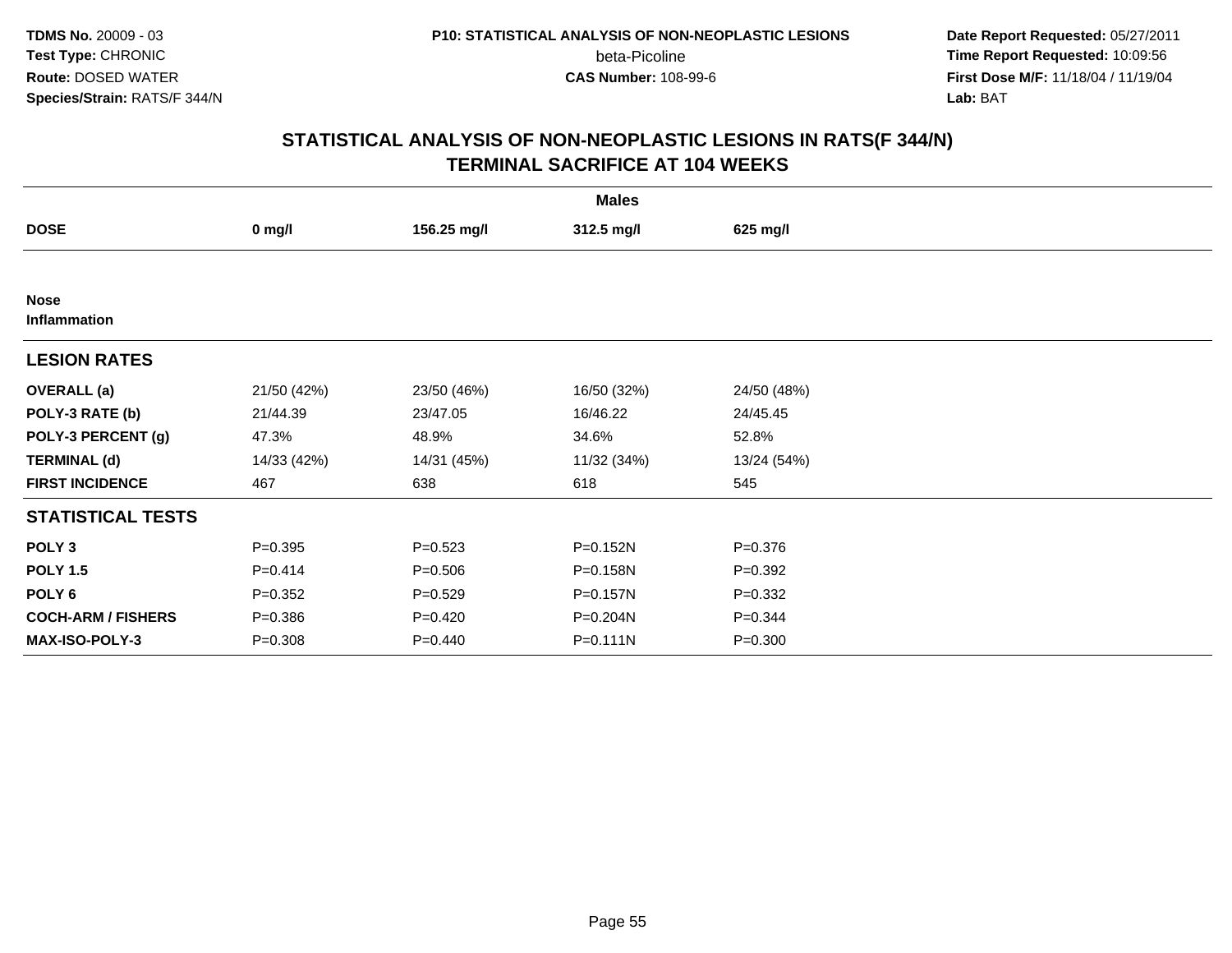TDMS No. 20009 - 03
Test Type: CHRONIC
Route: DOSED WATER
Species/Strain: RATS/F 344/N

P10: STATISTICAL ANALYSIS OF NON-NEOPLASTIC LESIONS
beta-Picoline
CAS Number: 108-99-6

Date Report Requested: 05/27/2011
Time Report Requested: 10:09:56
First Dose M/F: 11/18/04 / 11/19/04
Lab: BAT

## STATISTICAL ANALYSIS OF NON-NEOPLASTIC LESIONS IN RATS(F 344/N)
## TERMINAL SACRIFICE AT 104 WEEKS

| | Males | | | |
|---|---|---|---|---|
| **DOSE** | **0 mg/l** | **156.25 mg/l** | **312.5 mg/l** | **625 mg/l** |
| **Nose** | | | | |
| **Inflammation** | | | | |
| **LESION RATES** | | | | |
| **OVERALL (a)** | 21/50 (42%) | 23/50 (46%) | 16/50 (32%) | 24/50 (48%) |
| **POLY-3 RATE (b)** | 21/44.39 | 23/47.05 | 16/46.22 | 24/45.45 |
| **POLY-3 PERCENT (g)** | 47.3% | 48.9% | 34.6% | 52.8% |
| **TERMINAL (d)** | 14/33 (42%) | 14/31 (45%) | 11/32 (34%) | 13/24 (54%) |
| **FIRST INCIDENCE** | 467 | 638 | 618 | 545 |
| **STATISTICAL TESTS** | | | | |
| **POLY 3** | P=0.395 | P=0.523 | P=0.152N | P=0.376 |
| **POLY 1.5** | P=0.414 | P=0.506 | P=0.158N | P=0.392 |
| **POLY 6** | P=0.352 | P=0.529 | P=0.157N | P=0.332 |
| **COCH-ARM / FISHERS** | P=0.386 | P=0.420 | P=0.204N | P=0.344 |
| **MAX-ISO-POLY-3** | P=0.308 | P=0.440 | P=0.111N | P=0.300 |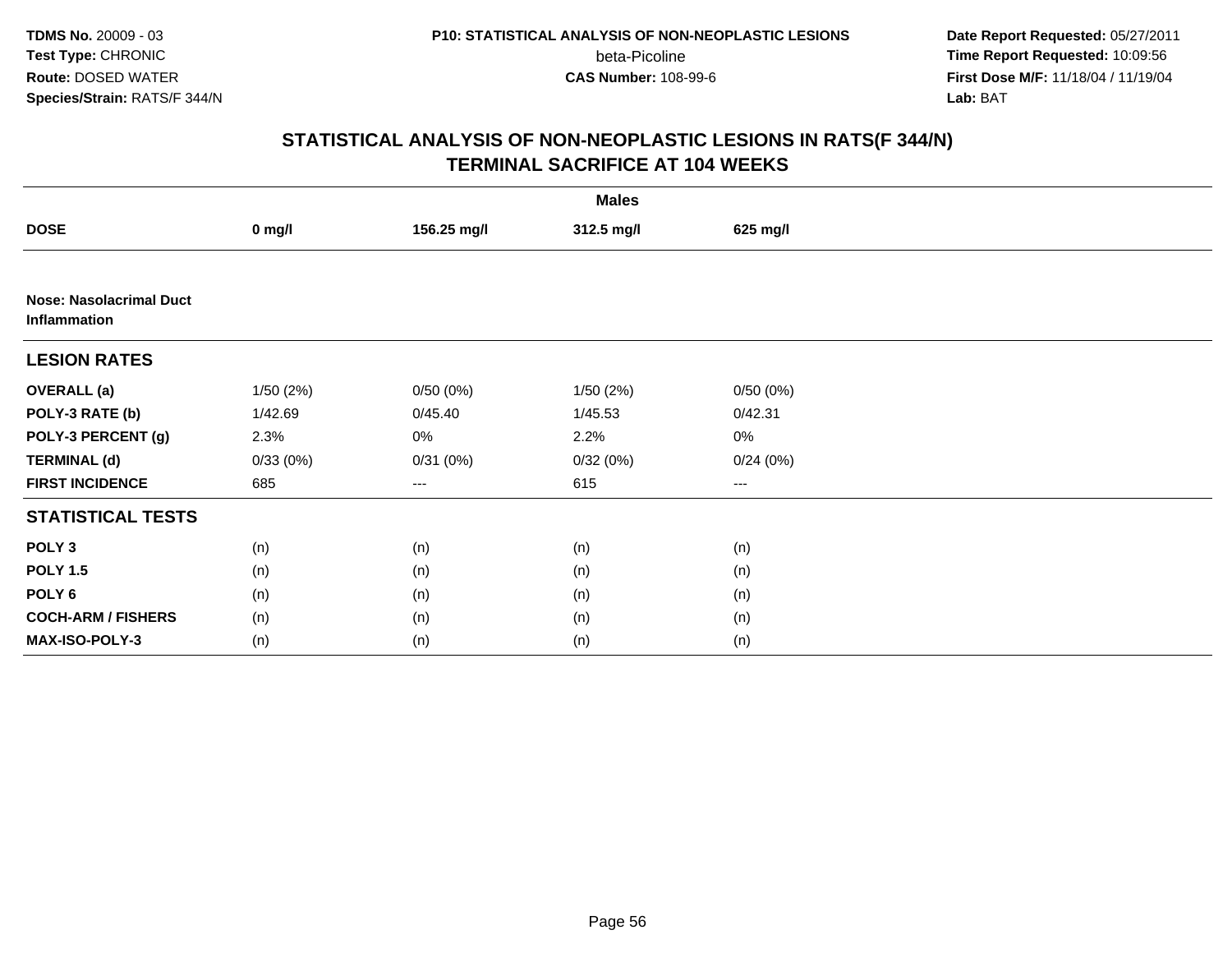**TDMS No.** 20009 - 03
**Test Type:** CHRONIC
**Route:** DOSED WATER
**Species/Strain:** RATS/F 344/N

**P10: STATISTICAL ANALYSIS OF NON-NEOPLASTIC LESIONS**
beta-Picoline
**CAS Number:** 108-99-6

**Date Report Requested:** 05/27/2011
**Time Report Requested:** 10:09:56
**First Dose M/F:** 11/18/04 / 11/19/04
**Lab:** BAT

## STATISTICAL ANALYSIS OF NON-NEOPLASTIC LESIONS IN RATS(F 344/N) TERMINAL SACRIFICE AT 104 WEEKS

| | Males | | | |
|---|---|---|---|---|
| **DOSE** | **0 mg/l** | **156.25 mg/l** | **312.5 mg/l** | **625 mg/l** |
| **Nose: Nasolacrimal Duct Inflammation** | | | | |
| **LESION RATES** | | | | |
| **OVERALL (a)** | 1/50 (2%) | 0/50 (0%) | 1/50 (2%) | 0/50 (0%) |
| **POLY-3 RATE (b)** | 1/42.69 | 0/45.40 | 1/45.53 | 0/42.31 |
| **POLY-3 PERCENT (g)** | 2.3% | 0% | 2.2% | 0% |
| **TERMINAL (d)** | 0/33 (0%) | 0/31 (0%) | 0/32 (0%) | 0/24 (0%) |
| **FIRST INCIDENCE** | 685 | --- | 615 | --- |
| **STATISTICAL TESTS** | | | | |
| **POLY 3** | (n) | (n) | (n) | (n) |
| **POLY 1.5** | (n) | (n) | (n) | (n) |
| **POLY 6** | (n) | (n) | (n) | (n) |
| **COCH-ARM / FISHERS** | (n) | (n) | (n) | (n) |
| **MAX-ISO-POLY-3** | (n) | (n) | (n) | (n) |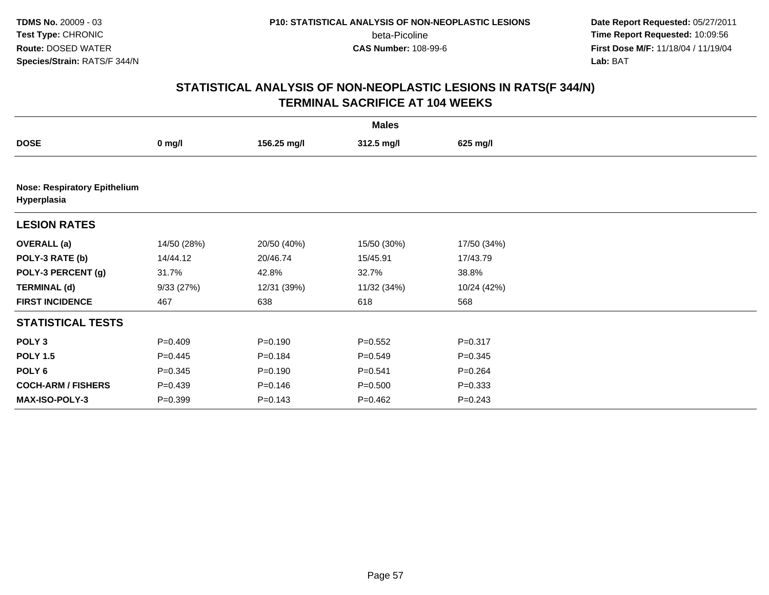**TDMS No.** 20009 - 03
**Test Type:** CHRONIC
**Route:** DOSED WATER
**Species/Strain:** RATS/F 344/N

**P10: STATISTICAL ANALYSIS OF NON-NEOPLASTIC LESIONS**
beta-Picoline
**CAS Number:** 108-99-6

**Date Report Requested:** 05/27/2011
**Time Report Requested:** 10:09:56
**First Dose M/F:** 11/18/04 / 11/19/04
**Lab:** BAT

## STATISTICAL ANALYSIS OF NON-NEOPLASTIC LESIONS IN RATS(F 344/N)
## TERMINAL SACRIFICE AT 104 WEEKS

| | Males | | | |
|---|---|---|---|---|
| **DOSE** | **0 mg/l** | **156.25 mg/l** | **312.5 mg/l** | **625 mg/l** |
| **Nose: Respiratory Epithelium Hyperplasia** | | | | |
| **LESION RATES** | | | | |
| **OVERALL (a)** | 14/50 (28%) | 20/50 (40%) | 15/50 (30%) | 17/50 (34%) |
| **POLY-3 RATE (b)** | 14/44.12 | 20/46.74 | 15/45.91 | 17/43.79 |
| **POLY-3 PERCENT (g)** | 31.7% | 42.8% | 32.7% | 38.8% |
| **TERMINAL (d)** | 9/33 (27%) | 12/31 (39%) | 11/32 (34%) | 10/24 (42%) |
| **FIRST INCIDENCE** | 467 | 638 | 618 | 568 |
| **STATISTICAL TESTS** | | | | |
| **POLY 3** | P=0.409 | P=0.190 | P=0.552 | P=0.317 |
| **POLY 1.5** | P=0.445 | P=0.184 | P=0.549 | P=0.345 |
| **POLY 6** | P=0.345 | P=0.190 | P=0.541 | P=0.264 |
| **COCH-ARM / FISHERS** | P=0.439 | P=0.146 | P=0.500 | P=0.333 |
| **MAX-ISO-POLY-3** | P=0.399 | P=0.143 | P=0.462 | P=0.243 |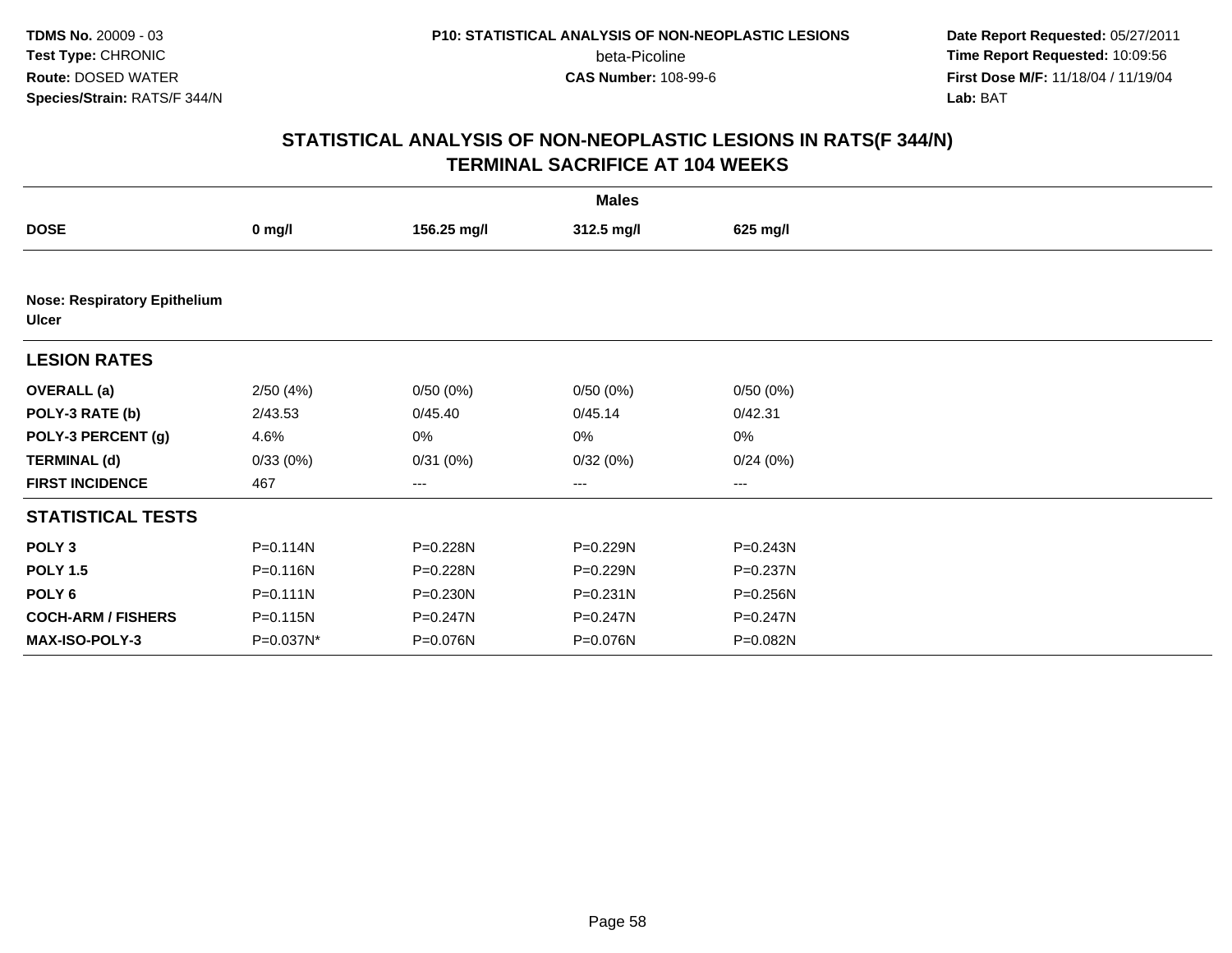**TDMS No.** 20009 - 03
**Test Type:** CHRONIC
**Route:** DOSED WATER
**Species/Strain:** RATS/F 344/N

**P10: STATISTICAL ANALYSIS OF NON-NEOPLASTIC LESIONS**
beta-Picoline
**CAS Number:** 108-99-6

**Date Report Requested:** 05/27/2011
**Time Report Requested:** 10:09:56
**First Dose M/F:** 11/18/04 / 11/19/04
**Lab:** BAT

## STATISTICAL ANALYSIS OF NON-NEOPLASTIC LESIONS IN RATS(F 344/N) TERMINAL SACRIFICE AT 104 WEEKS

| | Males | | | |
|---|---|---|---|---|
| **DOSE** | **0 mg/l** | **156.25 mg/l** | **312.5 mg/l** | **625 mg/l** |
| **Nose: Respiratory Epithelium Ulcer** | | | | |
| **LESION RATES** | | | | |
| **OVERALL (a)** | 2/50 (4%) | 0/50 (0%) | 0/50 (0%) | 0/50 (0%) |
| **POLY-3 RATE (b)** | 2/43.53 | 0/45.40 | 0/45.14 | 0/42.31 |
| **POLY-3 PERCENT (g)** | 4.6% | 0% | 0% | 0% |
| **TERMINAL (d)** | 0/33 (0%) | 0/31 (0%) | 0/32 (0%) | 0/24 (0%) |
| **FIRST INCIDENCE** | 467 | --- | --- | --- |
| **STATISTICAL TESTS** | | | | |
| **POLY 3** | P=0.114N | P=0.228N | P=0.229N | P=0.243N |
| **POLY 1.5** | P=0.116N | P=0.228N | P=0.229N | P=0.237N |
| **POLY 6** | P=0.111N | P=0.230N | P=0.231N | P=0.256N |
| **COCH-ARM / FISHERS** | P=0.115N | P=0.247N | P=0.247N | P=0.247N |
| **MAX-ISO-POLY-3** | P=0.037N* | P=0.076N | P=0.076N | P=0.082N |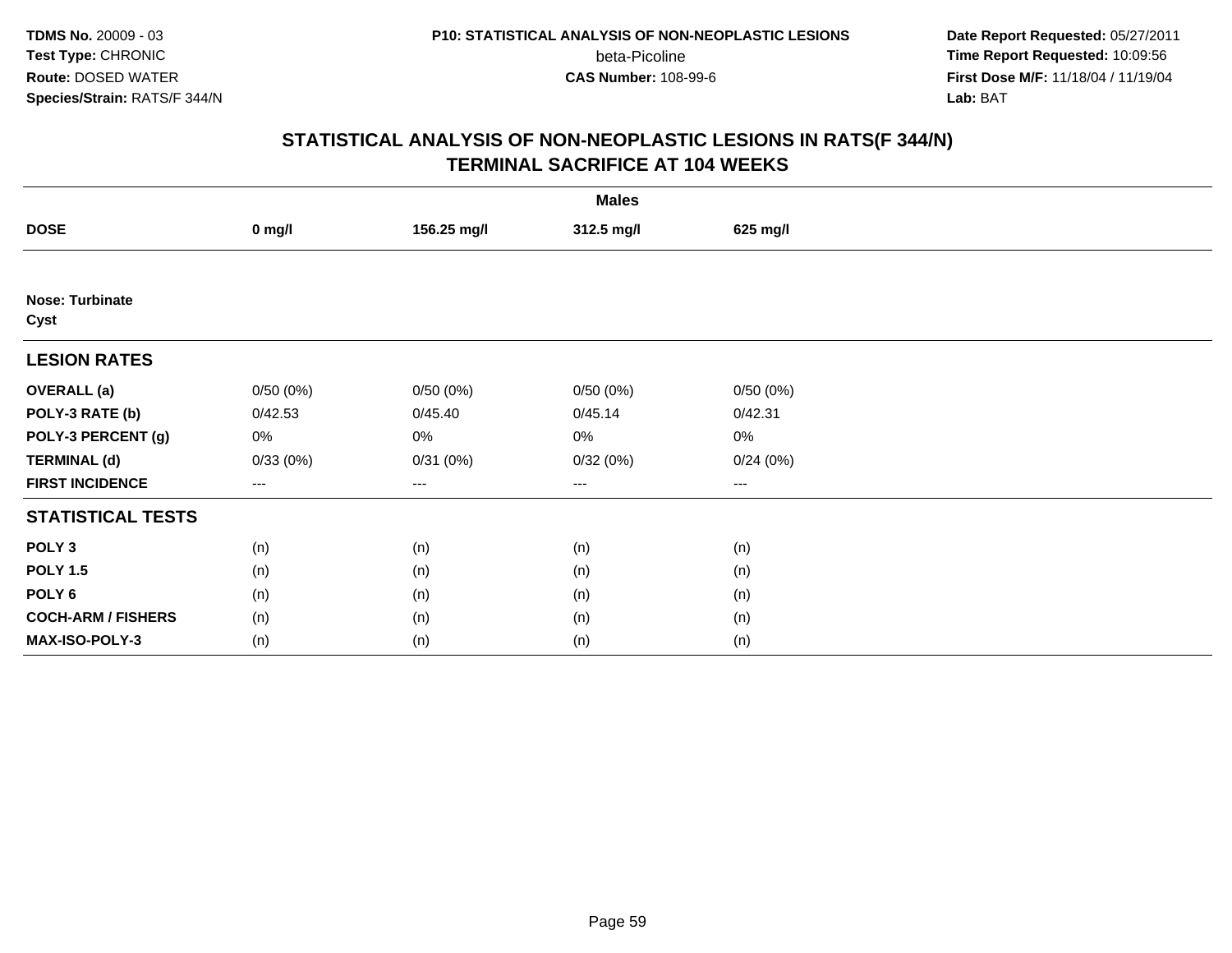**TDMS No.** 20009 - 03
**Test Type:** CHRONIC
**Route:** DOSED WATER
**Species/Strain:** RATS/F 344/N

**P10: STATISTICAL ANALYSIS OF NON-NEOPLASTIC LESIONS**
beta-Picoline
**CAS Number:** 108-99-6

**Date Report Requested:** 05/27/2011
**Time Report Requested:** 10:09:56
**First Dose M/F:** 11/18/04 / 11/19/04
**Lab:** BAT

## STATISTICAL ANALYSIS OF NON-NEOPLASTIC LESIONS IN RATS(F 344/N)
## TERMINAL SACRIFICE AT 104 WEEKS

| | Males | | | |
|---|---|---|---|---|
| **DOSE** | **0 mg/l** | **156.25 mg/l** | **312.5 mg/l** | **625 mg/l** |
| **Nose: Turbinate** | | | | |
| **Cyst** | | | | |
| **LESION RATES** | | | | |
| **OVERALL (a)** | 0/50 (0%) | 0/50 (0%) | 0/50 (0%) | 0/50 (0%) |
| **POLY-3 RATE (b)** | 0/42.53 | 0/45.40 | 0/45.14 | 0/42.31 |
| **POLY-3 PERCENT (g)** | 0% | 0% | 0% | 0% |
| **TERMINAL (d)** | 0/33 (0%) | 0/31 (0%) | 0/32 (0%) | 0/24 (0%) |
| **FIRST INCIDENCE** | --- | --- | --- | --- |
| **STATISTICAL TESTS** | | | | |
| **POLY 3** | (n) | (n) | (n) | (n) |
| **POLY 1.5** | (n) | (n) | (n) | (n) |
| **POLY 6** | (n) | (n) | (n) | (n) |
| **COCH-ARM / FISHERS** | (n) | (n) | (n) | (n) |
| **MAX-ISO-POLY-3** | (n) | (n) | (n) | (n) |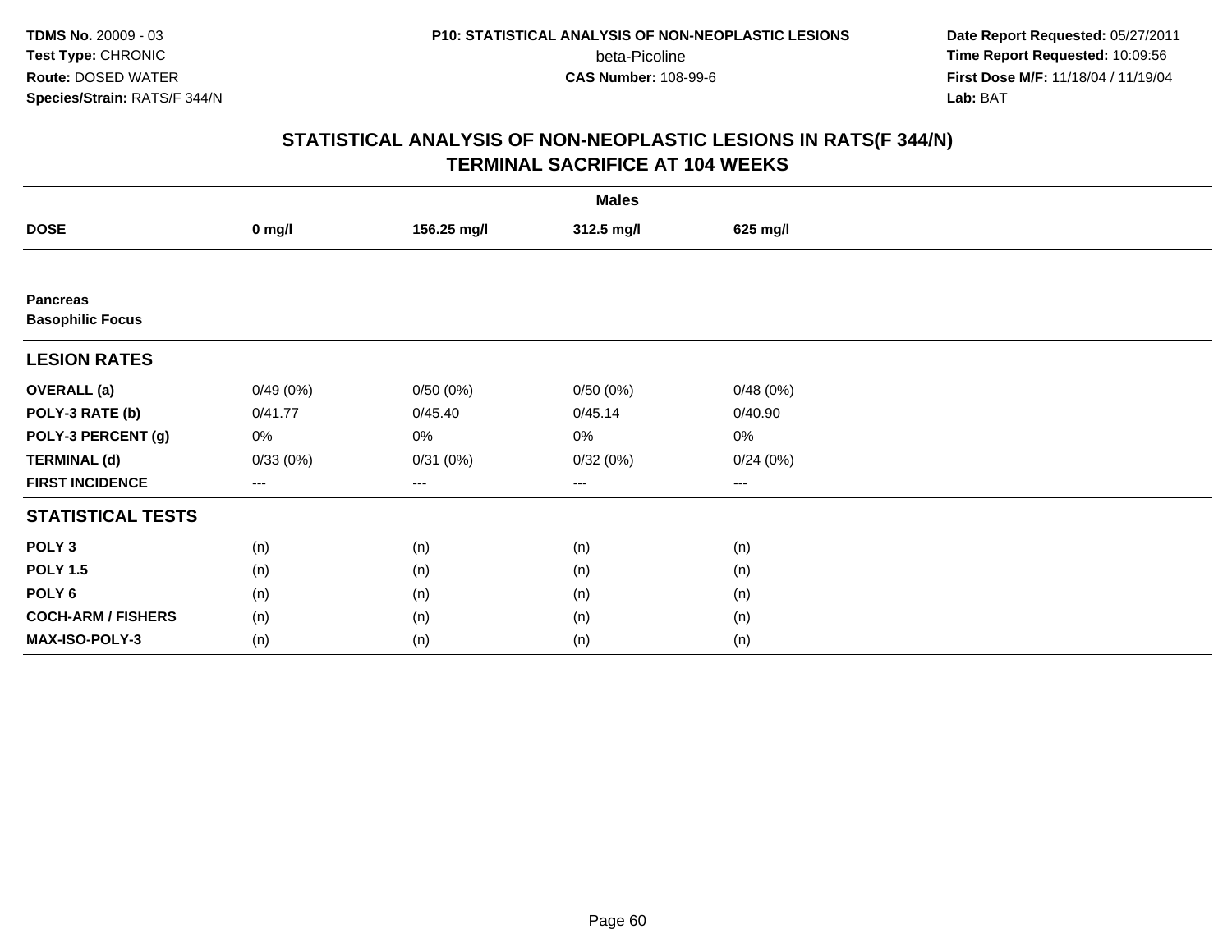TDMS No. 20009 - 03
Test Type: CHRONIC
Route: DOSED WATER
Species/Strain: RATS/F 344/N

P10: STATISTICAL ANALYSIS OF NON-NEOPLASTIC LESIONS
beta-Picoline
CAS Number: 108-99-6

Date Report Requested: 05/27/2011
Time Report Requested: 10:09:56
First Dose M/F: 11/18/04 / 11/19/04
Lab: BAT

## STATISTICAL ANALYSIS OF NON-NEOPLASTIC LESIONS IN RATS(F 344/N)
## TERMINAL SACRIFICE AT 104 WEEKS

| | Males | | | |
|---|---|---|---|---|
| **DOSE** | **0 mg/l** | **156.25 mg/l** | **312.5 mg/l** | **625 mg/l** |
| **Pancreas** | | | | |
| **Basophilic Focus** | | | | |
| **LESION RATES** | | | | |
| **OVERALL (a)** | 0/49 (0%) | 0/50 (0%) | 0/50 (0%) | 0/48 (0%) |
| **POLY-3 RATE (b)** | 0/41.77 | 0/45.40 | 0/45.14 | 0/40.90 |
| **POLY-3 PERCENT (g)** | 0% | 0% | 0% | 0% |
| **TERMINAL (d)** | 0/33 (0%) | 0/31 (0%) | 0/32 (0%) | 0/24 (0%) |
| **FIRST INCIDENCE** | --- | --- | --- | --- |
| **STATISTICAL TESTS** | | | | |
| **POLY 3** | (n) | (n) | (n) | (n) |
| **POLY 1.5** | (n) | (n) | (n) | (n) |
| **POLY 6** | (n) | (n) | (n) | (n) |
| **COCH-ARM / FISHERS** | (n) | (n) | (n) | (n) |
| **MAX-ISO-POLY-3** | (n) | (n) | (n) | (n) |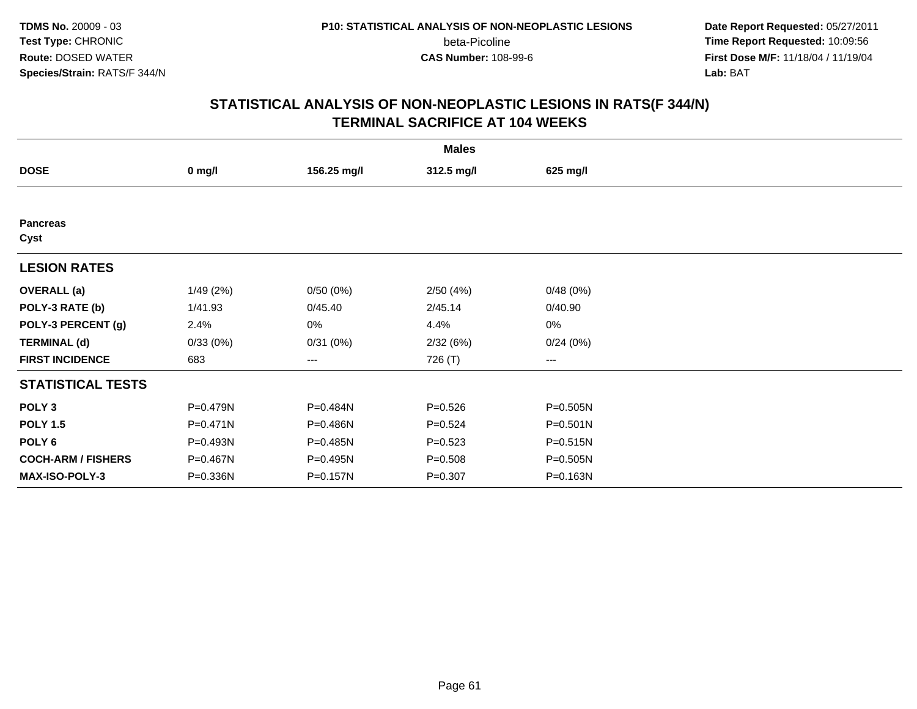**TDMS No.** 20009 - 03
**Test Type:** CHRONIC
**Route:** DOSED WATER
**Species/Strain:** RATS/F 344/N

**P10: STATISTICAL ANALYSIS OF NON-NEOPLASTIC LESIONS**
beta-Picoline
**CAS Number:** 108-99-6

**Date Report Requested:** 05/27/2011
**Time Report Requested:** 10:09:56
**First Dose M/F:** 11/18/04 / 11/19/04
**Lab:** BAT

## STATISTICAL ANALYSIS OF NON-NEOPLASTIC LESIONS IN RATS(F 344/N)
## TERMINAL SACRIFICE AT 104 WEEKS

| | Males | | | |
|---|---|---|---|---|
| **DOSE** | **0 mg/l** | **156.25 mg/l** | **312.5 mg/l** | **625 mg/l** |
| **Pancreas** | | | | |
| **Cyst** | | | | |
| **LESION RATES** | | | | |
| **OVERALL (a)** | 1/49 (2%) | 0/50 (0%) | 2/50 (4%) | 0/48 (0%) |
| **POLY-3 RATE (b)** | 1/41.93 | 0/45.40 | 2/45.14 | 0/40.90 |
| **POLY-3 PERCENT (g)** | 2.4% | 0% | 4.4% | 0% |
| **TERMINAL (d)** | 0/33 (0%) | 0/31 (0%) | 2/32 (6%) | 0/24 (0%) |
| **FIRST INCIDENCE** | 683 | --- | 726 (T) | --- |
| **STATISTICAL TESTS** | | | | |
| **POLY 3** | P=0.479N | P=0.484N | P=0.526 | P=0.505N |
| **POLY 1.5** | P=0.471N | P=0.486N | P=0.524 | P=0.501N |
| **POLY 6** | P=0.493N | P=0.485N | P=0.523 | P=0.515N |
| **COCH-ARM / FISHERS** | P=0.467N | P=0.495N | P=0.508 | P=0.505N |
| **MAX-ISO-POLY-3** | P=0.336N | P=0.157N | P=0.307 | P=0.163N |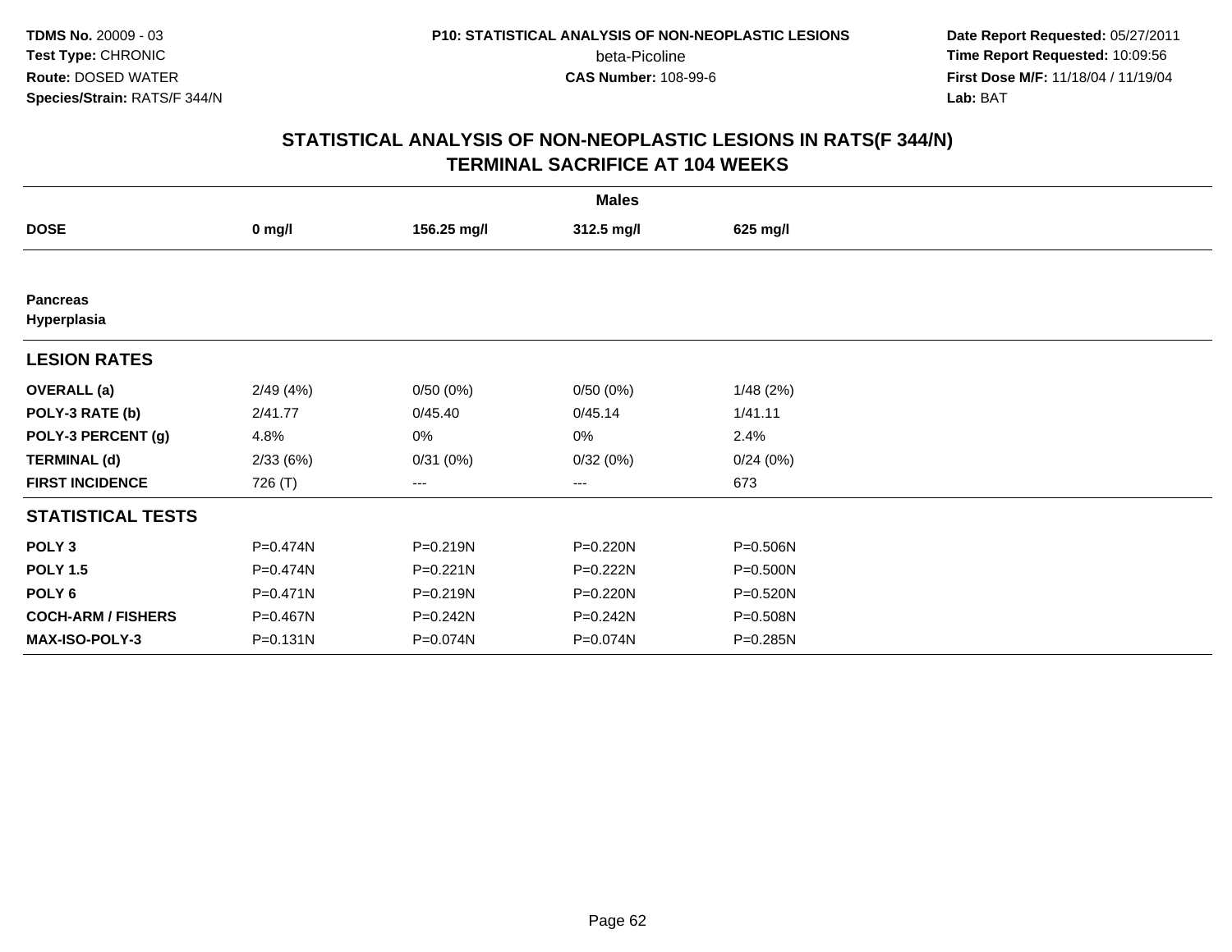**TDMS No.** 20009 - 03
**Test Type:** CHRONIC
**Route:** DOSED WATER
**Species/Strain:** RATS/F 344/N

**P10: STATISTICAL ANALYSIS OF NON-NEOPLASTIC LESIONS**
beta-Picoline
**CAS Number:** 108-99-6

**Date Report Requested:** 05/27/2011
**Time Report Requested:** 10:09:56
**First Dose M/F:** 11/18/04 / 11/19/04
**Lab:** BAT

## STATISTICAL ANALYSIS OF NON-NEOPLASTIC LESIONS IN RATS(F 344/N)
## TERMINAL SACRIFICE AT 104 WEEKS

| | Males | | | |
|---|---|---|---|---|
| **DOSE** | **0 mg/l** | **156.25 mg/l** | **312.5 mg/l** | **625 mg/l** |
| **Pancreas** | | | | |
| **Hyperplasia** | | | | |
| **LESION RATES** | | | | |
| **OVERALL (a)** | 2/49 (4%) | 0/50 (0%) | 0/50 (0%) | 1/48 (2%) |
| **POLY-3 RATE (b)** | 2/41.77 | 0/45.40 | 0/45.14 | 1/41.11 |
| **POLY-3 PERCENT (g)** | 4.8% | 0% | 0% | 2.4% |
| **TERMINAL (d)** | 2/33 (6%) | 0/31 (0%) | 0/32 (0%) | 0/24 (0%) |
| **FIRST INCIDENCE** | 726 (T) | --- | --- | 673 |
| **STATISTICAL TESTS** | | | | |
| **POLY 3** | P=0.474N | P=0.219N | P=0.220N | P=0.506N |
| **POLY 1.5** | P=0.474N | P=0.221N | P=0.222N | P=0.500N |
| **POLY 6** | P=0.471N | P=0.219N | P=0.220N | P=0.520N |
| **COCH-ARM / FISHERS** | P=0.467N | P=0.242N | P=0.242N | P=0.508N |
| **MAX-ISO-POLY-3** | P=0.131N | P=0.074N | P=0.074N | P=0.285N |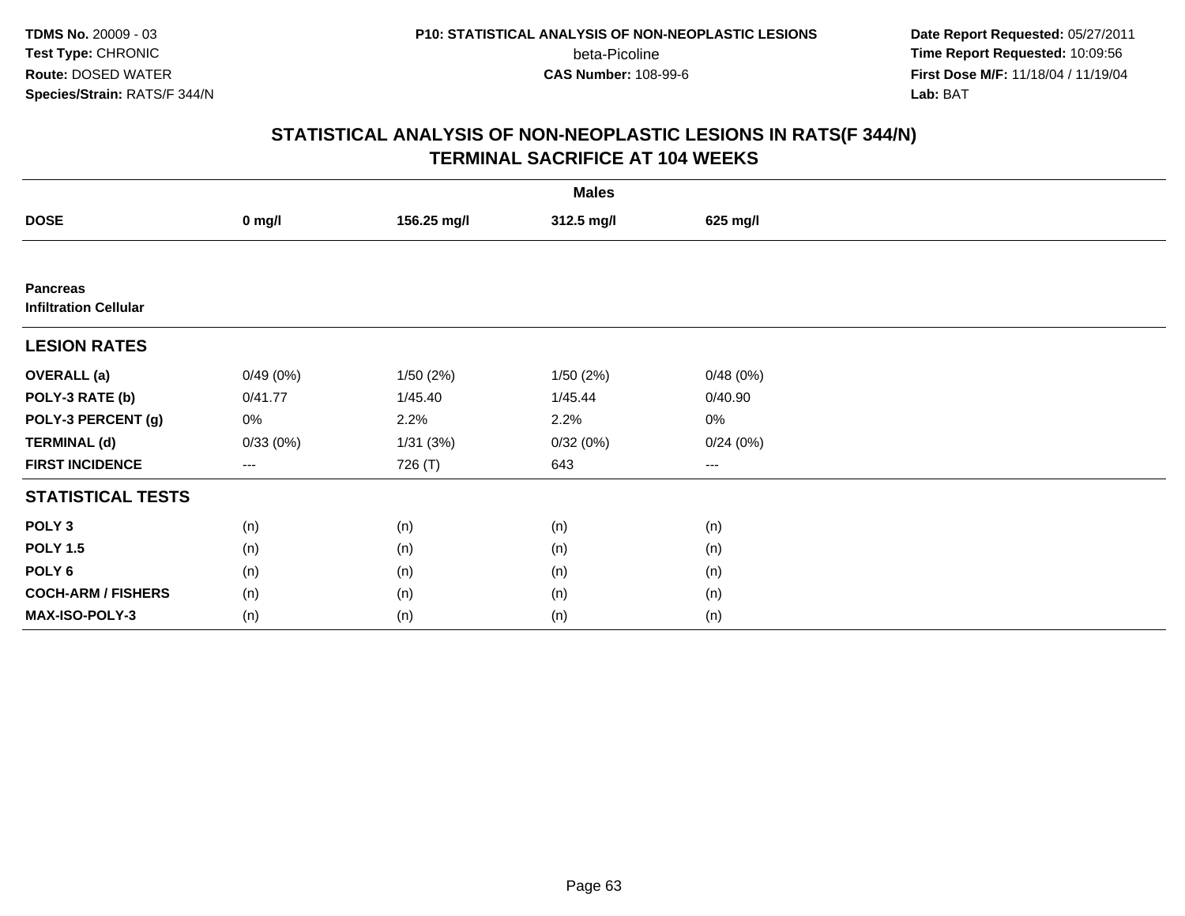**TDMS No.** 20009 - 03
**Test Type:** CHRONIC
**Route:** DOSED WATER
**Species/Strain:** RATS/F 344/N

**P10: STATISTICAL ANALYSIS OF NON-NEOPLASTIC LESIONS**
beta-Picoline
**CAS Number:** 108-99-6

**Date Report Requested:** 05/27/2011
**Time Report Requested:** 10:09:56
**First Dose M/F:** 11/18/04 / 11/19/04
**Lab:** BAT

## STATISTICAL ANALYSIS OF NON-NEOPLASTIC LESIONS IN RATS(F 344/N)
## TERMINAL SACRIFICE AT 104 WEEKS

| | Males | | | |
|---|---|---|---|---|
| **DOSE** | **0 mg/l** | **156.25 mg/l** | **312.5 mg/l** | **625 mg/l** |
| **Pancreas** | | | | |
| **Infiltration Cellular** | | | | |
| **LESION RATES** | | | | |
| **OVERALL (a)** | 0/49 (0%) | 1/50 (2%) | 1/50 (2%) | 0/48 (0%) |
| **POLY-3 RATE (b)** | 0/41.77 | 1/45.40 | 1/45.44 | 0/40.90 |
| **POLY-3 PERCENT (g)** | 0% | 2.2% | 2.2% | 0% |
| **TERMINAL (d)** | 0/33 (0%) | 1/31 (3%) | 0/32 (0%) | 0/24 (0%) |
| **FIRST INCIDENCE** | --- | 726 (T) | 643 | --- |
| **STATISTICAL TESTS** | | | | |
| **POLY 3** | (n) | (n) | (n) | (n) |
| **POLY 1.5** | (n) | (n) | (n) | (n) |
| **POLY 6** | (n) | (n) | (n) | (n) |
| **COCH-ARM / FISHERS** | (n) | (n) | (n) | (n) |
| **MAX-ISO-POLY-3** | (n) | (n) | (n) | (n) |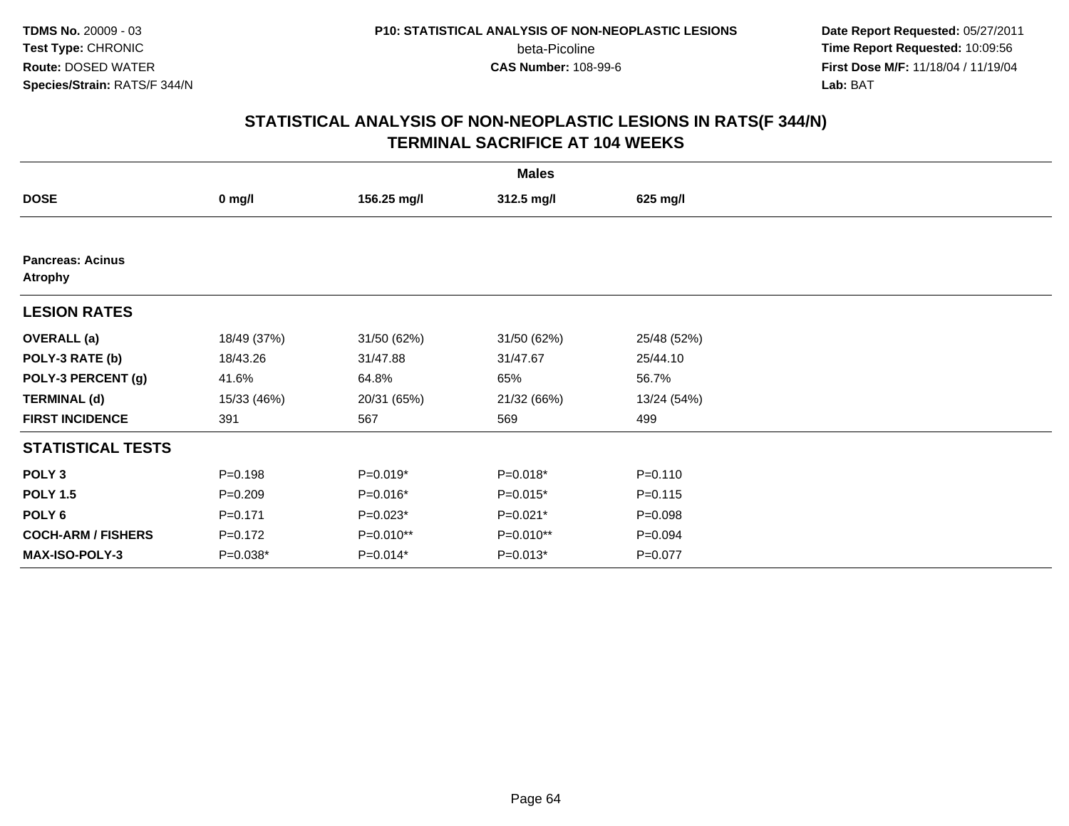**TDMS No.** 20009 - 03
**Test Type:** CHRONIC
**Route:** DOSED WATER
**Species/Strain:** RATS/F 344/N

**P10: STATISTICAL ANALYSIS OF NON-NEOPLASTIC LESIONS**
beta-Picoline
**CAS Number:** 108-99-6

**Date Report Requested:** 05/27/2011
**Time Report Requested:** 10:09:56
**First Dose M/F:** 11/18/04 / 11/19/04
**Lab:** BAT

## STATISTICAL ANALYSIS OF NON-NEOPLASTIC LESIONS IN RATS(F 344/N) TERMINAL SACRIFICE AT 104 WEEKS

| | Males | | | |
|---|---|---|---|---|
| **DOSE** | **0 mg/l** | **156.25 mg/l** | **312.5 mg/l** | **625 mg/l** |
| **Pancreas: Acinus Atrophy** | | | | |
| **LESION RATES** | | | | |
| **OVERALL (a)** | 18/49 (37%) | 31/50 (62%) | 31/50 (62%) | 25/48 (52%) |
| **POLY-3 RATE (b)** | 18/43.26 | 31/47.88 | 31/47.67 | 25/44.10 |
| **POLY-3 PERCENT (g)** | 41.6% | 64.8% | 65% | 56.7% |
| **TERMINAL (d)** | 15/33 (46%) | 20/31 (65%) | 21/32 (66%) | 13/24 (54%) |
| **FIRST INCIDENCE** | 391 | 567 | 569 | 499 |
| **STATISTICAL TESTS** | | | | |
| **POLY 3** | P=0.198 | P=0.019* | P=0.018* | P=0.110 |
| **POLY 1.5** | P=0.209 | P=0.016* | P=0.015* | P=0.115 |
| **POLY 6** | P=0.171 | P=0.023* | P=0.021* | P=0.098 |
| **COCH-ARM / FISHERS** | P=0.172 | P=0.010** | P=0.010** | P=0.094 |
| **MAX-ISO-POLY-3** | P=0.038* | P=0.014* | P=0.013* | P=0.077 |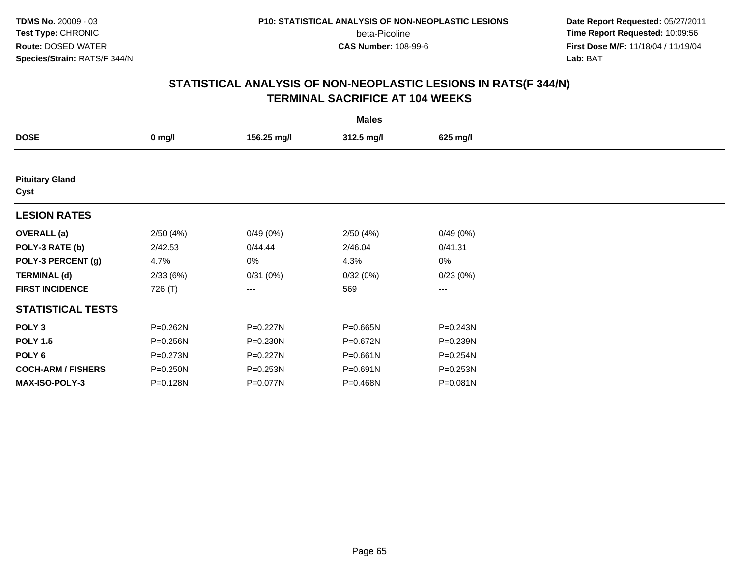TDMS No. 20009 - 03
Test Type: CHRONIC
Route: DOSED WATER
Species/Strain: RATS/F 344/N

P10: STATISTICAL ANALYSIS OF NON-NEOPLASTIC LESIONS
beta-Picoline
CAS Number: 108-99-6

Date Report Requested: 05/27/2011
Time Report Requested: 10:09:56
First Dose M/F: 11/18/04 / 11/19/04
Lab: BAT

## STATISTICAL ANALYSIS OF NON-NEOPLASTIC LESIONS IN RATS(F 344/N)
## TERMINAL SACRIFICE AT 104 WEEKS

| | Males | | | |
|---|---|---|---|---|
| **DOSE** | **0 mg/l** | **156.25 mg/l** | **312.5 mg/l** | **625 mg/l** |
| **Pituitary Gland Cyst** | | | | |
| **LESION RATES** | | | | |
| **OVERALL (a)** | 2/50 (4%) | 0/49 (0%) | 2/50 (4%) | 0/49 (0%) |
| **POLY-3 RATE (b)** | 2/42.53 | 0/44.44 | 2/46.04 | 0/41.31 |
| **POLY-3 PERCENT (g)** | 4.7% | 0% | 4.3% | 0% |
| **TERMINAL (d)** | 2/33 (6%) | 0/31 (0%) | 0/32 (0%) | 0/23 (0%) |
| **FIRST INCIDENCE** | 726 (T) | --- | 569 | --- |
| **STATISTICAL TESTS** | | | | |
| **POLY 3** | P=0.262N | P=0.227N | P=0.665N | P=0.243N |
| **POLY 1.5** | P=0.256N | P=0.230N | P=0.672N | P=0.239N |
| **POLY 6** | P=0.273N | P=0.227N | P=0.661N | P=0.254N |
| **COCH-ARM / FISHERS** | P=0.250N | P=0.253N | P=0.691N | P=0.253N |
| **MAX-ISO-POLY-3** | P=0.128N | P=0.077N | P=0.468N | P=0.081N |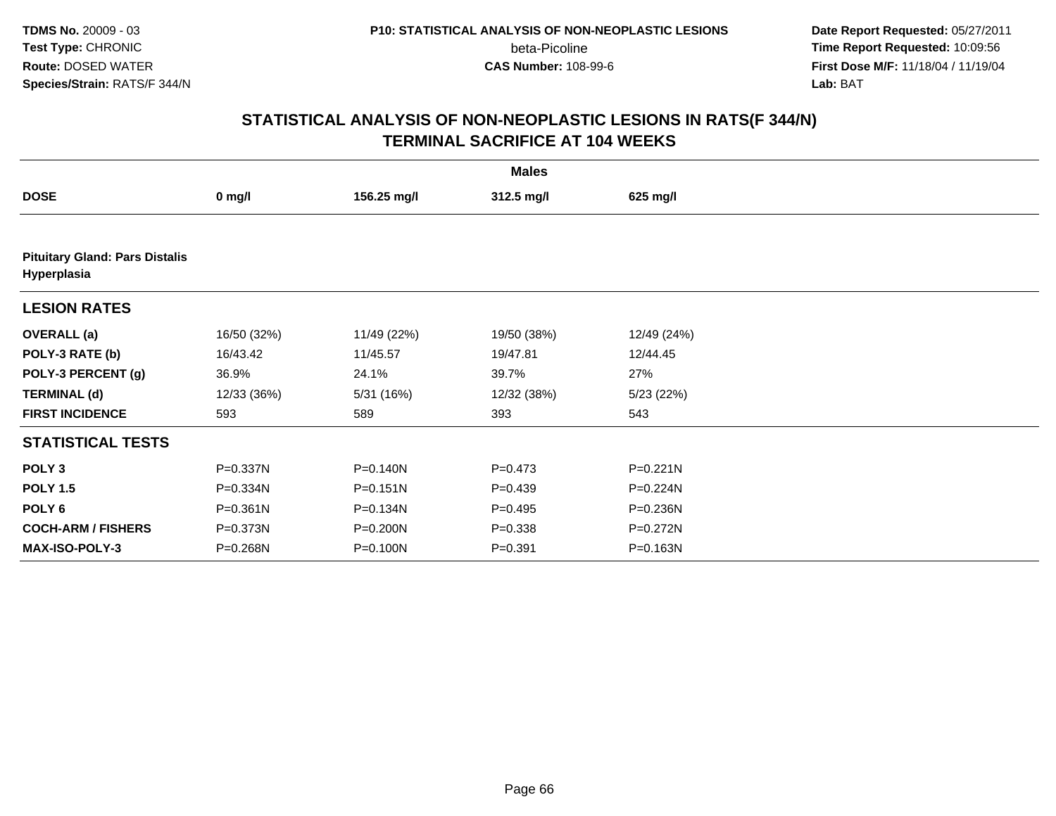# STATISTICAL ANALYSIS OF NON-NEOPLASTIC LESIONS IN RATS(F 344/N)
## TERMINAL SACRIFICE AT 104 WEEKS

| | Males | | | |
|---|---|---|---|---|
| **DOSE** | **0 mg/l** | **156.25 mg/l** | **312.5 mg/l** | **625 mg/l** |
| **Pituitary Gland: Pars Distalis Hyperplasia** | | | | |
| **LESION RATES** | | | | |
| **OVERALL (a)** | 16/50 (32%) | 11/49 (22%) | 19/50 (38%) | 12/49 (24%) |
| **POLY-3 RATE (b)** | 16/43.42 | 11/45.57 | 19/47.81 | 12/44.45 |
| **POLY-3 PERCENT (g)** | 36.9% | 24.1% | 39.7% | 27% |
| **TERMINAL (d)** | 12/33 (36%) | 5/31 (16%) | 12/32 (38%) | 5/23 (22%) |
| **FIRST INCIDENCE** | 593 | 589 | 393 | 543 |
| **STATISTICAL TESTS** | | | | |
| **POLY 3** | P=0.337N | P=0.140N | P=0.473 | P=0.221N |
| **POLY 1.5** | P=0.334N | P=0.151N | P=0.439 | P=0.224N |
| **POLY 6** | P=0.361N | P=0.134N | P=0.495 | P=0.236N |
| **COCH-ARM / FISHERS** | P=0.373N | P=0.200N | P=0.338 | P=0.272N |
| **MAX-ISO-POLY-3** | P=0.268N | P=0.100N | P=0.391 | P=0.163N |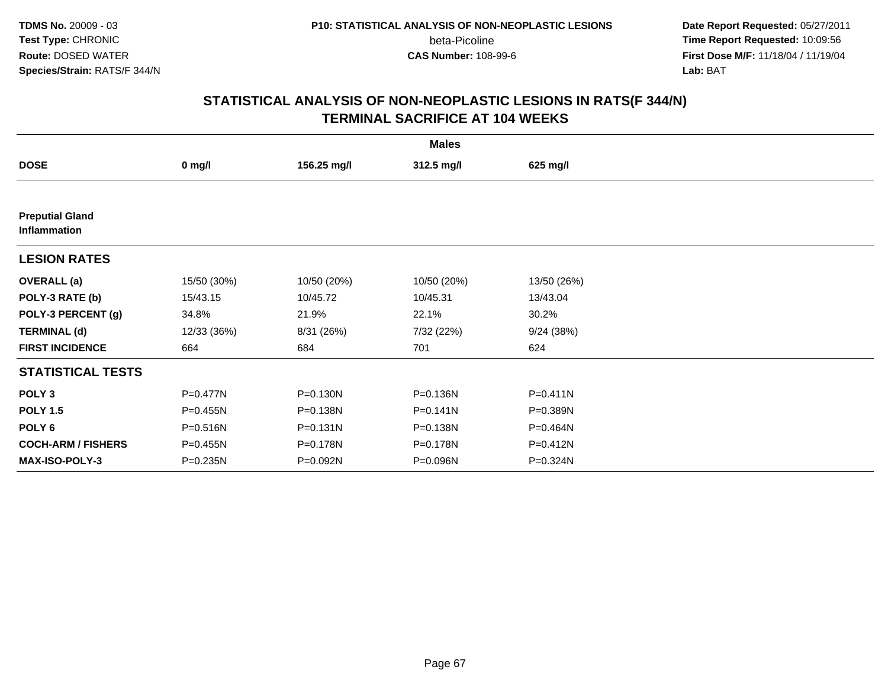TDMS No. 20009 - 03
Test Type: CHRONIC
Route: DOSED WATER
Species/Strain: RATS/F 344/N

P10: STATISTICAL ANALYSIS OF NON-NEOPLASTIC LESIONS
beta-Picoline
CAS Number: 108-99-6

Date Report Requested: 05/27/2011
Time Report Requested: 10:09:56
First Dose M/F: 11/18/04 / 11/19/04
Lab: BAT

## STATISTICAL ANALYSIS OF NON-NEOPLASTIC LESIONS IN RATS(F 344/N) TERMINAL SACRIFICE AT 104 WEEKS

| | Males | | | |
|---|---|---|---|---|
| **DOSE** | **0 mg/l** | **156.25 mg/l** | **312.5 mg/l** | **625 mg/l** |
| **Preputial Gland Inflammation** | | | | |
| **LESION RATES** | | | | |
| **OVERALL (a)** | 15/50 (30%) | 10/50 (20%) | 10/50 (20%) | 13/50 (26%) |
| **POLY-3 RATE (b)** | 15/43.15 | 10/45.72 | 10/45.31 | 13/43.04 |
| **POLY-3 PERCENT (g)** | 34.8% | 21.9% | 22.1% | 30.2% |
| **TERMINAL (d)** | 12/33 (36%) | 8/31 (26%) | 7/32 (22%) | 9/24 (38%) |
| **FIRST INCIDENCE** | 664 | 684 | 701 | 624 |
| **STATISTICAL TESTS** | | | | |
| **POLY 3** | P=0.477N | P=0.130N | P=0.136N | P=0.411N |
| **POLY 1.5** | P=0.455N | P=0.138N | P=0.141N | P=0.389N |
| **POLY 6** | P=0.516N | P=0.131N | P=0.138N | P=0.464N |
| **COCH-ARM / FISHERS** | P=0.455N | P=0.178N | P=0.178N | P=0.412N |
| **MAX-ISO-POLY-3** | P=0.235N | P=0.092N | P=0.096N | P=0.324N |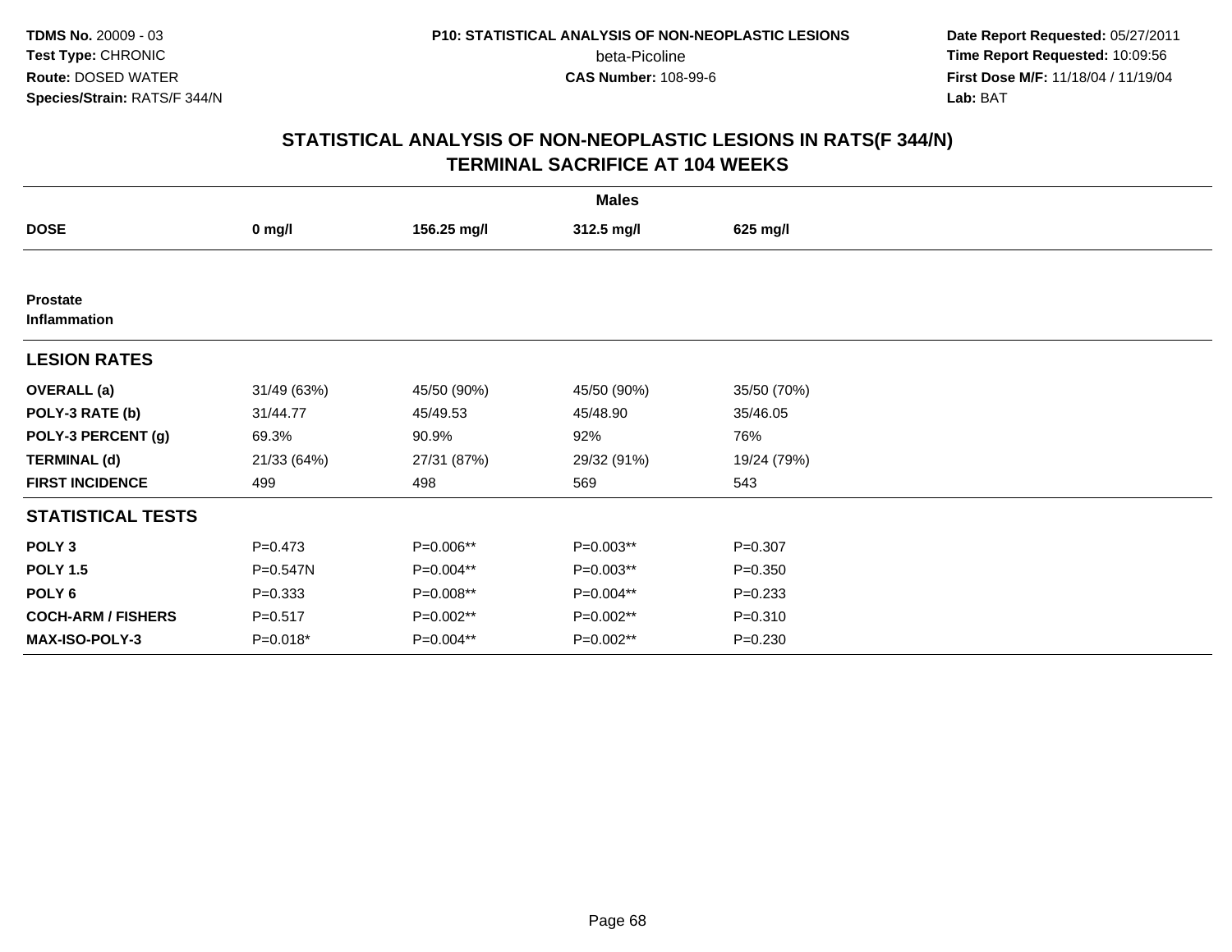TDMS No. 20009 - 03
Test Type: CHRONIC
Route: DOSED WATER
Species/Strain: RATS/F 344/N

P10: STATISTICAL ANALYSIS OF NON-NEOPLASTIC LESIONS
beta-Picoline
CAS Number: 108-99-6

Date Report Requested: 05/27/2011
Time Report Requested: 10:09:56
First Dose M/F: 11/18/04 / 11/19/04
Lab: BAT

## STATISTICAL ANALYSIS OF NON-NEOPLASTIC LESIONS IN RATS(F 344/N) TERMINAL SACRIFICE AT 104 WEEKS

| | Males | | | |
|---|---|---|---|---|
| **DOSE** | **0 mg/l** | **156.25 mg/l** | **312.5 mg/l** | **625 mg/l** |
| **Prostate** | | | | |
| **Inflammation** | | | | |
| **LESION RATES** | | | | |
| **OVERALL (a)** | 31/49 (63%) | 45/50 (90%) | 45/50 (90%) | 35/50 (70%) |
| **POLY-3 RATE (b)** | 31/44.77 | 45/49.53 | 45/48.90 | 35/46.05 |
| **POLY-3 PERCENT (g)** | 69.3% | 90.9% | 92% | 76% |
| **TERMINAL (d)** | 21/33 (64%) | 27/31 (87%) | 29/32 (91%) | 19/24 (79%) |
| **FIRST INCIDENCE** | 499 | 498 | 569 | 543 |
| **STATISTICAL TESTS** | | | | |
| **POLY 3** | P=0.473 | P=0.006** | P=0.003** | P=0.307 |
| **POLY 1.5** | P=0.547N | P=0.004** | P=0.003** | P=0.350 |
| **POLY 6** | P=0.333 | P=0.008** | P=0.004** | P=0.233 |
| **COCH-ARM / FISHERS** | P=0.517 | P=0.002** | P=0.002** | P=0.310 |
| **MAX-ISO-POLY-3** | P=0.018* | P=0.004** | P=0.002** | P=0.230 |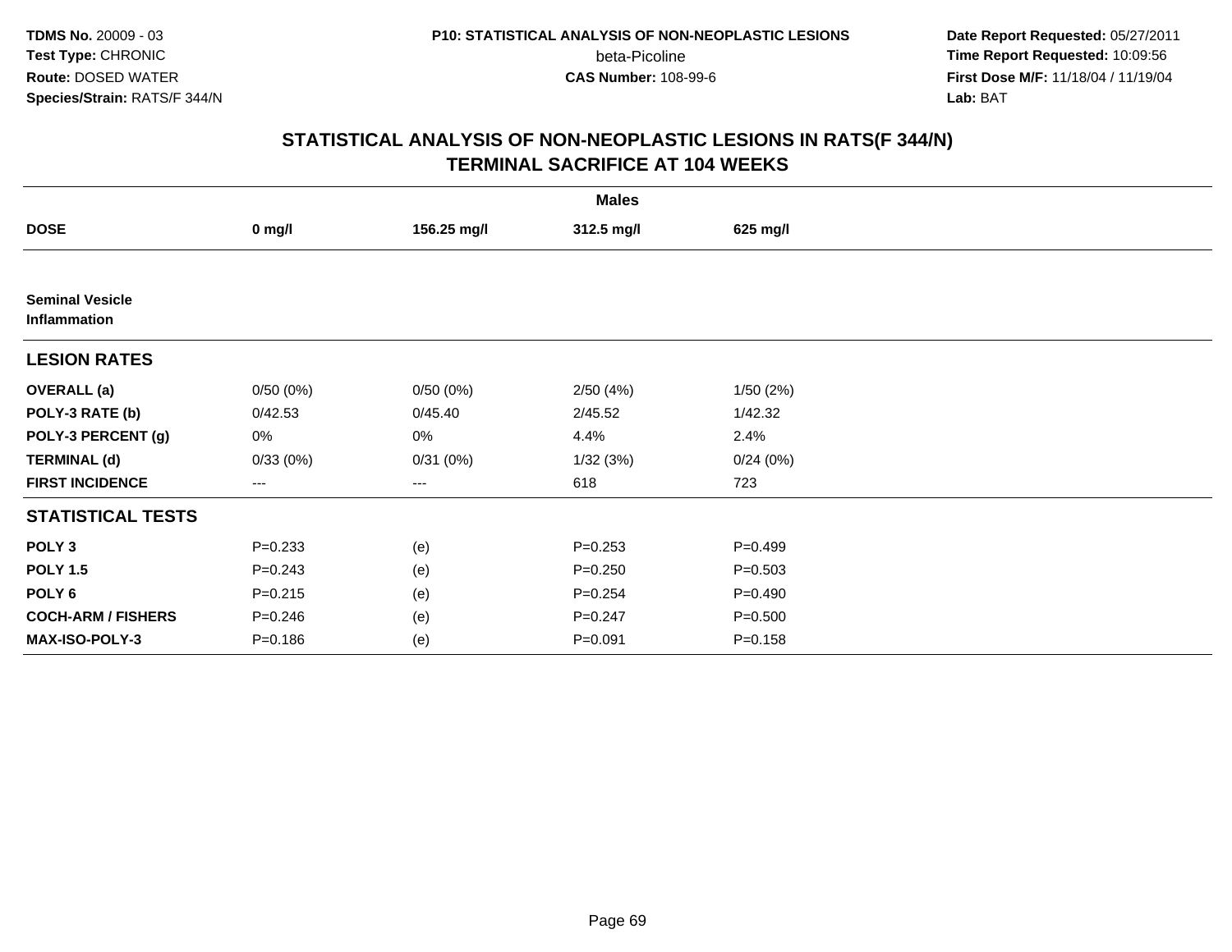# STATISTICAL ANALYSIS OF NON-NEOPLASTIC LESIONS IN RATS(F 344/N)
## TERMINAL SACRIFICE AT 104 WEEKS

| | Males | | | |
|---|---|---|---|---|
| **DOSE** | **0 mg/l** | **156.25 mg/l** | **312.5 mg/l** | **625 mg/l** |
| **Seminal Vesicle Inflammation** | | | | |
| **LESION RATES** | | | | |
| **OVERALL (a)** | 0/50 (0%) | 0/50 (0%) | 2/50 (4%) | 1/50 (2%) |
| **POLY-3 RATE (b)** | 0/42.53 | 0/45.40 | 2/45.52 | 1/42.32 |
| **POLY-3 PERCENT (g)** | 0% | 0% | 4.4% | 2.4% |
| **TERMINAL (d)** | 0/33 (0%) | 0/31 (0%) | 1/32 (3%) | 0/24 (0%) |
| **FIRST INCIDENCE** | --- | --- | 618 | 723 |
| **STATISTICAL TESTS** | | | | |
| **POLY 3** | P=0.233 | (e) | P=0.253 | P=0.499 |
| **POLY 1.5** | P=0.243 | (e) | P=0.250 | P=0.503 |
| **POLY 6** | P=0.215 | (e) | P=0.254 | P=0.490 |
| **COCH-ARM / FISHERS** | P=0.246 | (e) | P=0.247 | P=0.500 |
| **MAX-ISO-POLY-3** | P=0.186 | (e) | P=0.091 | P=0.158 |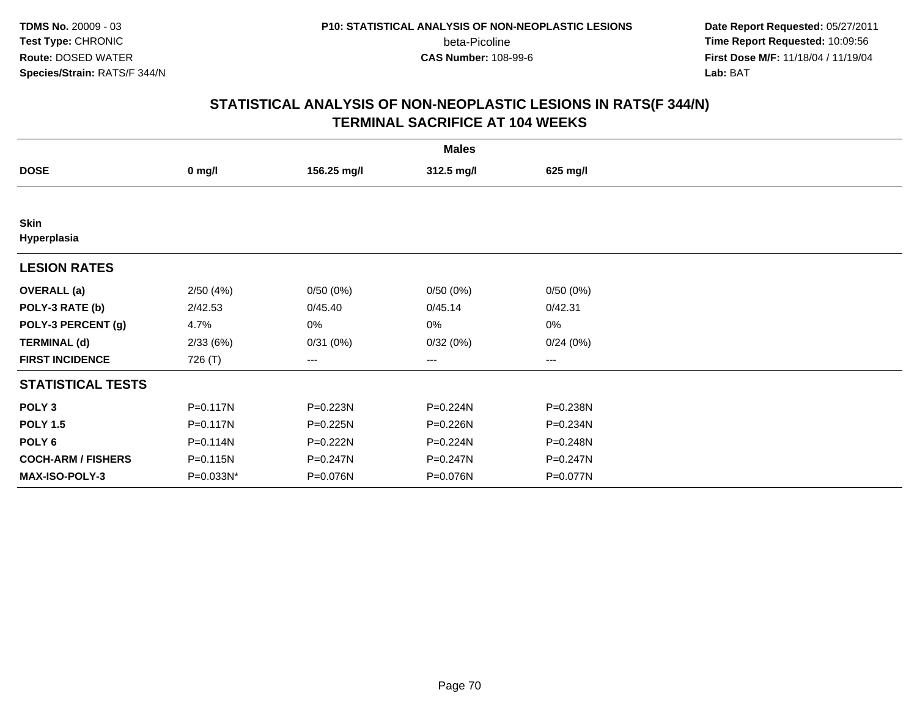**TDMS No.** 20009 - 03
**Test Type:** CHRONIC
**Route:** DOSED WATER
**Species/Strain:** RATS/F 344/N

**P10: STATISTICAL ANALYSIS OF NON-NEOPLASTIC LESIONS**
beta-Picoline
**CAS Number:** 108-99-6

**Date Report Requested:** 05/27/2011
**Time Report Requested:** 10:09:56
**First Dose M/F:** 11/18/04 / 11/19/04
**Lab:** BAT

## STATISTICAL ANALYSIS OF NON-NEOPLASTIC LESIONS IN RATS(F 344/N) TERMINAL SACRIFICE AT 104 WEEKS

| | Males | | | |
|---|---|---|---|---|
| **DOSE** | **0 mg/l** | **156.25 mg/l** | **312.5 mg/l** | **625 mg/l** |
| **Skin** | | | | |
| **Hyperplasia** | | | | |
| **LESION RATES** | | | | |
| **OVERALL (a)** | 2/50 (4%) | 0/50 (0%) | 0/50 (0%) | 0/50 (0%) |
| **POLY-3 RATE (b)** | 2/42.53 | 0/45.40 | 0/45.14 | 0/42.31 |
| **POLY-3 PERCENT (g)** | 4.7% | 0% | 0% | 0% |
| **TERMINAL (d)** | 2/33 (6%) | 0/31 (0%) | 0/32 (0%) | 0/24 (0%) |
| **FIRST INCIDENCE** | 726 (T) | --- | --- | --- |
| **STATISTICAL TESTS** | | | | |
| **POLY 3** | P=0.117N | P=0.223N | P=0.224N | P=0.238N |
| **POLY 1.5** | P=0.117N | P=0.225N | P=0.226N | P=0.234N |
| **POLY 6** | P=0.114N | P=0.222N | P=0.224N | P=0.248N |
| **COCH-ARM / FISHERS** | P=0.115N | P=0.247N | P=0.247N | P=0.247N |
| **MAX-ISO-POLY-3** | P=0.033N* | P=0.076N | P=0.076N | P=0.077N |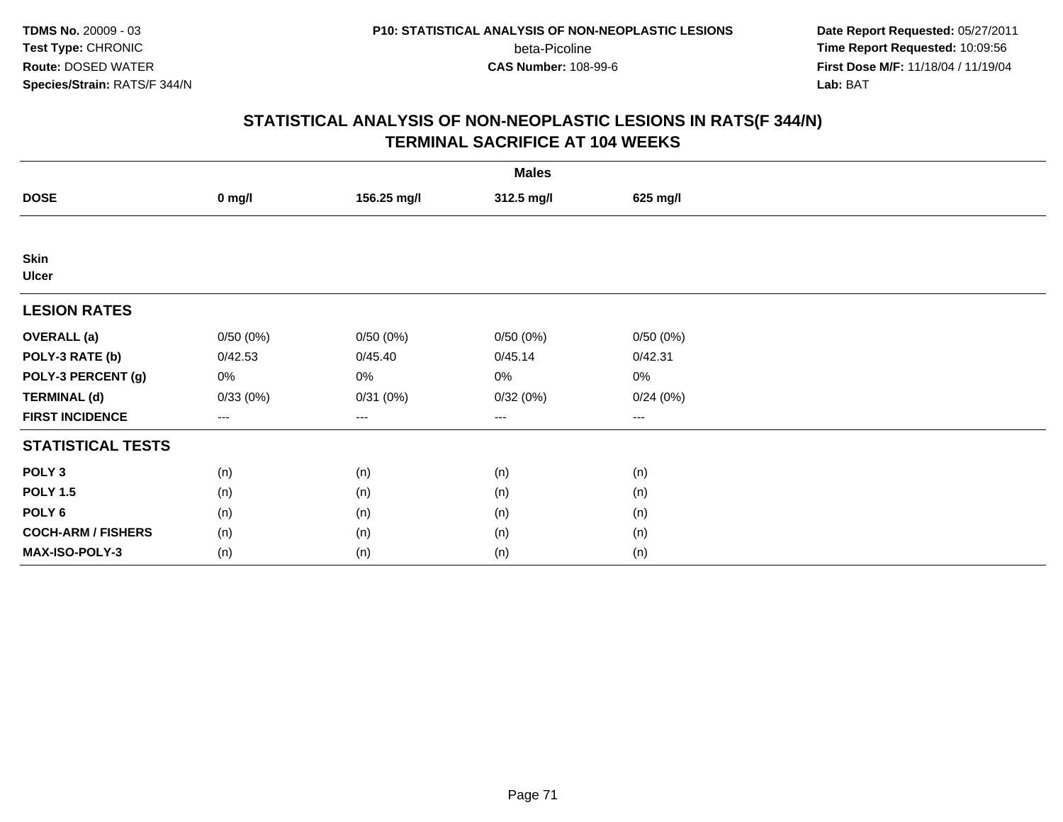TDMS No. 20009 - 03
Test Type: CHRONIC
Route: DOSED WATER
Species/Strain: RATS/F 344/N

P10: STATISTICAL ANALYSIS OF NON-NEOPLASTIC LESIONS
beta-Picoline
CAS Number: 108-99-6

Date Report Requested: 05/27/2011
Time Report Requested: 10:09:56
First Dose M/F: 11/18/04 / 11/19/04
Lab: BAT

## STATISTICAL ANALYSIS OF NON-NEOPLASTIC LESIONS IN RATS(F 344/N)
## TERMINAL SACRIFICE AT 104 WEEKS

| | Males | | | |
|---|---|---|---|---|
| **DOSE** | **0 mg/l** | **156.25 mg/l** | **312.5 mg/l** | **625 mg/l** |
| **Skin** | | | | |
| **Ulcer** | | | | |
| **LESION RATES** | | | | |
| **OVERALL (a)** | 0/50 (0%) | 0/50 (0%) | 0/50 (0%) | 0/50 (0%) |
| **POLY-3 RATE (b)** | 0/42.53 | 0/45.40 | 0/45.14 | 0/42.31 |
| **POLY-3 PERCENT (g)** | 0% | 0% | 0% | 0% |
| **TERMINAL (d)** | 0/33 (0%) | 0/31 (0%) | 0/32 (0%) | 0/24 (0%) |
| **FIRST INCIDENCE** | --- | --- | --- | --- |
| **STATISTICAL TESTS** | | | | |
| **POLY 3** | (n) | (n) | (n) | (n) |
| **POLY 1.5** | (n) | (n) | (n) | (n) |
| **POLY 6** | (n) | (n) | (n) | (n) |
| **COCH-ARM / FISHERS** | (n) | (n) | (n) | (n) |
| **MAX-ISO-POLY-3** | (n) | (n) | (n) | (n) |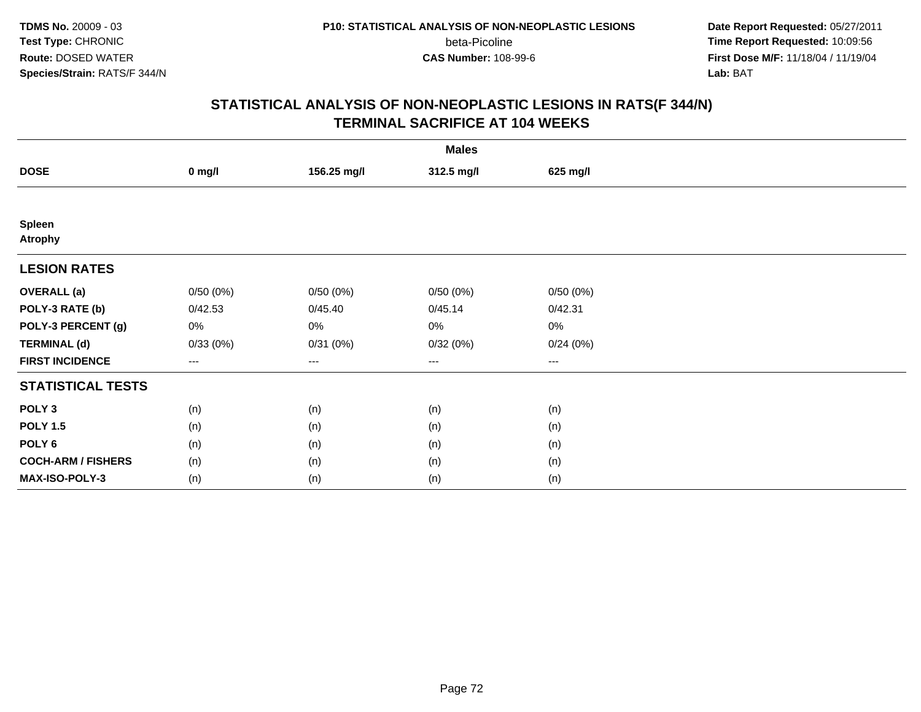**TDMS No.** 20009 - 03
**Test Type:** CHRONIC
**Route:** DOSED WATER
**Species/Strain:** RATS/F 344/N

**P10: STATISTICAL ANALYSIS OF NON-NEOPLASTIC LESIONS**
beta-Picoline
**CAS Number:** 108-99-6

**Date Report Requested:** 05/27/2011
**Time Report Requested:** 10:09:56
**First Dose M/F:** 11/18/04 / 11/19/04
**Lab:** BAT

## STATISTICAL ANALYSIS OF NON-NEOPLASTIC LESIONS IN RATS(F 344/N)
## TERMINAL SACRIFICE AT 104 WEEKS

| | Males | | | |
|---|---|---|---|---|
| **DOSE** | **0 mg/l** | **156.25 mg/l** | **312.5 mg/l** | **625 mg/l** |
| **Spleen** | | | | |
| **Atrophy** | | | | |
| **LESION RATES** | | | | |
| **OVERALL (a)** | 0/50 (0%) | 0/50 (0%) | 0/50 (0%) | 0/50 (0%) |
| **POLY-3 RATE (b)** | 0/42.53 | 0/45.40 | 0/45.14 | 0/42.31 |
| **POLY-3 PERCENT (g)** | 0% | 0% | 0% | 0% |
| **TERMINAL (d)** | 0/33 (0%) | 0/31 (0%) | 0/32 (0%) | 0/24 (0%) |
| **FIRST INCIDENCE** | --- | --- | --- | --- |
| **STATISTICAL TESTS** | | | | |
| **POLY 3** | (n) | (n) | (n) | (n) |
| **POLY 1.5** | (n) | (n) | (n) | (n) |
| **POLY 6** | (n) | (n) | (n) | (n) |
| **COCH-ARM / FISHERS** | (n) | (n) | (n) | (n) |
| **MAX-ISO-POLY-3** | (n) | (n) | (n) | (n) |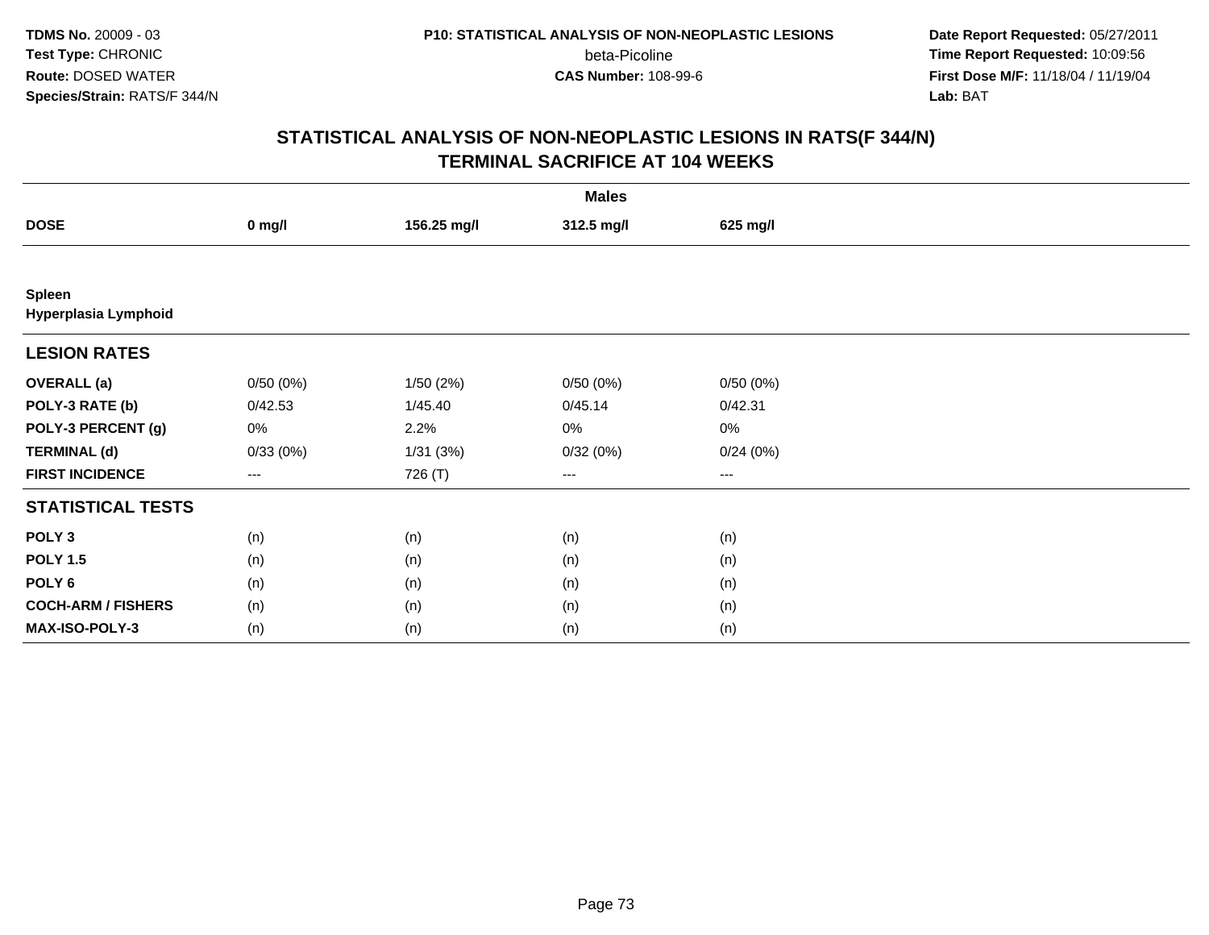TDMS No. 20009 - 03
Test Type: CHRONIC
Route: DOSED WATER
Species/Strain: RATS/F 344/N

P10: STATISTICAL ANALYSIS OF NON-NEOPLASTIC LESIONS
beta-Picoline
CAS Number: 108-99-6

Date Report Requested: 05/27/2011
Time Report Requested: 10:09:56
First Dose M/F: 11/18/04 / 11/19/04
Lab: BAT

## STATISTICAL ANALYSIS OF NON-NEOPLASTIC LESIONS IN RATS(F 344/N)
## TERMINAL SACRIFICE AT 104 WEEKS

| | Males | | | |
|---|---|---|---|---|
| **DOSE** | **0 mg/l** | **156.25 mg/l** | **312.5 mg/l** | **625 mg/l** |
| **Spleen** | | | | |
| **Hyperplasia Lymphoid** | | | | |
| **LESION RATES** | | | | |
| **OVERALL (a)** | 0/50 (0%) | 1/50 (2%) | 0/50 (0%) | 0/50 (0%) |
| **POLY-3 RATE (b)** | 0/42.53 | 1/45.40 | 0/45.14 | 0/42.31 |
| **POLY-3 PERCENT (g)** | 0% | 2.2% | 0% | 0% |
| **TERMINAL (d)** | 0/33 (0%) | 1/31 (3%) | 0/32 (0%) | 0/24 (0%) |
| **FIRST INCIDENCE** | --- | 726 (T) | --- | --- |
| **STATISTICAL TESTS** | | | | |
| **POLY 3** | (n) | (n) | (n) | (n) |
| **POLY 1.5** | (n) | (n) | (n) | (n) |
| **POLY 6** | (n) | (n) | (n) | (n) |
| **COCH-ARM / FISHERS** | (n) | (n) | (n) | (n) |
| **MAX-ISO-POLY-3** | (n) | (n) | (n) | (n) |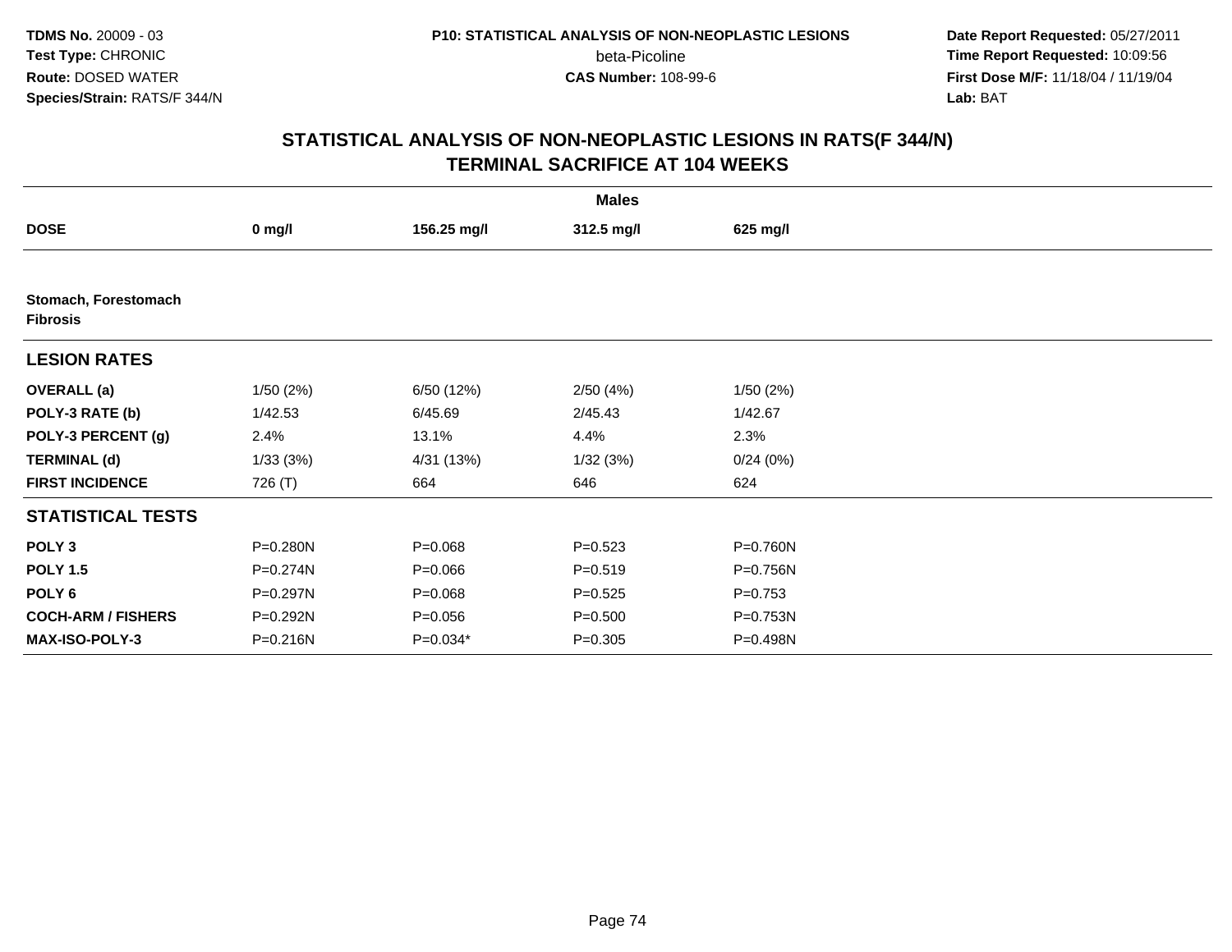## STATISTICAL ANALYSIS OF NON-NEOPLASTIC LESIONS IN RATS(F 344/N) TERMINAL SACRIFICE AT 104 WEEKS

| | Males | | | |
|---|---|---|---|---|
| **DOSE** | **0 mg/l** | **156.25 mg/l** | **312.5 mg/l** | **625 mg/l** |
| **Stomach, Forestomach Fibrosis** | | | | |
| **LESION RATES** | | | | |
| **OVERALL (a)** | 1/50 (2%) | 6/50 (12%) | 2/50 (4%) | 1/50 (2%) |
| **POLY-3 RATE (b)** | 1/42.53 | 6/45.69 | 2/45.43 | 1/42.67 |
| **POLY-3 PERCENT (g)** | 2.4% | 13.1% | 4.4% | 2.3% |
| **TERMINAL (d)** | 1/33 (3%) | 4/31 (13%) | 1/32 (3%) | 0/24 (0%) |
| **FIRST INCIDENCE** | 726 (T) | 664 | 646 | 624 |
| **STATISTICAL TESTS** | | | | |
| **POLY 3** | P=0.280N | P=0.068 | P=0.523 | P=0.760N |
| **POLY 1.5** | P=0.274N | P=0.066 | P=0.519 | P=0.756N |
| **POLY 6** | P=0.297N | P=0.068 | P=0.525 | P=0.753 |
| **COCH-ARM / FISHERS** | P=0.292N | P=0.056 | P=0.500 | P=0.753N |
| **MAX-ISO-POLY-3** | P=0.216N | P=0.034* | P=0.305 | P=0.498N |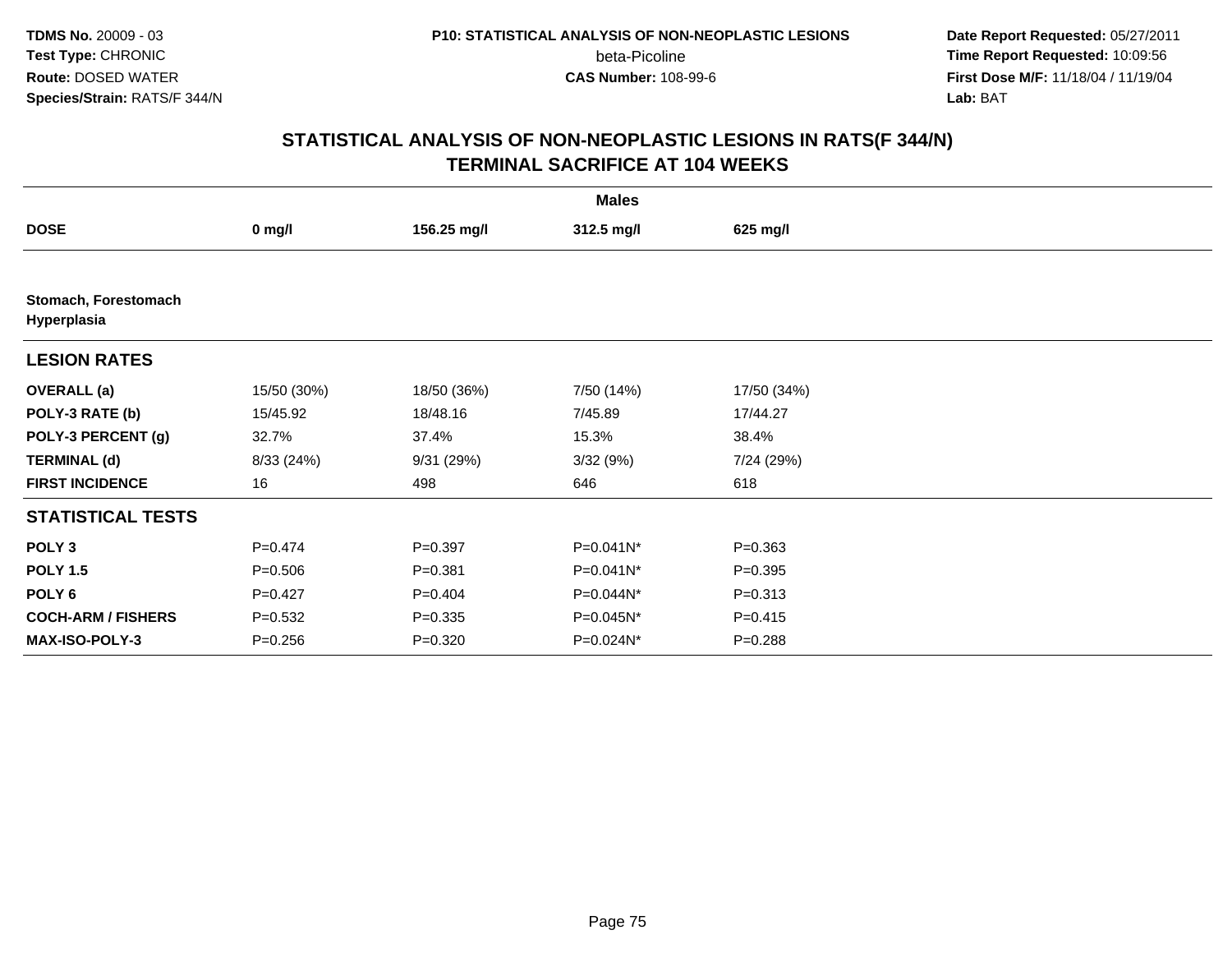## STATISTICAL ANALYSIS OF NON-NEOPLASTIC LESIONS IN RATS(F 344/N)
## TERMINAL SACRIFICE AT 104 WEEKS

| | Males | | | |
|---|---|---|---|---|
| **DOSE** | **0 mg/l** | **156.25 mg/l** | **312.5 mg/l** | **625 mg/l** |
| **Stomach, Forestomach Hyperplasia** | | | | |
| **LESION RATES** | | | | |
| **OVERALL (a)** | 15/50 (30%) | 18/50 (36%) | 7/50 (14%) | 17/50 (34%) |
| **POLY-3 RATE (b)** | 15/45.92 | 18/48.16 | 7/45.89 | 17/44.27 |
| **POLY-3 PERCENT (g)** | 32.7% | 37.4% | 15.3% | 38.4% |
| **TERMINAL (d)** | 8/33 (24%) | 9/31 (29%) | 3/32 (9%) | 7/24 (29%) |
| **FIRST INCIDENCE** | 16 | 498 | 646 | 618 |
| **STATISTICAL TESTS** | | | | |
| **POLY 3** | P=0.474 | P=0.397 | P=0.041N* | P=0.363 |
| **POLY 1.5** | P=0.506 | P=0.381 | P=0.041N* | P=0.395 |
| **POLY 6** | P=0.427 | P=0.404 | P=0.044N* | P=0.313 |
| **COCH-ARM / FISHERS** | P=0.532 | P=0.335 | P=0.045N* | P=0.415 |
| **MAX-ISO-POLY-3** | P=0.256 | P=0.320 | P=0.024N* | P=0.288 |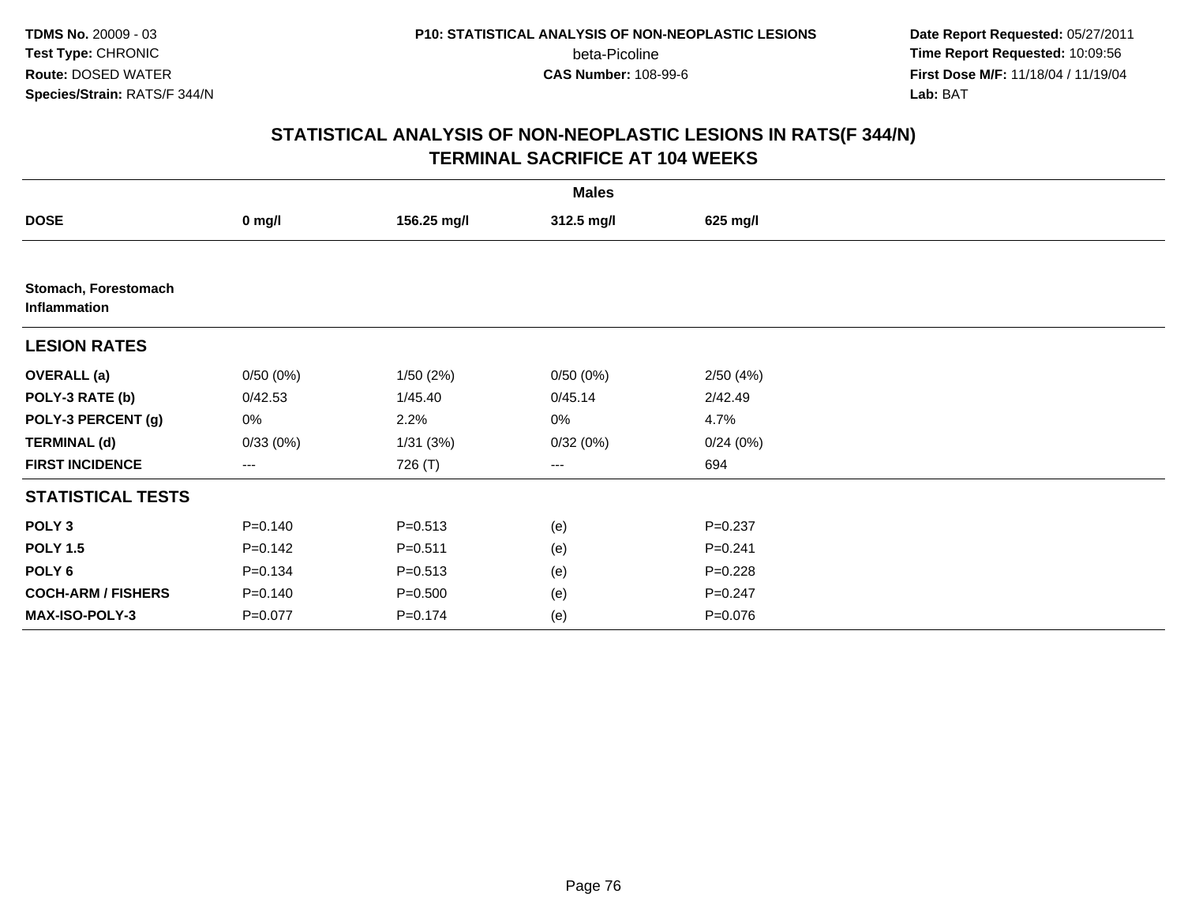# STATISTICAL ANALYSIS OF NON-NEOPLASTIC LESIONS IN RATS(F 344/N)
## TERMINAL SACRIFICE AT 104 WEEKS

| | Males | | | |
|---|---|---|---|---|
| **DOSE** | **0 mg/l** | **156.25 mg/l** | **312.5 mg/l** | **625 mg/l** |
| **Stomach, Forestomach Inflammation** | | | | |
| **LESION RATES** | | | | |
| **OVERALL (a)** | 0/50 (0%) | 1/50 (2%) | 0/50 (0%) | 2/50 (4%) |
| **POLY-3 RATE (b)** | 0/42.53 | 1/45.40 | 0/45.14 | 2/42.49 |
| **POLY-3 PERCENT (g)** | 0% | 2.2% | 0% | 4.7% |
| **TERMINAL (d)** | 0/33 (0%) | 1/31 (3%) | 0/32 (0%) | 0/24 (0%) |
| **FIRST INCIDENCE** | --- | 726 (T) | --- | 694 |
| **STATISTICAL TESTS** | | | | |
| **POLY 3** | P=0.140 | P=0.513 | (e) | P=0.237 |
| **POLY 1.5** | P=0.142 | P=0.511 | (e) | P=0.241 |
| **POLY 6** | P=0.134 | P=0.513 | (e) | P=0.228 |
| **COCH-ARM / FISHERS** | P=0.140 | P=0.500 | (e) | P=0.247 |
| **MAX-ISO-POLY-3** | P=0.077 | P=0.174 | (e) | P=0.076 |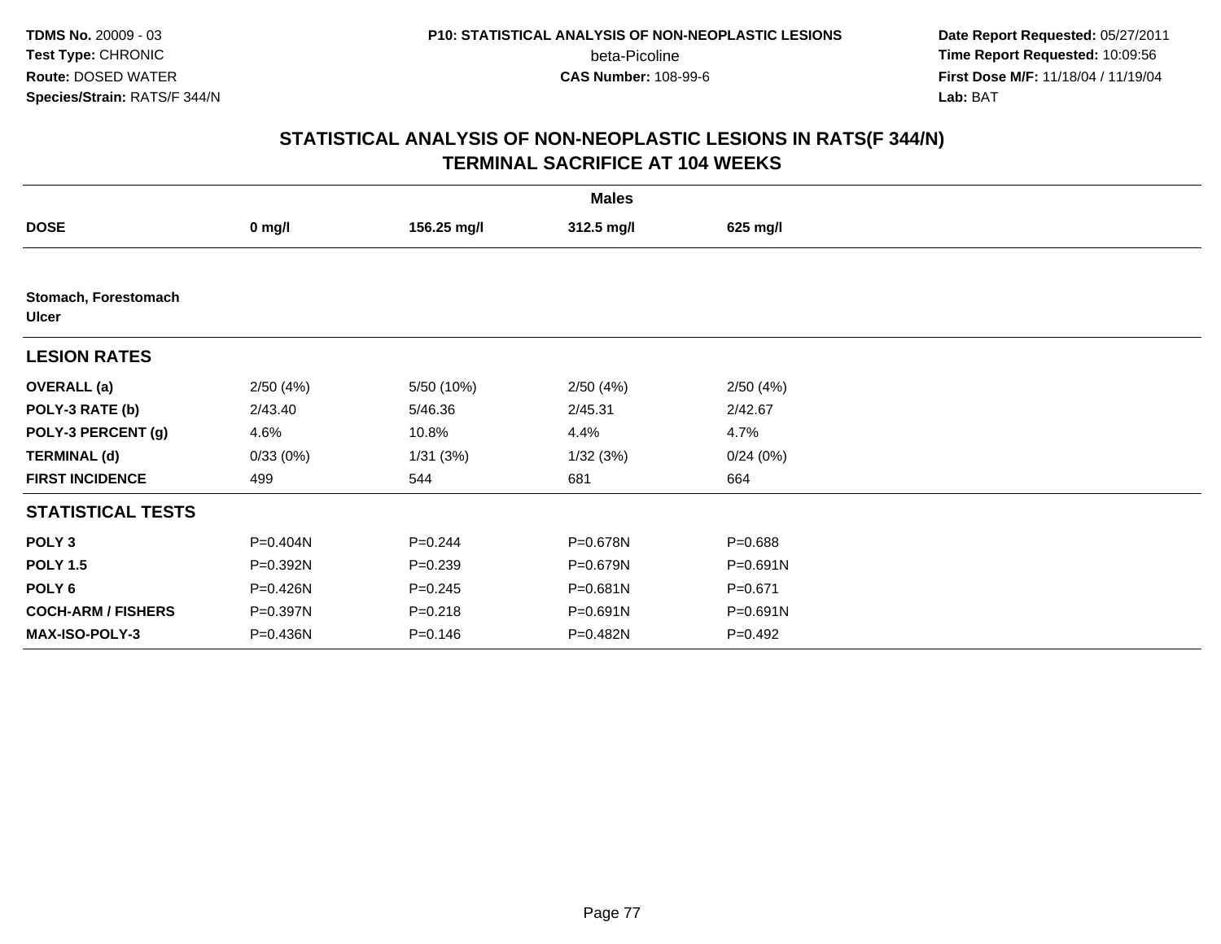## STATISTICAL ANALYSIS OF NON-NEOPLASTIC LESIONS IN RATS(F 344/N)
## TERMINAL SACRIFICE AT 104 WEEKS

| | Males | | | |
|---|---|---|---|---|
| **DOSE** | **0 mg/l** | **156.25 mg/l** | **312.5 mg/l** | **625 mg/l** |
| **Stomach, Forestomach** | | | | |
| **Ulcer** | | | | |
| **LESION RATES** | | | | |
| **OVERALL (a)** | 2/50 (4%) | 5/50 (10%) | 2/50 (4%) | 2/50 (4%) |
| **POLY-3 RATE (b)** | 2/43.40 | 5/46.36 | 2/45.31 | 2/42.67 |
| **POLY-3 PERCENT (g)** | 4.6% | 10.8% | 4.4% | 4.7% |
| **TERMINAL (d)** | 0/33 (0%) | 1/31 (3%) | 1/32 (3%) | 0/24 (0%) |
| **FIRST INCIDENCE** | 499 | 544 | 681 | 664 |
| **STATISTICAL TESTS** | | | | |
| **POLY 3** | P=0.404N | P=0.244 | P=0.678N | P=0.688 |
| **POLY 1.5** | P=0.392N | P=0.239 | P=0.679N | P=0.691N |
| **POLY 6** | P=0.426N | P=0.245 | P=0.681N | P=0.671 |
| **COCH-ARM / FISHERS** | P=0.397N | P=0.218 | P=0.691N | P=0.691N |
| **MAX-ISO-POLY-3** | P=0.436N | P=0.146 | P=0.482N | P=0.492 |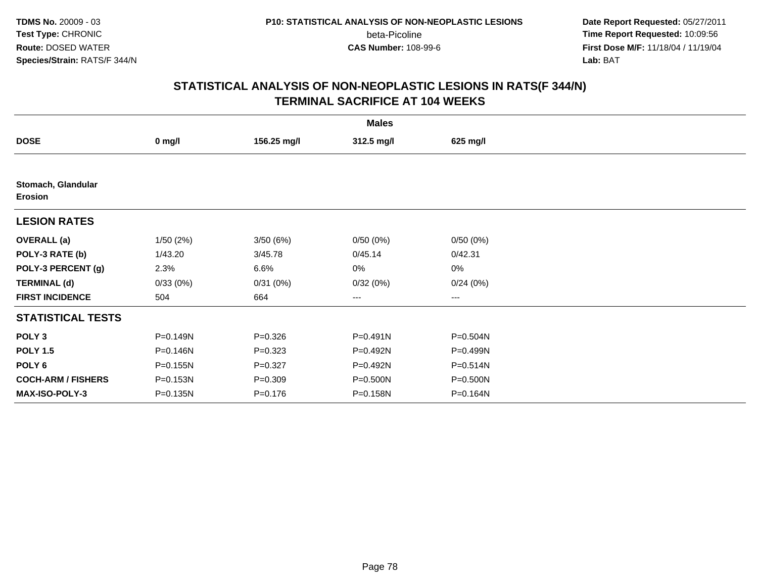# STATISTICAL ANALYSIS OF NON-NEOPLASTIC LESIONS IN RATS(F 344/N)
## TERMINAL SACRIFICE AT 104 WEEKS

| | Males | | | |
|---|---|---|---|---|
| **DOSE** | **0 mg/l** | **156.25 mg/l** | **312.5 mg/l** | **625 mg/l** |
| **Stomach, Glandular** | | | | |
| **Erosion** | | | | |
| **LESION RATES** | | | | |
| **OVERALL (a)** | 1/50 (2%) | 3/50 (6%) | 0/50 (0%) | 0/50 (0%) |
| **POLY-3 RATE (b)** | 1/43.20 | 3/45.78 | 0/45.14 | 0/42.31 |
| **POLY-3 PERCENT (g)** | 2.3% | 6.6% | 0% | 0% |
| **TERMINAL (d)** | 0/33 (0%) | 0/31 (0%) | 0/32 (0%) | 0/24 (0%) |
| **FIRST INCIDENCE** | 504 | 664 | --- | --- |
| **STATISTICAL TESTS** | | | | |
| **POLY 3** | P=0.149N | P=0.326 | P=0.491N | P=0.504N |
| **POLY 1.5** | P=0.146N | P=0.323 | P=0.492N | P=0.499N |
| **POLY 6** | P=0.155N | P=0.327 | P=0.492N | P=0.514N |
| **COCH-ARM / FISHERS** | P=0.153N | P=0.309 | P=0.500N | P=0.500N |
| **MAX-ISO-POLY-3** | P=0.135N | P=0.176 | P=0.158N | P=0.164N |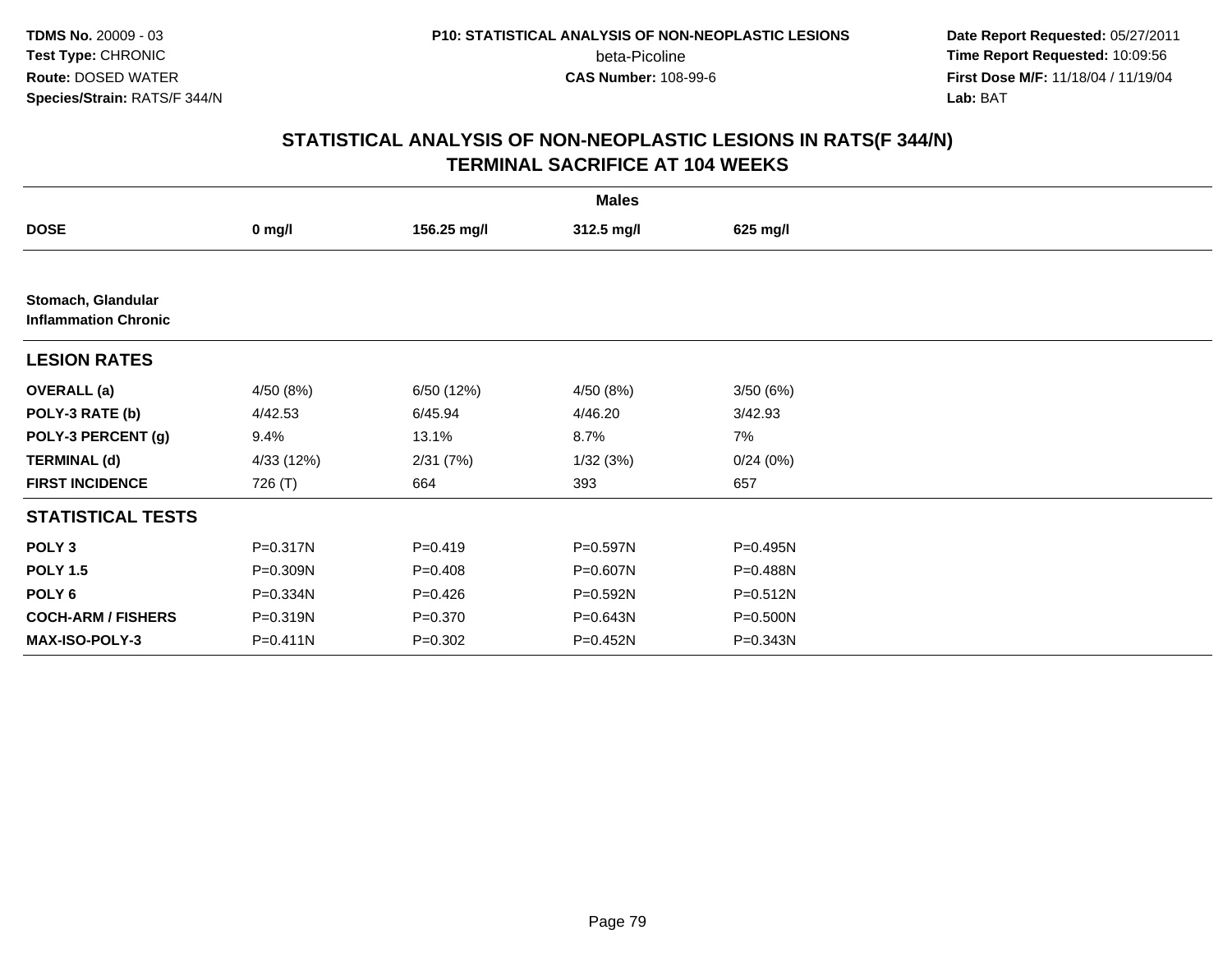**TDMS No.** 20009 - 03
**Test Type:** CHRONIC
**Route:** DOSED WATER
**Species/Strain:** RATS/F 344/N

**P10: STATISTICAL ANALYSIS OF NON-NEOPLASTIC LESIONS**
beta-Picoline
**CAS Number:** 108-99-6

**Date Report Requested:** 05/27/2011
**Time Report Requested:** 10:09:56
**First Dose M/F:** 11/18/04 / 11/19/04
**Lab:** BAT

## STATISTICAL ANALYSIS OF NON-NEOPLASTIC LESIONS IN RATS(F 344/N) TERMINAL SACRIFICE AT 104 WEEKS

| | Males | | | |
|---|---|---|---|---|
| **DOSE** | **0 mg/l** | **156.25 mg/l** | **312.5 mg/l** | **625 mg/l** |
| **Stomach, Glandular** **Inflammation Chronic** | | | | |
| **LESION RATES** | | | | |
| **OVERALL (a)** | 4/50 (8%) | 6/50 (12%) | 4/50 (8%) | 3/50 (6%) |
| **POLY-3 RATE (b)** | 4/42.53 | 6/45.94 | 4/46.20 | 3/42.93 |
| **POLY-3 PERCENT (g)** | 9.4% | 13.1% | 8.7% | 7% |
| **TERMINAL (d)** | 4/33 (12%) | 2/31 (7%) | 1/32 (3%) | 0/24 (0%) |
| **FIRST INCIDENCE** | 726 (T) | 664 | 393 | 657 |
| **STATISTICAL TESTS** | | | | |
| **POLY 3** | P=0.317N | P=0.419 | P=0.597N | P=0.495N |
| **POLY 1.5** | P=0.309N | P=0.408 | P=0.607N | P=0.488N |
| **POLY 6** | P=0.334N | P=0.426 | P=0.592N | P=0.512N |
| **COCH-ARM / FISHERS** | P=0.319N | P=0.370 | P=0.643N | P=0.500N |
| **MAX-ISO-POLY-3** | P=0.411N | P=0.302 | P=0.452N | P=0.343N |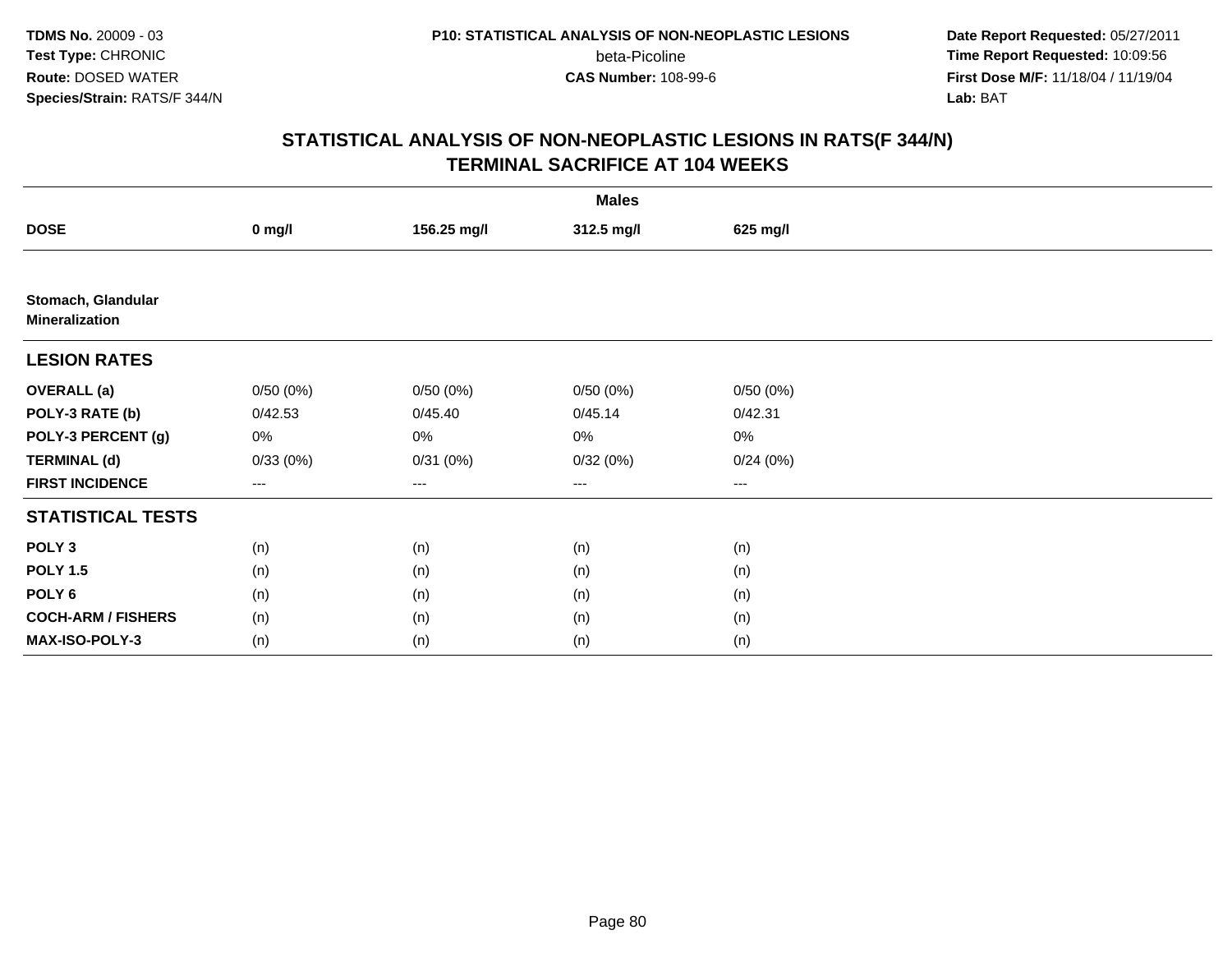**TDMS No.** 20009 - 03
**Test Type:** CHRONIC
**Route:** DOSED WATER
**Species/Strain:** RATS/F 344/N

**P10: STATISTICAL ANALYSIS OF NON-NEOPLASTIC LESIONS**
beta-Picoline
**CAS Number:** 108-99-6

**Date Report Requested:** 05/27/2011
**Time Report Requested:** 10:09:56
**First Dose M/F:** 11/18/04 / 11/19/04
**Lab:** BAT

## STATISTICAL ANALYSIS OF NON-NEOPLASTIC LESIONS IN RATS(F 344/N) TERMINAL SACRIFICE AT 104 WEEKS

| | Males | | | |
|---|---|---|---|---|
| **DOSE** | **0 mg/l** | **156.25 mg/l** | **312.5 mg/l** | **625 mg/l** |
| **Stomach, Glandular Mineralization** | | | | |
| **LESION RATES** | | | | |
| **OVERALL (a)** | 0/50 (0%) | 0/50 (0%) | 0/50 (0%) | 0/50 (0%) |
| **POLY-3 RATE (b)** | 0/42.53 | 0/45.40 | 0/45.14 | 0/42.31 |
| **POLY-3 PERCENT (g)** | 0% | 0% | 0% | 0% |
| **TERMINAL (d)** | 0/33 (0%) | 0/31 (0%) | 0/32 (0%) | 0/24 (0%) |
| **FIRST INCIDENCE** | --- | --- | --- | --- |
| **STATISTICAL TESTS** | | | | |
| **POLY 3** | (n) | (n) | (n) | (n) |
| **POLY 1.5** | (n) | (n) | (n) | (n) |
| **POLY 6** | (n) | (n) | (n) | (n) |
| **COCH-ARM / FISHERS** | (n) | (n) | (n) | (n) |
| **MAX-ISO-POLY-3** | (n) | (n) | (n) | (n) |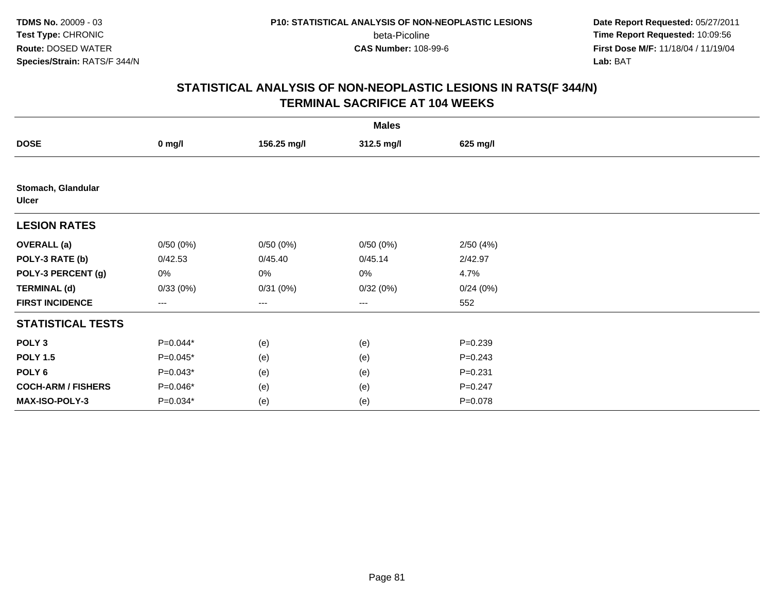## STATISTICAL ANALYSIS OF NON-NEOPLASTIC LESIONS IN RATS(F 344/N)
## TERMINAL SACRIFICE AT 104 WEEKS

| | Males | | | |
|---|---|---|---|---|
| **DOSE** | **0 mg/l** | **156.25 mg/l** | **312.5 mg/l** | **625 mg/l** |
| **Stomach, Glandular** | | | | |
| **Ulcer** | | | | |
| **LESION RATES** | | | | |
| **OVERALL (a)** | 0/50 (0%) | 0/50 (0%) | 0/50 (0%) | 2/50 (4%) |
| **POLY-3 RATE (b)** | 0/42.53 | 0/45.40 | 0/45.14 | 2/42.97 |
| **POLY-3 PERCENT (g)** | 0% | 0% | 0% | 4.7% |
| **TERMINAL (d)** | 0/33 (0%) | 0/31 (0%) | 0/32 (0%) | 0/24 (0%) |
| **FIRST INCIDENCE** | --- | --- | --- | 552 |
| **STATISTICAL TESTS** | | | | |
| **POLY 3** | P=0.044* | (e) | (e) | P=0.239 |
| **POLY 1.5** | P=0.045* | (e) | (e) | P=0.243 |
| **POLY 6** | P=0.043* | (e) | (e) | P=0.231 |
| **COCH-ARM / FISHERS** | P=0.046* | (e) | (e) | P=0.247 |
| **MAX-ISO-POLY-3** | P=0.034* | (e) | (e) | P=0.078 |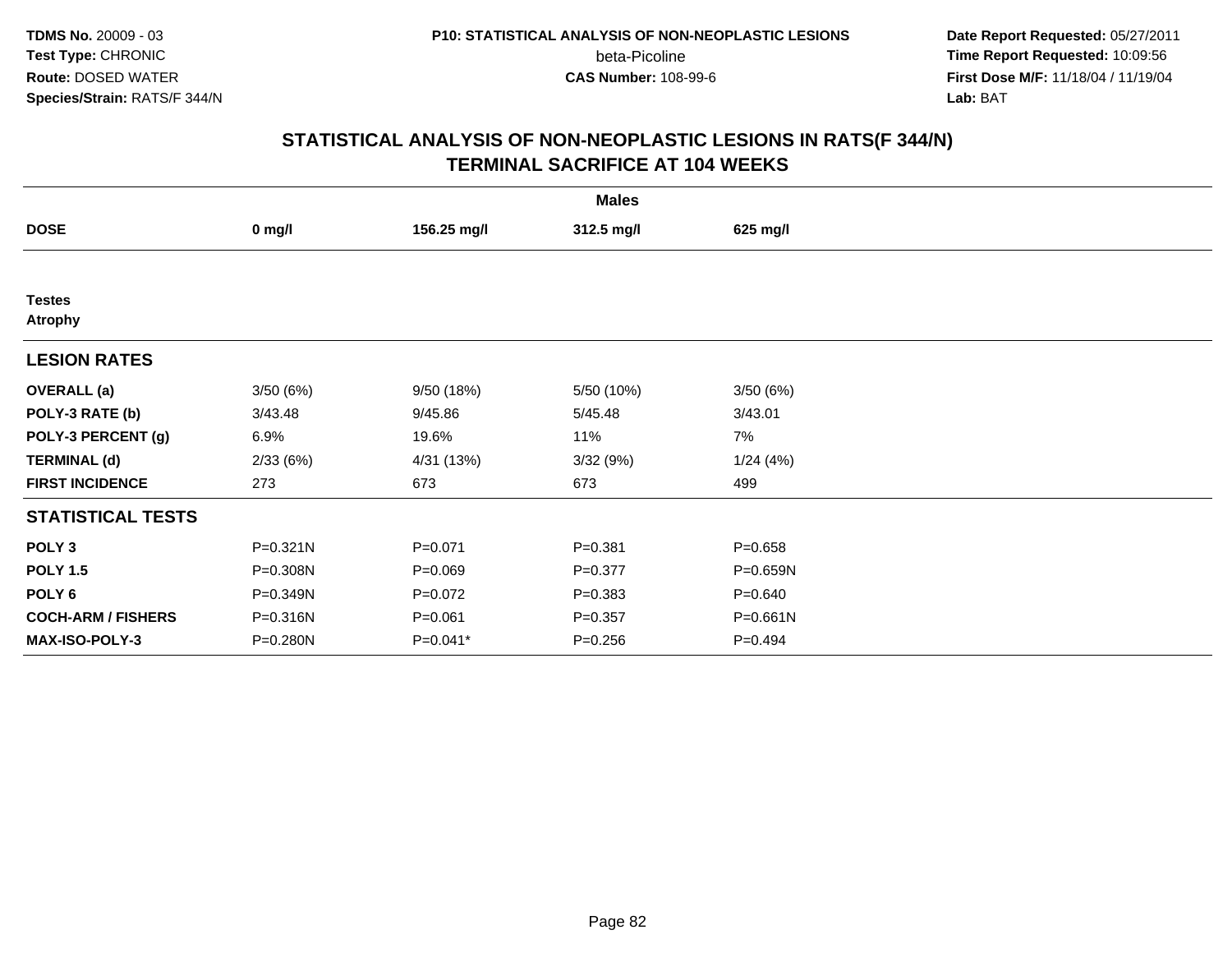**TDMS No.** 20009 - 03
**Test Type:** CHRONIC
**Route:** DOSED WATER
**Species/Strain:** RATS/F 344/N

**P10: STATISTICAL ANALYSIS OF NON-NEOPLASTIC LESIONS**
beta-Picoline
**CAS Number:** 108-99-6

**Date Report Requested:** 05/27/2011
**Time Report Requested:** 10:09:56
**First Dose M/F:** 11/18/04 / 11/19/04
**Lab:** BAT

## STATISTICAL ANALYSIS OF NON-NEOPLASTIC LESIONS IN RATS(F 344/N) TERMINAL SACRIFICE AT 104 WEEKS

| | Males | | | |
|---|---|---|---|---|
| **DOSE** | **0 mg/l** | **156.25 mg/l** | **312.5 mg/l** | **625 mg/l** |
| **Testes** | | | | |
| **Atrophy** | | | | |
| **LESION RATES** | | | | |
| **OVERALL (a)** | 3/50 (6%) | 9/50 (18%) | 5/50 (10%) | 3/50 (6%) |
| **POLY-3 RATE (b)** | 3/43.48 | 9/45.86 | 5/45.48 | 3/43.01 |
| **POLY-3 PERCENT (g)** | 6.9% | 19.6% | 11% | 7% |
| **TERMINAL (d)** | 2/33 (6%) | 4/31 (13%) | 3/32 (9%) | 1/24 (4%) |
| **FIRST INCIDENCE** | 273 | 673 | 673 | 499 |
| **STATISTICAL TESTS** | | | | |
| **POLY 3** | P=0.321N | P=0.071 | P=0.381 | P=0.658 |
| **POLY 1.5** | P=0.308N | P=0.069 | P=0.377 | P=0.659N |
| **POLY 6** | P=0.349N | P=0.072 | P=0.383 | P=0.640 |
| **COCH-ARM / FISHERS** | P=0.316N | P=0.061 | P=0.357 | P=0.661N |
| **MAX-ISO-POLY-3** | P=0.280N | P=0.041* | P=0.256 | P=0.494 |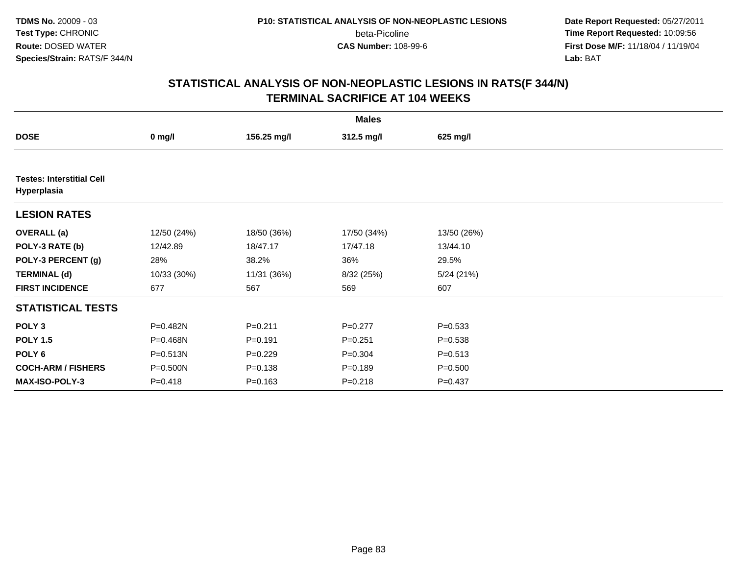TDMS No. 20009 - 03
Test Type: CHRONIC
Route: DOSED WATER
Species/Strain: RATS/F 344/N

P10: STATISTICAL ANALYSIS OF NON-NEOPLASTIC LESIONS
beta-Picoline
CAS Number: 108-99-6

Date Report Requested: 05/27/2011
Time Report Requested: 10:09:56
First Dose M/F: 11/18/04 / 11/19/04
Lab: BAT

## STATISTICAL ANALYSIS OF NON-NEOPLASTIC LESIONS IN RATS(F 344/N)
## TERMINAL SACRIFICE AT 104 WEEKS

| | Males | | | |
|---|---|---|---|---|
| **DOSE** | **0 mg/l** | **156.25 mg/l** | **312.5 mg/l** | **625 mg/l** |
| **Testes: Interstitial Cell Hyperplasia** | | | | |
| **LESION RATES** | | | | |
| **OVERALL (a)** | 12/50 (24%) | 18/50 (36%) | 17/50 (34%) | 13/50 (26%) |
| **POLY-3 RATE (b)** | 12/42.89 | 18/47.17 | 17/47.18 | 13/44.10 |
| **POLY-3 PERCENT (g)** | 28% | 38.2% | 36% | 29.5% |
| **TERMINAL (d)** | 10/33 (30%) | 11/31 (36%) | 8/32 (25%) | 5/24 (21%) |
| **FIRST INCIDENCE** | 677 | 567 | 569 | 607 |
| **STATISTICAL TESTS** | | | | |
| **POLY 3** | P=0.482N | P=0.211 | P=0.277 | P=0.533 |
| **POLY 1.5** | P=0.468N | P=0.191 | P=0.251 | P=0.538 |
| **POLY 6** | P=0.513N | P=0.229 | P=0.304 | P=0.513 |
| **COCH-ARM / FISHERS** | P=0.500N | P=0.138 | P=0.189 | P=0.500 |
| **MAX-ISO-POLY-3** | P=0.418 | P=0.163 | P=0.218 | P=0.437 |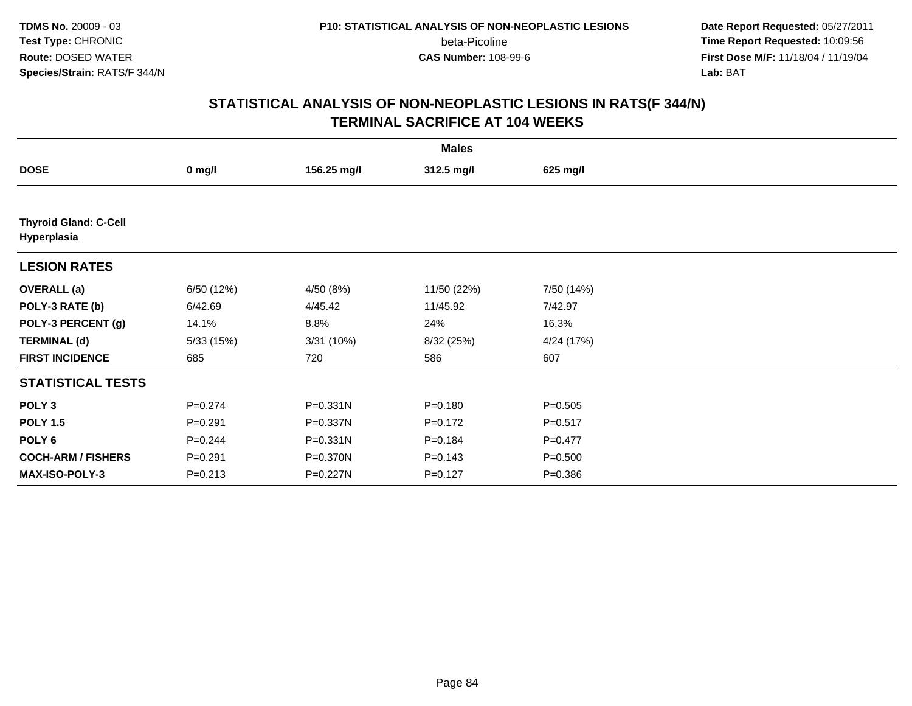**TDMS No.** 20009 - 03
**Test Type:** CHRONIC
**Route:** DOSED WATER
**Species/Strain:** RATS/F 344/N

**P10: STATISTICAL ANALYSIS OF NON-NEOPLASTIC LESIONS**
beta-Picoline
**CAS Number:** 108-99-6

**Date Report Requested:** 05/27/2011
**Time Report Requested:** 10:09:56
**First Dose M/F:** 11/18/04 / 11/19/04
**Lab:** BAT

## STATISTICAL ANALYSIS OF NON-NEOPLASTIC LESIONS IN RATS(F 344/N)
## TERMINAL SACRIFICE AT 104 WEEKS

| | Males | | | |
|---|---|---|---|---|
| **DOSE** | **0 mg/l** | **156.25 mg/l** | **312.5 mg/l** | **625 mg/l** |
| **Thyroid Gland: C-Cell Hyperplasia** | | | | |
| **LESION RATES** | | | | |
| **OVERALL (a)** | 6/50 (12%) | 4/50 (8%) | 11/50 (22%) | 7/50 (14%) |
| **POLY-3 RATE (b)** | 6/42.69 | 4/45.42 | 11/45.92 | 7/42.97 |
| **POLY-3 PERCENT (g)** | 14.1% | 8.8% | 24% | 16.3% |
| **TERMINAL (d)** | 5/33 (15%) | 3/31 (10%) | 8/32 (25%) | 4/24 (17%) |
| **FIRST INCIDENCE** | 685 | 720 | 586 | 607 |
| **STATISTICAL TESTS** | | | | |
| **POLY 3** | P=0.274 | P=0.331N | P=0.180 | P=0.505 |
| **POLY 1.5** | P=0.291 | P=0.337N | P=0.172 | P=0.517 |
| **POLY 6** | P=0.244 | P=0.331N | P=0.184 | P=0.477 |
| **COCH-ARM / FISHERS** | P=0.291 | P=0.370N | P=0.143 | P=0.500 |
| **MAX-ISO-POLY-3** | P=0.213 | P=0.227N | P=0.127 | P=0.386 |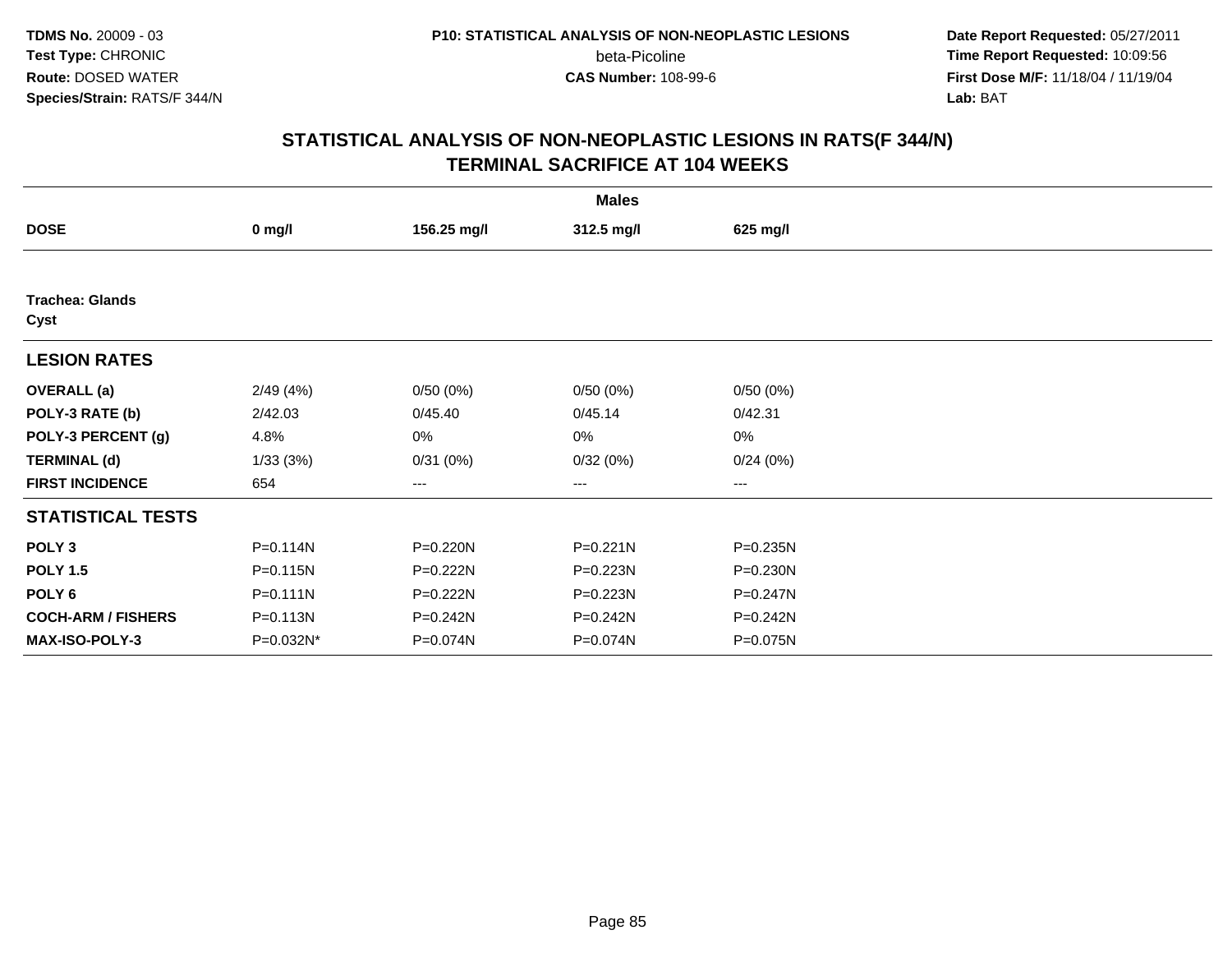# STATISTICAL ANALYSIS OF NON-NEOPLASTIC LESIONS IN RATS(F 344/N)
## TERMINAL SACRIFICE AT 104 WEEKS

| | Males | | | |
|---|---|---|---|---|
| **DOSE** | **0 mg/l** | **156.25 mg/l** | **312.5 mg/l** | **625 mg/l** |
| **Trachea: Glands** | | | | |
| **Cyst** | | | | |
| **LESION RATES** | | | | |
| **OVERALL (a)** | 2/49 (4%) | 0/50 (0%) | 0/50 (0%) | 0/50 (0%) |
| **POLY-3 RATE (b)** | 2/42.03 | 0/45.40 | 0/45.14 | 0/42.31 |
| **POLY-3 PERCENT (g)** | 4.8% | 0% | 0% | 0% |
| **TERMINAL (d)** | 1/33 (3%) | 0/31 (0%) | 0/32 (0%) | 0/24 (0%) |
| **FIRST INCIDENCE** | 654 | --- | --- | --- |
| **STATISTICAL TESTS** | | | | |
| **POLY 3** | P=0.114N | P=0.220N | P=0.221N | P=0.235N |
| **POLY 1.5** | P=0.115N | P=0.222N | P=0.223N | P=0.230N |
| **POLY 6** | P=0.111N | P=0.222N | P=0.223N | P=0.247N |
| **COCH-ARM / FISHERS** | P=0.113N | P=0.242N | P=0.242N | P=0.242N |
| **MAX-ISO-POLY-3** | P=0.032N* | P=0.074N | P=0.074N | P=0.075N |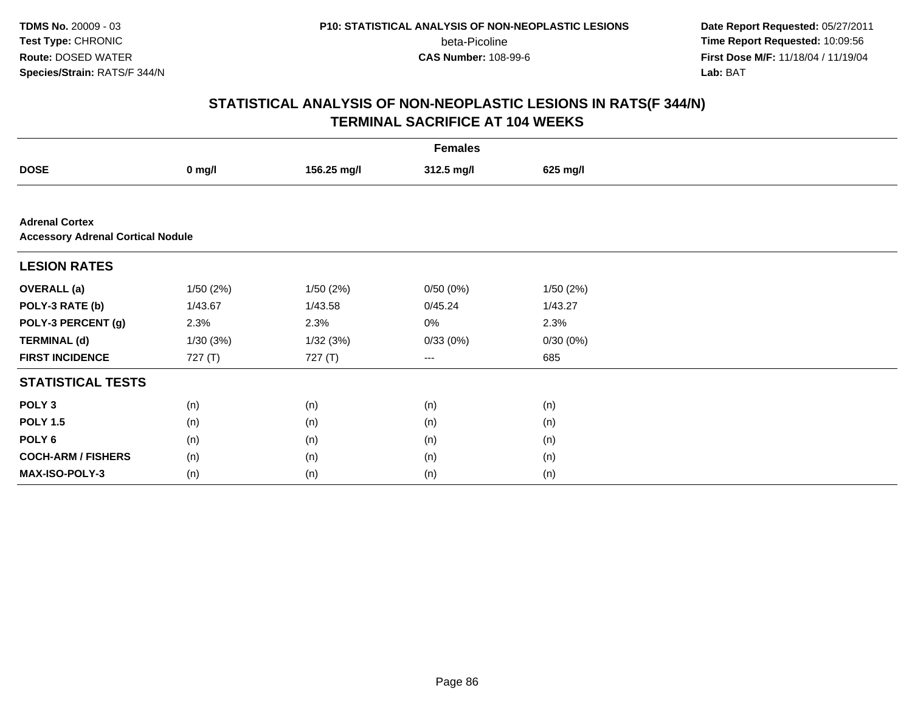TDMS No. 20009 - 03
Test Type: CHRONIC
Route: DOSED WATER
Species/Strain: RATS/F 344/N

P10: STATISTICAL ANALYSIS OF NON-NEOPLASTIC LESIONS
beta-Picoline
CAS Number: 108-99-6

Date Report Requested: 05/27/2011
Time Report Requested: 10:09:56
First Dose M/F: 11/18/04 / 11/19/04
Lab: BAT

## STATISTICAL ANALYSIS OF NON-NEOPLASTIC LESIONS IN RATS(F 344/N) TERMINAL SACRIFICE AT 104 WEEKS

| Females | | | | |
|---|---|---|---|---|
| **DOSE** | **0 mg/l** | **156.25 mg/l** | **312.5 mg/l** | **625 mg/l** |
| **Adrenal Cortex** | | | | |
| **Accessory Adrenal Cortical Nodule** | | | | |
| **LESION RATES** | | | | |
| **OVERALL (a)** | 1/50 (2%) | 1/50 (2%) | 0/50 (0%) | 1/50 (2%) |
| **POLY-3 RATE (b)** | 1/43.67 | 1/43.58 | 0/45.24 | 1/43.27 |
| **POLY-3 PERCENT (g)** | 2.3% | 2.3% | 0% | 2.3% |
| **TERMINAL (d)** | 1/30 (3%) | 1/32 (3%) | 0/33 (0%) | 0/30 (0%) |
| **FIRST INCIDENCE** | 727 (T) | 727 (T) | --- | 685 |
| **STATISTICAL TESTS** | | | | |
| **POLY 3** | (n) | (n) | (n) | (n) |
| **POLY 1.5** | (n) | (n) | (n) | (n) |
| **POLY 6** | (n) | (n) | (n) | (n) |
| **COCH-ARM / FISHERS** | (n) | (n) | (n) | (n) |
| **MAX-ISO-POLY-3** | (n) | (n) | (n) | (n) |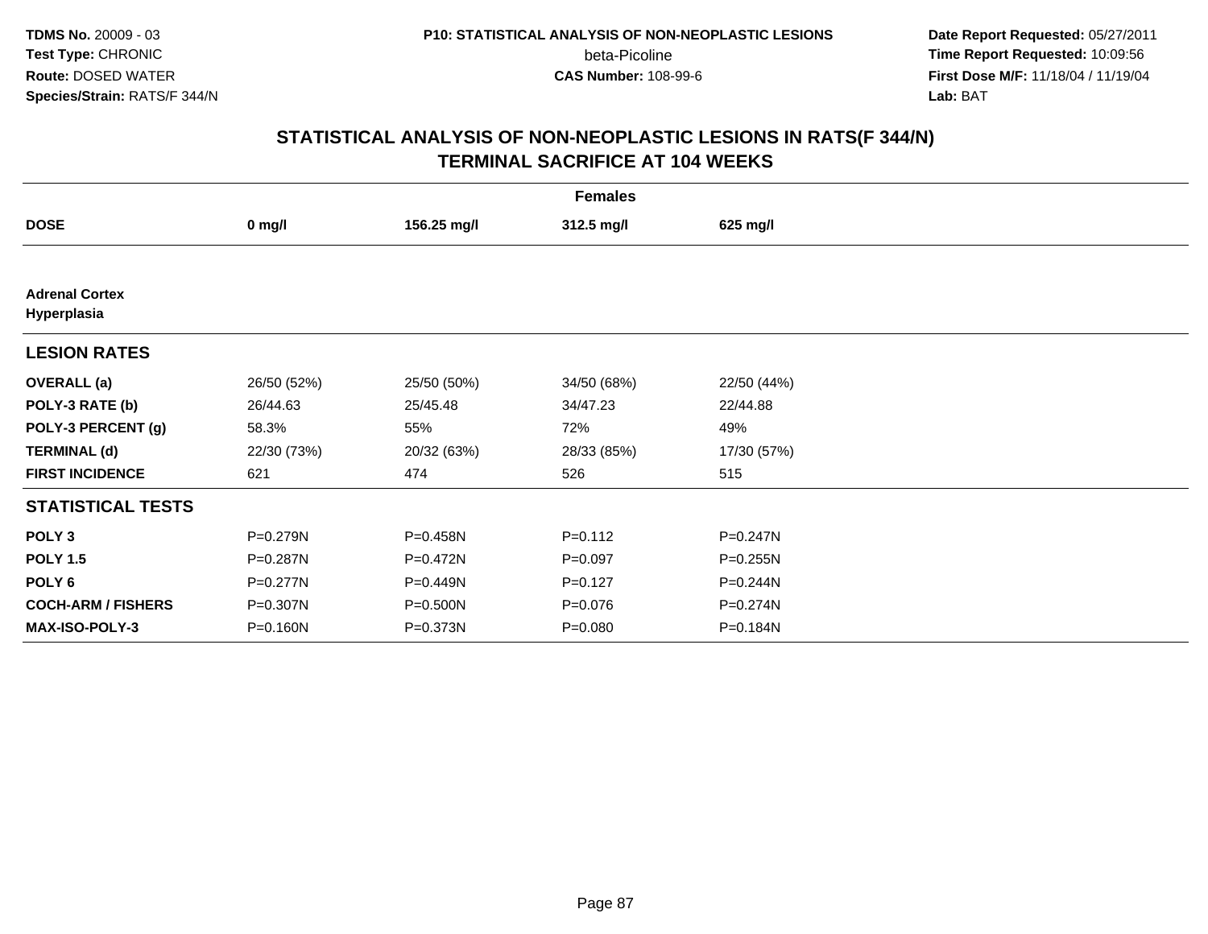**TDMS No.** 20009 - 03
**Test Type:** CHRONIC
**Route:** DOSED WATER
**Species/Strain:** RATS/F 344/N

**P10: STATISTICAL ANALYSIS OF NON-NEOPLASTIC LESIONS**
beta-Picoline
**CAS Number:** 108-99-6

**Date Report Requested:** 05/27/2011
**Time Report Requested:** 10:09:56
**First Dose M/F:** 11/18/04 / 11/19/04
**Lab:** BAT

## STATISTICAL ANALYSIS OF NON-NEOPLASTIC LESIONS IN RATS(F 344/N) TERMINAL SACRIFICE AT 104 WEEKS

| | Females | | | |
|---|---|---|---|---|
| **DOSE** | **0 mg/l** | **156.25 mg/l** | **312.5 mg/l** | **625 mg/l** |
| **Adrenal Cortex Hyperplasia** | | | | |
| **LESION RATES** | | | | |
| **OVERALL (a)** | 26/50 (52%) | 25/50 (50%) | 34/50 (68%) | 22/50 (44%) |
| **POLY-3 RATE (b)** | 26/44.63 | 25/45.48 | 34/47.23 | 22/44.88 |
| **POLY-3 PERCENT (g)** | 58.3% | 55% | 72% | 49% |
| **TERMINAL (d)** | 22/30 (73%) | 20/32 (63%) | 28/33 (85%) | 17/30 (57%) |
| **FIRST INCIDENCE** | 621 | 474 | 526 | 515 |
| **STATISTICAL TESTS** | | | | |
| **POLY 3** | P=0.279N | P=0.458N | P=0.112 | P=0.247N |
| **POLY 1.5** | P=0.287N | P=0.472N | P=0.097 | P=0.255N |
| **POLY 6** | P=0.277N | P=0.449N | P=0.127 | P=0.244N |
| **COCH-ARM / FISHERS** | P=0.307N | P=0.500N | P=0.076 | P=0.274N |
| **MAX-ISO-POLY-3** | P=0.160N | P=0.373N | P=0.080 | P=0.184N |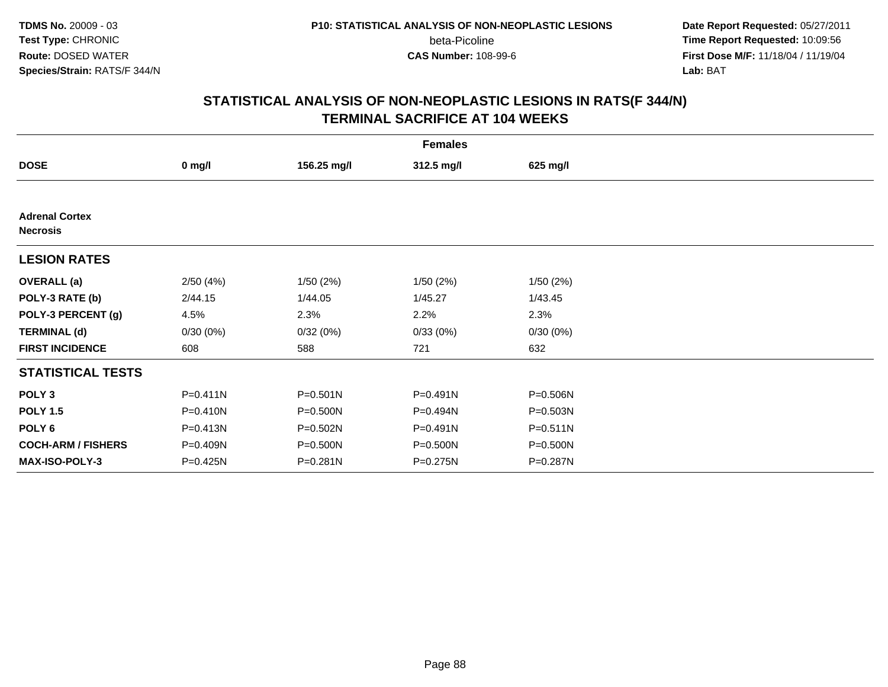# STATISTICAL ANALYSIS OF NON-NEOPLASTIC LESIONS IN RATS(F 344/N)
## TERMINAL SACRIFICE AT 104 WEEKS

| | Females | | | |
|---|---|---|---|---|
| **DOSE** | **0 mg/l** | **156.25 mg/l** | **312.5 mg/l** | **625 mg/l** |
| **Adrenal Cortex** | | | | |
| **Necrosis** | | | | |
| **LESION RATES** | | | | |
| **OVERALL (a)** | 2/50 (4%) | 1/50 (2%) | 1/50 (2%) | 1/50 (2%) |
| **POLY-3 RATE (b)** | 2/44.15 | 1/44.05 | 1/45.27 | 1/43.45 |
| **POLY-3 PERCENT (g)** | 4.5% | 2.3% | 2.2% | 2.3% |
| **TERMINAL (d)** | 0/30 (0%) | 0/32 (0%) | 0/33 (0%) | 0/30 (0%) |
| **FIRST INCIDENCE** | 608 | 588 | 721 | 632 |
| **STATISTICAL TESTS** | | | | |
| **POLY 3** | P=0.411N | P=0.501N | P=0.491N | P=0.506N |
| **POLY 1.5** | P=0.410N | P=0.500N | P=0.494N | P=0.503N |
| **POLY 6** | P=0.413N | P=0.502N | P=0.491N | P=0.511N |
| **COCH-ARM / FISHERS** | P=0.409N | P=0.500N | P=0.500N | P=0.500N |
| **MAX-ISO-POLY-3** | P=0.425N | P=0.281N | P=0.275N | P=0.287N |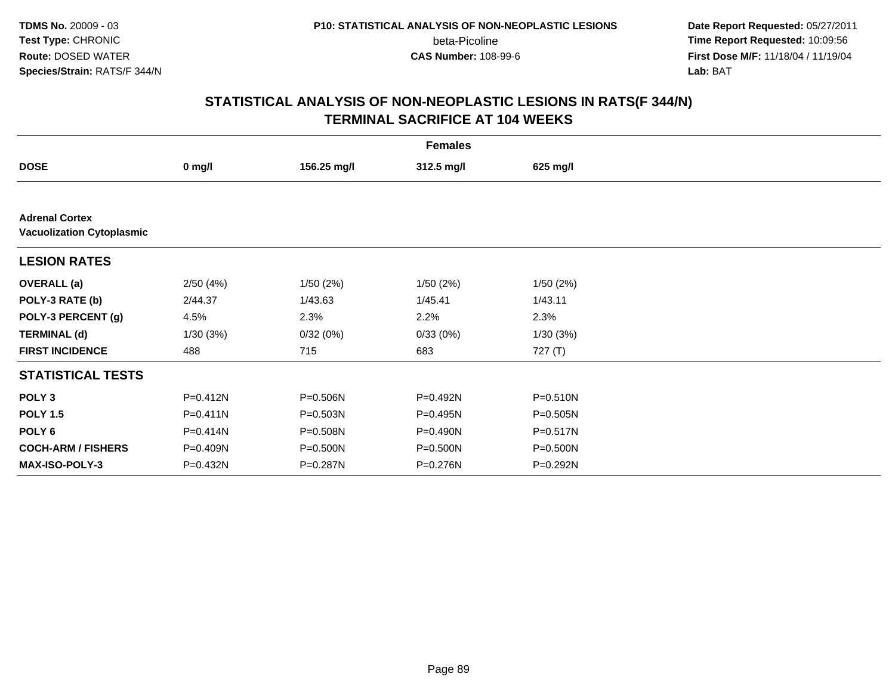# STATISTICAL ANALYSIS OF NON-NEOPLASTIC LESIONS IN RATS(F 344/N)
## TERMINAL SACRIFICE AT 104 WEEKS

| | Females | | | |
|---|---|---|---|---|
| **DOSE** | **0 mg/l** | **156.25 mg/l** | **312.5 mg/l** | **625 mg/l** |
| **Adrenal Cortex** | | | | |
| **Vacuolization Cytoplasmic** | | | | |
| **LESION RATES** | | | | |
| **OVERALL (a)** | 2/50 (4%) | 1/50 (2%) | 1/50 (2%) | 1/50 (2%) |
| **POLY-3 RATE (b)** | 2/44.37 | 1/43.63 | 1/45.41 | 1/43.11 |
| **POLY-3 PERCENT (g)** | 4.5% | 2.3% | 2.2% | 2.3% |
| **TERMINAL (d)** | 1/30 (3%) | 0/32 (0%) | 0/33 (0%) | 1/30 (3%) |
| **FIRST INCIDENCE** | 488 | 715 | 683 | 727 (T) |
| **STATISTICAL TESTS** | | | | |
| **POLY 3** | P=0.412N | P=0.506N | P=0.492N | P=0.510N |
| **POLY 1.5** | P=0.411N | P=0.503N | P=0.495N | P=0.505N |
| **POLY 6** | P=0.414N | P=0.508N | P=0.490N | P=0.517N |
| **COCH-ARM / FISHERS** | P=0.409N | P=0.500N | P=0.500N | P=0.500N |
| **MAX-ISO-POLY-3** | P=0.432N | P=0.287N | P=0.276N | P=0.292N |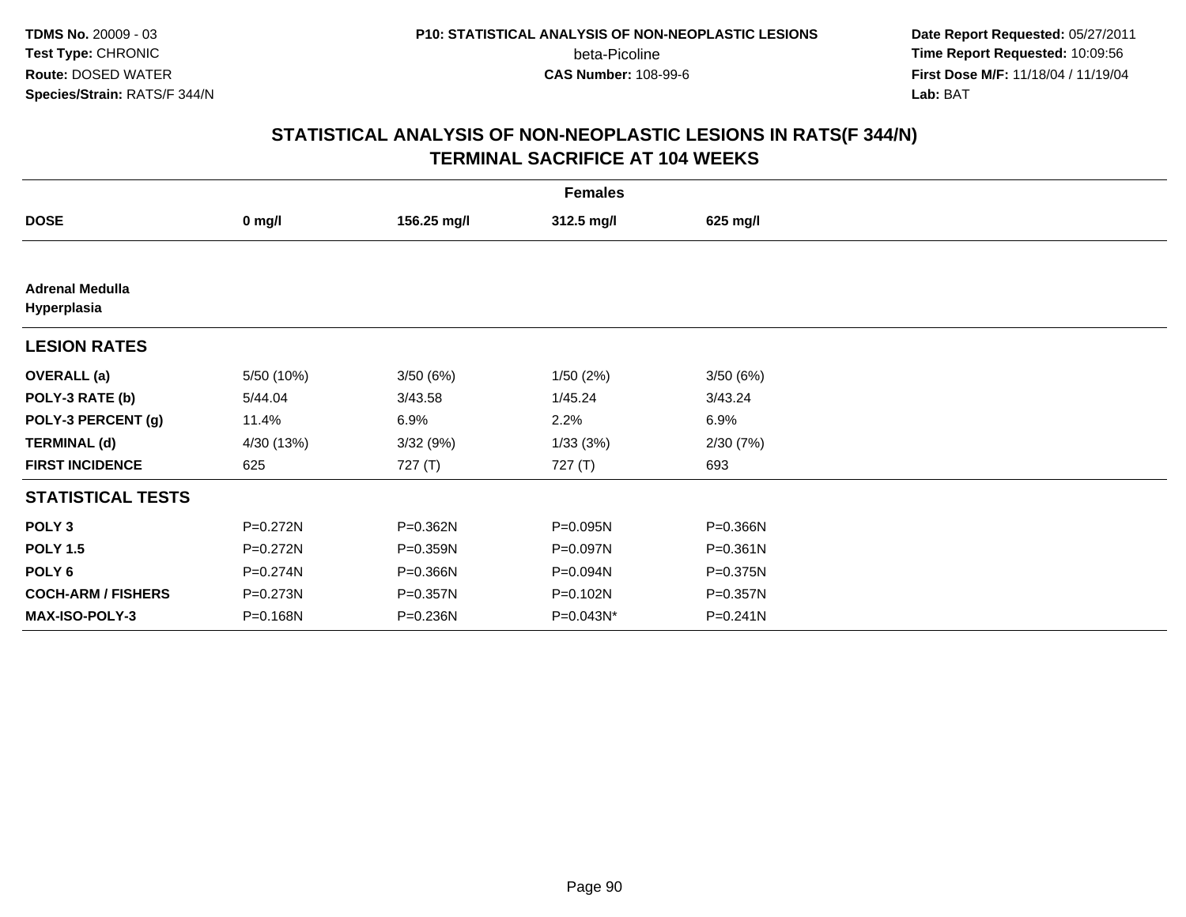TDMS No. 20009 - 03
Test Type: CHRONIC
Route: DOSED WATER
Species/Strain: RATS/F 344/N

P10: STATISTICAL ANALYSIS OF NON-NEOPLASTIC LESIONS
beta-Picoline
CAS Number: 108-99-6

Date Report Requested: 05/27/2011
Time Report Requested: 10:09:56
First Dose M/F: 11/18/04 / 11/19/04
Lab: BAT

## STATISTICAL ANALYSIS OF NON-NEOPLASTIC LESIONS IN RATS(F 344/N)
## TERMINAL SACRIFICE AT 104 WEEKS

| Females | | | | |
|---|---|---|---|---|
| **DOSE** | **0 mg/l** | **156.25 mg/l** | **312.5 mg/l** | **625 mg/l** |
| **Adrenal Medulla** | | | | |
| **Hyperplasia** | | | | |
| **LESION RATES** | | | | |
| **OVERALL (a)** | 5/50 (10%) | 3/50 (6%) | 1/50 (2%) | 3/50 (6%) |
| **POLY-3 RATE (b)** | 5/44.04 | 3/43.58 | 1/45.24 | 3/43.24 |
| **POLY-3 PERCENT (g)** | 11.4% | 6.9% | 2.2% | 6.9% |
| **TERMINAL (d)** | 4/30 (13%) | 3/32 (9%) | 1/33 (3%) | 2/30 (7%) |
| **FIRST INCIDENCE** | 625 | 727 (T) | 727 (T) | 693 |
| **STATISTICAL TESTS** | | | | |
| **POLY 3** | P=0.272N | P=0.362N | P=0.095N | P=0.366N |
| **POLY 1.5** | P=0.272N | P=0.359N | P=0.097N | P=0.361N |
| **POLY 6** | P=0.274N | P=0.366N | P=0.094N | P=0.375N |
| **COCH-ARM / FISHERS** | P=0.273N | P=0.357N | P=0.102N | P=0.357N |
| **MAX-ISO-POLY-3** | P=0.168N | P=0.236N | P=0.043N* | P=0.241N |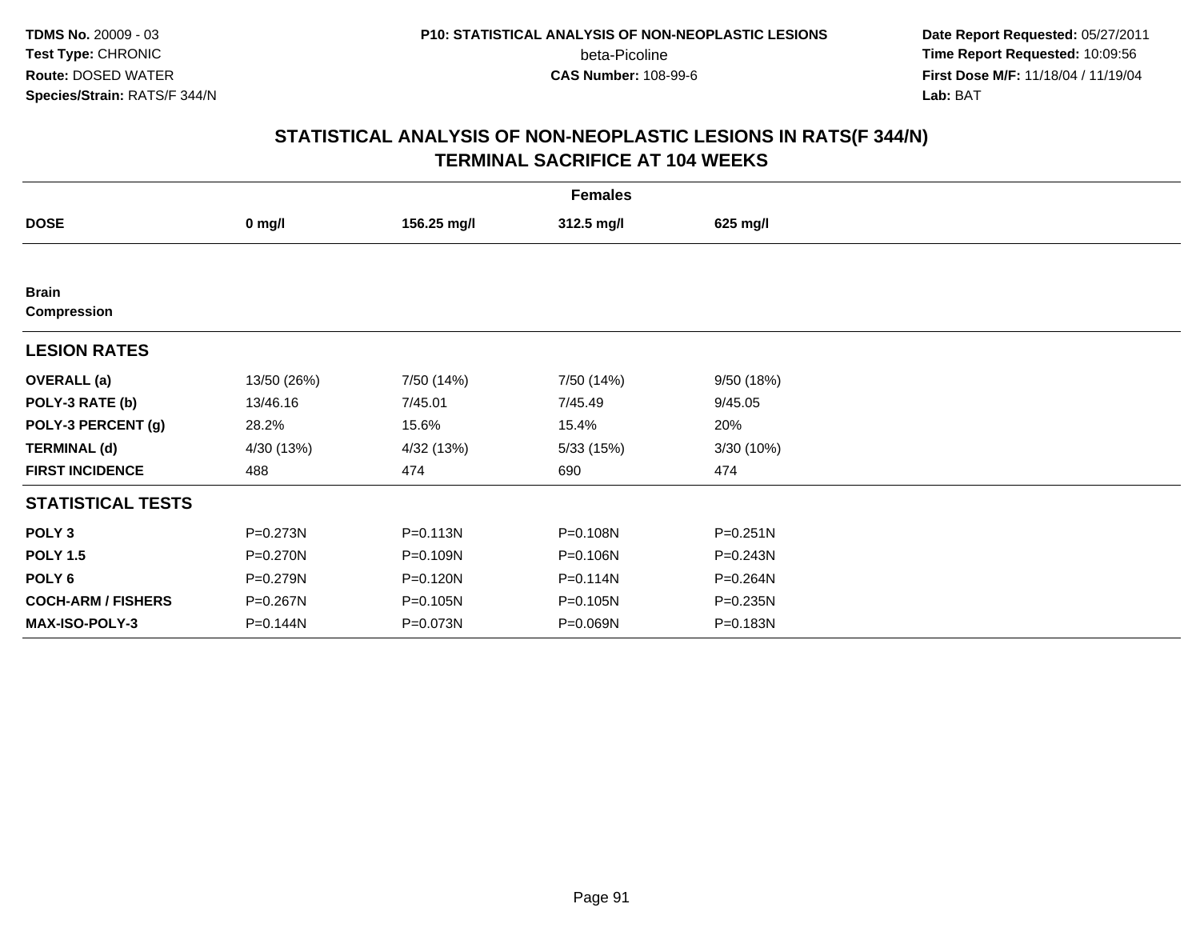## STATISTICAL ANALYSIS OF NON-NEOPLASTIC LESIONS IN RATS(F 344/N)
## TERMINAL SACRIFICE AT 104 WEEKS

| | Females | | | |
|---|---|---|---|---|
| **DOSE** | **0 mg/l** | **156.25 mg/l** | **312.5 mg/l** | **625 mg/l** |
| **Brain** | | | | |
| **Compression** | | | | |
| **LESION RATES** | | | | |
| **OVERALL (a)** | 13/50 (26%) | 7/50 (14%) | 7/50 (14%) | 9/50 (18%) |
| **POLY-3 RATE (b)** | 13/46.16 | 7/45.01 | 7/45.49 | 9/45.05 |
| **POLY-3 PERCENT (g)** | 28.2% | 15.6% | 15.4% | 20% |
| **TERMINAL (d)** | 4/30 (13%) | 4/32 (13%) | 5/33 (15%) | 3/30 (10%) |
| **FIRST INCIDENCE** | 488 | 474 | 690 | 474 |
| **STATISTICAL TESTS** | | | | |
| **POLY 3** | P=0.273N | P=0.113N | P=0.108N | P=0.251N |
| **POLY 1.5** | P=0.270N | P=0.109N | P=0.106N | P=0.243N |
| **POLY 6** | P=0.279N | P=0.120N | P=0.114N | P=0.264N |
| **COCH-ARM / FISHERS** | P=0.267N | P=0.105N | P=0.105N | P=0.235N |
| **MAX-ISO-POLY-3** | P=0.144N | P=0.073N | P=0.069N | P=0.183N |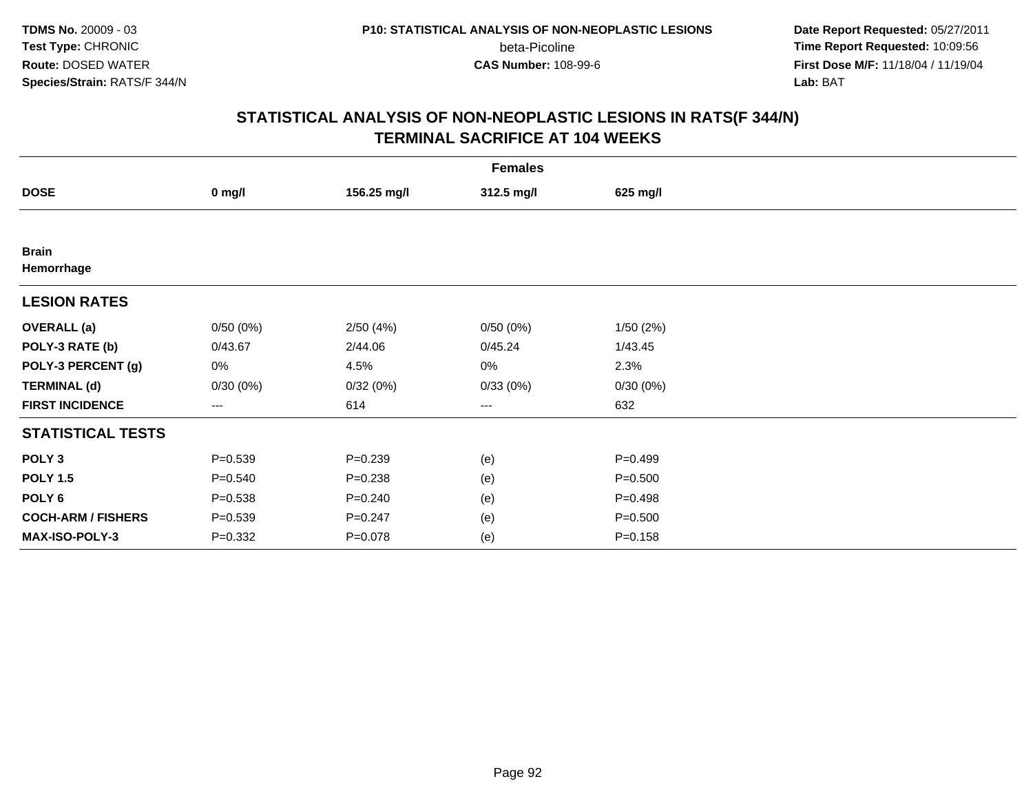**TDMS No.** 20009 - 03
**Test Type:** CHRONIC
**Route:** DOSED WATER
**Species/Strain:** RATS/F 344/N

**P10: STATISTICAL ANALYSIS OF NON-NEOPLASTIC LESIONS**
beta-Picoline
**CAS Number:** 108-99-6

**Date Report Requested:** 05/27/2011
**Time Report Requested:** 10:09:56
**First Dose M/F:** 11/18/04 / 11/19/04
**Lab:** BAT

## STATISTICAL ANALYSIS OF NON-NEOPLASTIC LESIONS IN RATS(F 344/N)
## TERMINAL SACRIFICE AT 104 WEEKS

| Females | | | | |
|---|---|---|---|---|
| **DOSE** | **0 mg/l** | **156.25 mg/l** | **312.5 mg/l** | **625 mg/l** |
| **Brain** **Hemorrhage** | | | | |
| **LESION RATES** | | | | |
| **OVERALL (a)** | 0/50 (0%) | 2/50 (4%) | 0/50 (0%) | 1/50 (2%) |
| **POLY-3 RATE (b)** | 0/43.67 | 2/44.06 | 0/45.24 | 1/43.45 |
| **POLY-3 PERCENT (g)** | 0% | 4.5% | 0% | 2.3% |
| **TERMINAL (d)** | 0/30 (0%) | 0/32 (0%) | 0/33 (0%) | 0/30 (0%) |
| **FIRST INCIDENCE** | --- | 614 | --- | 632 |
| **STATISTICAL TESTS** | | | | |
| **POLY 3** | P=0.539 | P=0.239 | (e) | P=0.499 |
| **POLY 1.5** | P=0.540 | P=0.238 | (e) | P=0.500 |
| **POLY 6** | P=0.538 | P=0.240 | (e) | P=0.498 |
| **COCH-ARM / FISHERS** | P=0.539 | P=0.247 | (e) | P=0.500 |
| **MAX-ISO-POLY-3** | P=0.332 | P=0.078 | (e) | P=0.158 |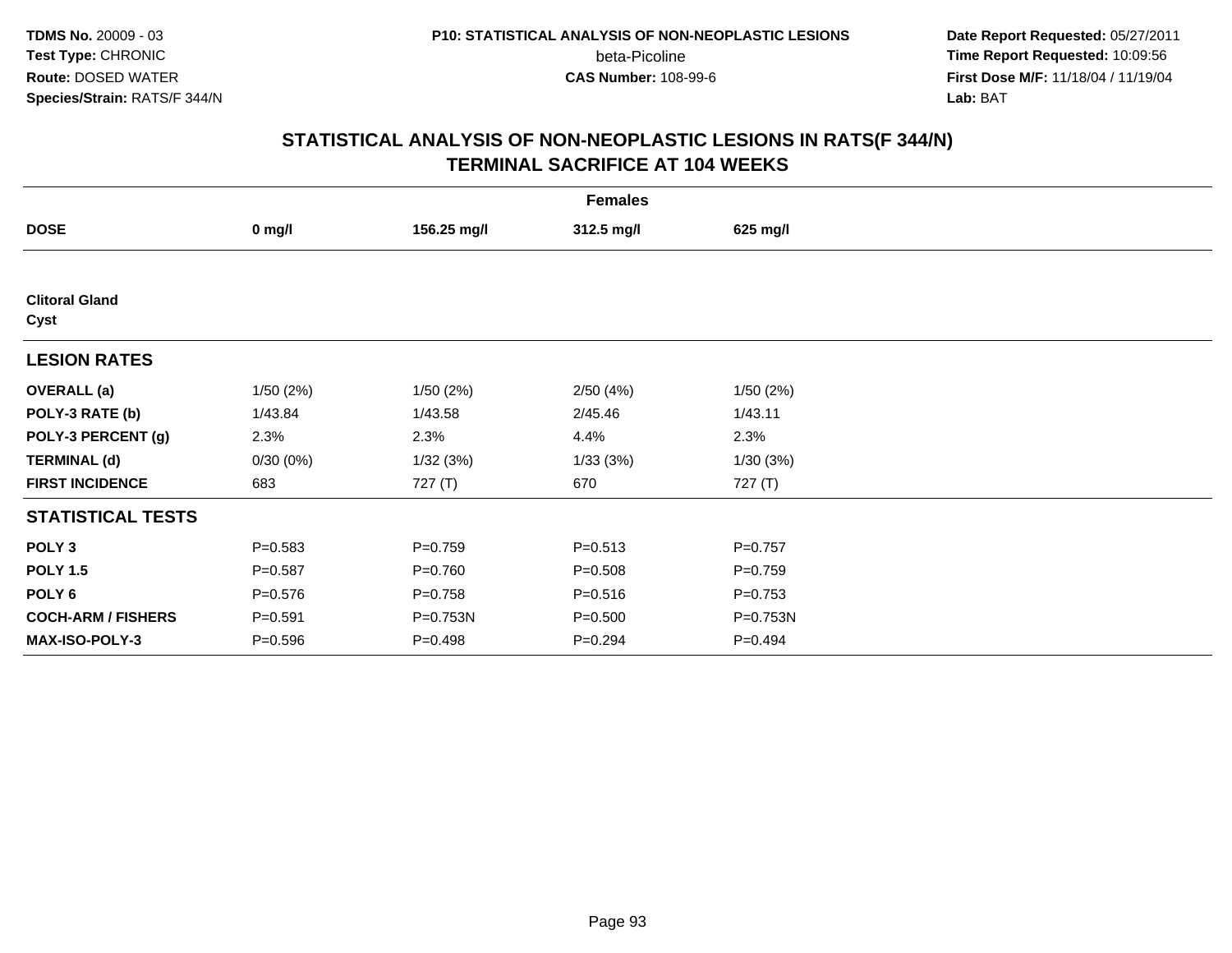# STATISTICAL ANALYSIS OF NON-NEOPLASTIC LESIONS IN RATS(F 344/N)
## TERMINAL SACRIFICE AT 104 WEEKS

| | Females | | | |
|---|---|---|---|---|
| **DOSE** | **0 mg/l** | **156.25 mg/l** | **312.5 mg/l** | **625 mg/l** |
| **Clitoral Gland** | | | | |
| **Cyst** | | | | |
| **LESION RATES** | | | | |
| **OVERALL (a)** | 1/50 (2%) | 1/50 (2%) | 2/50 (4%) | 1/50 (2%) |
| **POLY-3 RATE (b)** | 1/43.84 | 1/43.58 | 2/45.46 | 1/43.11 |
| **POLY-3 PERCENT (g)** | 2.3% | 2.3% | 4.4% | 2.3% |
| **TERMINAL (d)** | 0/30 (0%) | 1/32 (3%) | 1/33 (3%) | 1/30 (3%) |
| **FIRST INCIDENCE** | 683 | 727 (T) | 670 | 727 (T) |
| **STATISTICAL TESTS** | | | | |
| **POLY 3** | P=0.583 | P=0.759 | P=0.513 | P=0.757 |
| **POLY 1.5** | P=0.587 | P=0.760 | P=0.508 | P=0.759 |
| **POLY 6** | P=0.576 | P=0.758 | P=0.516 | P=0.753 |
| **COCH-ARM / FISHERS** | P=0.591 | P=0.753N | P=0.500 | P=0.753N |
| **MAX-ISO-POLY-3** | P=0.596 | P=0.498 | P=0.294 | P=0.494 |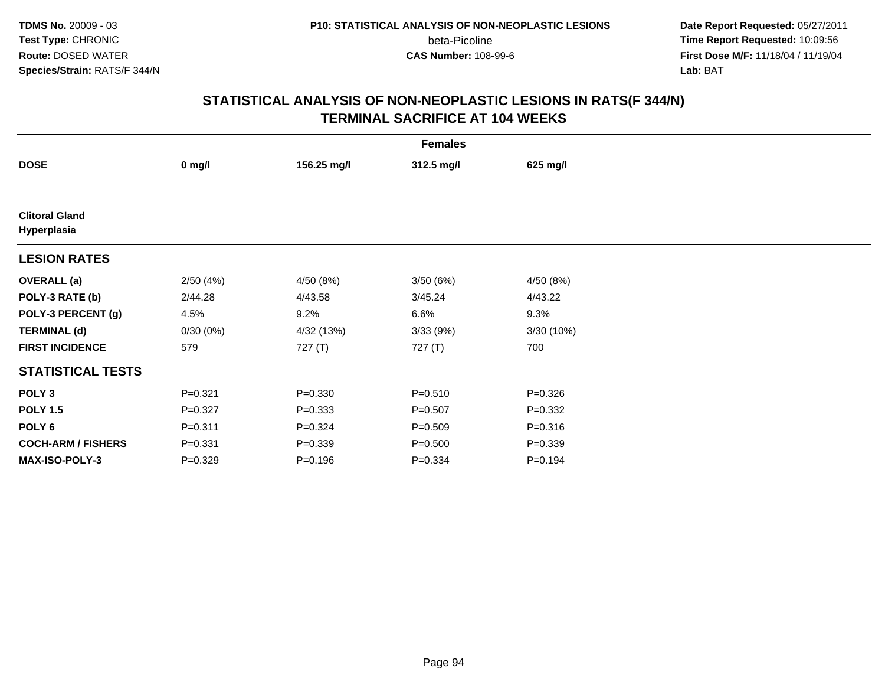TDMS No. 20009 - 03
Test Type: CHRONIC
Route: DOSED WATER
Species/Strain: RATS/F 344/N

P10: STATISTICAL ANALYSIS OF NON-NEOPLASTIC LESIONS
beta-Picoline
CAS Number: 108-99-6

Date Report Requested: 05/27/2011
Time Report Requested: 10:09:56
First Dose M/F: 11/18/04 / 11/19/04
Lab: BAT

# STATISTICAL ANALYSIS OF NON-NEOPLASTIC LESIONS IN RATS(F 344/N)
## TERMINAL SACRIFICE AT 104 WEEKS

| | Females | | | |
|---|---|---|---|---|
| **DOSE** | **0 mg/l** | **156.25 mg/l** | **312.5 mg/l** | **625 mg/l** |
| **Clitoral Gland** | | | | |
| **Hyperplasia** | | | | |
| **LESION RATES** | | | | |
| **OVERALL (a)** | 2/50 (4%) | 4/50 (8%) | 3/50 (6%) | 4/50 (8%) |
| **POLY-3 RATE (b)** | 2/44.28 | 4/43.58 | 3/45.24 | 4/43.22 |
| **POLY-3 PERCENT (g)** | 4.5% | 9.2% | 6.6% | 9.3% |
| **TERMINAL (d)** | 0/30 (0%) | 4/32 (13%) | 3/33 (9%) | 3/30 (10%) |
| **FIRST INCIDENCE** | 579 | 727 (T) | 727 (T) | 700 |
| **STATISTICAL TESTS** | | | | |
| **POLY 3** | P=0.321 | P=0.330 | P=0.510 | P=0.326 |
| **POLY 1.5** | P=0.327 | P=0.333 | P=0.507 | P=0.332 |
| **POLY 6** | P=0.311 | P=0.324 | P=0.509 | P=0.316 |
| **COCH-ARM / FISHERS** | P=0.331 | P=0.339 | P=0.500 | P=0.339 |
| **MAX-ISO-POLY-3** | P=0.329 | P=0.196 | P=0.334 | P=0.194 |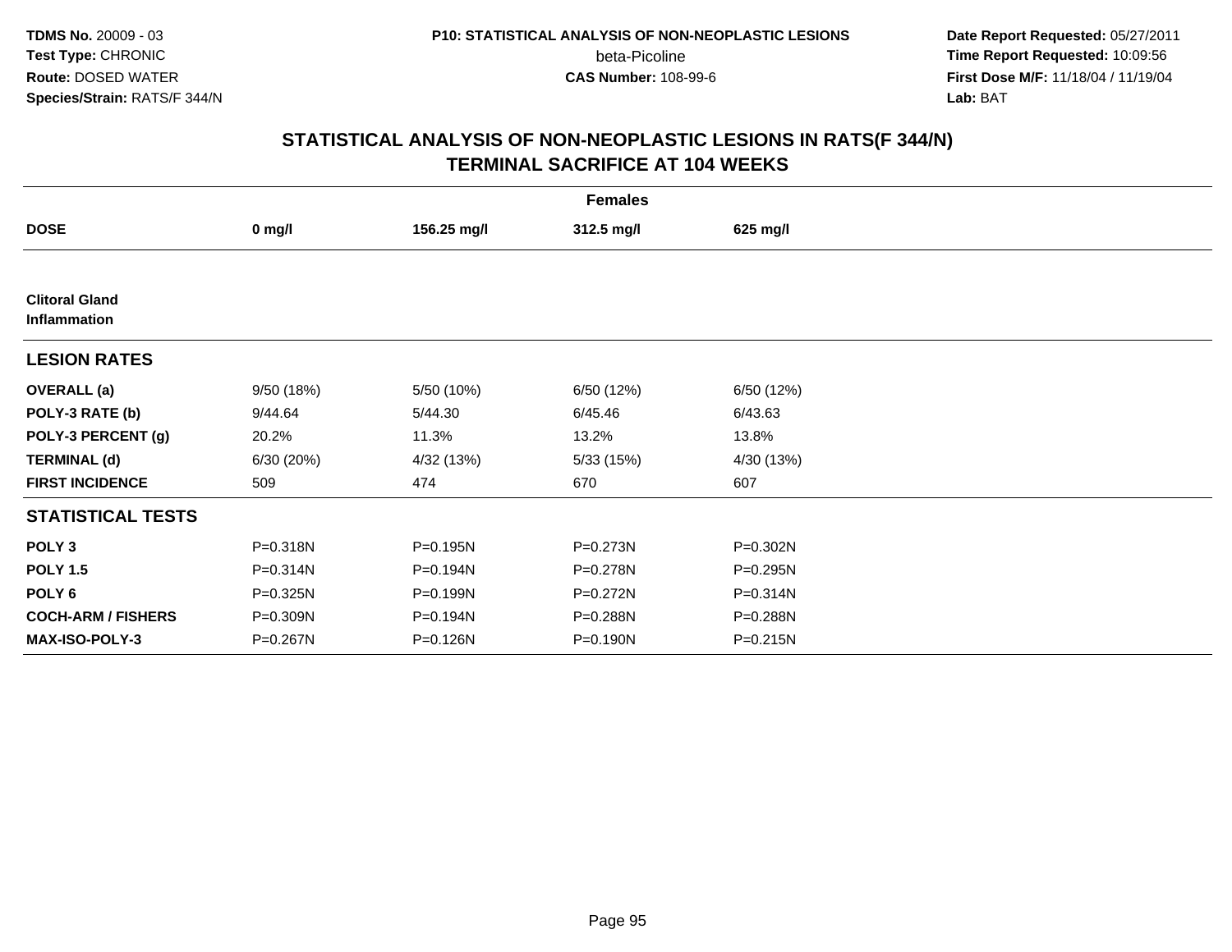TDMS No. 20009 - 03
Test Type: CHRONIC
Route: DOSED WATER
Species/Strain: RATS/F 344/N

P10: STATISTICAL ANALYSIS OF NON-NEOPLASTIC LESIONS
beta-Picoline
CAS Number: 108-99-6

Date Report Requested: 05/27/2011
Time Report Requested: 10:09:56
First Dose M/F: 11/18/04 / 11/19/04
Lab: BAT

## STATISTICAL ANALYSIS OF NON-NEOPLASTIC LESIONS IN RATS(F 344/N)
## TERMINAL SACRIFICE AT 104 WEEKS

| | Females | | | |
|---|---|---|---|---|
| **DOSE** | **0 mg/l** | **156.25 mg/l** | **312.5 mg/l** | **625 mg/l** |
| **Clitoral Gland Inflammation** | | | | |
| **LESION RATES** | | | | |
| **OVERALL (a)** | 9/50 (18%) | 5/50 (10%) | 6/50 (12%) | 6/50 (12%) |
| **POLY-3 RATE (b)** | 9/44.64 | 5/44.30 | 6/45.46 | 6/43.63 |
| **POLY-3 PERCENT (g)** | 20.2% | 11.3% | 13.2% | 13.8% |
| **TERMINAL (d)** | 6/30 (20%) | 4/32 (13%) | 5/33 (15%) | 4/30 (13%) |
| **FIRST INCIDENCE** | 509 | 474 | 670 | 607 |
| **STATISTICAL TESTS** | | | | |
| **POLY 3** | P=0.318N | P=0.195N | P=0.273N | P=0.302N |
| **POLY 1.5** | P=0.314N | P=0.194N | P=0.278N | P=0.295N |
| **POLY 6** | P=0.325N | P=0.199N | P=0.272N | P=0.314N |
| **COCH-ARM / FISHERS** | P=0.309N | P=0.194N | P=0.288N | P=0.288N |
| **MAX-ISO-POLY-3** | P=0.267N | P=0.126N | P=0.190N | P=0.215N |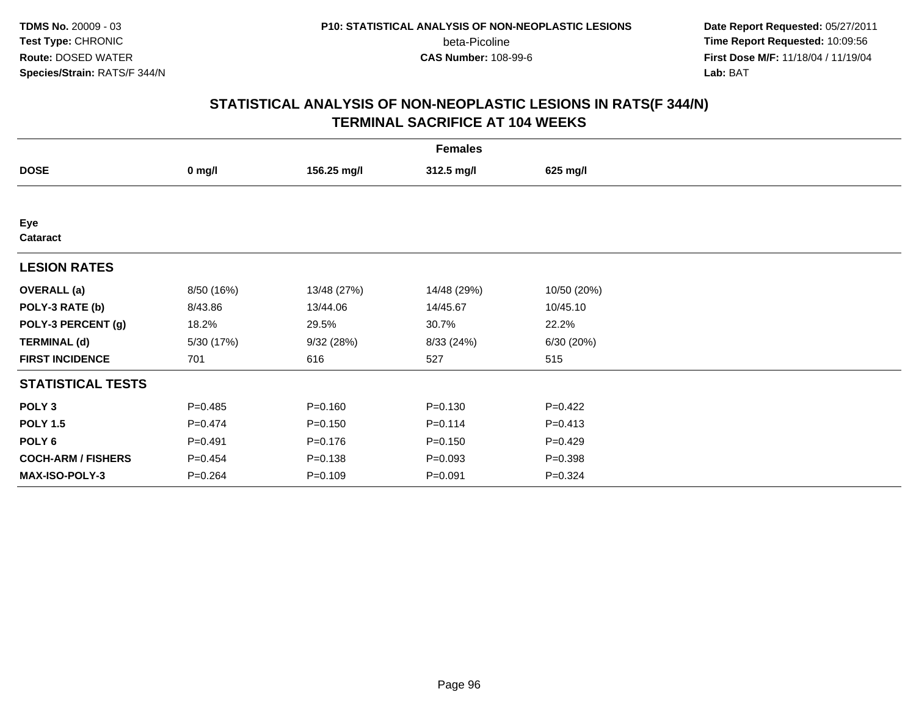# STATISTICAL ANALYSIS OF NON-NEOPLASTIC LESIONS IN RATS(F 344/N)
## TERMINAL SACRIFICE AT 104 WEEKS

| | Females | | | |
|---|---|---|---|---|
| **DOSE** | **0 mg/l** | **156.25 mg/l** | **312.5 mg/l** | **625 mg/l** |
| **Eye** | | | | |
| **Cataract** | | | | |
| **LESION RATES** | | | | |
| **OVERALL (a)** | 8/50 (16%) | 13/48 (27%) | 14/48 (29%) | 10/50 (20%) |
| **POLY-3 RATE (b)** | 8/43.86 | 13/44.06 | 14/45.67 | 10/45.10 |
| **POLY-3 PERCENT (g)** | 18.2% | 29.5% | 30.7% | 22.2% |
| **TERMINAL (d)** | 5/30 (17%) | 9/32 (28%) | 8/33 (24%) | 6/30 (20%) |
| **FIRST INCIDENCE** | 701 | 616 | 527 | 515 |
| **STATISTICAL TESTS** | | | | |
| **POLY 3** | P=0.485 | P=0.160 | P=0.130 | P=0.422 |
| **POLY 1.5** | P=0.474 | P=0.150 | P=0.114 | P=0.413 |
| **POLY 6** | P=0.491 | P=0.176 | P=0.150 | P=0.429 |
| **COCH-ARM / FISHERS** | P=0.454 | P=0.138 | P=0.093 | P=0.398 |
| **MAX-ISO-POLY-3** | P=0.264 | P=0.109 | P=0.091 | P=0.324 |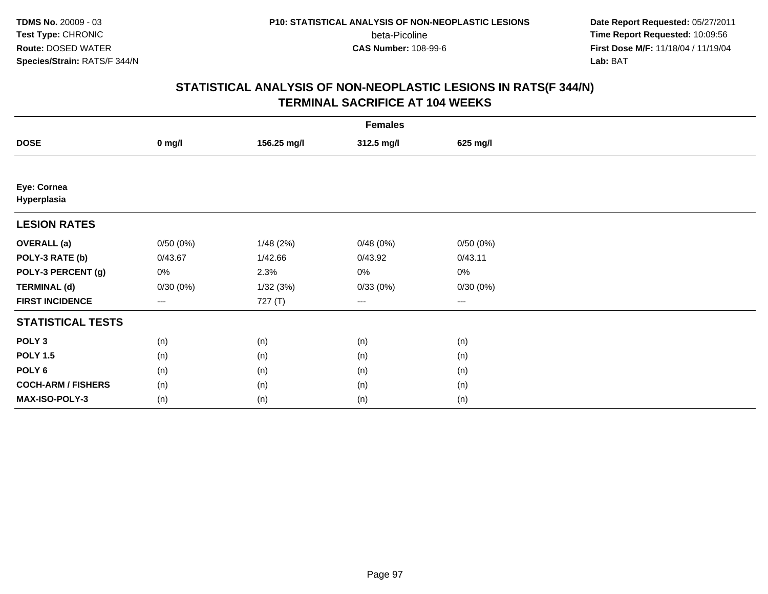# STATISTICAL ANALYSIS OF NON-NEOPLASTIC LESIONS IN RATS(F 344/N)
## TERMINAL SACRIFICE AT 104 WEEKS

| | Females | | | |
|---|---|---|---|---|
| **DOSE** | **0 mg/l** | **156.25 mg/l** | **312.5 mg/l** | **625 mg/l** |
| **Eye: Cornea** | | | | |
| **Hyperplasia** | | | | |
| **LESION RATES** | | | | |
| **OVERALL (a)** | 0/50 (0%) | 1/48 (2%) | 0/48 (0%) | 0/50 (0%) |
| **POLY-3 RATE (b)** | 0/43.67 | 1/42.66 | 0/43.92 | 0/43.11 |
| **POLY-3 PERCENT (g)** | 0% | 2.3% | 0% | 0% |
| **TERMINAL (d)** | 0/30 (0%) | 1/32 (3%) | 0/33 (0%) | 0/30 (0%) |
| **FIRST INCIDENCE** | --- | 727 (T) | --- | --- |
| **STATISTICAL TESTS** | | | | |
| **POLY 3** | (n) | (n) | (n) | (n) |
| **POLY 1.5** | (n) | (n) | (n) | (n) |
| **POLY 6** | (n) | (n) | (n) | (n) |
| **COCH-ARM / FISHERS** | (n) | (n) | (n) | (n) |
| **MAX-ISO-POLY-3** | (n) | (n) | (n) | (n) |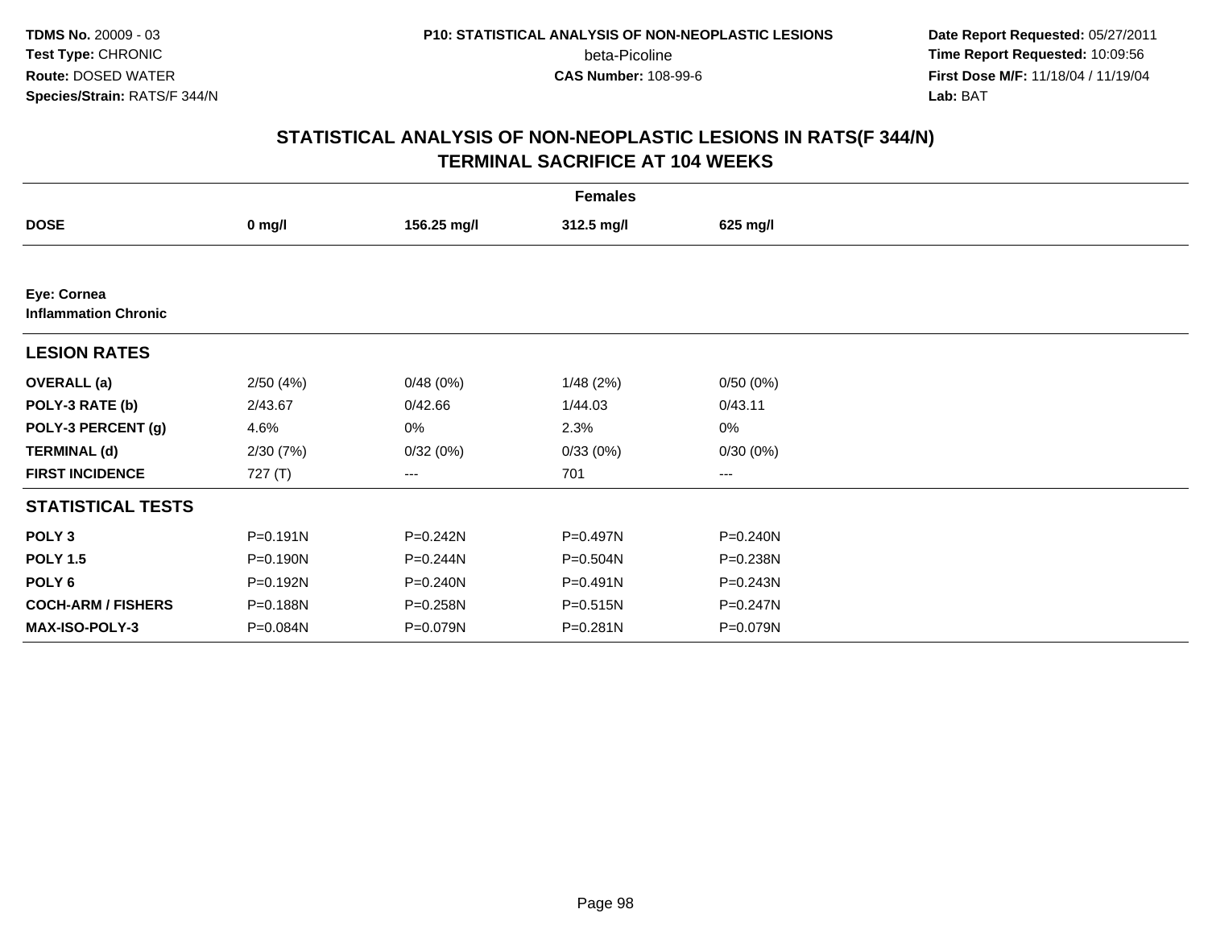# STATISTICAL ANALYSIS OF NON-NEOPLASTIC LESIONS IN RATS(F 344/N)
## TERMINAL SACRIFICE AT 104 WEEKS

| | Females | | | |
|---|---|---|---|---|
| **DOSE** | **0 mg/l** | **156.25 mg/l** | **312.5 mg/l** | **625 mg/l** |
| **Eye: Cornea** | | | | |
| **Inflammation Chronic** | | | | |
| **LESION RATES** | | | | |
| **OVERALL (a)** | 2/50 (4%) | 0/48 (0%) | 1/48 (2%) | 0/50 (0%) |
| **POLY-3 RATE (b)** | 2/43.67 | 0/42.66 | 1/44.03 | 0/43.11 |
| **POLY-3 PERCENT (g)** | 4.6% | 0% | 2.3% | 0% |
| **TERMINAL (d)** | 2/30 (7%) | 0/32 (0%) | 0/33 (0%) | 0/30 (0%) |
| **FIRST INCIDENCE** | 727 (T) | --- | 701 | --- |
| **STATISTICAL TESTS** | | | | |
| **POLY 3** | P=0.191N | P=0.242N | P=0.497N | P=0.240N |
| **POLY 1.5** | P=0.190N | P=0.244N | P=0.504N | P=0.238N |
| **POLY 6** | P=0.192N | P=0.240N | P=0.491N | P=0.243N |
| **COCH-ARM / FISHERS** | P=0.188N | P=0.258N | P=0.515N | P=0.247N |
| **MAX-ISO-POLY-3** | P=0.084N | P=0.079N | P=0.281N | P=0.079N |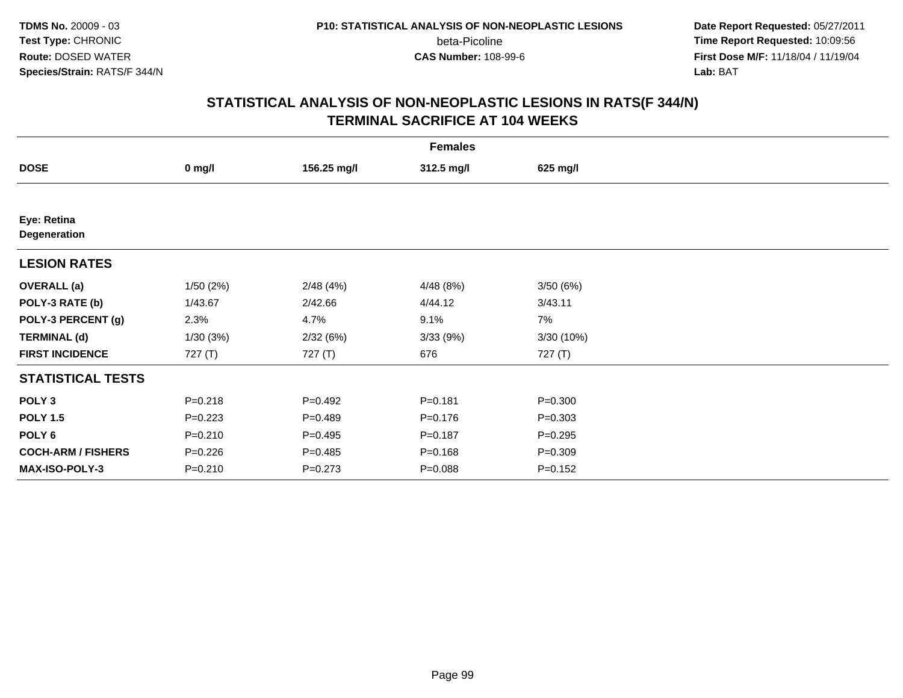**TDMS No.** 20009 - 03
**Test Type:** CHRONIC
**Route:** DOSED WATER
**Species/Strain:** RATS/F 344/N

**P10: STATISTICAL ANALYSIS OF NON-NEOPLASTIC LESIONS**
beta-Picoline
**CAS Number:** 108-99-6

**Date Report Requested:** 05/27/2011
**Time Report Requested:** 10:09:56
**First Dose M/F:** 11/18/04 / 11/19/04
**Lab:** BAT

## STATISTICAL ANALYSIS OF NON-NEOPLASTIC LESIONS IN RATS(F 344/N)
## TERMINAL SACRIFICE AT 104 WEEKS

| Females | | | | |
|---|---|---|---|---|
| **DOSE** | **0 mg/l** | **156.25 mg/l** | **312.5 mg/l** | **625 mg/l** |
| **Eye: Retina** <br> **Degeneration** | | | | |
| **LESION RATES** | | | | |
| **OVERALL (a)** | 1/50 (2%) | 2/48 (4%) | 4/48 (8%) | 3/50 (6%) |
| **POLY-3 RATE (b)** | 1/43.67 | 2/42.66 | 4/44.12 | 3/43.11 |
| **POLY-3 PERCENT (g)** | 2.3% | 4.7% | 9.1% | 7% |
| **TERMINAL (d)** | 1/30 (3%) | 2/32 (6%) | 3/33 (9%) | 3/30 (10%) |
| **FIRST INCIDENCE** | 727 (T) | 727 (T) | 676 | 727 (T) |
| **STATISTICAL TESTS** | | | | |
| **POLY 3** | P=0.218 | P=0.492 | P=0.181 | P=0.300 |
| **POLY 1.5** | P=0.223 | P=0.489 | P=0.176 | P=0.303 |
| **POLY 6** | P=0.210 | P=0.495 | P=0.187 | P=0.295 |
| **COCH-ARM / FISHERS** | P=0.226 | P=0.485 | P=0.168 | P=0.309 |
| **MAX-ISO-POLY-3** | P=0.210 | P=0.273 | P=0.088 | P=0.152 |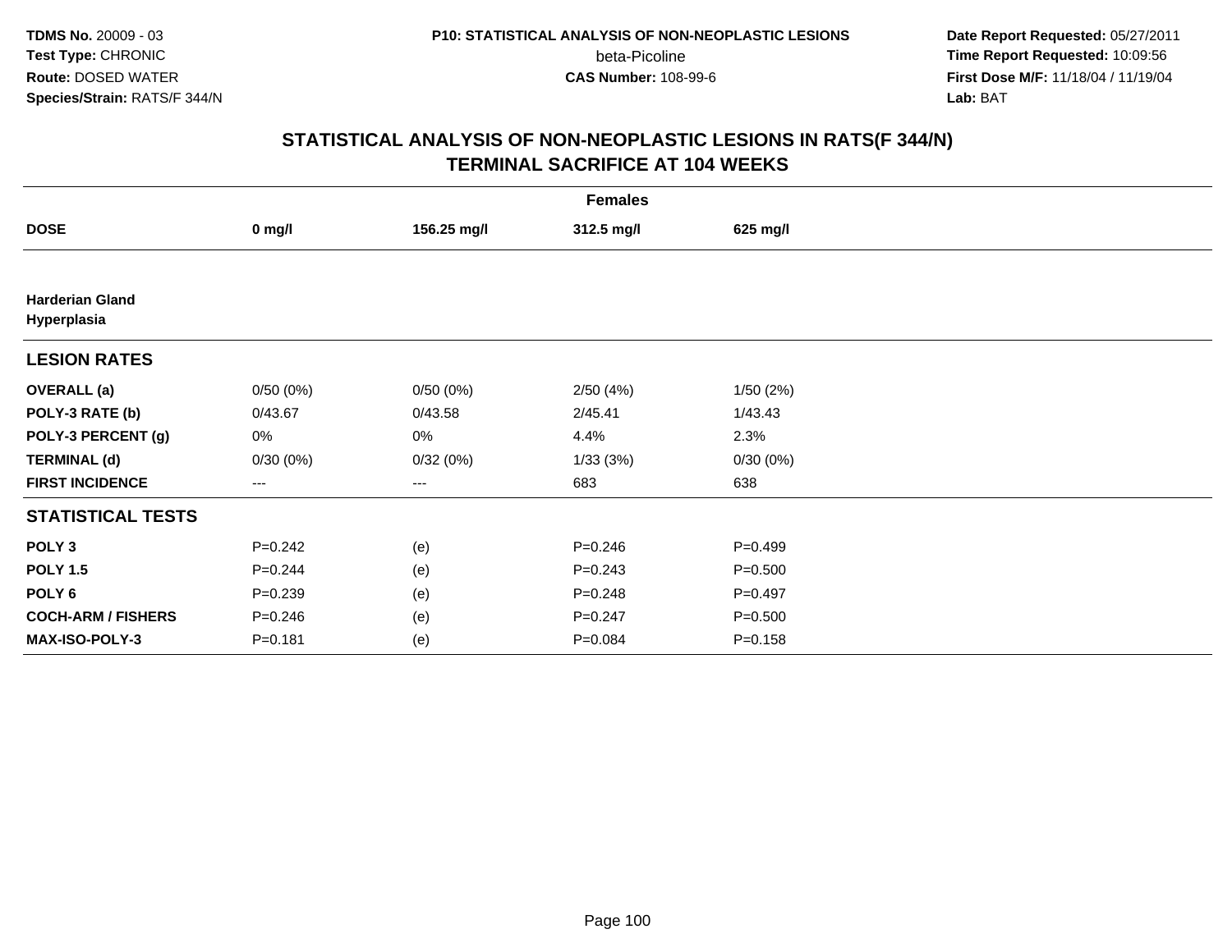TDMS No. 20009 - 03
Test Type: CHRONIC
Route: DOSED WATER
Species/Strain: RATS/F 344/N

P10: STATISTICAL ANALYSIS OF NON-NEOPLASTIC LESIONS
beta-Picoline
CAS Number: 108-99-6

Date Report Requested: 05/27/2011
Time Report Requested: 10:09:56
First Dose M/F: 11/18/04 / 11/19/04
Lab: BAT

## STATISTICAL ANALYSIS OF NON-NEOPLASTIC LESIONS IN RATS(F 344/N)
## TERMINAL SACRIFICE AT 104 WEEKS

| Females | | | | |
|---|---|---|---|---|
| **DOSE** | **0 mg/l** | **156.25 mg/l** | **312.5 mg/l** | **625 mg/l** |
| **Harderian Gland Hyperplasia** | | | | |
| **LESION RATES** | | | | |
| **OVERALL (a)** | 0/50 (0%) | 0/50 (0%) | 2/50 (4%) | 1/50 (2%) |
| **POLY-3 RATE (b)** | 0/43.67 | 0/43.58 | 2/45.41 | 1/43.43 |
| **POLY-3 PERCENT (g)** | 0% | 0% | 4.4% | 2.3% |
| **TERMINAL (d)** | 0/30 (0%) | 0/32 (0%) | 1/33 (3%) | 0/30 (0%) |
| **FIRST INCIDENCE** | --- | --- | 683 | 638 |
| **STATISTICAL TESTS** | | | | |
| **POLY 3** | P=0.242 | (e) | P=0.246 | P=0.499 |
| **POLY 1.5** | P=0.244 | (e) | P=0.243 | P=0.500 |
| **POLY 6** | P=0.239 | (e) | P=0.248 | P=0.497 |
| **COCH-ARM / FISHERS** | P=0.246 | (e) | P=0.247 | P=0.500 |
| **MAX-ISO-POLY-3** | P=0.181 | (e) | P=0.084 | P=0.158 |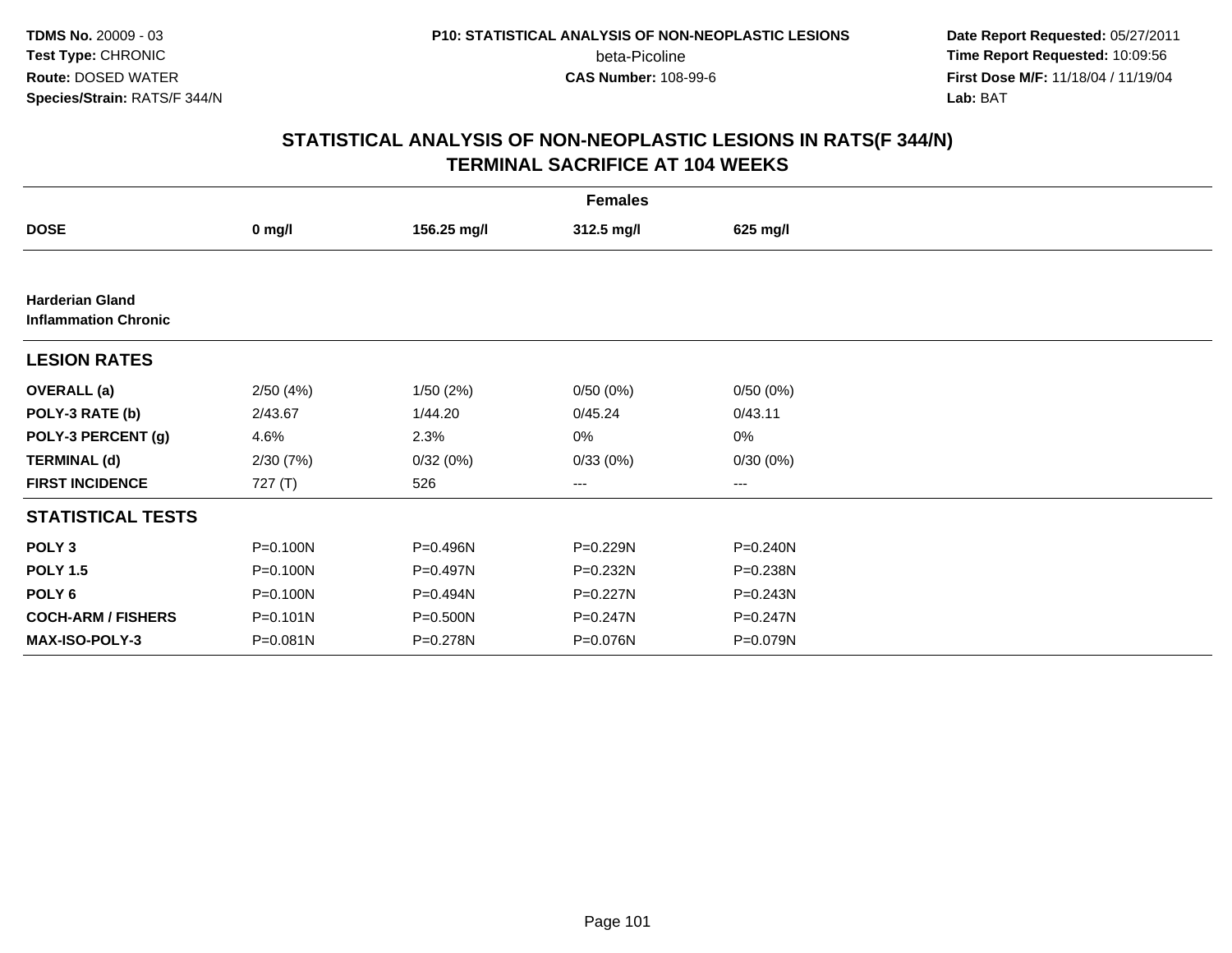TDMS No. 20009 - 03
Test Type: CHRONIC
Route: DOSED WATER
Species/Strain: RATS/F 344/N

P10: STATISTICAL ANALYSIS OF NON-NEOPLASTIC LESIONS
beta-Picoline
CAS Number: 108-99-6

Date Report Requested: 05/27/2011
Time Report Requested: 10:09:56
First Dose M/F: 11/18/04 / 11/19/04
Lab: BAT

## STATISTICAL ANALYSIS OF NON-NEOPLASTIC LESIONS IN RATS(F 344/N)
## TERMINAL SACRIFICE AT 104 WEEKS

| Females | | | | |
|---|---|---|---|---|
| **DOSE** | **0 mg/l** | **156.25 mg/l** | **312.5 mg/l** | **625 mg/l** |
| **Harderian Gland** | | | | |
| **Inflammation Chronic** | | | | |
| **LESION RATES** | | | | |
| **OVERALL (a)** | 2/50 (4%) | 1/50 (2%) | 0/50 (0%) | 0/50 (0%) |
| **POLY-3 RATE (b)** | 2/43.67 | 1/44.20 | 0/45.24 | 0/43.11 |
| **POLY-3 PERCENT (g)** | 4.6% | 2.3% | 0% | 0% |
| **TERMINAL (d)** | 2/30 (7%) | 0/32 (0%) | 0/33 (0%) | 0/30 (0%) |
| **FIRST INCIDENCE** | 727 (T) | 526 | --- | --- |
| **STATISTICAL TESTS** | | | | |
| **POLY 3** | P=0.100N | P=0.496N | P=0.229N | P=0.240N |
| **POLY 1.5** | P=0.100N | P=0.497N | P=0.232N | P=0.238N |
| **POLY 6** | P=0.100N | P=0.494N | P=0.227N | P=0.243N |
| **COCH-ARM / FISHERS** | P=0.101N | P=0.500N | P=0.247N | P=0.247N |
| **MAX-ISO-POLY-3** | P=0.081N | P=0.278N | P=0.076N | P=0.079N |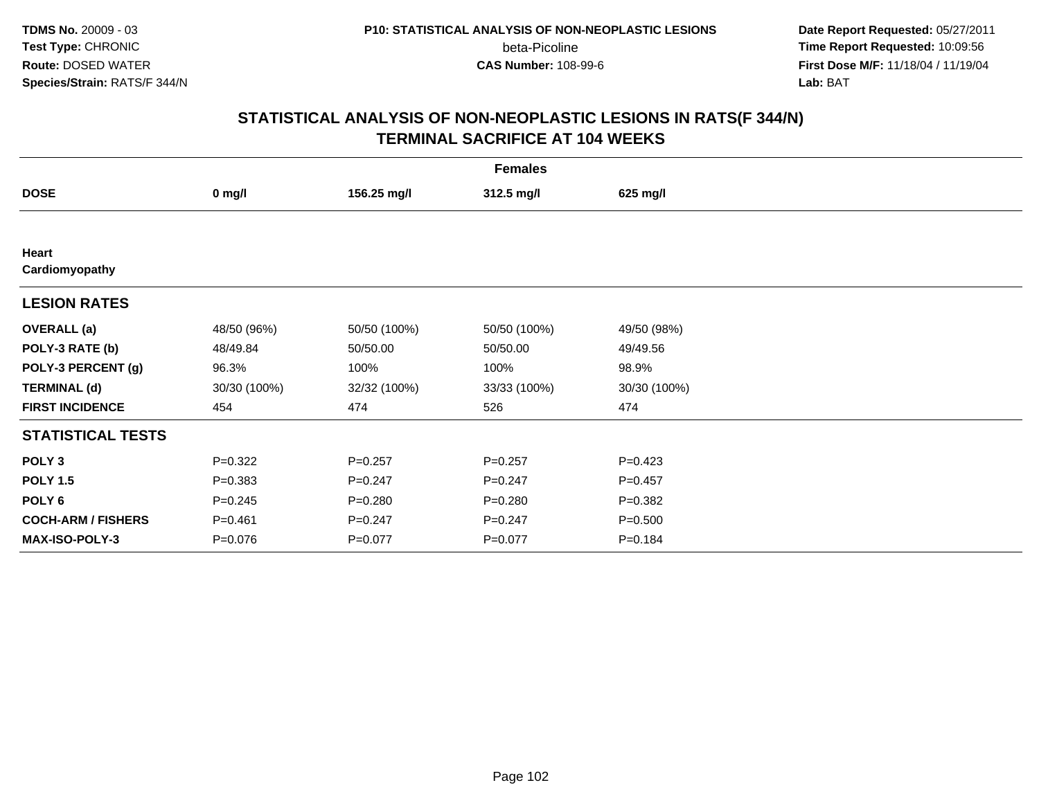**TDMS No.** 20009 - 03
**Test Type:** CHRONIC
**Route:** DOSED WATER
**Species/Strain:** RATS/F 344/N

**P10: STATISTICAL ANALYSIS OF NON-NEOPLASTIC LESIONS**
beta-Picoline
**CAS Number:** 108-99-6

**Date Report Requested:** 05/27/2011
**Time Report Requested:** 10:09:56
**First Dose M/F:** 11/18/04 / 11/19/04
**Lab:** BAT

## STATISTICAL ANALYSIS OF NON-NEOPLASTIC LESIONS IN RATS(F 344/N)
## TERMINAL SACRIFICE AT 104 WEEKS

| | Females | | | |
|---|---|---|---|---|
| **DOSE** | **0 mg/l** | **156.25 mg/l** | **312.5 mg/l** | **625 mg/l** |
| **Heart** | | | | |
| **Cardiomyopathy** | | | | |
| **LESION RATES** | | | | |
| **OVERALL (a)** | 48/50 (96%) | 50/50 (100%) | 50/50 (100%) | 49/50 (98%) |
| **POLY-3 RATE (b)** | 48/49.84 | 50/50.00 | 50/50.00 | 49/49.56 |
| **POLY-3 PERCENT (g)** | 96.3% | 100% | 100% | 98.9% |
| **TERMINAL (d)** | 30/30 (100%) | 32/32 (100%) | 33/33 (100%) | 30/30 (100%) |
| **FIRST INCIDENCE** | 454 | 474 | 526 | 474 |
| **STATISTICAL TESTS** | | | | |
| **POLY 3** | P=0.322 | P=0.257 | P=0.257 | P=0.423 |
| **POLY 1.5** | P=0.383 | P=0.247 | P=0.247 | P=0.457 |
| **POLY 6** | P=0.245 | P=0.280 | P=0.280 | P=0.382 |
| **COCH-ARM / FISHERS** | P=0.461 | P=0.247 | P=0.247 | P=0.500 |
| **MAX-ISO-POLY-3** | P=0.076 | P=0.077 | P=0.077 | P=0.184 |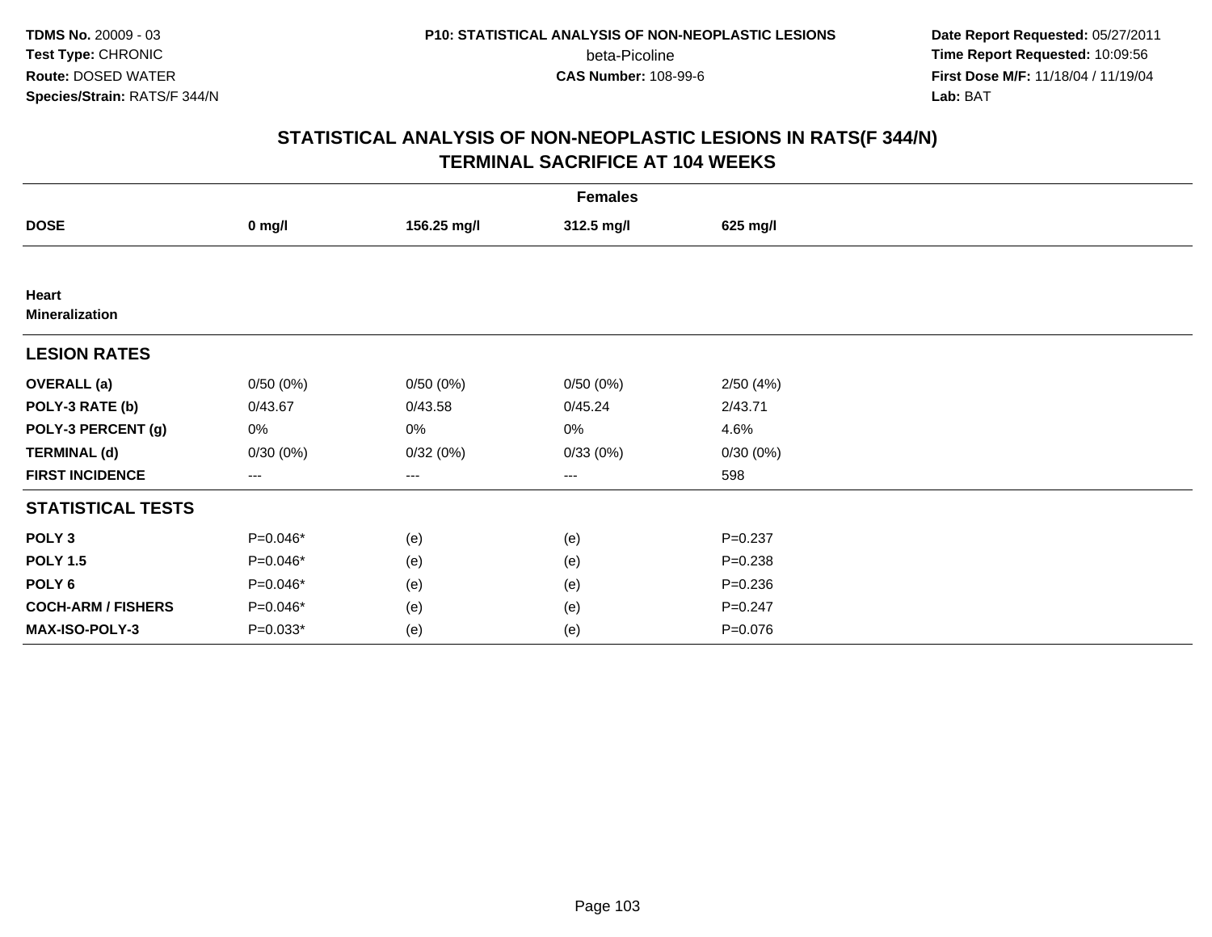**TDMS No.** 20009 - 03
**Test Type:** CHRONIC
**Route:** DOSED WATER
**Species/Strain:** RATS/F 344/N

**P10: STATISTICAL ANALYSIS OF NON-NEOPLASTIC LESIONS**
beta-Picoline
**CAS Number:** 108-99-6

**Date Report Requested:** 05/27/2011
**Time Report Requested:** 10:09:56
**First Dose M/F:** 11/18/04 / 11/19/04
**Lab:** BAT

## STATISTICAL ANALYSIS OF NON-NEOPLASTIC LESIONS IN RATS(F 344/N) TERMINAL SACRIFICE AT 104 WEEKS

| Females | | | | |
|---|---|---|---|---|
| **DOSE** | **0 mg/l** | **156.25 mg/l** | **312.5 mg/l** | **625 mg/l** |
| **Heart** | | | | |
| **Mineralization** | | | | |
| **LESION RATES** | | | | |
| **OVERALL (a)** | 0/50 (0%) | 0/50 (0%) | 0/50 (0%) | 2/50 (4%) |
| **POLY-3 RATE (b)** | 0/43.67 | 0/43.58 | 0/45.24 | 2/43.71 |
| **POLY-3 PERCENT (g)** | 0% | 0% | 0% | 4.6% |
| **TERMINAL (d)** | 0/30 (0%) | 0/32 (0%) | 0/33 (0%) | 0/30 (0%) |
| **FIRST INCIDENCE** | --- | --- | --- | 598 |
| **STATISTICAL TESTS** | | | | |
| **POLY 3** | P=0.046* | (e) | (e) | P=0.237 |
| **POLY 1.5** | P=0.046* | (e) | (e) | P=0.238 |
| **POLY 6** | P=0.046* | (e) | (e) | P=0.236 |
| **COCH-ARM / FISHERS** | P=0.046* | (e) | (e) | P=0.247 |
| **MAX-ISO-POLY-3** | P=0.033* | (e) | (e) | P=0.076 |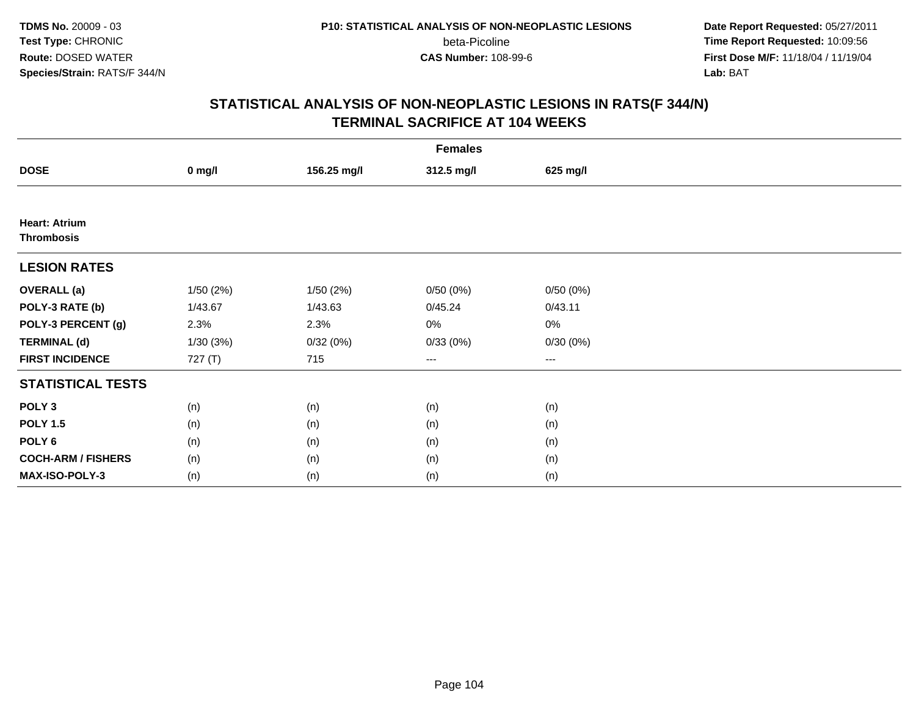# STATISTICAL ANALYSIS OF NON-NEOPLASTIC LESIONS IN RATS(F 344/N)
## TERMINAL SACRIFICE AT 104 WEEKS

| | Females | | | |
|---|---|---|---|---|
| **DOSE** | **0 mg/l** | **156.25 mg/l** | **312.5 mg/l** | **625 mg/l** |
| **Heart: Atrium** | | | | |
| **Thrombosis** | | | | |
| **LESION RATES** | | | | |
| **OVERALL (a)** | 1/50 (2%) | 1/50 (2%) | 0/50 (0%) | 0/50 (0%) |
| **POLY-3 RATE (b)** | 1/43.67 | 1/43.63 | 0/45.24 | 0/43.11 |
| **POLY-3 PERCENT (g)** | 2.3% | 2.3% | 0% | 0% |
| **TERMINAL (d)** | 1/30 (3%) | 0/32 (0%) | 0/33 (0%) | 0/30 (0%) |
| **FIRST INCIDENCE** | 727 (T) | 715 | --- | --- |
| **STATISTICAL TESTS** | | | | |
| **POLY 3** | (n) | (n) | (n) | (n) |
| **POLY 1.5** | (n) | (n) | (n) | (n) |
| **POLY 6** | (n) | (n) | (n) | (n) |
| **COCH-ARM / FISHERS** | (n) | (n) | (n) | (n) |
| **MAX-ISO-POLY-3** | (n) | (n) | (n) | (n) |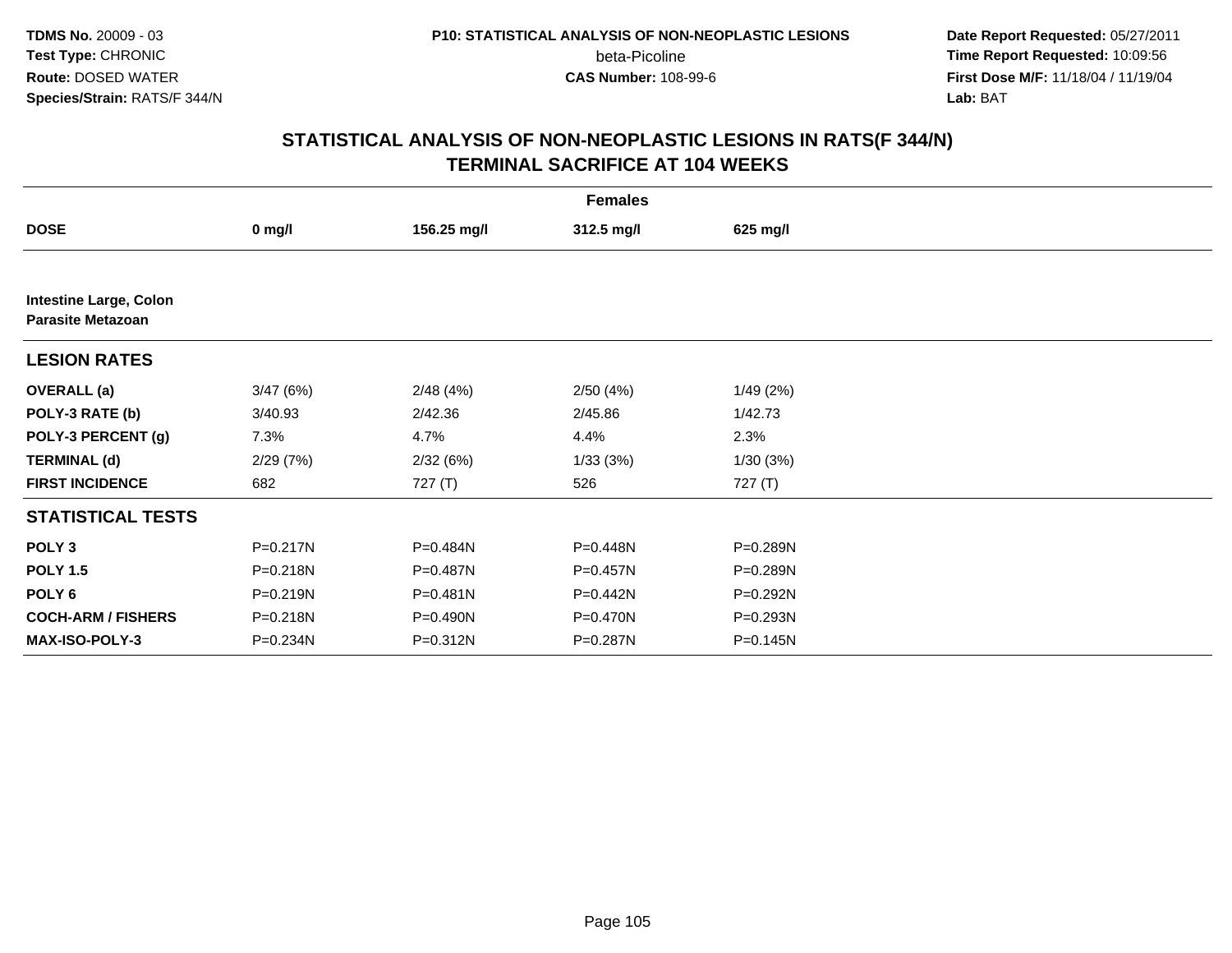**TDMS No.** 20009 - 03
**Test Type:** CHRONIC
**Route:** DOSED WATER
**Species/Strain:** RATS/F 344/N

**P10: STATISTICAL ANALYSIS OF NON-NEOPLASTIC LESIONS**
beta-Picoline
**CAS Number:** 108-99-6

**Date Report Requested:** 05/27/2011
**Time Report Requested:** 10:09:56
**First Dose M/F:** 11/18/04 / 11/19/04
**Lab:** BAT

## STATISTICAL ANALYSIS OF NON-NEOPLASTIC LESIONS IN RATS(F 344/N) TERMINAL SACRIFICE AT 104 WEEKS

| | Females | | | |
|---|---|---|---|---|
| **DOSE** | **0 mg/l** | **156.25 mg/l** | **312.5 mg/l** | **625 mg/l** |
| **Intestine Large, Colon** | | | | |
| **Parasite Metazoan** | | | | |
| **LESION RATES** | | | | |
| **OVERALL (a)** | 3/47 (6%) | 2/48 (4%) | 2/50 (4%) | 1/49 (2%) |
| **POLY-3 RATE (b)** | 3/40.93 | 2/42.36 | 2/45.86 | 1/42.73 |
| **POLY-3 PERCENT (g)** | 7.3% | 4.7% | 4.4% | 2.3% |
| **TERMINAL (d)** | 2/29 (7%) | 2/32 (6%) | 1/33 (3%) | 1/30 (3%) |
| **FIRST INCIDENCE** | 682 | 727 (T) | 526 | 727 (T) |
| **STATISTICAL TESTS** | | | | |
| **POLY 3** | P=0.217N | P=0.484N | P=0.448N | P=0.289N |
| **POLY 1.5** | P=0.218N | P=0.487N | P=0.457N | P=0.289N |
| **POLY 6** | P=0.219N | P=0.481N | P=0.442N | P=0.292N |
| **COCH-ARM / FISHERS** | P=0.218N | P=0.490N | P=0.470N | P=0.293N |
| **MAX-ISO-POLY-3** | P=0.234N | P=0.312N | P=0.287N | P=0.145N |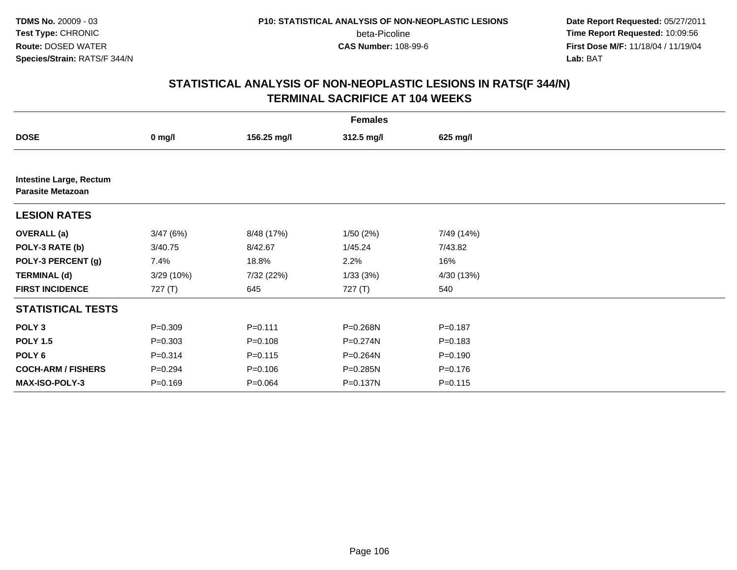# STATISTICAL ANALYSIS OF NON-NEOPLASTIC LESIONS IN RATS(F 344/N)
## TERMINAL SACRIFICE AT 104 WEEKS

| | Females | | | |
|---|---|---|---|---|
| **DOSE** | **0 mg/l** | **156.25 mg/l** | **312.5 mg/l** | **625 mg/l** |
| **Intestine Large, Rectum** | | | | |
| **Parasite Metazoan** | | | | |
| **LESION RATES** | | | | |
| **OVERALL (a)** | 3/47 (6%) | 8/48 (17%) | 1/50 (2%) | 7/49 (14%) |
| **POLY-3 RATE (b)** | 3/40.75 | 8/42.67 | 1/45.24 | 7/43.82 |
| **POLY-3 PERCENT (g)** | 7.4% | 18.8% | 2.2% | 16% |
| **TERMINAL (d)** | 3/29 (10%) | 7/32 (22%) | 1/33 (3%) | 4/30 (13%) |
| **FIRST INCIDENCE** | 727 (T) | 645 | 727 (T) | 540 |
| **STATISTICAL TESTS** | | | | |
| **POLY 3** | P=0.309 | P=0.111 | P=0.268N | P=0.187 |
| **POLY 1.5** | P=0.303 | P=0.108 | P=0.274N | P=0.183 |
| **POLY 6** | P=0.314 | P=0.115 | P=0.264N | P=0.190 |
| **COCH-ARM / FISHERS** | P=0.294 | P=0.106 | P=0.285N | P=0.176 |
| **MAX-ISO-POLY-3** | P=0.169 | P=0.064 | P=0.137N | P=0.115 |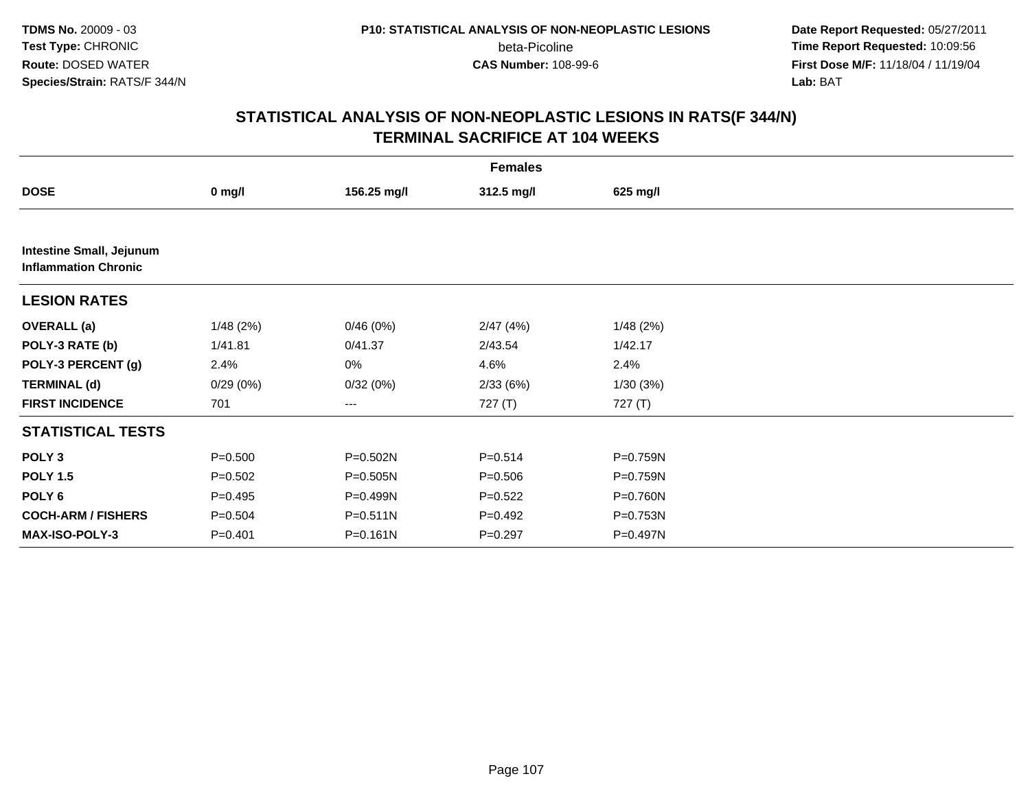**TDMS No.** 20009 - 03
**Test Type:** CHRONIC
**Route:** DOSED WATER
**Species/Strain:** RATS/F 344/N

**P10: STATISTICAL ANALYSIS OF NON-NEOPLASTIC LESIONS**
beta-Picoline
**CAS Number:** 108-99-6

**Date Report Requested:** 05/27/2011
**Time Report Requested:** 10:09:56
**First Dose M/F:** 11/18/04 / 11/19/04
**Lab:** BAT

## STATISTICAL ANALYSIS OF NON-NEOPLASTIC LESIONS IN RATS(F 344/N) TERMINAL SACRIFICE AT 104 WEEKS

| | Females | | | |
|---|---|---|---|---|
| **DOSE** | **0 mg/l** | **156.25 mg/l** | **312.5 mg/l** | **625 mg/l** |
| **Intestine Small, Jejunum Inflammation Chronic** | | | | |
| **LESION RATES** | | | | |
| **OVERALL (a)** | 1/48 (2%) | 0/46 (0%) | 2/47 (4%) | 1/48 (2%) |
| **POLY-3 RATE (b)** | 1/41.81 | 0/41.37 | 2/43.54 | 1/42.17 |
| **POLY-3 PERCENT (g)** | 2.4% | 0% | 4.6% | 2.4% |
| **TERMINAL (d)** | 0/29 (0%) | 0/32 (0%) | 2/33 (6%) | 1/30 (3%) |
| **FIRST INCIDENCE** | 701 | --- | 727 (T) | 727 (T) |
| **STATISTICAL TESTS** | | | | |
| **POLY 3** | P=0.500 | P=0.502N | P=0.514 | P=0.759N |
| **POLY 1.5** | P=0.502 | P=0.505N | P=0.506 | P=0.759N |
| **POLY 6** | P=0.495 | P=0.499N | P=0.522 | P=0.760N |
| **COCH-ARM / FISHERS** | P=0.504 | P=0.511N | P=0.492 | P=0.753N |
| **MAX-ISO-POLY-3** | P=0.401 | P=0.161N | P=0.297 | P=0.497N |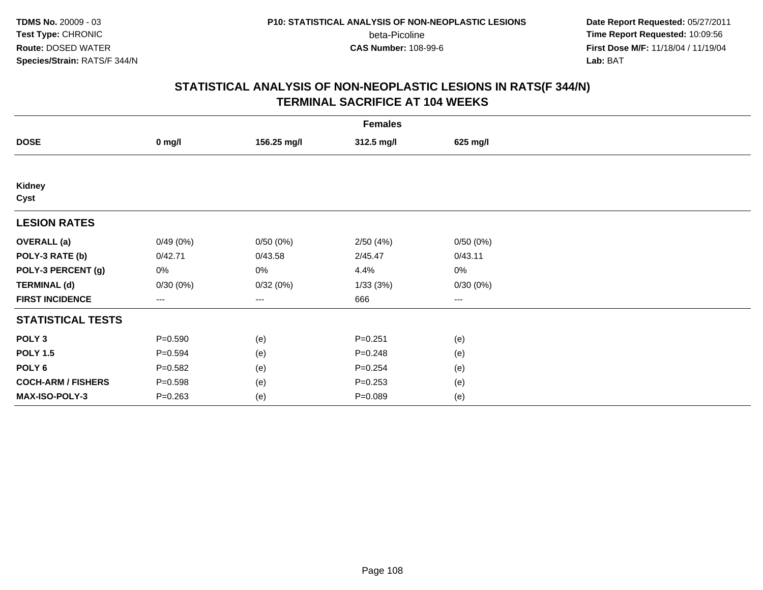# STATISTICAL ANALYSIS OF NON-NEOPLASTIC LESIONS IN RATS(F 344/N)
## TERMINAL SACRIFICE AT 104 WEEKS

| Females | | | | |
|---|---|---|---|---|
| **DOSE** | **0 mg/l** | **156.25 mg/l** | **312.5 mg/l** | **625 mg/l** |
| **Kidney** | | | | |
| **Cyst** | | | | |
| **LESION RATES** | | | | |
| **OVERALL (a)** | 0/49 (0%) | 0/50 (0%) | 2/50 (4%) | 0/50 (0%) |
| **POLY-3 RATE (b)** | 0/42.71 | 0/43.58 | 2/45.47 | 0/43.11 |
| **POLY-3 PERCENT (g)** | 0% | 0% | 4.4% | 0% |
| **TERMINAL (d)** | 0/30 (0%) | 0/32 (0%) | 1/33 (3%) | 0/30 (0%) |
| **FIRST INCIDENCE** | --- | --- | 666 | --- |
| **STATISTICAL TESTS** | | | | |
| **POLY 3** | P=0.590 | (e) | P=0.251 | (e) |
| **POLY 1.5** | P=0.594 | (e) | P=0.248 | (e) |
| **POLY 6** | P=0.582 | (e) | P=0.254 | (e) |
| **COCH-ARM / FISHERS** | P=0.598 | (e) | P=0.253 | (e) |
| **MAX-ISO-POLY-3** | P=0.263 | (e) | P=0.089 | (e) |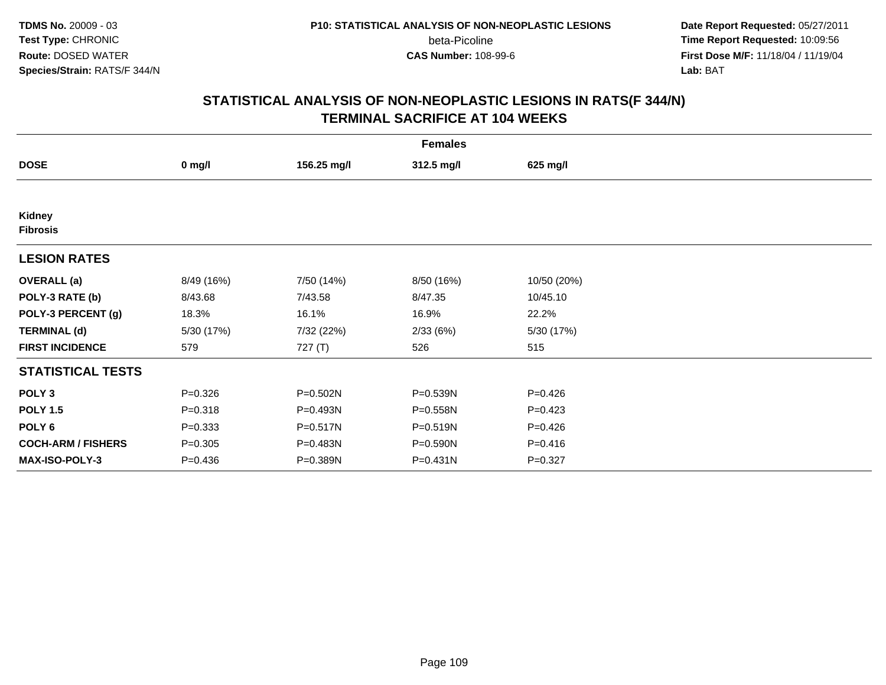**TDMS No.** 20009 - 03
**Test Type:** CHRONIC
**Route:** DOSED WATER
**Species/Strain:** RATS/F 344/N

**P10: STATISTICAL ANALYSIS OF NON-NEOPLASTIC LESIONS**
beta-Picoline
**CAS Number:** 108-99-6

**Date Report Requested:** 05/27/2011
**Time Report Requested:** 10:09:56
**First Dose M/F:** 11/18/04 / 11/19/04
**Lab:** BAT

## STATISTICAL ANALYSIS OF NON-NEOPLASTIC LESIONS IN RATS(F 344/N)
## TERMINAL SACRIFICE AT 104 WEEKS

| Females | | | | |
|---|---|---|---|---|
| **DOSE** | **0 mg/l** | **156.25 mg/l** | **312.5 mg/l** | **625 mg/l** |
| **Kidney**<br>**Fibrosis** | | | | |
| **LESION RATES** | | | | |
| **OVERALL (a)** | 8/49 (16%) | 7/50 (14%) | 8/50 (16%) | 10/50 (20%) |
| **POLY-3 RATE (b)** | 8/43.68 | 7/43.58 | 8/47.35 | 10/45.10 |
| **POLY-3 PERCENT (g)** | 18.3% | 16.1% | 16.9% | 22.2% |
| **TERMINAL (d)** | 5/30 (17%) | 7/32 (22%) | 2/33 (6%) | 5/30 (17%) |
| **FIRST INCIDENCE** | 579 | 727 (T) | 526 | 515 |
| **STATISTICAL TESTS** | | | | |
| **POLY 3** | P=0.326 | P=0.502N | P=0.539N | P=0.426 |
| **POLY 1.5** | P=0.318 | P=0.493N | P=0.558N | P=0.423 |
| **POLY 6** | P=0.333 | P=0.517N | P=0.519N | P=0.426 |
| **COCH-ARM / FISHERS** | P=0.305 | P=0.483N | P=0.590N | P=0.416 |
| **MAX-ISO-POLY-3** | P=0.436 | P=0.389N | P=0.431N | P=0.327 |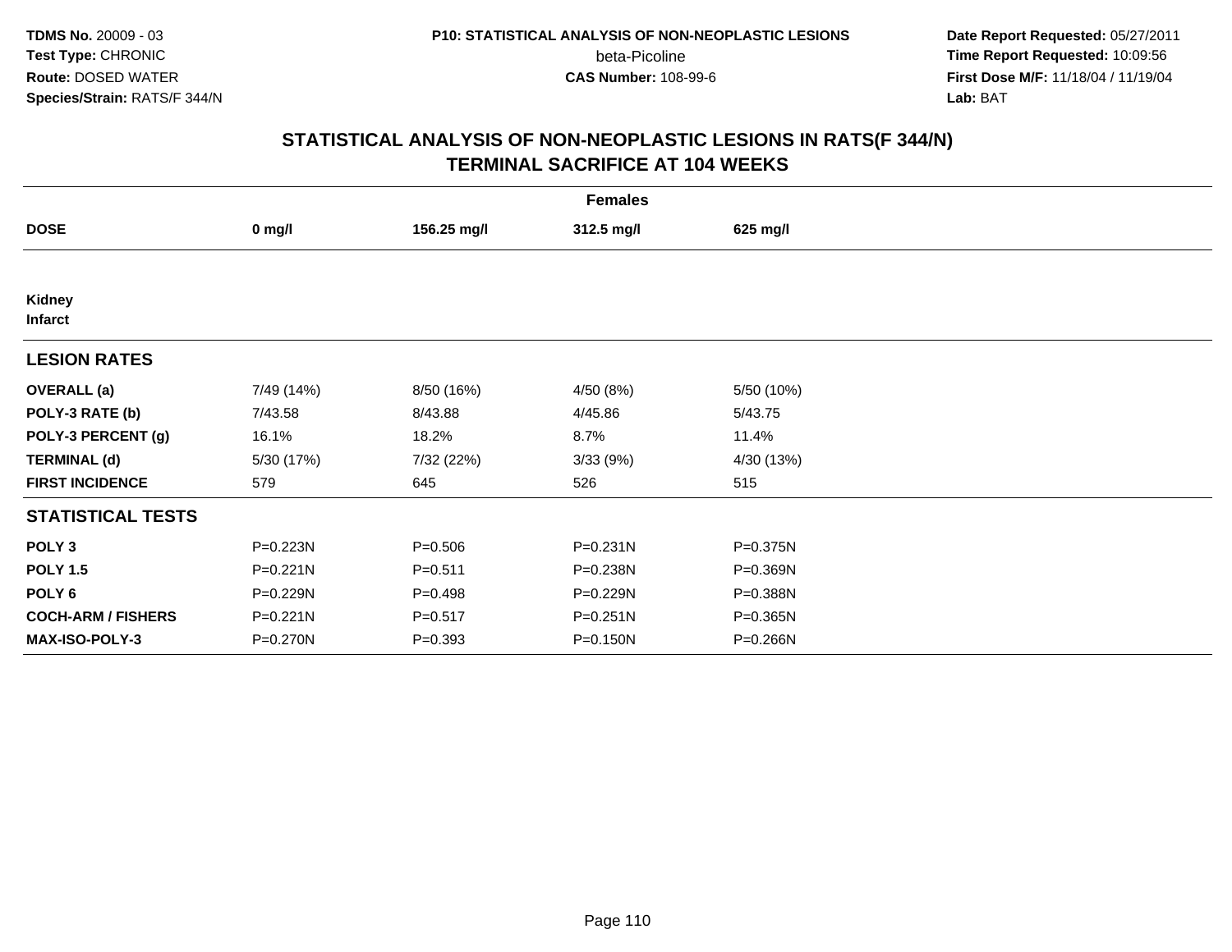TDMS No. 20009 - 03
Test Type: CHRONIC
Route: DOSED WATER
Species/Strain: RATS/F 344/N

P10: STATISTICAL ANALYSIS OF NON-NEOPLASTIC LESIONS
beta-Picoline
CAS Number: 108-99-6

Date Report Requested: 05/27/2011
Time Report Requested: 10:09:56
First Dose M/F: 11/18/04 / 11/19/04
Lab: BAT

## STATISTICAL ANALYSIS OF NON-NEOPLASTIC LESIONS IN RATS(F 344/N)
## TERMINAL SACRIFICE AT 104 WEEKS

| Females | | | | |
|---|---|---|---|---|
| **DOSE** | **0 mg/l** | **156.25 mg/l** | **312.5 mg/l** | **625 mg/l** |
| **Kidney** | | | | |
| **Infarct** | | | | |
| **LESION RATES** | | | | |
| **OVERALL (a)** | 7/49 (14%) | 8/50 (16%) | 4/50 (8%) | 5/50 (10%) |
| **POLY-3 RATE (b)** | 7/43.58 | 8/43.88 | 4/45.86 | 5/43.75 |
| **POLY-3 PERCENT (g)** | 16.1% | 18.2% | 8.7% | 11.4% |
| **TERMINAL (d)** | 5/30 (17%) | 7/32 (22%) | 3/33 (9%) | 4/30 (13%) |
| **FIRST INCIDENCE** | 579 | 645 | 526 | 515 |
| **STATISTICAL TESTS** | | | | |
| **POLY 3** | P=0.223N | P=0.506 | P=0.231N | P=0.375N |
| **POLY 1.5** | P=0.221N | P=0.511 | P=0.238N | P=0.369N |
| **POLY 6** | P=0.229N | P=0.498 | P=0.229N | P=0.388N |
| **COCH-ARM / FISHERS** | P=0.221N | P=0.517 | P=0.251N | P=0.365N |
| **MAX-ISO-POLY-3** | P=0.270N | P=0.393 | P=0.150N | P=0.266N |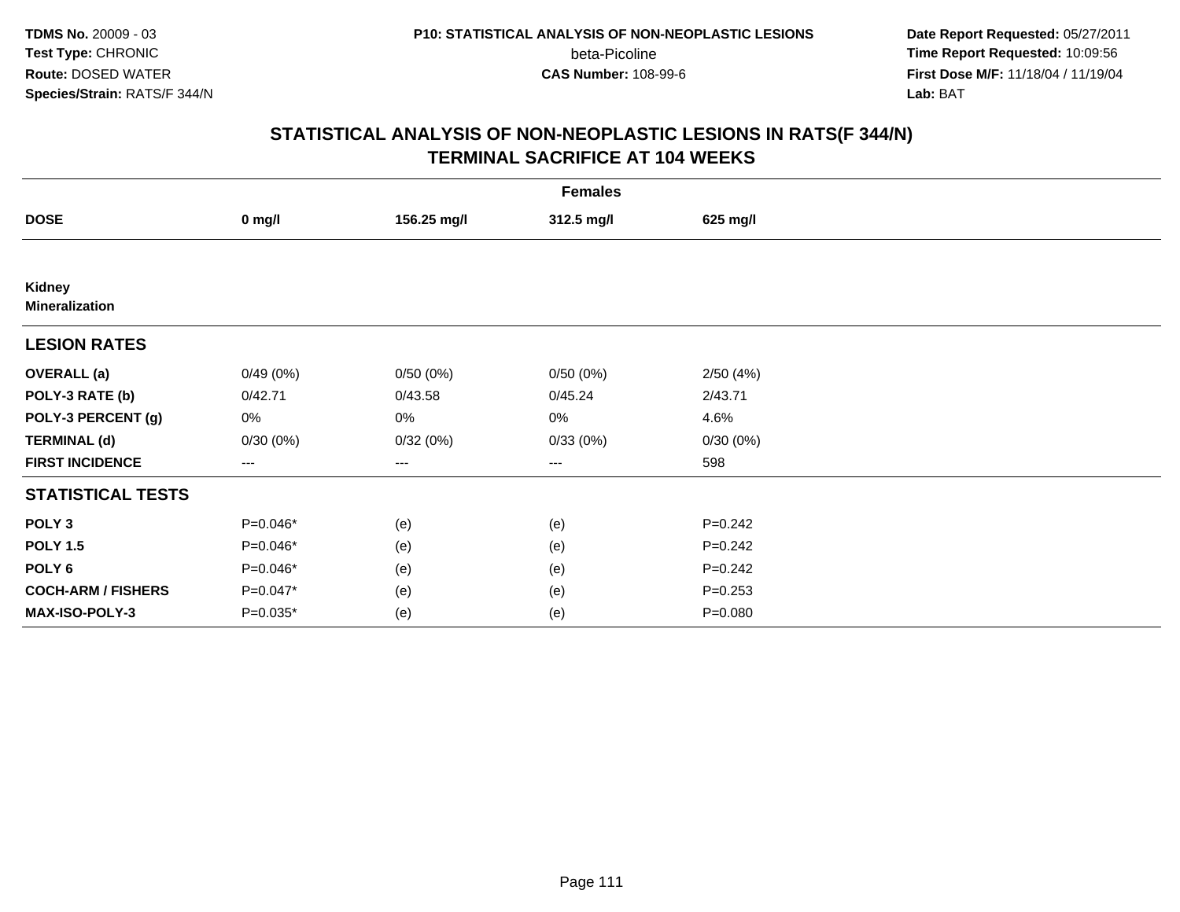**TDMS No.** 20009 - 03
**Test Type:** CHRONIC
**Route:** DOSED WATER
**Species/Strain:** RATS/F 344/N

**P10: STATISTICAL ANALYSIS OF NON-NEOPLASTIC LESIONS**
beta-Picoline
**CAS Number:** 108-99-6

**Date Report Requested:** 05/27/2011
**Time Report Requested:** 10:09:56
**First Dose M/F:** 11/18/04 / 11/19/04
**Lab:** BAT

## STATISTICAL ANALYSIS OF NON-NEOPLASTIC LESIONS IN RATS(F 344/N) TERMINAL SACRIFICE AT 104 WEEKS

| | Females | | | |
|---|---|---|---|---|
| **DOSE** | **0 mg/l** | **156.25 mg/l** | **312.5 mg/l** | **625 mg/l** |
| **Kidney** | | | | |
| **Mineralization** | | | | |
| **LESION RATES** | | | | |
| **OVERALL (a)** | 0/49 (0%) | 0/50 (0%) | 0/50 (0%) | 2/50 (4%) |
| **POLY-3 RATE (b)** | 0/42.71 | 0/43.58 | 0/45.24 | 2/43.71 |
| **POLY-3 PERCENT (g)** | 0% | 0% | 0% | 4.6% |
| **TERMINAL (d)** | 0/30 (0%) | 0/32 (0%) | 0/33 (0%) | 0/30 (0%) |
| **FIRST INCIDENCE** | --- | --- | --- | 598 |
| **STATISTICAL TESTS** | | | | |
| **POLY 3** | P=0.046* | (e) | (e) | P=0.242 |
| **POLY 1.5** | P=0.046* | (e) | (e) | P=0.242 |
| **POLY 6** | P=0.046* | (e) | (e) | P=0.242 |
| **COCH-ARM / FISHERS** | P=0.047* | (e) | (e) | P=0.253 |
| **MAX-ISO-POLY-3** | P=0.035* | (e) | (e) | P=0.080 |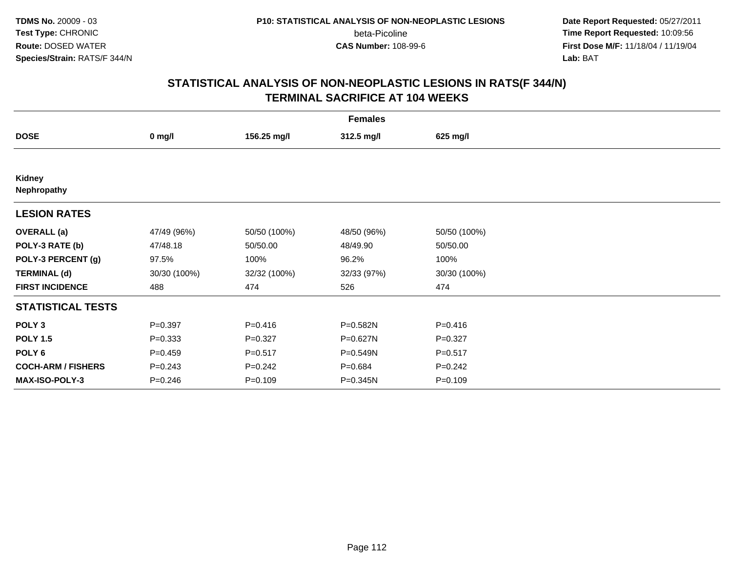**TDMS No.** 20009 - 03
**Test Type:** CHRONIC
**Route:** DOSED WATER
**Species/Strain:** RATS/F 344/N

**P10: STATISTICAL ANALYSIS OF NON-NEOPLASTIC LESIONS**
beta-Picoline
**CAS Number:** 108-99-6

**Date Report Requested:** 05/27/2011
**Time Report Requested:** 10:09:56
**First Dose M/F:** 11/18/04 / 11/19/04
**Lab:** BAT

## STATISTICAL ANALYSIS OF NON-NEOPLASTIC LESIONS IN RATS(F 344/N) TERMINAL SACRIFICE AT 104 WEEKS

| Females | | | | |
|---|---|---|---|---|
| **DOSE** | **0 mg/l** | **156.25 mg/l** | **312.5 mg/l** | **625 mg/l** |
| **Kidney** | | | | |
| **Nephropathy** | | | | |
| **LESION RATES** | | | | |
| **OVERALL (a)** | 47/49 (96%) | 50/50 (100%) | 48/50 (96%) | 50/50 (100%) |
| **POLY-3 RATE (b)** | 47/48.18 | 50/50.00 | 48/49.90 | 50/50.00 |
| **POLY-3 PERCENT (g)** | 97.5% | 100% | 96.2% | 100% |
| **TERMINAL (d)** | 30/30 (100%) | 32/32 (100%) | 32/33 (97%) | 30/30 (100%) |
| **FIRST INCIDENCE** | 488 | 474 | 526 | 474 |
| **STATISTICAL TESTS** | | | | |
| **POLY 3** | P=0.397 | P=0.416 | P=0.582N | P=0.416 |
| **POLY 1.5** | P=0.333 | P=0.327 | P=0.627N | P=0.327 |
| **POLY 6** | P=0.459 | P=0.517 | P=0.549N | P=0.517 |
| **COCH-ARM / FISHERS** | P=0.243 | P=0.242 | P=0.684 | P=0.242 |
| **MAX-ISO-POLY-3** | P=0.246 | P=0.109 | P=0.345N | P=0.109 |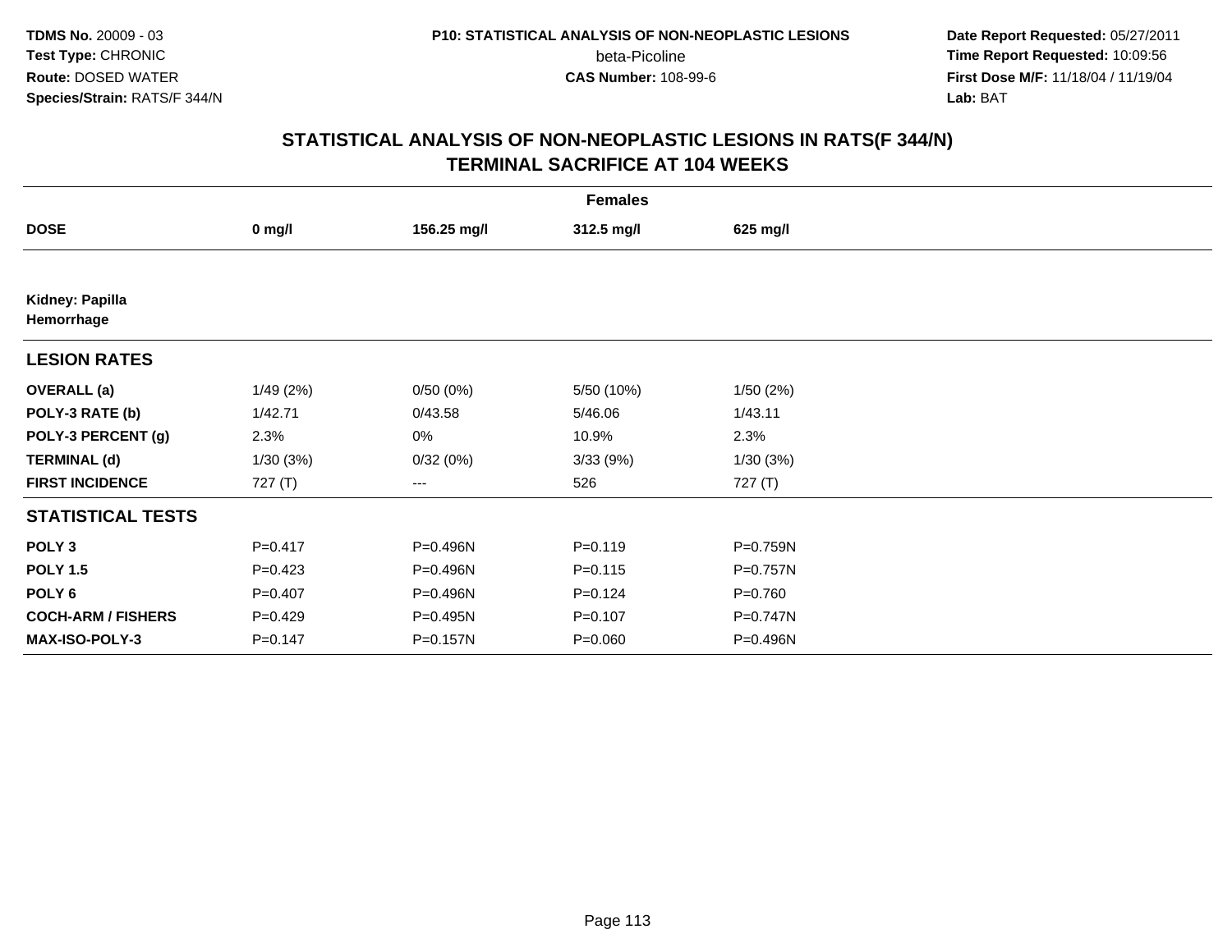# STATISTICAL ANALYSIS OF NON-NEOPLASTIC LESIONS IN RATS(F 344/N)
## TERMINAL SACRIFICE AT 104 WEEKS

| | Females | | | |
|---|---|---|---|---|
| **DOSE** | **0 mg/l** | **156.25 mg/l** | **312.5 mg/l** | **625 mg/l** |
| **Kidney: Papilla** | | | | |
| **Hemorrhage** | | | | |
| **LESION RATES** | | | | |
| **OVERALL (a)** | 1/49 (2%) | 0/50 (0%) | 5/50 (10%) | 1/50 (2%) |
| **POLY-3 RATE (b)** | 1/42.71 | 0/43.58 | 5/46.06 | 1/43.11 |
| **POLY-3 PERCENT (g)** | 2.3% | 0% | 10.9% | 2.3% |
| **TERMINAL (d)** | 1/30 (3%) | 0/32 (0%) | 3/33 (9%) | 1/30 (3%) |
| **FIRST INCIDENCE** | 727 (T) | --- | 526 | 727 (T) |
| **STATISTICAL TESTS** | | | | |
| **POLY 3** | P=0.417 | P=0.496N | P=0.119 | P=0.759N |
| **POLY 1.5** | P=0.423 | P=0.496N | P=0.115 | P=0.757N |
| **POLY 6** | P=0.407 | P=0.496N | P=0.124 | P=0.760 |
| **COCH-ARM / FISHERS** | P=0.429 | P=0.495N | P=0.107 | P=0.747N |
| **MAX-ISO-POLY-3** | P=0.147 | P=0.157N | P=0.060 | P=0.496N |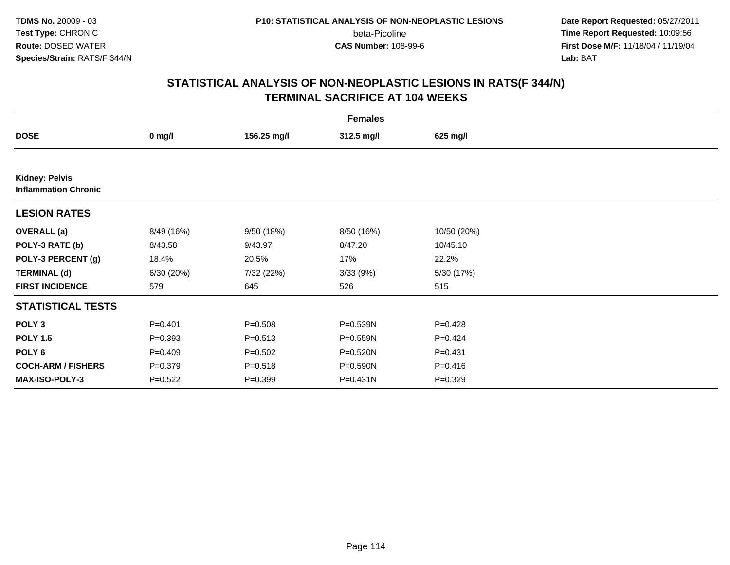**TDMS No.** 20009 - 03
**Test Type:** CHRONIC
**Route:** DOSED WATER
**Species/Strain:** RATS/F 344/N

**P10: STATISTICAL ANALYSIS OF NON-NEOPLASTIC LESIONS**
beta-Picoline
**CAS Number:** 108-99-6

**Date Report Requested:** 05/27/2011
**Time Report Requested:** 10:09:56
**First Dose M/F:** 11/18/04 / 11/19/04
**Lab:** BAT

## STATISTICAL ANALYSIS OF NON-NEOPLASTIC LESIONS IN RATS(F 344/N) TERMINAL SACRIFICE AT 104 WEEKS

| Females | | | | |
|---|---|---|---|---|
| **DOSE** | **0 mg/l** | **156.25 mg/l** | **312.5 mg/l** | **625 mg/l** |
| **Kidney: Pelvis** **Inflammation Chronic** | | | | |
| **LESION RATES** | | | | |
| **OVERALL (a)** | 8/49 (16%) | 9/50 (18%) | 8/50 (16%) | 10/50 (20%) |
| **POLY-3 RATE (b)** | 8/43.58 | 9/43.97 | 8/47.20 | 10/45.10 |
| **POLY-3 PERCENT (g)** | 18.4% | 20.5% | 17% | 22.2% |
| **TERMINAL (d)** | 6/30 (20%) | 7/32 (22%) | 3/33 (9%) | 5/30 (17%) |
| **FIRST INCIDENCE** | 579 | 645 | 526 | 515 |
| **STATISTICAL TESTS** | | | | |
| **POLY 3** | P=0.401 | P=0.508 | P=0.539N | P=0.428 |
| **POLY 1.5** | P=0.393 | P=0.513 | P=0.559N | P=0.424 |
| **POLY 6** | P=0.409 | P=0.502 | P=0.520N | P=0.431 |
| **COCH-ARM / FISHERS** | P=0.379 | P=0.518 | P=0.590N | P=0.416 |
| **MAX-ISO-POLY-3** | P=0.522 | P=0.399 | P=0.431N | P=0.329 |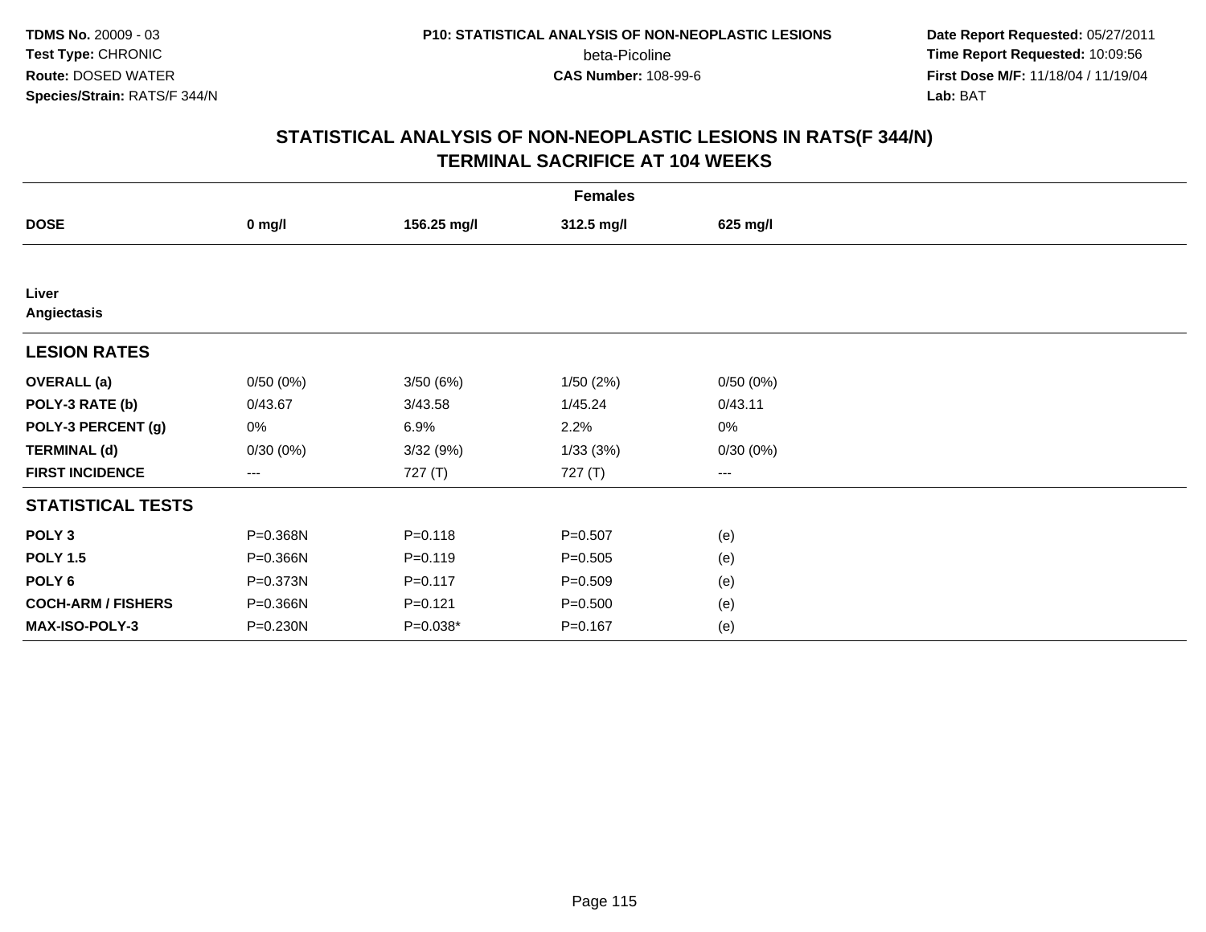**TDMS No.** 20009 - 03
**Test Type:** CHRONIC
**Route:** DOSED WATER
**Species/Strain:** RATS/F 344/N

**P10: STATISTICAL ANALYSIS OF NON-NEOPLASTIC LESIONS**
beta-Picoline
**CAS Number:** 108-99-6

**Date Report Requested:** 05/27/2011
**Time Report Requested:** 10:09:56
**First Dose M/F:** 11/18/04 / 11/19/04
**Lab:** BAT

## STATISTICAL ANALYSIS OF NON-NEOPLASTIC LESIONS IN RATS(F 344/N) TERMINAL SACRIFICE AT 104 WEEKS

| Females | | | | |
|---|---|---|---|---|
| **DOSE** | **0 mg/l** | **156.25 mg/l** | **312.5 mg/l** | **625 mg/l** |
| **Liver** | | | | |
| **Angiectasis** | | | | |
| **LESION RATES** | | | | |
| **OVERALL (a)** | 0/50 (0%) | 3/50 (6%) | 1/50 (2%) | 0/50 (0%) |
| **POLY-3 RATE (b)** | 0/43.67 | 3/43.58 | 1/45.24 | 0/43.11 |
| **POLY-3 PERCENT (g)** | 0% | 6.9% | 2.2% | 0% |
| **TERMINAL (d)** | 0/30 (0%) | 3/32 (9%) | 1/33 (3%) | 0/30 (0%) |
| **FIRST INCIDENCE** | --- | 727 (T) | 727 (T) | --- |
| **STATISTICAL TESTS** | | | | |
| **POLY 3** | P=0.368N | P=0.118 | P=0.507 | (e) |
| **POLY 1.5** | P=0.366N | P=0.119 | P=0.505 | (e) |
| **POLY 6** | P=0.373N | P=0.117 | P=0.509 | (e) |
| **COCH-ARM / FISHERS** | P=0.366N | P=0.121 | P=0.500 | (e) |
| **MAX-ISO-POLY-3** | P=0.230N | P=0.038* | P=0.167 | (e) |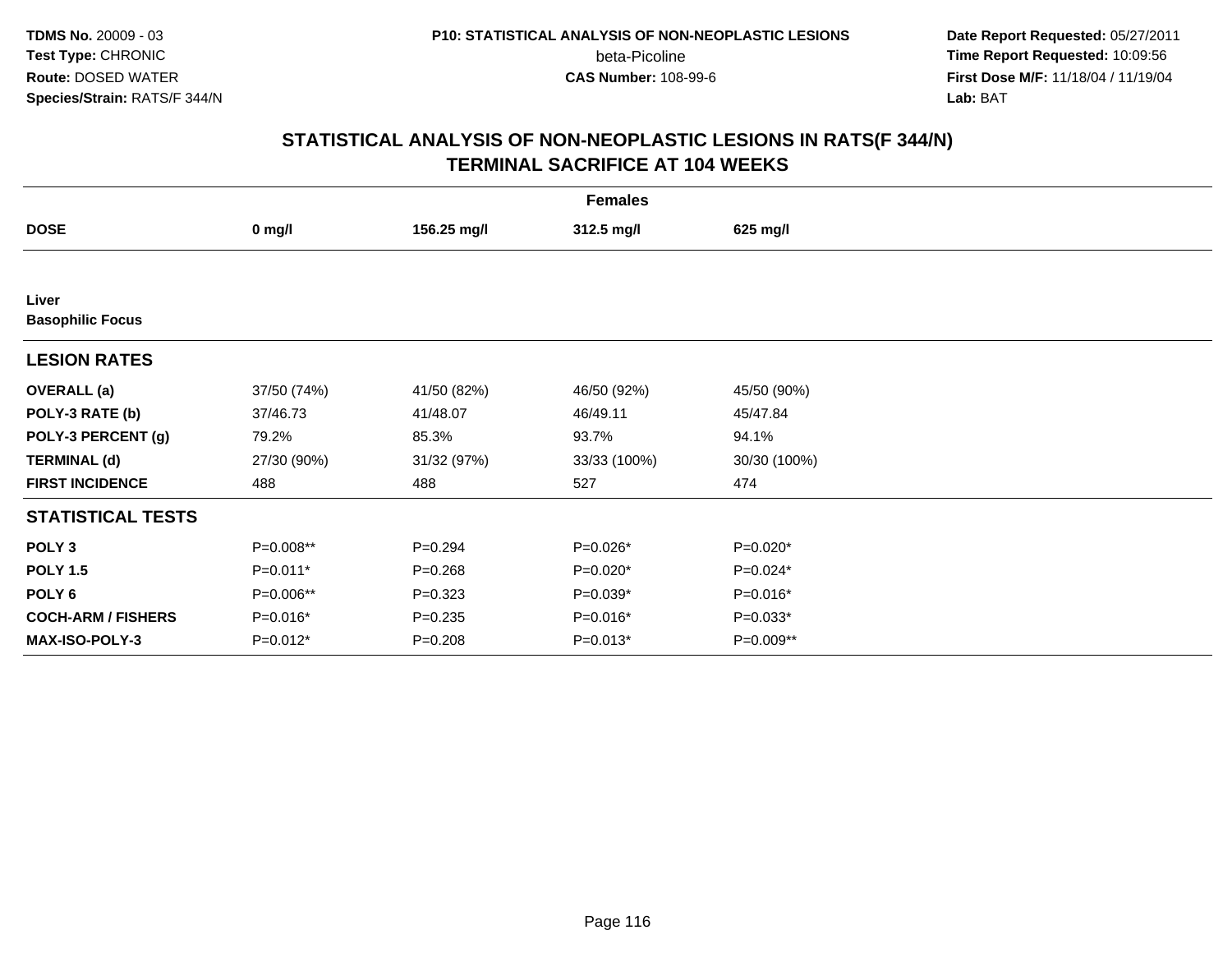TDMS No. 20009 - 03
Test Type: CHRONIC
Route: DOSED WATER
Species/Strain: RATS/F 344/N

P10: STATISTICAL ANALYSIS OF NON-NEOPLASTIC LESIONS
beta-Picoline
CAS Number: 108-99-6

Date Report Requested: 05/27/2011
Time Report Requested: 10:09:56
First Dose M/F: 11/18/04 / 11/19/04
Lab: BAT

# STATISTICAL ANALYSIS OF NON-NEOPLASTIC LESIONS IN RATS(F 344/N) TERMINAL SACRIFICE AT 104 WEEKS

| Females | | | | |
|---|---|---|---|---|
| **DOSE** | **0 mg/l** | **156.25 mg/l** | **312.5 mg/l** | **625 mg/l** |
| **Liver** | | | | |
| **Basophilic Focus** | | | | |
| **LESION RATES** | | | | |
| **OVERALL (a)** | 37/50 (74%) | 41/50 (82%) | 46/50 (92%) | 45/50 (90%) |
| **POLY-3 RATE (b)** | 37/46.73 | 41/48.07 | 46/49.11 | 45/47.84 |
| **POLY-3 PERCENT (g)** | 79.2% | 85.3% | 93.7% | 94.1% |
| **TERMINAL (d)** | 27/30 (90%) | 31/32 (97%) | 33/33 (100%) | 30/30 (100%) |
| **FIRST INCIDENCE** | 488 | 488 | 527 | 474 |
| **STATISTICAL TESTS** | | | | |
| **POLY 3** | P=0.008** | P=0.294 | P=0.026* | P=0.020* |
| **POLY 1.5** | P=0.011* | P=0.268 | P=0.020* | P=0.024* |
| **POLY 6** | P=0.006** | P=0.323 | P=0.039* | P=0.016* |
| **COCH-ARM / FISHERS** | P=0.016* | P=0.235 | P=0.016* | P=0.033* |
| **MAX-ISO-POLY-3** | P=0.012* | P=0.208 | P=0.013* | P=0.009** |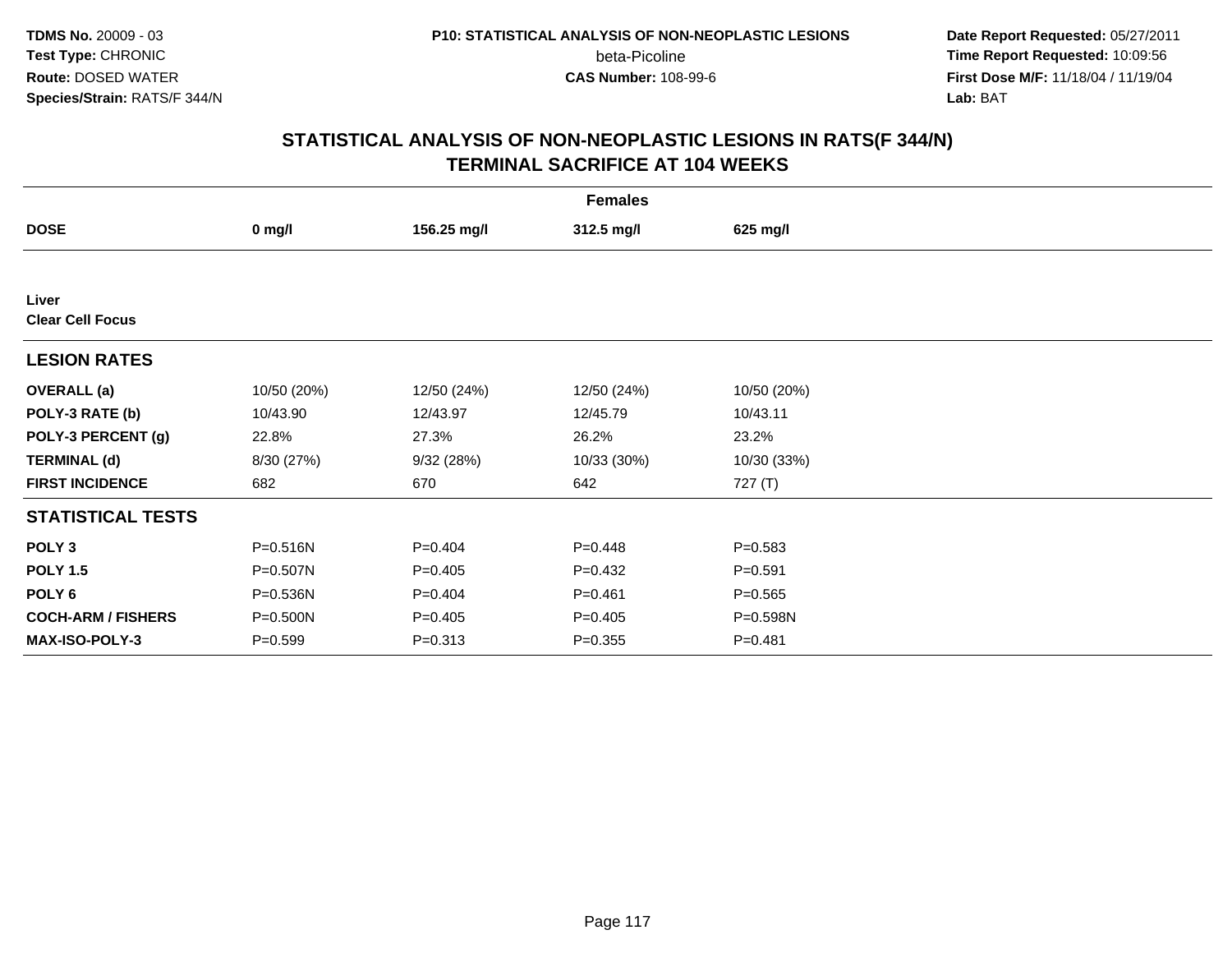TDMS No. 20009 - 03
Test Type: CHRONIC
Route: DOSED WATER
Species/Strain: RATS/F 344/N

P10: STATISTICAL ANALYSIS OF NON-NEOPLASTIC LESIONS
beta-Picoline
CAS Number: 108-99-6

Date Report Requested: 05/27/2011
Time Report Requested: 10:09:56
First Dose M/F: 11/18/04 / 11/19/04
Lab: BAT

## STATISTICAL ANALYSIS OF NON-NEOPLASTIC LESIONS IN RATS(F 344/N)
## TERMINAL SACRIFICE AT 104 WEEKS

| Females | | | | |
|---|---|---|---|---|
| **DOSE** | **0 mg/l** | **156.25 mg/l** | **312.5 mg/l** | **625 mg/l** |
| **Liver** | | | | |
| **Clear Cell Focus** | | | | |
| **LESION RATES** | | | | |
| **OVERALL (a)** | 10/50 (20%) | 12/50 (24%) | 12/50 (24%) | 10/50 (20%) |
| **POLY-3 RATE (b)** | 10/43.90 | 12/43.97 | 12/45.79 | 10/43.11 |
| **POLY-3 PERCENT (g)** | 22.8% | 27.3% | 26.2% | 23.2% |
| **TERMINAL (d)** | 8/30 (27%) | 9/32 (28%) | 10/33 (30%) | 10/30 (33%) |
| **FIRST INCIDENCE** | 682 | 670 | 642 | 727 (T) |
| **STATISTICAL TESTS** | | | | |
| **POLY 3** | P=0.516N | P=0.404 | P=0.448 | P=0.583 |
| **POLY 1.5** | P=0.507N | P=0.405 | P=0.432 | P=0.591 |
| **POLY 6** | P=0.536N | P=0.404 | P=0.461 | P=0.565 |
| **COCH-ARM / FISHERS** | P=0.500N | P=0.405 | P=0.405 | P=0.598N |
| **MAX-ISO-POLY-3** | P=0.599 | P=0.313 | P=0.355 | P=0.481 |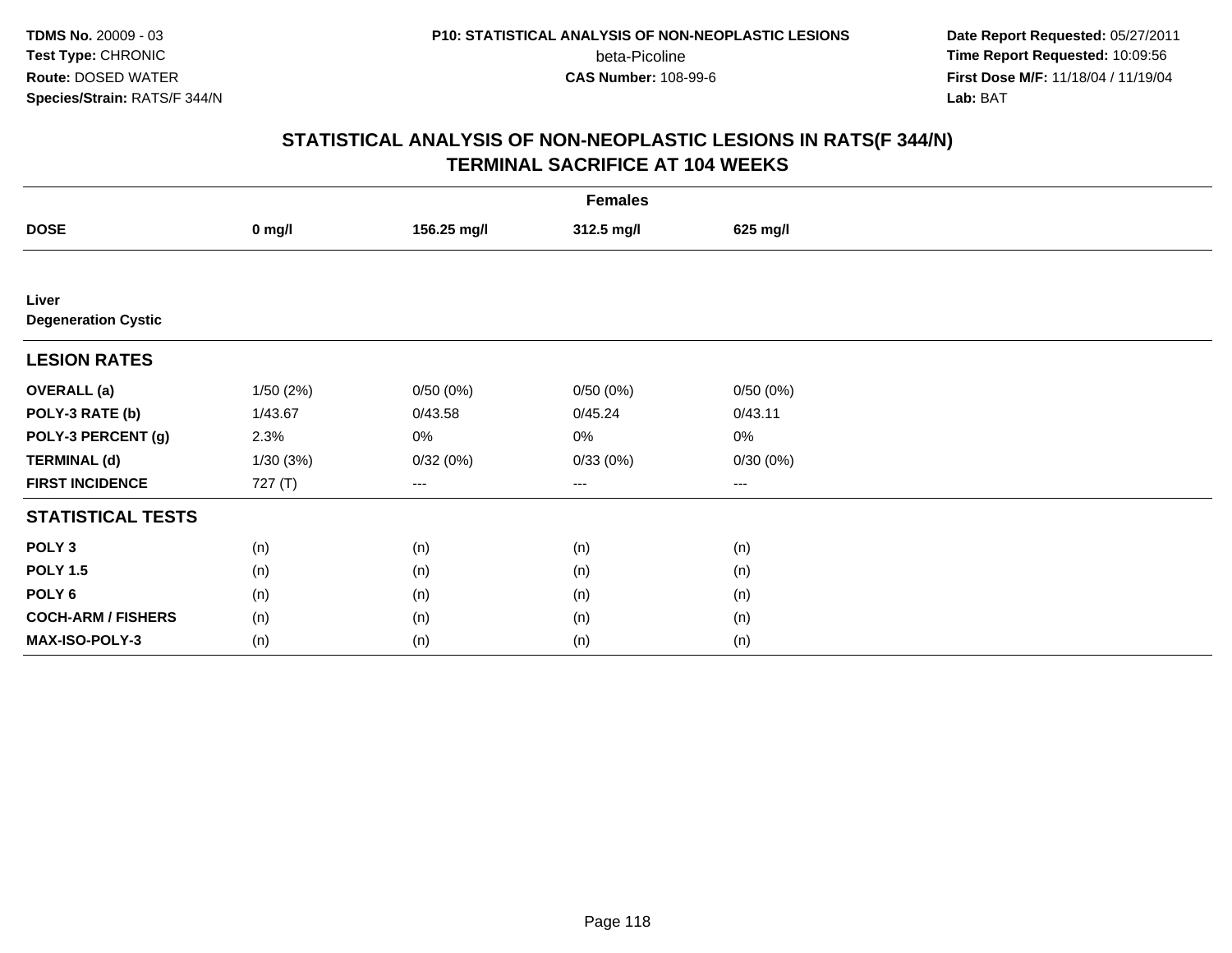# STATISTICAL ANALYSIS OF NON-NEOPLASTIC LESIONS IN RATS(F 344/N)
## TERMINAL SACRIFICE AT 104 WEEKS

| | Females | | | |
|---|---|---|---|---|
| **DOSE** | **0 mg/l** | **156.25 mg/l** | **312.5 mg/l** | **625 mg/l** |
| **Liver** | | | | |
| **Degeneration Cystic** | | | | |
| **LESION RATES** | | | | |
| **OVERALL (a)** | 1/50 (2%) | 0/50 (0%) | 0/50 (0%) | 0/50 (0%) |
| **POLY-3 RATE (b)** | 1/43.67 | 0/43.58 | 0/45.24 | 0/43.11 |
| **POLY-3 PERCENT (g)** | 2.3% | 0% | 0% | 0% |
| **TERMINAL (d)** | 1/30 (3%) | 0/32 (0%) | 0/33 (0%) | 0/30 (0%) |
| **FIRST INCIDENCE** | 727 (T) | --- | --- | --- |
| **STATISTICAL TESTS** | | | | |
| **POLY 3** | (n) | (n) | (n) | (n) |
| **POLY 1.5** | (n) | (n) | (n) | (n) |
| **POLY 6** | (n) | (n) | (n) | (n) |
| **COCH-ARM / FISHERS** | (n) | (n) | (n) | (n) |
| **MAX-ISO-POLY-3** | (n) | (n) | (n) | (n) |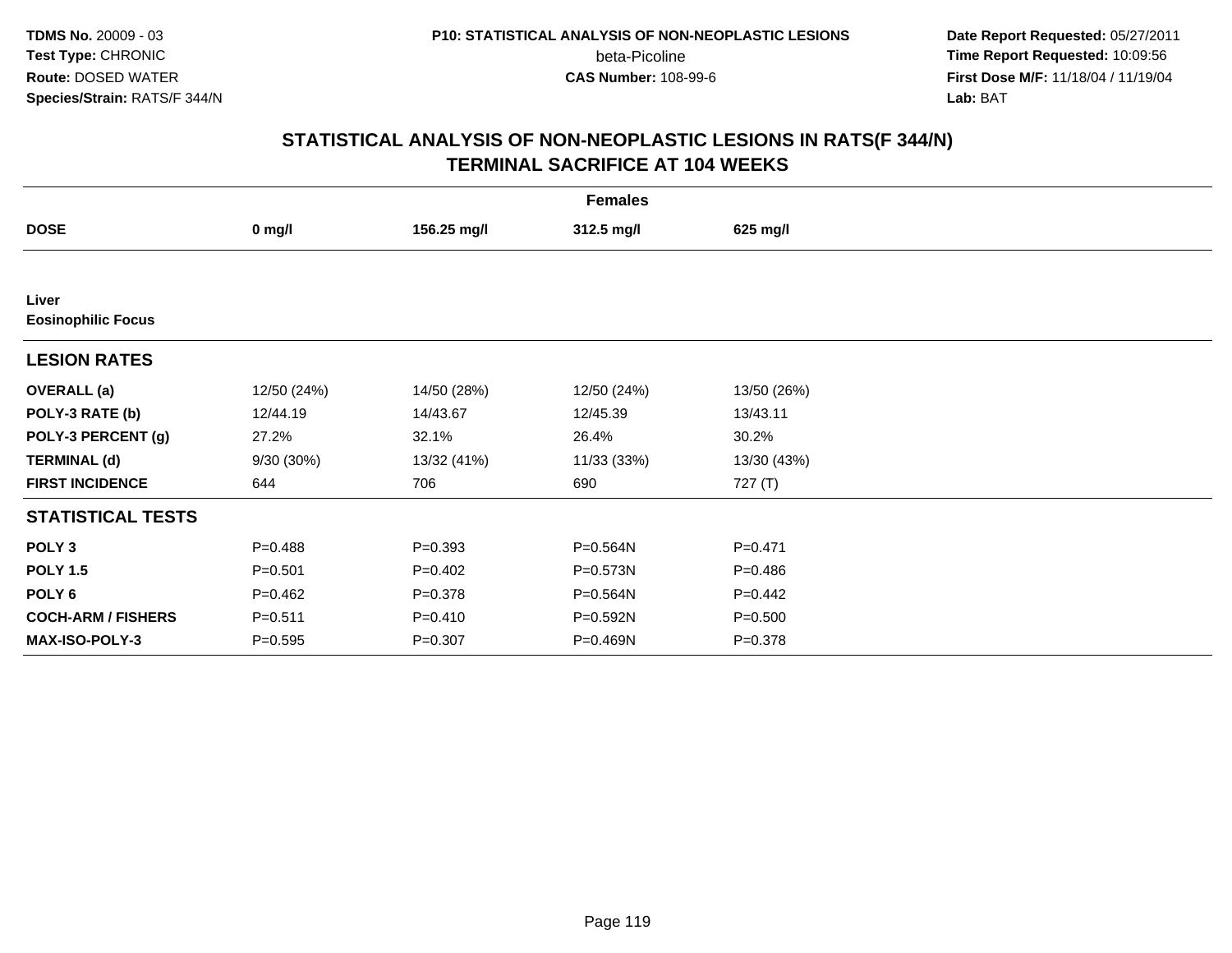TDMS No. 20009 - 03
Test Type: CHRONIC
Route: DOSED WATER
Species/Strain: RATS/F 344/N

P10: STATISTICAL ANALYSIS OF NON-NEOPLASTIC LESIONS
beta-Picoline
CAS Number: 108-99-6

Date Report Requested: 05/27/2011
Time Report Requested: 10:09:56
First Dose M/F: 11/18/04 / 11/19/04
Lab: BAT

## STATISTICAL ANALYSIS OF NON-NEOPLASTIC LESIONS IN RATS(F 344/N)
## TERMINAL SACRIFICE AT 104 WEEKS

| Females | | | | |
|---|---|---|---|---|
| **DOSE** | **0 mg/l** | **156.25 mg/l** | **312.5 mg/l** | **625 mg/l** |
| **Liver** | | | | |
| **Eosinophilic Focus** | | | | |
| **LESION RATES** | | | | |
| **OVERALL (a)** | 12/50 (24%) | 14/50 (28%) | 12/50 (24%) | 13/50 (26%) |
| **POLY-3 RATE (b)** | 12/44.19 | 14/43.67 | 12/45.39 | 13/43.11 |
| **POLY-3 PERCENT (g)** | 27.2% | 32.1% | 26.4% | 30.2% |
| **TERMINAL (d)** | 9/30 (30%) | 13/32 (41%) | 11/33 (33%) | 13/30 (43%) |
| **FIRST INCIDENCE** | 644 | 706 | 690 | 727 (T) |
| **STATISTICAL TESTS** | | | | |
| **POLY 3** | P=0.488 | P=0.393 | P=0.564N | P=0.471 |
| **POLY 1.5** | P=0.501 | P=0.402 | P=0.573N | P=0.486 |
| **POLY 6** | P=0.462 | P=0.378 | P=0.564N | P=0.442 |
| **COCH-ARM / FISHERS** | P=0.511 | P=0.410 | P=0.592N | P=0.500 |
| **MAX-ISO-POLY-3** | P=0.595 | P=0.307 | P=0.469N | P=0.378 |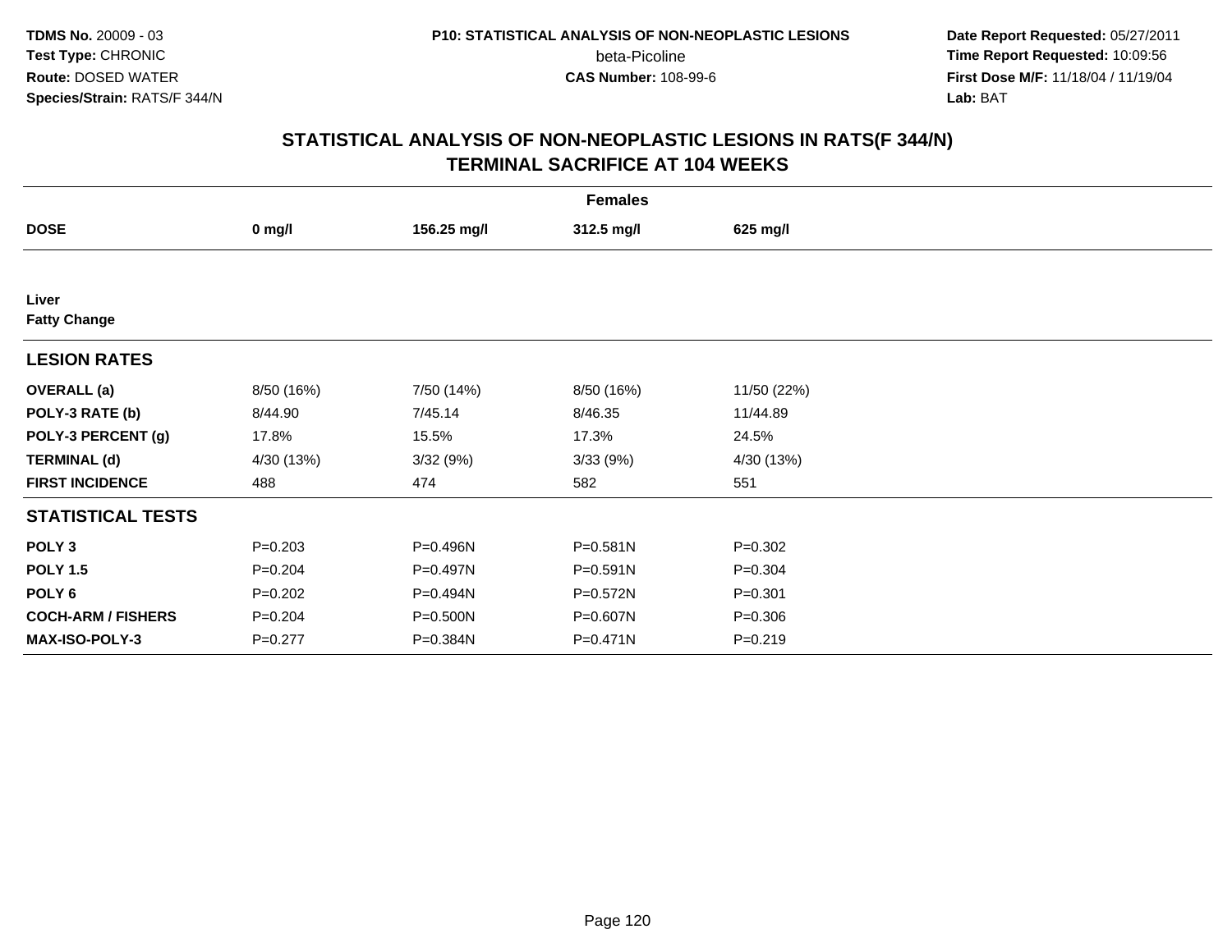# STATISTICAL ANALYSIS OF NON-NEOPLASTIC LESIONS IN RATS(F 344/N)
## TERMINAL SACRIFICE AT 104 WEEKS

| | Females | | | |
|---|---|---|---|---|
| **DOSE** | **0 mg/l** | **156.25 mg/l** | **312.5 mg/l** | **625 mg/l** |
| **Liver** | | | | |
| **Fatty Change** | | | | |
| **LESION RATES** | | | | |
| **OVERALL (a)** | 8/50 (16%) | 7/50 (14%) | 8/50 (16%) | 11/50 (22%) |
| **POLY-3 RATE (b)** | 8/44.90 | 7/45.14 | 8/46.35 | 11/44.89 |
| **POLY-3 PERCENT (g)** | 17.8% | 15.5% | 17.3% | 24.5% |
| **TERMINAL (d)** | 4/30 (13%) | 3/32 (9%) | 3/33 (9%) | 4/30 (13%) |
| **FIRST INCIDENCE** | 488 | 474 | 582 | 551 |
| **STATISTICAL TESTS** | | | | |
| **POLY 3** | P=0.203 | P=0.496N | P=0.581N | P=0.302 |
| **POLY 1.5** | P=0.204 | P=0.497N | P=0.591N | P=0.304 |
| **POLY 6** | P=0.202 | P=0.494N | P=0.572N | P=0.301 |
| **COCH-ARM / FISHERS** | P=0.204 | P=0.500N | P=0.607N | P=0.306 |
| **MAX-ISO-POLY-3** | P=0.277 | P=0.384N | P=0.471N | P=0.219 |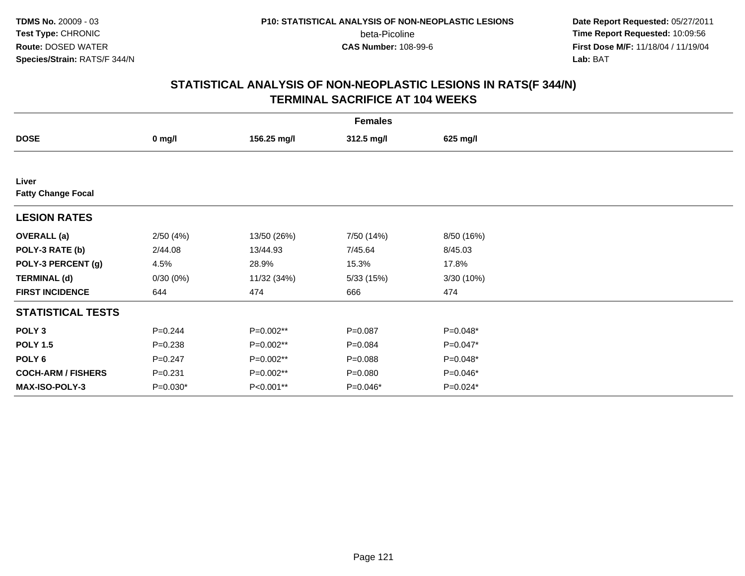**TDMS No.** 20009 - 03
**Test Type:** CHRONIC
**Route:** DOSED WATER
**Species/Strain:** RATS/F 344/N

**P10: STATISTICAL ANALYSIS OF NON-NEOPLASTIC LESIONS**
beta-Picoline
**CAS Number:** 108-99-6

**Date Report Requested:** 05/27/2011
**Time Report Requested:** 10:09:56
**First Dose M/F:** 11/18/04 / 11/19/04
**Lab:** BAT

## STATISTICAL ANALYSIS OF NON-NEOPLASTIC LESIONS IN RATS(F 344/N)
## TERMINAL SACRIFICE AT 104 WEEKS

| | Females | | | |
|---|---|---|---|---|
| **DOSE** | **0 mg/l** | **156.25 mg/l** | **312.5 mg/l** | **625 mg/l** |
| **Liver** | | | | |
| **Fatty Change Focal** | | | | |
| **LESION RATES** | | | | |
| **OVERALL (a)** | 2/50 (4%) | 13/50 (26%) | 7/50 (14%) | 8/50 (16%) |
| **POLY-3 RATE (b)** | 2/44.08 | 13/44.93 | 7/45.64 | 8/45.03 |
| **POLY-3 PERCENT (g)** | 4.5% | 28.9% | 15.3% | 17.8% |
| **TERMINAL (d)** | 0/30 (0%) | 11/32 (34%) | 5/33 (15%) | 3/30 (10%) |
| **FIRST INCIDENCE** | 644 | 474 | 666 | 474 |
| **STATISTICAL TESTS** | | | | |
| **POLY 3** | P=0.244 | P=0.002** | P=0.087 | P=0.048* |
| **POLY 1.5** | P=0.238 | P=0.002** | P=0.084 | P=0.047* |
| **POLY 6** | P=0.247 | P=0.002** | P=0.088 | P=0.048* |
| **COCH-ARM / FISHERS** | P=0.231 | P=0.002** | P=0.080 | P=0.046* |
| **MAX-ISO-POLY-3** | P=0.030* | P<0.001** | P=0.046* | P=0.024* |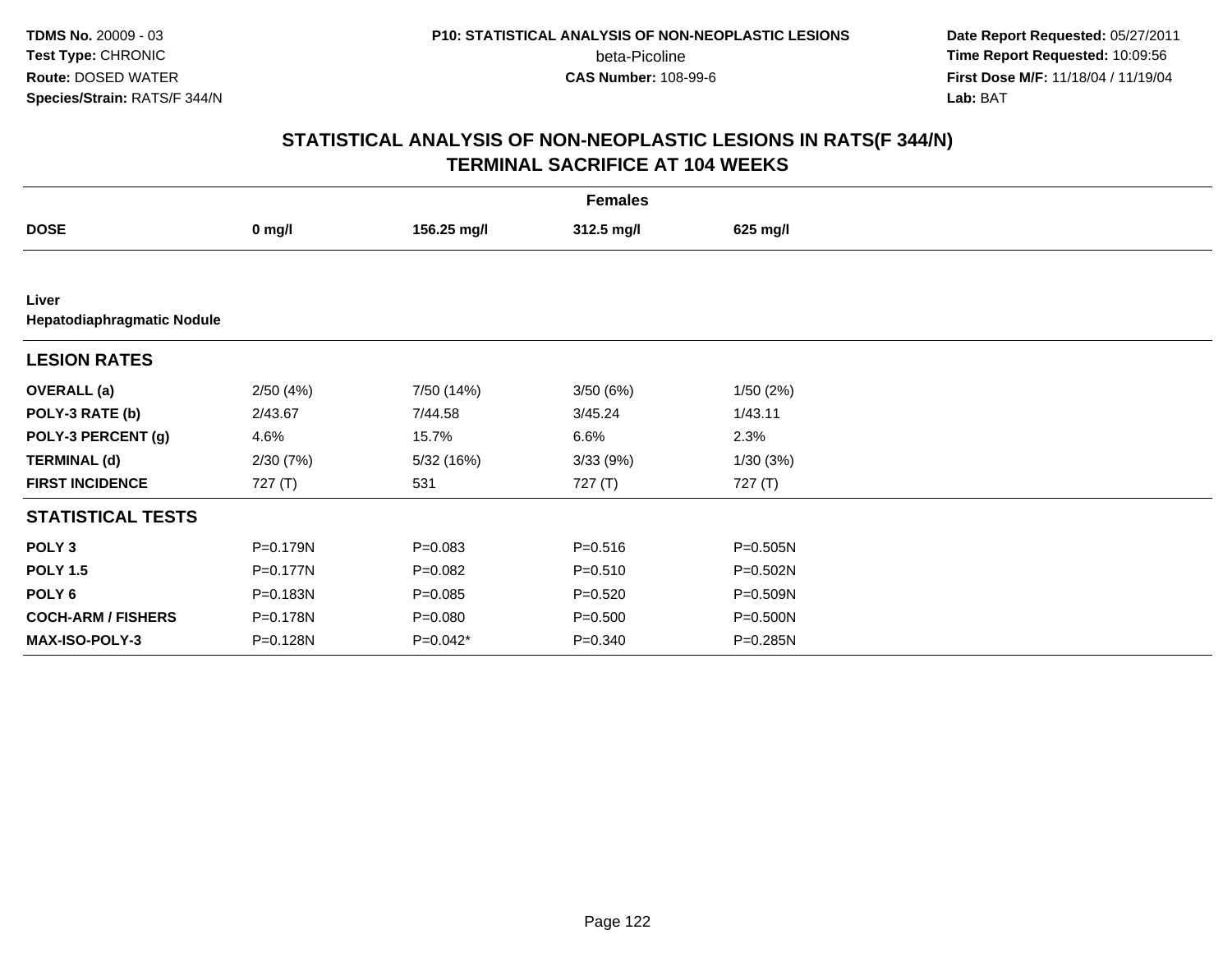TDMS No. 20009 - 03
Test Type: CHRONIC
Route: DOSED WATER
Species/Strain: RATS/F 344/N

P10: STATISTICAL ANALYSIS OF NON-NEOPLASTIC LESIONS
beta-Picoline
CAS Number: 108-99-6

Date Report Requested: 05/27/2011
Time Report Requested: 10:09:56
First Dose M/F: 11/18/04 / 11/19/04
Lab: BAT

## STATISTICAL ANALYSIS OF NON-NEOPLASTIC LESIONS IN RATS(F 344/N)
## TERMINAL SACRIFICE AT 104 WEEKS

| Females | | | | |
|---|---|---|---|---|
| **DOSE** | **0 mg/l** | **156.25 mg/l** | **312.5 mg/l** | **625 mg/l** |
| **Liver** | | | | |
| **Hepatodiaphragmatic Nodule** | | | | |
| **LESION RATES** | | | | |
| **OVERALL (a)** | 2/50 (4%) | 7/50 (14%) | 3/50 (6%) | 1/50 (2%) |
| **POLY-3 RATE (b)** | 2/43.67 | 7/44.58 | 3/45.24 | 1/43.11 |
| **POLY-3 PERCENT (g)** | 4.6% | 15.7% | 6.6% | 2.3% |
| **TERMINAL (d)** | 2/30 (7%) | 5/32 (16%) | 3/33 (9%) | 1/30 (3%) |
| **FIRST INCIDENCE** | 727 (T) | 531 | 727 (T) | 727 (T) |
| **STATISTICAL TESTS** | | | | |
| **POLY 3** | P=0.179N | P=0.083 | P=0.516 | P=0.505N |
| **POLY 1.5** | P=0.177N | P=0.082 | P=0.510 | P=0.502N |
| **POLY 6** | P=0.183N | P=0.085 | P=0.520 | P=0.509N |
| **COCH-ARM / FISHERS** | P=0.178N | P=0.080 | P=0.500 | P=0.500N |
| **MAX-ISO-POLY-3** | P=0.128N | P=0.042* | P=0.340 | P=0.285N |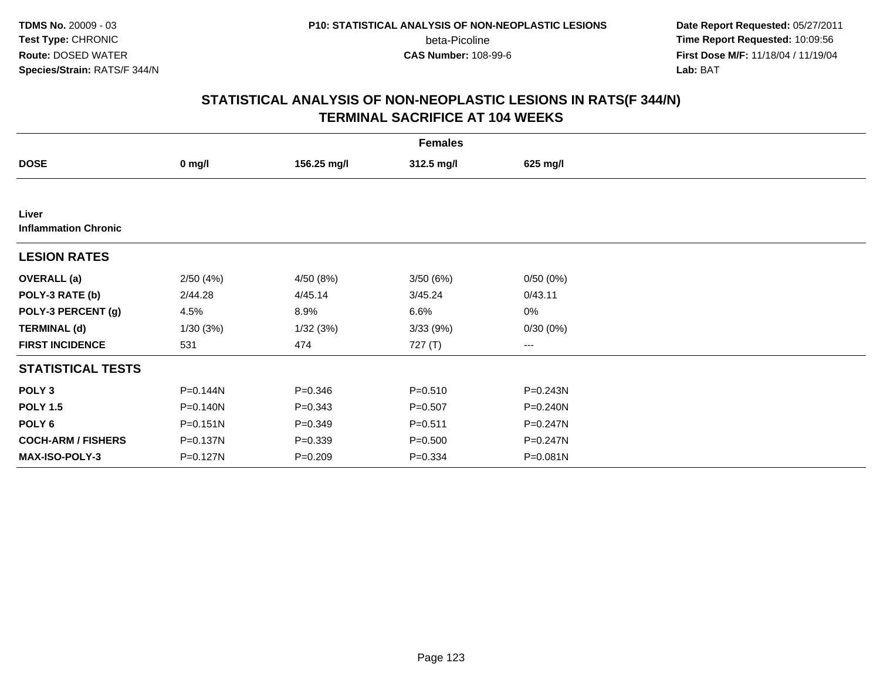# STATISTICAL ANALYSIS OF NON-NEOPLASTIC LESIONS IN RATS(F 344/N)
## TERMINAL SACRIFICE AT 104 WEEKS

| | Females | | | |
|---|---|---|---|---|
| **DOSE** | **0 mg/l** | **156.25 mg/l** | **312.5 mg/l** | **625 mg/l** |
| **Liver** | | | | |
| **Inflammation Chronic** | | | | |
| **LESION RATES** | | | | |
| **OVERALL (a)** | 2/50 (4%) | 4/50 (8%) | 3/50 (6%) | 0/50 (0%) |
| **POLY-3 RATE (b)** | 2/44.28 | 4/45.14 | 3/45.24 | 0/43.11 |
| **POLY-3 PERCENT (g)** | 4.5% | 8.9% | 6.6% | 0% |
| **TERMINAL (d)** | 1/30 (3%) | 1/32 (3%) | 3/33 (9%) | 0/30 (0%) |
| **FIRST INCIDENCE** | 531 | 474 | 727 (T) | --- |
| **STATISTICAL TESTS** | | | | |
| **POLY 3** | P=0.144N | P=0.346 | P=0.510 | P=0.243N |
| **POLY 1.5** | P=0.140N | P=0.343 | P=0.507 | P=0.240N |
| **POLY 6** | P=0.151N | P=0.349 | P=0.511 | P=0.247N |
| **COCH-ARM / FISHERS** | P=0.137N | P=0.339 | P=0.500 | P=0.247N |
| **MAX-ISO-POLY-3** | P=0.127N | P=0.209 | P=0.334 | P=0.081N |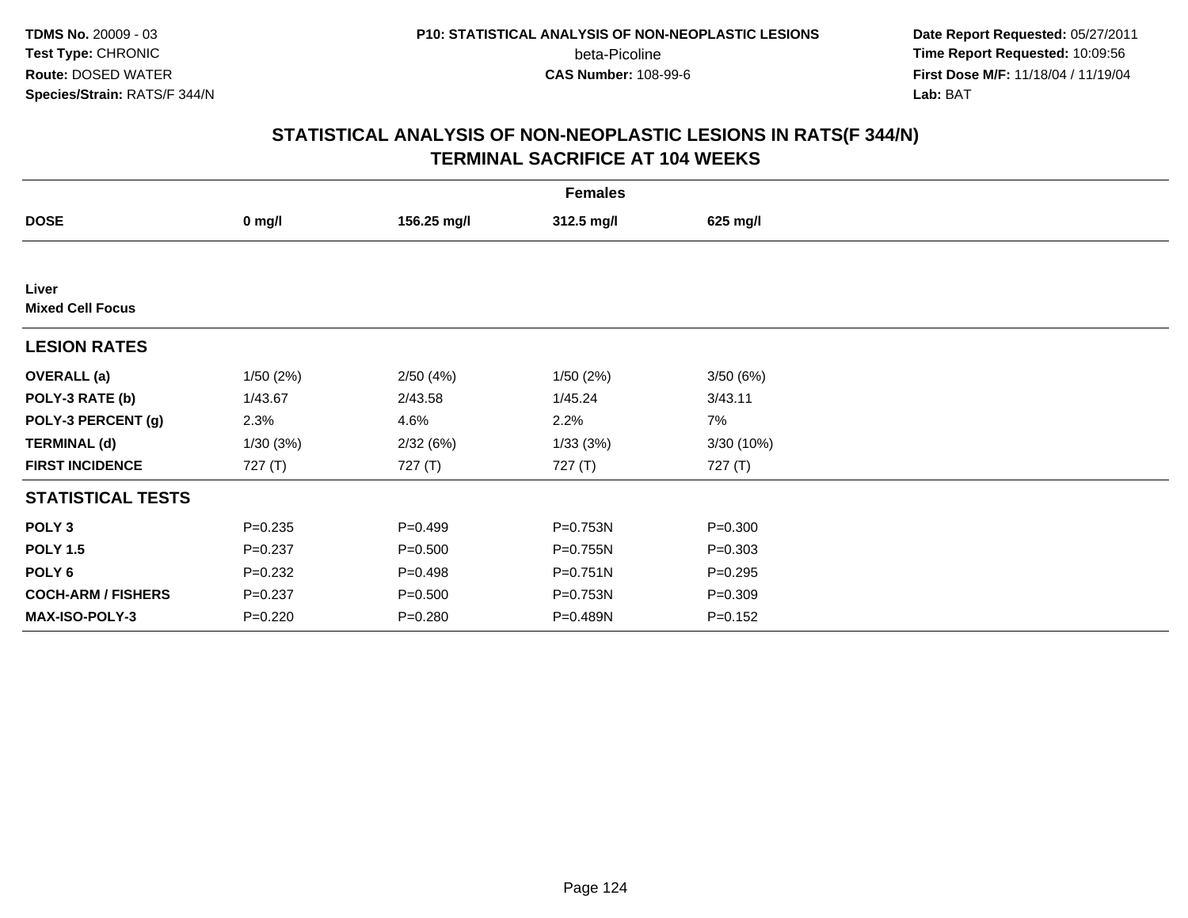# STATISTICAL ANALYSIS OF NON-NEOPLASTIC LESIONS IN RATS(F 344/N)
## TERMINAL SACRIFICE AT 104 WEEKS

| | Females | | | |
|---|---|---|---|---|
| **DOSE** | **0 mg/l** | **156.25 mg/l** | **312.5 mg/l** | **625 mg/l** |
| **Liver** | | | | |
| **Mixed Cell Focus** | | | | |
| **LESION RATES** | | | | |
| **OVERALL (a)** | 1/50 (2%) | 2/50 (4%) | 1/50 (2%) | 3/50 (6%) |
| **POLY-3 RATE (b)** | 1/43.67 | 2/43.58 | 1/45.24 | 3/43.11 |
| **POLY-3 PERCENT (g)** | 2.3% | 4.6% | 2.2% | 7% |
| **TERMINAL (d)** | 1/30 (3%) | 2/32 (6%) | 1/33 (3%) | 3/30 (10%) |
| **FIRST INCIDENCE** | 727 (T) | 727 (T) | 727 (T) | 727 (T) |
| **STATISTICAL TESTS** | | | | |
| **POLY 3** | P=0.235 | P=0.499 | P=0.753N | P=0.300 |
| **POLY 1.5** | P=0.237 | P=0.500 | P=0.755N | P=0.303 |
| **POLY 6** | P=0.232 | P=0.498 | P=0.751N | P=0.295 |
| **COCH-ARM / FISHERS** | P=0.237 | P=0.500 | P=0.753N | P=0.309 |
| **MAX-ISO-POLY-3** | P=0.220 | P=0.280 | P=0.489N | P=0.152 |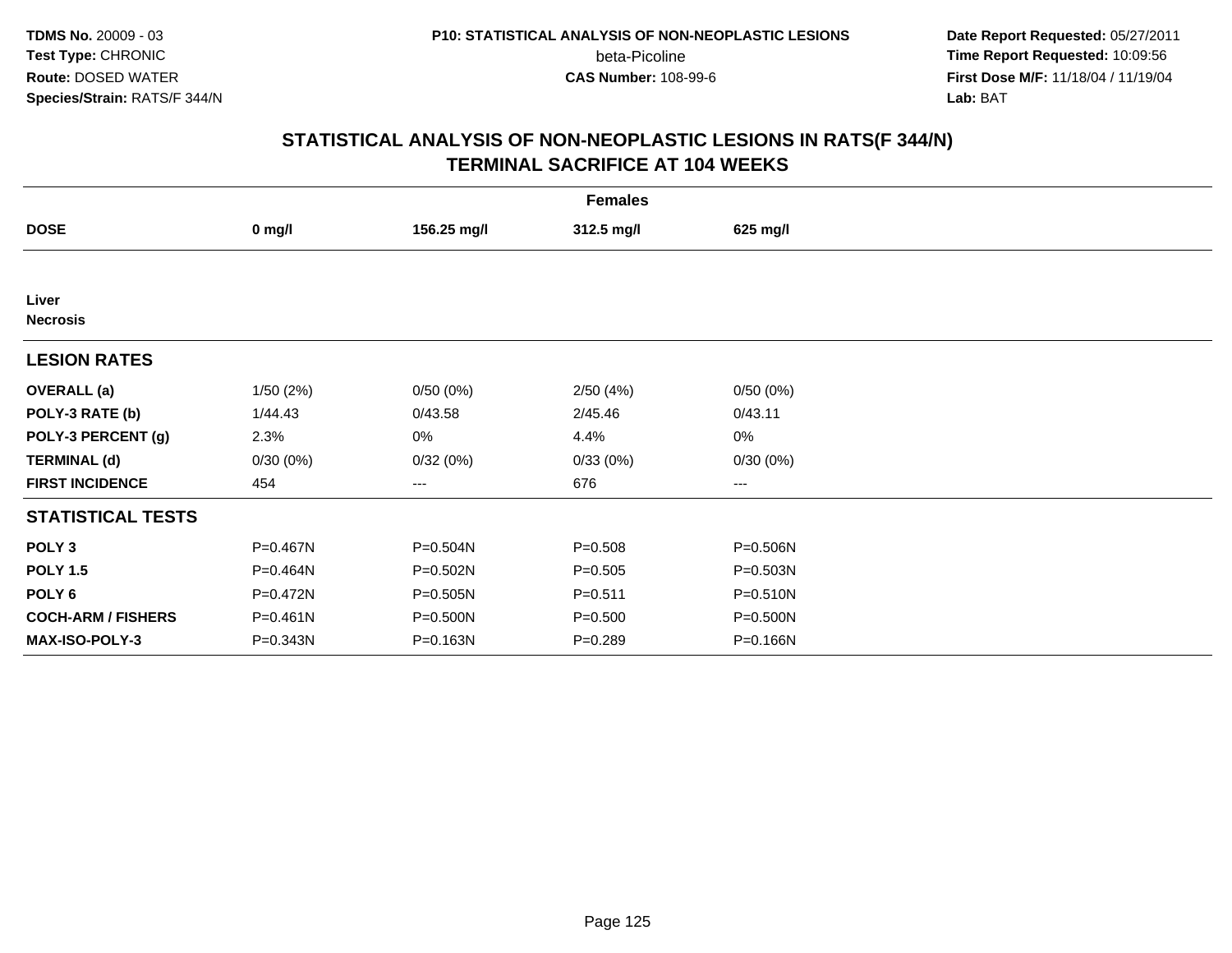**TDMS No.** 20009 - 03
**Test Type:** CHRONIC
**Route:** DOSED WATER
**Species/Strain:** RATS/F 344/N

**P10: STATISTICAL ANALYSIS OF NON-NEOPLASTIC LESIONS**
beta-Picoline
**CAS Number:** 108-99-6

**Date Report Requested:** 05/27/2011
**Time Report Requested:** 10:09:56
**First Dose M/F:** 11/18/04 / 11/19/04
**Lab:** BAT

## STATISTICAL ANALYSIS OF NON-NEOPLASTIC LESIONS IN RATS(F 344/N)
## TERMINAL SACRIFICE AT 104 WEEKS

| | Females | | | |
|---|---|---|---|---|
| **DOSE** | **0 mg/l** | **156.25 mg/l** | **312.5 mg/l** | **625 mg/l** |
| **Liver** | | | | |
| **Necrosis** | | | | |
| **LESION RATES** | | | | |
| **OVERALL (a)** | 1/50 (2%) | 0/50 (0%) | 2/50 (4%) | 0/50 (0%) |
| **POLY-3 RATE (b)** | 1/44.43 | 0/43.58 | 2/45.46 | 0/43.11 |
| **POLY-3 PERCENT (g)** | 2.3% | 0% | 4.4% | 0% |
| **TERMINAL (d)** | 0/30 (0%) | 0/32 (0%) | 0/33 (0%) | 0/30 (0%) |
| **FIRST INCIDENCE** | 454 | --- | 676 | --- |
| **STATISTICAL TESTS** | | | | |
| **POLY 3** | P=0.467N | P=0.504N | P=0.508 | P=0.506N |
| **POLY 1.5** | P=0.464N | P=0.502N | P=0.505 | P=0.503N |
| **POLY 6** | P=0.472N | P=0.505N | P=0.511 | P=0.510N |
| **COCH-ARM / FISHERS** | P=0.461N | P=0.500N | P=0.500 | P=0.500N |
| **MAX-ISO-POLY-3** | P=0.343N | P=0.163N | P=0.289 | P=0.166N |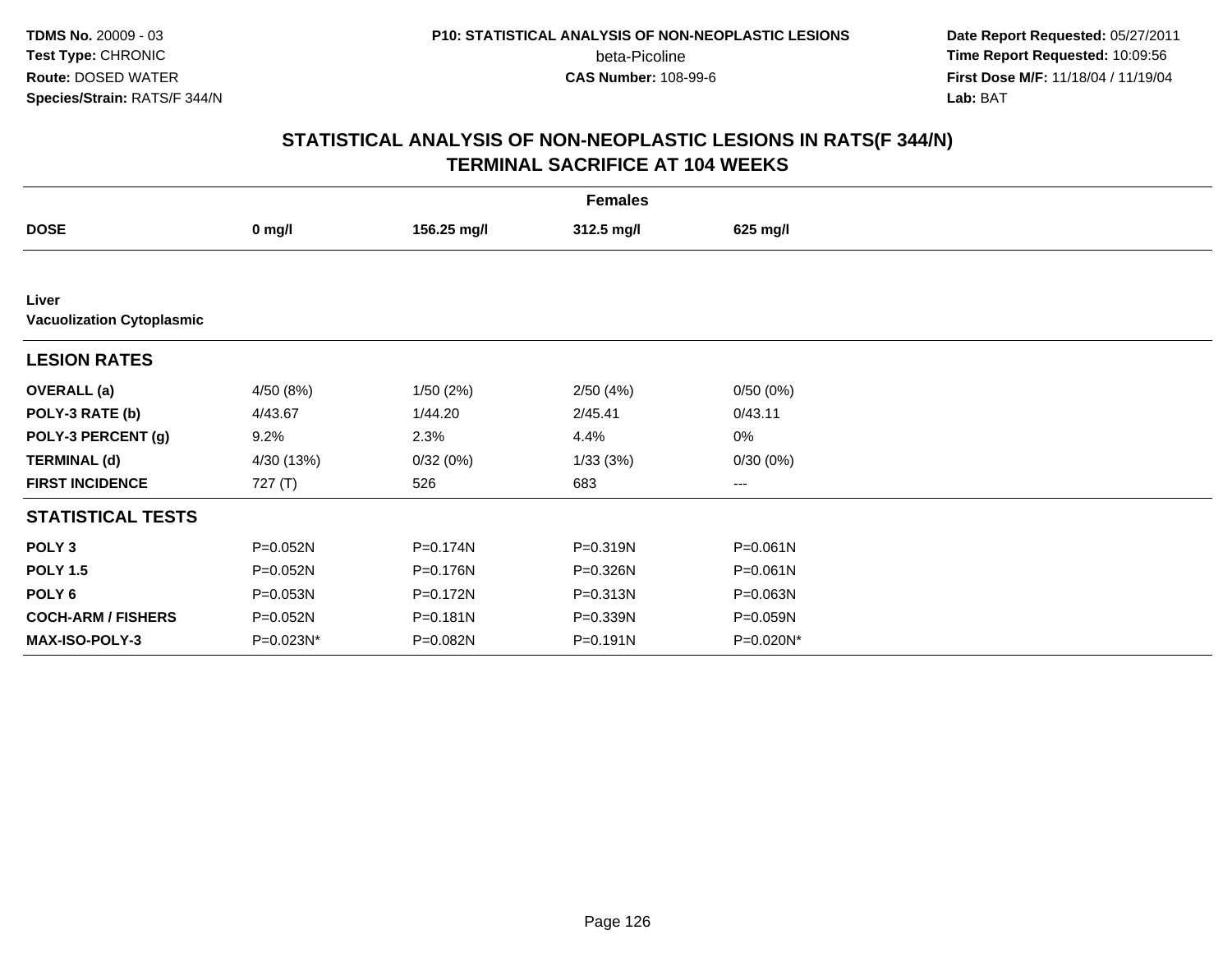TDMS No. 20009 - 03
Test Type: CHRONIC
Route: DOSED WATER
Species/Strain: RATS/F 344/N

P10: STATISTICAL ANALYSIS OF NON-NEOPLASTIC LESIONS
beta-Picoline
CAS Number: 108-99-6

Date Report Requested: 05/27/2011
Time Report Requested: 10:09:56
First Dose M/F: 11/18/04 / 11/19/04
Lab: BAT

## STATISTICAL ANALYSIS OF NON-NEOPLASTIC LESIONS IN RATS(F 344/N)
## TERMINAL SACRIFICE AT 104 WEEKS

| | Females | | | |
|---|---|---|---|---|
| **DOSE** | **0 mg/l** | **156.25 mg/l** | **312.5 mg/l** | **625 mg/l** |
| **Liver** | | | | |
| **Vacuolization Cytoplasmic** | | | | |
| **LESION RATES** | | | | |
| **OVERALL (a)** | 4/50 (8%) | 1/50 (2%) | 2/50 (4%) | 0/50 (0%) |
| **POLY-3 RATE (b)** | 4/43.67 | 1/44.20 | 2/45.41 | 0/43.11 |
| **POLY-3 PERCENT (g)** | 9.2% | 2.3% | 4.4% | 0% |
| **TERMINAL (d)** | 4/30 (13%) | 0/32 (0%) | 1/33 (3%) | 0/30 (0%) |
| **FIRST INCIDENCE** | 727 (T) | 526 | 683 | --- |
| **STATISTICAL TESTS** | | | | |
| **POLY 3** | P=0.052N | P=0.174N | P=0.319N | P=0.061N |
| **POLY 1.5** | P=0.052N | P=0.176N | P=0.326N | P=0.061N |
| **POLY 6** | P=0.053N | P=0.172N | P=0.313N | P=0.063N |
| **COCH-ARM / FISHERS** | P=0.052N | P=0.181N | P=0.339N | P=0.059N |
| **MAX-ISO-POLY-3** | P=0.023N* | P=0.082N | P=0.191N | P=0.020N* |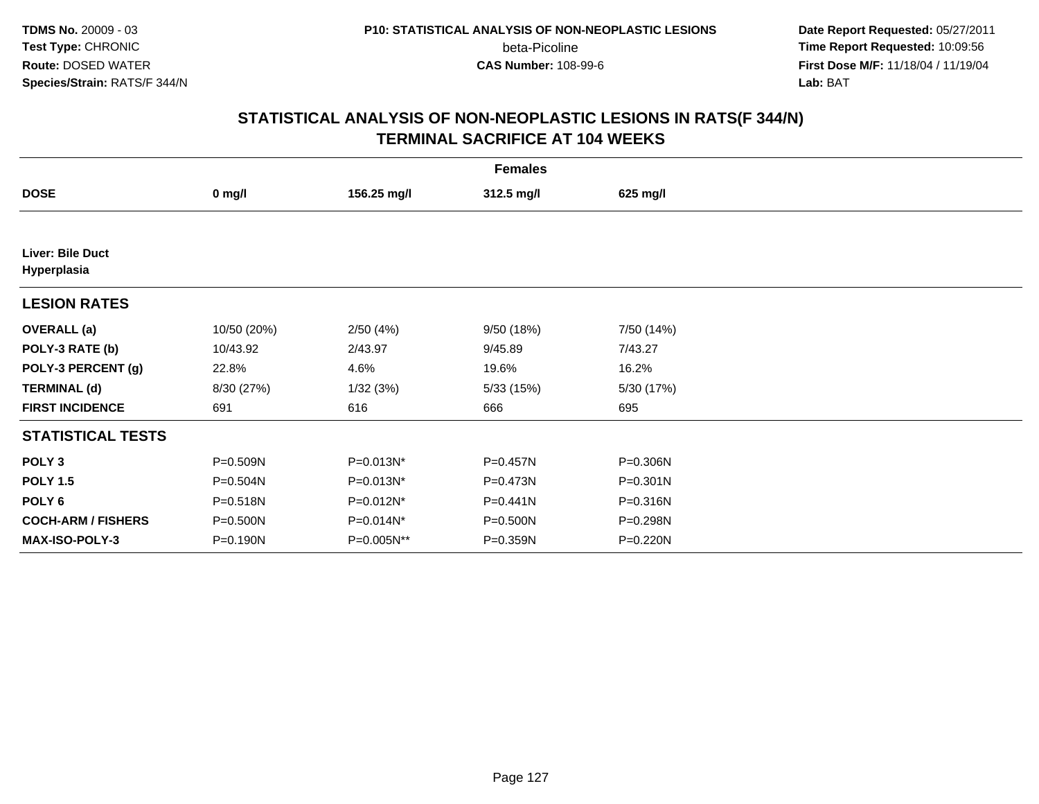**TDMS No.** 20009 - 03
**Test Type:** CHRONIC
**Route:** DOSED WATER
**Species/Strain:** RATS/F 344/N

**P10: STATISTICAL ANALYSIS OF NON-NEOPLASTIC LESIONS**
beta-Picoline
**CAS Number:** 108-99-6

**Date Report Requested:** 05/27/2011
**Time Report Requested:** 10:09:56
**First Dose M/F:** 11/18/04 / 11/19/04
**Lab:** BAT

## STATISTICAL ANALYSIS OF NON-NEOPLASTIC LESIONS IN RATS(F 344/N)
## TERMINAL SACRIFICE AT 104 WEEKS

| | Females | | | |
|---|---|---|---|---|
| **DOSE** | **0 mg/l** | **156.25 mg/l** | **312.5 mg/l** | **625 mg/l** |
| **Liver: Bile Duct Hyperplasia** | | | | |
| **LESION RATES** | | | | |
| **OVERALL (a)** | 10/50 (20%) | 2/50 (4%) | 9/50 (18%) | 7/50 (14%) |
| **POLY-3 RATE (b)** | 10/43.92 | 2/43.97 | 9/45.89 | 7/43.27 |
| **POLY-3 PERCENT (g)** | 22.8% | 4.6% | 19.6% | 16.2% |
| **TERMINAL (d)** | 8/30 (27%) | 1/32 (3%) | 5/33 (15%) | 5/30 (17%) |
| **FIRST INCIDENCE** | 691 | 616 | 666 | 695 |
| **STATISTICAL TESTS** | | | | |
| **POLY 3** | P=0.509N | P=0.013N* | P=0.457N | P=0.306N |
| **POLY 1.5** | P=0.504N | P=0.013N* | P=0.473N | P=0.301N |
| **POLY 6** | P=0.518N | P=0.012N* | P=0.441N | P=0.316N |
| **COCH-ARM / FISHERS** | P=0.500N | P=0.014N* | P=0.500N | P=0.298N |
| **MAX-ISO-POLY-3** | P=0.190N | P=0.005N** | P=0.359N | P=0.220N |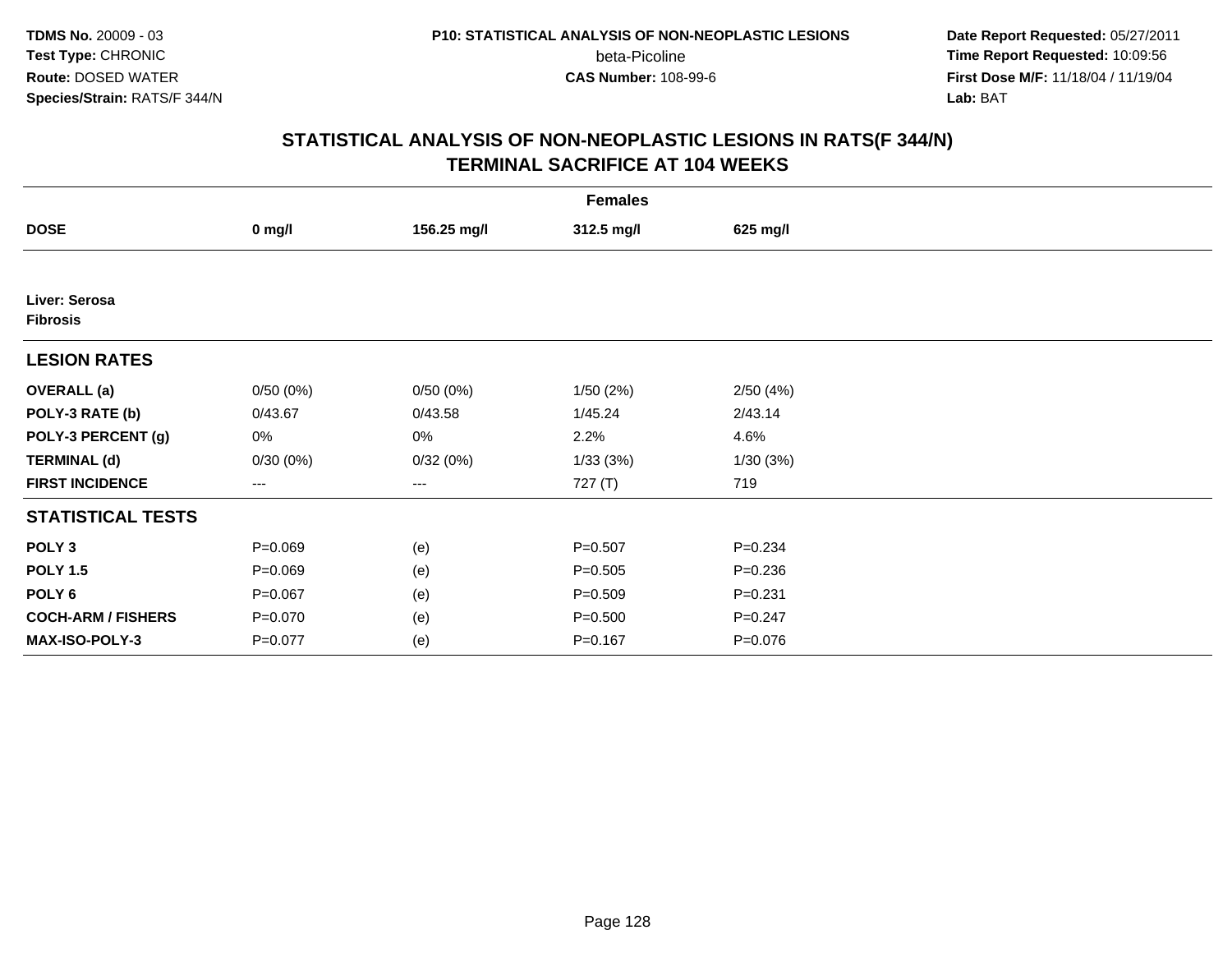**TDMS No.** 20009 - 03
**Test Type:** CHRONIC
**Route:** DOSED WATER
**Species/Strain:** RATS/F 344/N

**P10: STATISTICAL ANALYSIS OF NON-NEOPLASTIC LESIONS**
beta-Picoline
**CAS Number:** 108-99-6

**Date Report Requested:** 05/27/2011
**Time Report Requested:** 10:09:56
**First Dose M/F:** 11/18/04 / 11/19/04
**Lab:** BAT

## STATISTICAL ANALYSIS OF NON-NEOPLASTIC LESIONS IN RATS(F 344/N) TERMINAL SACRIFICE AT 104 WEEKS

| | Females | | | |
|---|---|---|---|---|
| **DOSE** | **0 mg/l** | **156.25 mg/l** | **312.5 mg/l** | **625 mg/l** |
| **Liver: Serosa** | | | | |
| **Fibrosis** | | | | |
| **LESION RATES** | | | | |
| **OVERALL (a)** | 0/50 (0%) | 0/50 (0%) | 1/50 (2%) | 2/50 (4%) |
| **POLY-3 RATE (b)** | 0/43.67 | 0/43.58 | 1/45.24 | 2/43.14 |
| **POLY-3 PERCENT (g)** | 0% | 0% | 2.2% | 4.6% |
| **TERMINAL (d)** | 0/30 (0%) | 0/32 (0%) | 1/33 (3%) | 1/30 (3%) |
| **FIRST INCIDENCE** | --- | --- | 727 (T) | 719 |
| **STATISTICAL TESTS** | | | | |
| **POLY 3** | P=0.069 | (e) | P=0.507 | P=0.234 |
| **POLY 1.5** | P=0.069 | (e) | P=0.505 | P=0.236 |
| **POLY 6** | P=0.067 | (e) | P=0.509 | P=0.231 |
| **COCH-ARM / FISHERS** | P=0.070 | (e) | P=0.500 | P=0.247 |
| **MAX-ISO-POLY-3** | P=0.077 | (e) | P=0.167 | P=0.076 |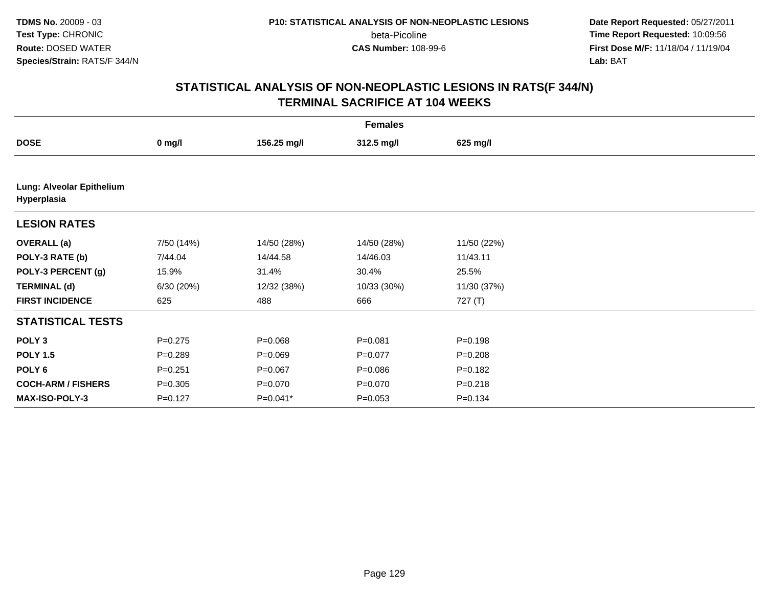## STATISTICAL ANALYSIS OF NON-NEOPLASTIC LESIONS IN RATS(F 344/N) TERMINAL SACRIFICE AT 104 WEEKS

| | Females | | | |
|---|---|---|---|---|
| **DOSE** | **0 mg/l** | **156.25 mg/l** | **312.5 mg/l** | **625 mg/l** |
| **Lung: Alveolar Epithelium Hyperplasia** | | | | |
| **LESION RATES** | | | | |
| **OVERALL (a)** | 7/50 (14%) | 14/50 (28%) | 14/50 (28%) | 11/50 (22%) |
| **POLY-3 RATE (b)** | 7/44.04 | 14/44.58 | 14/46.03 | 11/43.11 |
| **POLY-3 PERCENT (g)** | 15.9% | 31.4% | 30.4% | 25.5% |
| **TERMINAL (d)** | 6/30 (20%) | 12/32 (38%) | 10/33 (30%) | 11/30 (37%) |
| **FIRST INCIDENCE** | 625 | 488 | 666 | 727 (T) |
| **STATISTICAL TESTS** | | | | |
| **POLY 3** | P=0.275 | P=0.068 | P=0.081 | P=0.198 |
| **POLY 1.5** | P=0.289 | P=0.069 | P=0.077 | P=0.208 |
| **POLY 6** | P=0.251 | P=0.067 | P=0.086 | P=0.182 |
| **COCH-ARM / FISHERS** | P=0.305 | P=0.070 | P=0.070 | P=0.218 |
| **MAX-ISO-POLY-3** | P=0.127 | P=0.041* | P=0.053 | P=0.134 |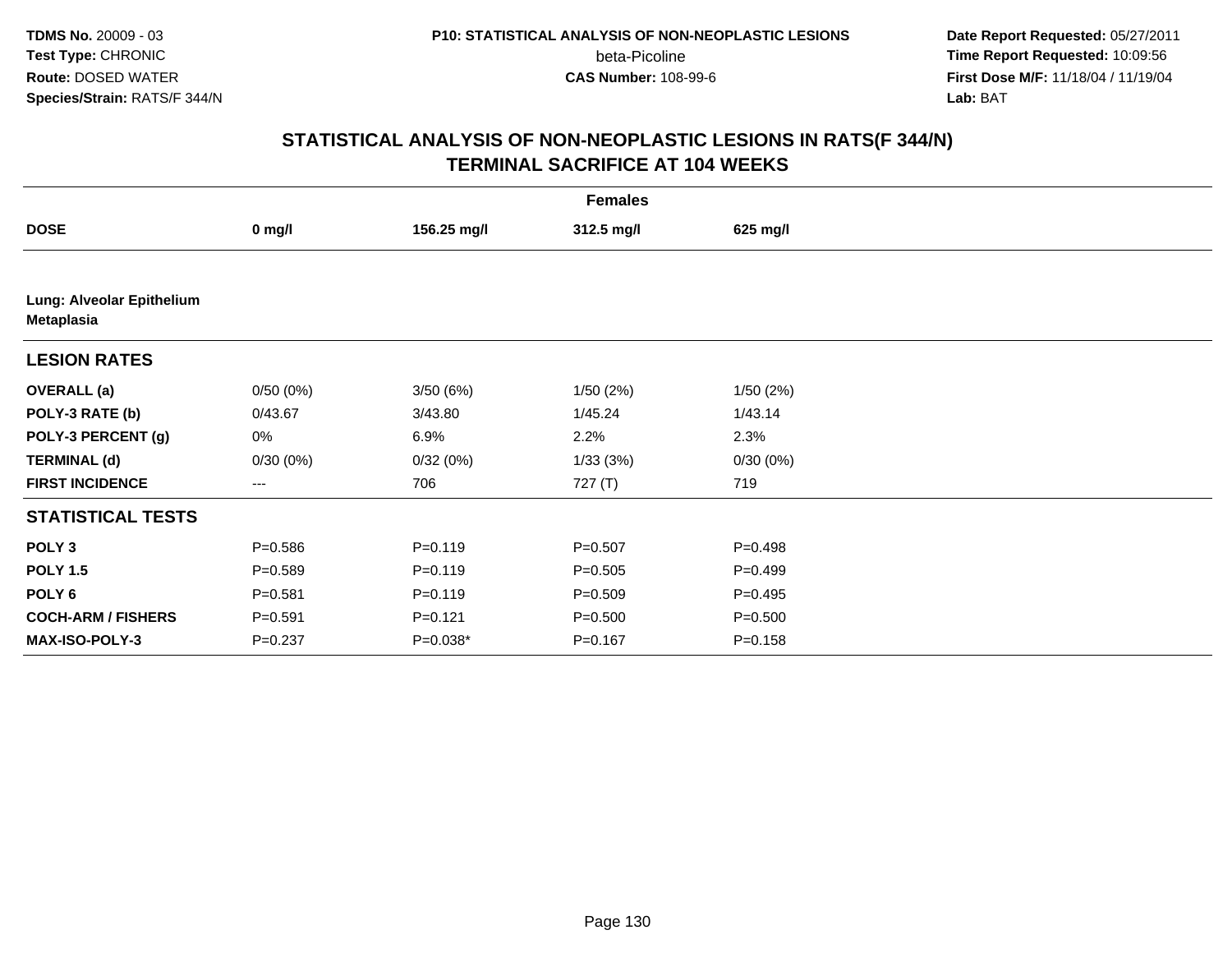## STATISTICAL ANALYSIS OF NON-NEOPLASTIC LESIONS IN RATS(F 344/N)
## TERMINAL SACRIFICE AT 104 WEEKS

| | Females | | | |
|---|---|---|---|---|
| **DOSE** | **0 mg/l** | **156.25 mg/l** | **312.5 mg/l** | **625 mg/l** |
| **Lung: Alveolar Epithelium Metaplasia** | | | | |
| **LESION RATES** | | | | |
| **OVERALL (a)** | 0/50 (0%) | 3/50 (6%) | 1/50 (2%) | 1/50 (2%) |
| **POLY-3 RATE (b)** | 0/43.67 | 3/43.80 | 1/45.24 | 1/43.14 |
| **POLY-3 PERCENT (g)** | 0% | 6.9% | 2.2% | 2.3% |
| **TERMINAL (d)** | 0/30 (0%) | 0/32 (0%) | 1/33 (3%) | 0/30 (0%) |
| **FIRST INCIDENCE** | --- | 706 | 727 (T) | 719 |
| **STATISTICAL TESTS** | | | | |
| **POLY 3** | P=0.586 | P=0.119 | P=0.507 | P=0.498 |
| **POLY 1.5** | P=0.589 | P=0.119 | P=0.505 | P=0.499 |
| **POLY 6** | P=0.581 | P=0.119 | P=0.509 | P=0.495 |
| **COCH-ARM / FISHERS** | P=0.591 | P=0.121 | P=0.500 | P=0.500 |
| **MAX-ISO-POLY-3** | P=0.237 | P=0.038* | P=0.167 | P=0.158 |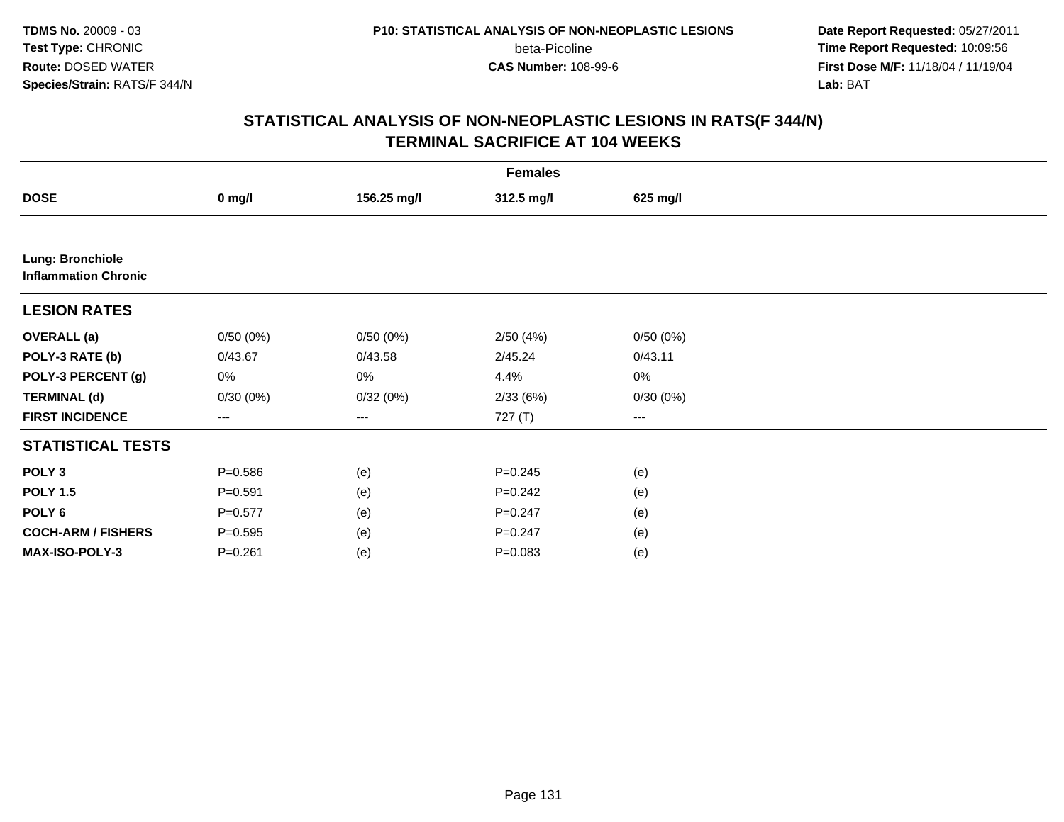**TDMS No.** 20009 - 03
**Test Type:** CHRONIC
**Route:** DOSED WATER
**Species/Strain:** RATS/F 344/N

**P10: STATISTICAL ANALYSIS OF NON-NEOPLASTIC LESIONS**
beta-Picoline
**CAS Number:** 108-99-6

**Date Report Requested:** 05/27/2011
**Time Report Requested:** 10:09:56
**First Dose M/F:** 11/18/04 / 11/19/04
**Lab:** BAT

## STATISTICAL ANALYSIS OF NON-NEOPLASTIC LESIONS IN RATS(F 344/N)
## TERMINAL SACRIFICE AT 104 WEEKS

| | Females | | | |
|---|---|---|---|---|
| **DOSE** | **0 mg/l** | **156.25 mg/l** | **312.5 mg/l** | **625 mg/l** |
| **Lung: Bronchiole** | | | | |
| **Inflammation Chronic** | | | | |
| **LESION RATES** | | | | |
| **OVERALL (a)** | 0/50 (0%) | 0/50 (0%) | 2/50 (4%) | 0/50 (0%) |
| **POLY-3 RATE (b)** | 0/43.67 | 0/43.58 | 2/45.24 | 0/43.11 |
| **POLY-3 PERCENT (g)** | 0% | 0% | 4.4% | 0% |
| **TERMINAL (d)** | 0/30 (0%) | 0/32 (0%) | 2/33 (6%) | 0/30 (0%) |
| **FIRST INCIDENCE** | --- | --- | 727 (T) | --- |
| **STATISTICAL TESTS** | | | | |
| **POLY 3** | P=0.586 | (e) | P=0.245 | (e) |
| **POLY 1.5** | P=0.591 | (e) | P=0.242 | (e) |
| **POLY 6** | P=0.577 | (e) | P=0.247 | (e) |
| **COCH-ARM / FISHERS** | P=0.595 | (e) | P=0.247 | (e) |
| **MAX-ISO-POLY-3** | P=0.261 | (e) | P=0.083 | (e) |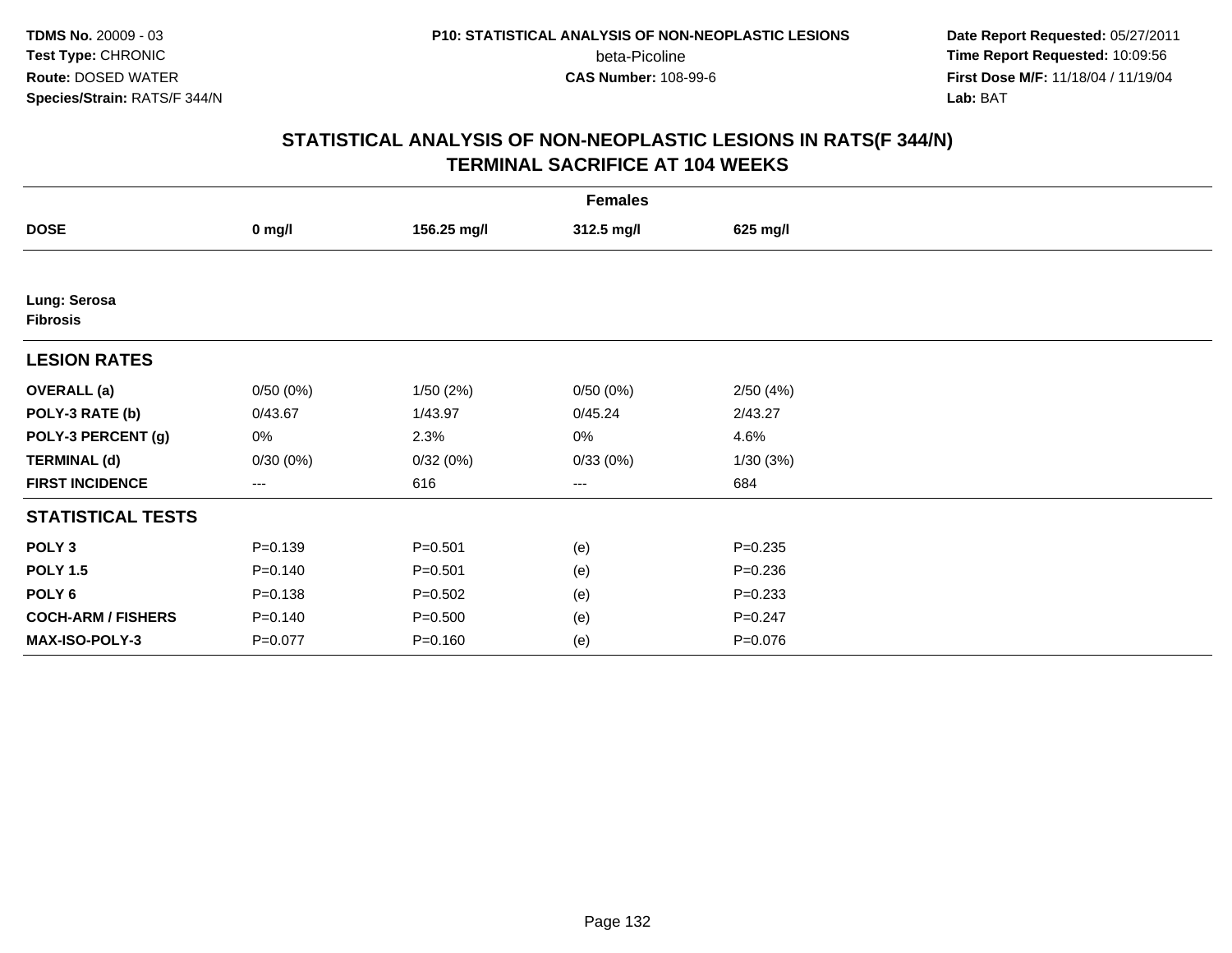**TDMS No.** 20009 - 03
**Test Type:** CHRONIC
**Route:** DOSED WATER
**Species/Strain:** RATS/F 344/N

**P10: STATISTICAL ANALYSIS OF NON-NEOPLASTIC LESIONS**
beta-Picoline
**CAS Number:** 108-99-6

**Date Report Requested:** 05/27/2011
**Time Report Requested:** 10:09:56
**First Dose M/F:** 11/18/04 / 11/19/04
**Lab:** BAT

## STATISTICAL ANALYSIS OF NON-NEOPLASTIC LESIONS IN RATS(F 344/N)
## TERMINAL SACRIFICE AT 104 WEEKS

| | Females | | | |
|---|---|---|---|---|
| **DOSE** | **0 mg/l** | **156.25 mg/l** | **312.5 mg/l** | **625 mg/l** |
| **Lung: Serosa** | | | | |
| **Fibrosis** | | | | |
| **LESION RATES** | | | | |
| **OVERALL (a)** | 0/50 (0%) | 1/50 (2%) | 0/50 (0%) | 2/50 (4%) |
| **POLY-3 RATE (b)** | 0/43.67 | 1/43.97 | 0/45.24 | 2/43.27 |
| **POLY-3 PERCENT (g)** | 0% | 2.3% | 0% | 4.6% |
| **TERMINAL (d)** | 0/30 (0%) | 0/32 (0%) | 0/33 (0%) | 1/30 (3%) |
| **FIRST INCIDENCE** | --- | 616 | --- | 684 |
| **STATISTICAL TESTS** | | | | |
| **POLY 3** | P=0.139 | P=0.501 | (e) | P=0.235 |
| **POLY 1.5** | P=0.140 | P=0.501 | (e) | P=0.236 |
| **POLY 6** | P=0.138 | P=0.502 | (e) | P=0.233 |
| **COCH-ARM / FISHERS** | P=0.140 | P=0.500 | (e) | P=0.247 |
| **MAX-ISO-POLY-3** | P=0.077 | P=0.160 | (e) | P=0.076 |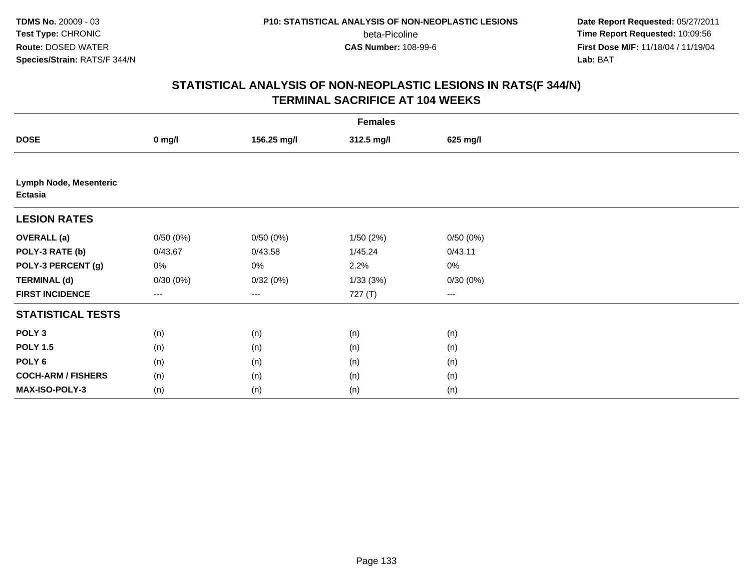**TDMS No.** 20009 - 03
**Test Type:** CHRONIC
**Route:** DOSED WATER
**Species/Strain:** RATS/F 344/N

**P10: STATISTICAL ANALYSIS OF NON-NEOPLASTIC LESIONS**
beta-Picoline
**CAS Number:** 108-99-6

**Date Report Requested:** 05/27/2011
**Time Report Requested:** 10:09:56
**First Dose M/F:** 11/18/04 / 11/19/04
**Lab:** BAT

## STATISTICAL ANALYSIS OF NON-NEOPLASTIC LESIONS IN RATS(F 344/N) TERMINAL SACRIFICE AT 104 WEEKS

| | Females | | | |
|---|---|---|---|---|
| **DOSE** | **0 mg/l** | **156.25 mg/l** | **312.5 mg/l** | **625 mg/l** |
| **Lymph Node, Mesenteric Ectasia** | | | | |
| **LESION RATES** | | | | |
| **OVERALL (a)** | 0/50 (0%) | 0/50 (0%) | 1/50 (2%) | 0/50 (0%) |
| **POLY-3 RATE (b)** | 0/43.67 | 0/43.58 | 1/45.24 | 0/43.11 |
| **POLY-3 PERCENT (g)** | 0% | 0% | 2.2% | 0% |
| **TERMINAL (d)** | 0/30 (0%) | 0/32 (0%) | 1/33 (3%) | 0/30 (0%) |
| **FIRST INCIDENCE** | --- | --- | 727 (T) | --- |
| **STATISTICAL TESTS** | | | | |
| **POLY 3** | (n) | (n) | (n) | (n) |
| **POLY 1.5** | (n) | (n) | (n) | (n) |
| **POLY 6** | (n) | (n) | (n) | (n) |
| **COCH-ARM / FISHERS** | (n) | (n) | (n) | (n) |
| **MAX-ISO-POLY-3** | (n) | (n) | (n) | (n) |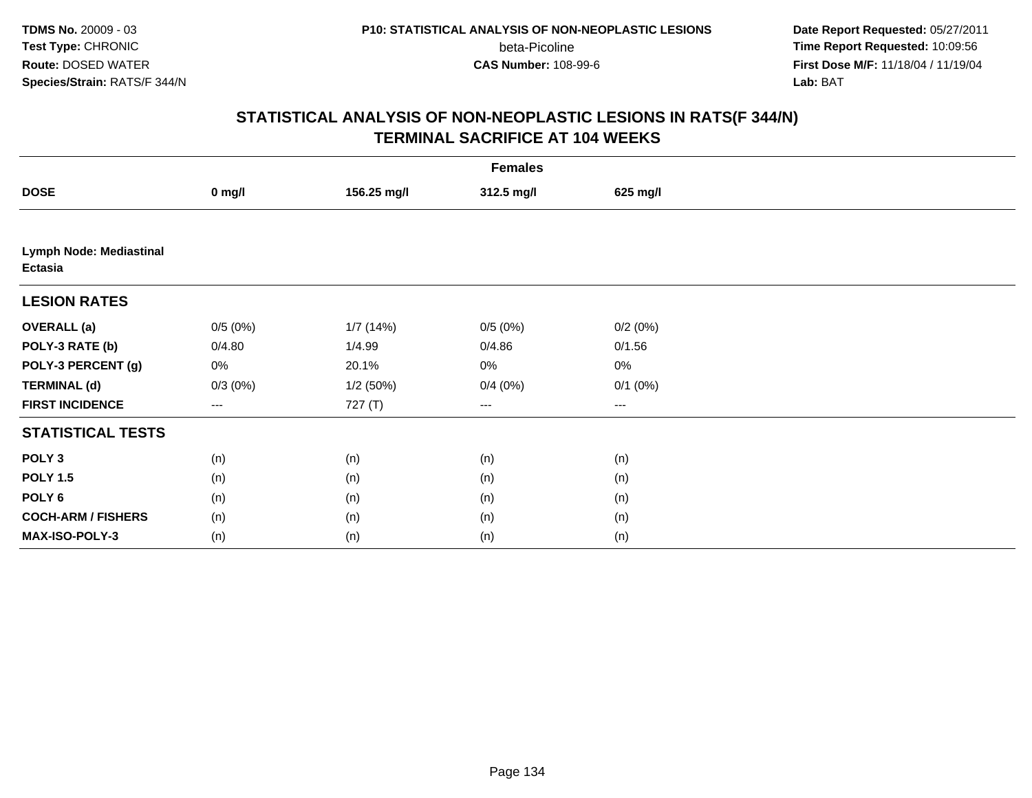**TDMS No.** 20009 - 03
**Test Type:** CHRONIC
**Route:** DOSED WATER
**Species/Strain:** RATS/F 344/N

**P10: STATISTICAL ANALYSIS OF NON-NEOPLASTIC LESIONS**
beta-Picoline
**CAS Number:** 108-99-6

**Date Report Requested:** 05/27/2011
**Time Report Requested:** 10:09:56
**First Dose M/F:** 11/18/04 / 11/19/04
**Lab:** BAT

## STATISTICAL ANALYSIS OF NON-NEOPLASTIC LESIONS IN RATS(F 344/N)
## TERMINAL SACRIFICE AT 104 WEEKS

| | Females | | | |
|---|---|---|---|---|
| **DOSE** | **0 mg/l** | **156.25 mg/l** | **312.5 mg/l** | **625 mg/l** |
| **Lymph Node: Mediastinal Ectasia** | | | | |
| **LESION RATES** | | | | |
| **OVERALL (a)** | 0/5 (0%) | 1/7 (14%) | 0/5 (0%) | 0/2 (0%) |
| **POLY-3 RATE (b)** | 0/4.80 | 1/4.99 | 0/4.86 | 0/1.56 |
| **POLY-3 PERCENT (g)** | 0% | 20.1% | 0% | 0% |
| **TERMINAL (d)** | 0/3 (0%) | 1/2 (50%) | 0/4 (0%) | 0/1 (0%) |
| **FIRST INCIDENCE** | --- | 727 (T) | --- | --- |
| **STATISTICAL TESTS** | | | | |
| **POLY 3** | (n) | (n) | (n) | (n) |
| **POLY 1.5** | (n) | (n) | (n) | (n) |
| **POLY 6** | (n) | (n) | (n) | (n) |
| **COCH-ARM / FISHERS** | (n) | (n) | (n) | (n) |
| **MAX-ISO-POLY-3** | (n) | (n) | (n) | (n) |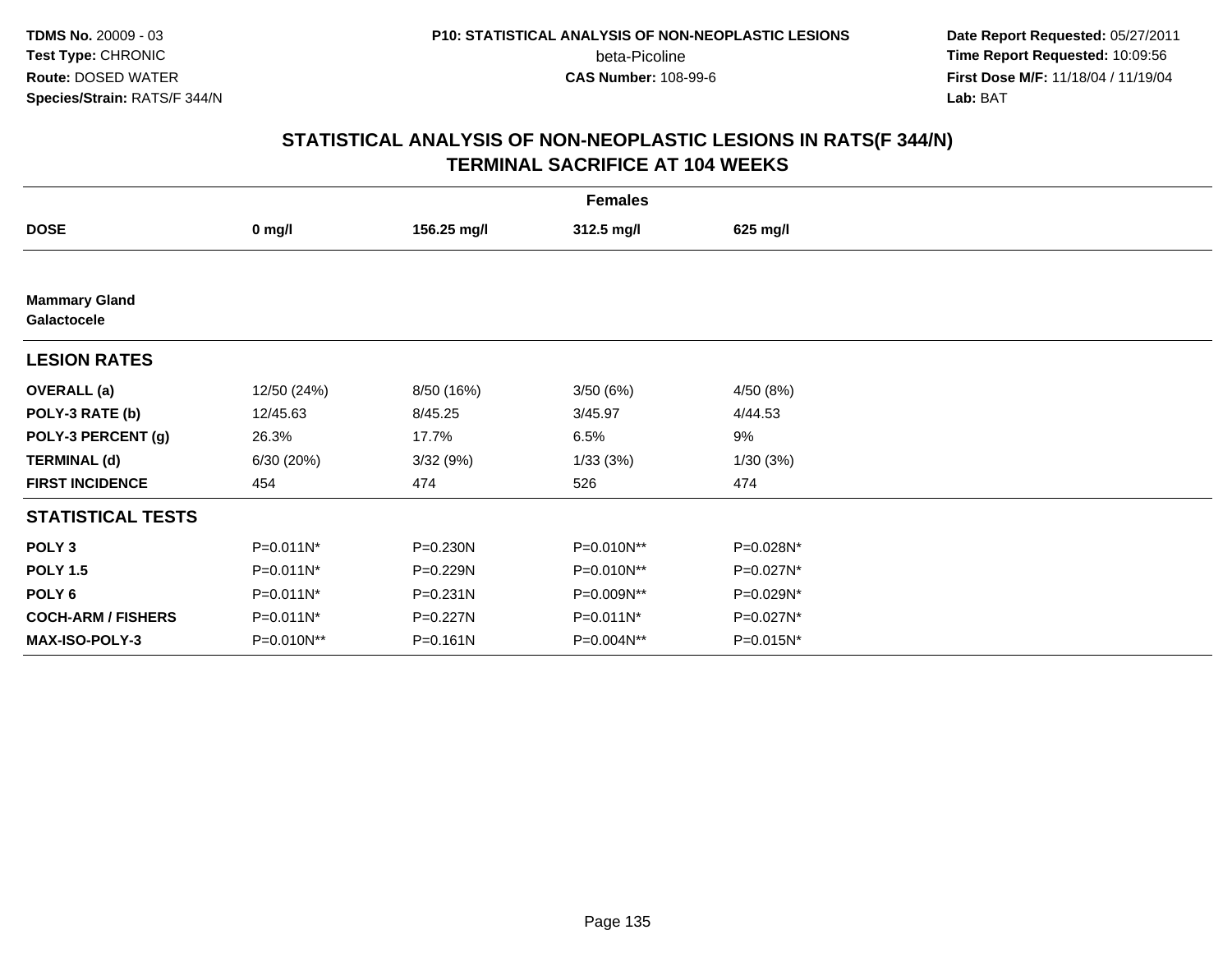TDMS No. 20009 - 03
Test Type: CHRONIC
Route: DOSED WATER
Species/Strain: RATS/F 344/N

P10: STATISTICAL ANALYSIS OF NON-NEOPLASTIC LESIONS
beta-Picoline
CAS Number: 108-99-6

Date Report Requested: 05/27/2011
Time Report Requested: 10:09:56
First Dose M/F: 11/18/04 / 11/19/04
Lab: BAT

## STATISTICAL ANALYSIS OF NON-NEOPLASTIC LESIONS IN RATS(F 344/N)
## TERMINAL SACRIFICE AT 104 WEEKS

| Females | | | | |
|---|---|---|---|---|
| **DOSE** | **0 mg/l** | **156.25 mg/l** | **312.5 mg/l** | **625 mg/l** |
| **Mammary Gland** | | | | |
| **Galactocele** | | | | |
| **LESION RATES** | | | | |
| **OVERALL (a)** | 12/50 (24%) | 8/50 (16%) | 3/50 (6%) | 4/50 (8%) |
| **POLY-3 RATE (b)** | 12/45.63 | 8/45.25 | 3/45.97 | 4/44.53 |
| **POLY-3 PERCENT (g)** | 26.3% | 17.7% | 6.5% | 9% |
| **TERMINAL (d)** | 6/30 (20%) | 3/32 (9%) | 1/33 (3%) | 1/30 (3%) |
| **FIRST INCIDENCE** | 454 | 474 | 526 | 474 |
| **STATISTICAL TESTS** | | | | |
| **POLY 3** | P=0.011N* | P=0.230N | P=0.010N** | P=0.028N* |
| **POLY 1.5** | P=0.011N* | P=0.229N | P=0.010N** | P=0.027N* |
| **POLY 6** | P=0.011N* | P=0.231N | P=0.009N** | P=0.029N* |
| **COCH-ARM / FISHERS** | P=0.011N* | P=0.227N | P=0.011N* | P=0.027N* |
| **MAX-ISO-POLY-3** | P=0.010N** | P=0.161N | P=0.004N** | P=0.015N* |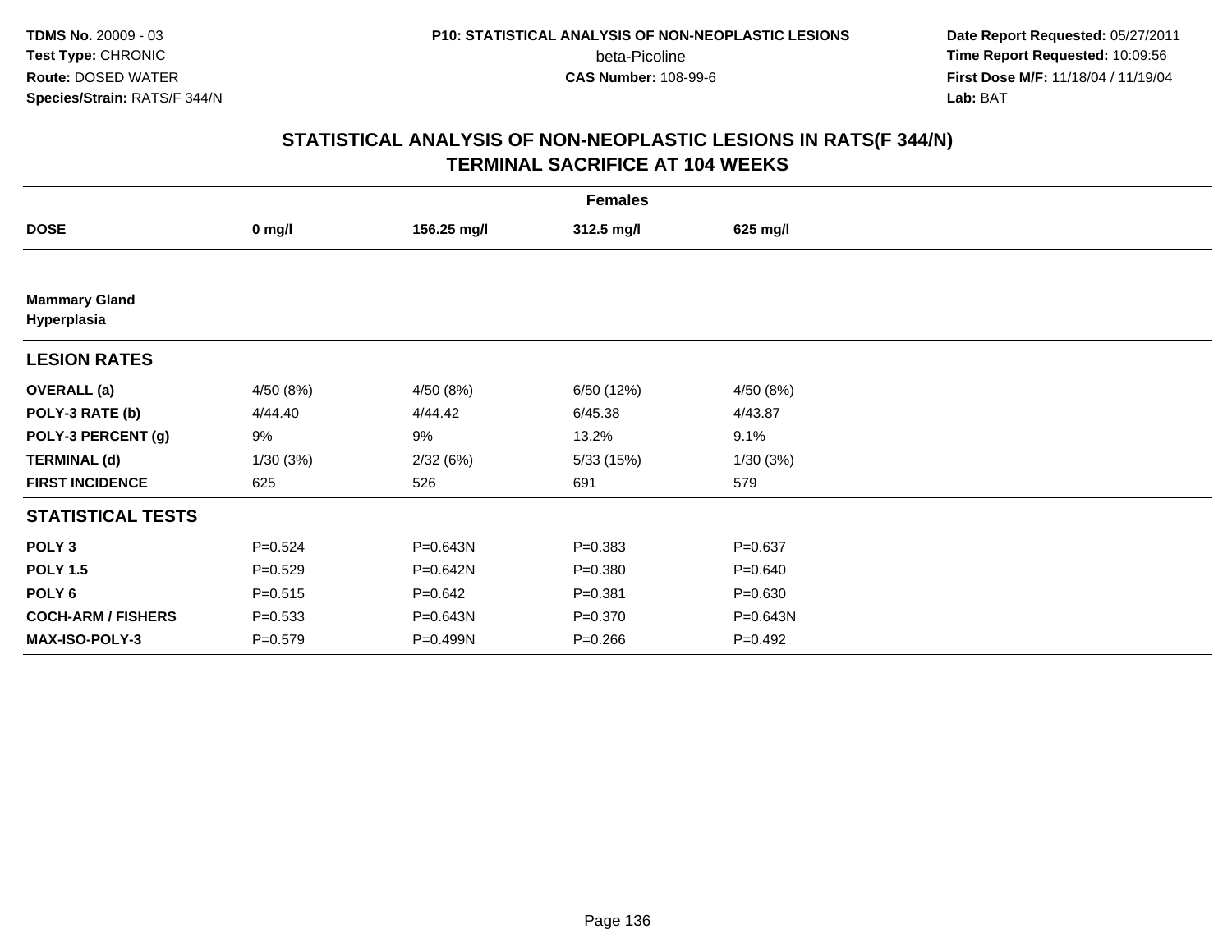**TDMS No.** 20009 - 03
**Test Type:** CHRONIC
**Route:** DOSED WATER
**Species/Strain:** RATS/F 344/N

**P10: STATISTICAL ANALYSIS OF NON-NEOPLASTIC LESIONS**
beta-Picoline
**CAS Number:** 108-99-6

**Date Report Requested:** 05/27/2011
**Time Report Requested:** 10:09:56
**First Dose M/F:** 11/18/04 / 11/19/04
**Lab:** BAT

## STATISTICAL ANALYSIS OF NON-NEOPLASTIC LESIONS IN RATS(F 344/N) TERMINAL SACRIFICE AT 104 WEEKS

| Females | | | | |
|---|---|---|---|---|
| **DOSE** | **0 mg/l** | **156.25 mg/l** | **312.5 mg/l** | **625 mg/l** |
| **Mammary Gland Hyperplasia** | | | | |
| **LESION RATES** | | | | |
| **OVERALL (a)** | 4/50 (8%) | 4/50 (8%) | 6/50 (12%) | 4/50 (8%) |
| **POLY-3 RATE (b)** | 4/44.40 | 4/44.42 | 6/45.38 | 4/43.87 |
| **POLY-3 PERCENT (g)** | 9% | 9% | 13.2% | 9.1% |
| **TERMINAL (d)** | 1/30 (3%) | 2/32 (6%) | 5/33 (15%) | 1/30 (3%) |
| **FIRST INCIDENCE** | 625 | 526 | 691 | 579 |
| **STATISTICAL TESTS** | | | | |
| **POLY 3** | P=0.524 | P=0.643N | P=0.383 | P=0.637 |
| **POLY 1.5** | P=0.529 | P=0.642N | P=0.380 | P=0.640 |
| **POLY 6** | P=0.515 | P=0.642 | P=0.381 | P=0.630 |
| **COCH-ARM / FISHERS** | P=0.533 | P=0.643N | P=0.370 | P=0.643N |
| **MAX-ISO-POLY-3** | P=0.579 | P=0.499N | P=0.266 | P=0.492 |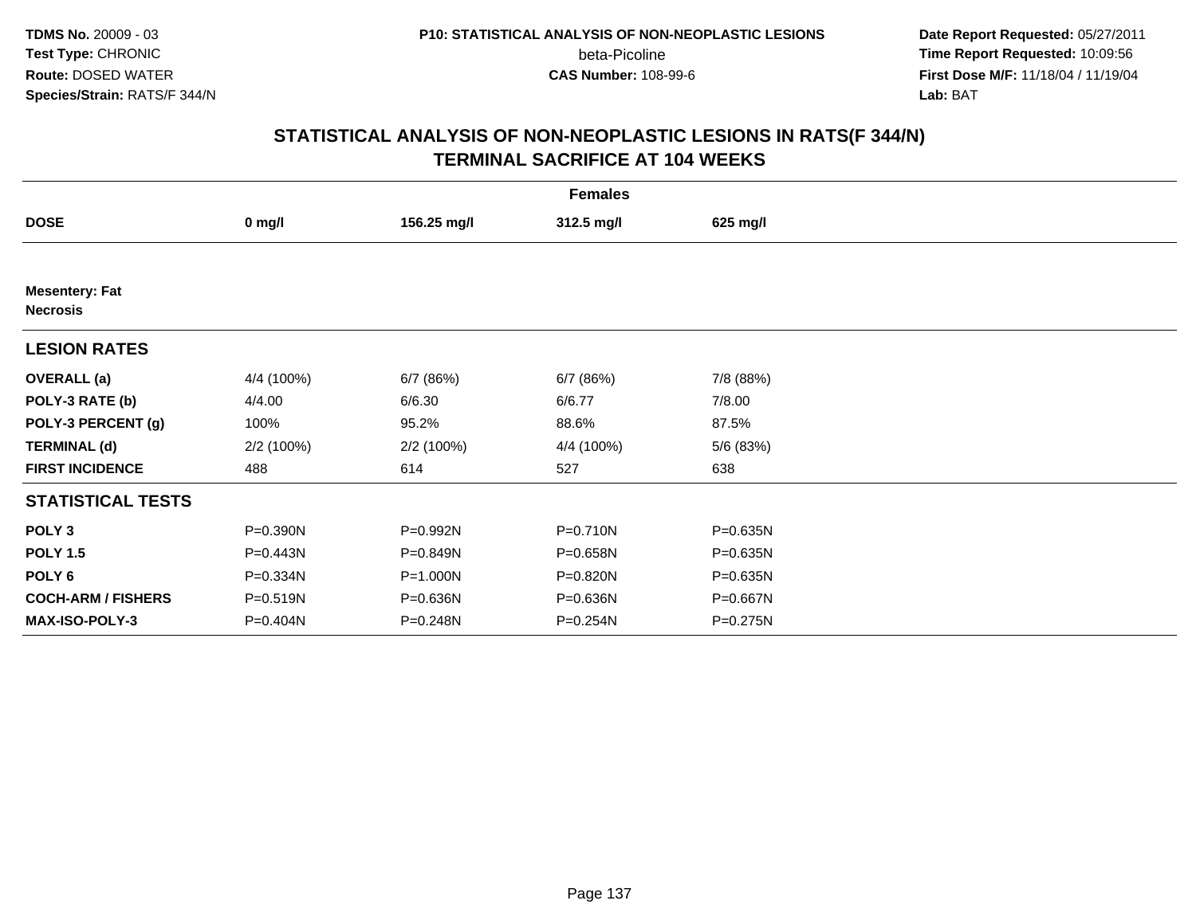# STATISTICAL ANALYSIS OF NON-NEOPLASTIC LESIONS IN RATS(F 344/N)
## TERMINAL SACRIFICE AT 104 WEEKS

| | Females | | | |
|---|---|---|---|---|
| **DOSE** | **0 mg/l** | **156.25 mg/l** | **312.5 mg/l** | **625 mg/l** |
| **Mesentery: Fat** | | | | |
| **Necrosis** | | | | |
| **LESION RATES** | | | | |
| **OVERALL (a)** | 4/4 (100%) | 6/7 (86%) | 6/7 (86%) | 7/8 (88%) |
| **POLY-3 RATE (b)** | 4/4.00 | 6/6.30 | 6/6.77 | 7/8.00 |
| **POLY-3 PERCENT (g)** | 100% | 95.2% | 88.6% | 87.5% |
| **TERMINAL (d)** | 2/2 (100%) | 2/2 (100%) | 4/4 (100%) | 5/6 (83%) |
| **FIRST INCIDENCE** | 488 | 614 | 527 | 638 |
| **STATISTICAL TESTS** | | | | |
| **POLY 3** | P=0.390N | P=0.992N | P=0.710N | P=0.635N |
| **POLY 1.5** | P=0.443N | P=0.849N | P=0.658N | P=0.635N |
| **POLY 6** | P=0.334N | P=1.000N | P=0.820N | P=0.635N |
| **COCH-ARM / FISHERS** | P=0.519N | P=0.636N | P=0.636N | P=0.667N |
| **MAX-ISO-POLY-3** | P=0.404N | P=0.248N | P=0.254N | P=0.275N |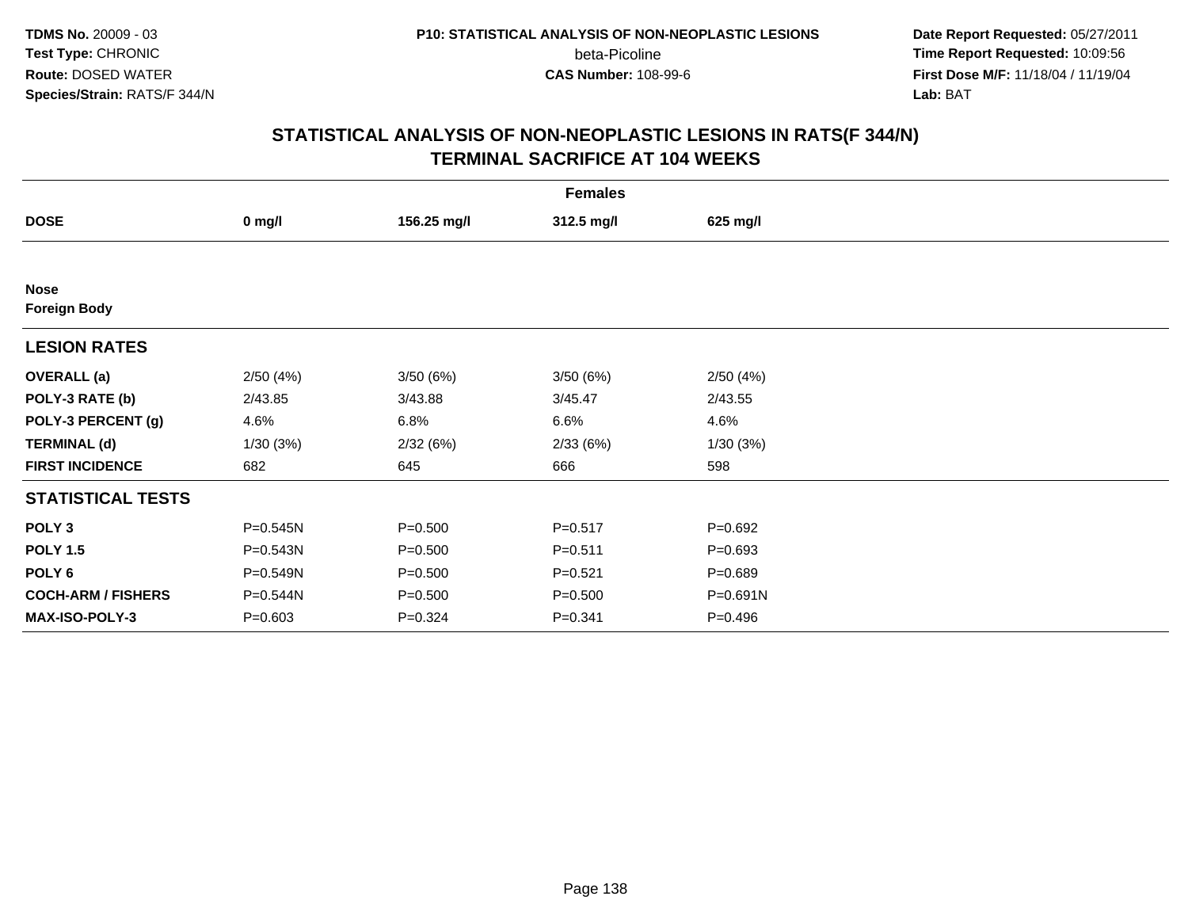# STATISTICAL ANALYSIS OF NON-NEOPLASTIC LESIONS IN RATS(F 344/N)
## TERMINAL SACRIFICE AT 104 WEEKS

| | Females | | | |
|---|---|---|---|---|
| **DOSE** | **0 mg/l** | **156.25 mg/l** | **312.5 mg/l** | **625 mg/l** |
| **Nose** | | | | |
| **Foreign Body** | | | | |
| **LESION RATES** | | | | |
| **OVERALL (a)** | 2/50 (4%) | 3/50 (6%) | 3/50 (6%) | 2/50 (4%) |
| **POLY-3 RATE (b)** | 2/43.85 | 3/43.88 | 3/45.47 | 2/43.55 |
| **POLY-3 PERCENT (g)** | 4.6% | 6.8% | 6.6% | 4.6% |
| **TERMINAL (d)** | 1/30 (3%) | 2/32 (6%) | 2/33 (6%) | 1/30 (3%) |
| **FIRST INCIDENCE** | 682 | 645 | 666 | 598 |
| **STATISTICAL TESTS** | | | | |
| **POLY 3** | P=0.545N | P=0.500 | P=0.517 | P=0.692 |
| **POLY 1.5** | P=0.543N | P=0.500 | P=0.511 | P=0.693 |
| **POLY 6** | P=0.549N | P=0.500 | P=0.521 | P=0.689 |
| **COCH-ARM / FISHERS** | P=0.544N | P=0.500 | P=0.500 | P=0.691N |
| **MAX-ISO-POLY-3** | P=0.603 | P=0.324 | P=0.341 | P=0.496 |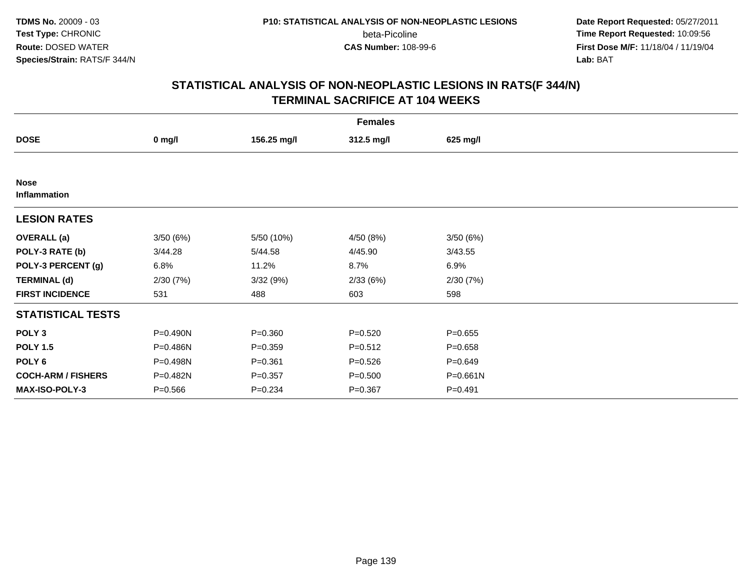TDMS No. 20009 - 03
Test Type: CHRONIC
Route: DOSED WATER
Species/Strain: RATS/F 344/N

P10: STATISTICAL ANALYSIS OF NON-NEOPLASTIC LESIONS
beta-Picoline
CAS Number: 108-99-6

Date Report Requested: 05/27/2011
Time Report Requested: 10:09:56
First Dose M/F: 11/18/04 / 11/19/04
Lab: BAT

## STATISTICAL ANALYSIS OF NON-NEOPLASTIC LESIONS IN RATS(F 344/N)
## TERMINAL SACRIFICE AT 104 WEEKS

| Females | | | | |
|---|---|---|---|---|
| **DOSE** | **0 mg/l** | **156.25 mg/l** | **312.5 mg/l** | **625 mg/l** |
| **Nose** | | | | |
| **Inflammation** | | | | |
| **LESION RATES** | | | | |
| **OVERALL (a)** | 3/50 (6%) | 5/50 (10%) | 4/50 (8%) | 3/50 (6%) |
| **POLY-3 RATE (b)** | 3/44.28 | 5/44.58 | 4/45.90 | 3/43.55 |
| **POLY-3 PERCENT (g)** | 6.8% | 11.2% | 8.7% | 6.9% |
| **TERMINAL (d)** | 2/30 (7%) | 3/32 (9%) | 2/33 (6%) | 2/30 (7%) |
| **FIRST INCIDENCE** | 531 | 488 | 603 | 598 |
| **STATISTICAL TESTS** | | | | |
| **POLY 3** | P=0.490N | P=0.360 | P=0.520 | P=0.655 |
| **POLY 1.5** | P=0.486N | P=0.359 | P=0.512 | P=0.658 |
| **POLY 6** | P=0.498N | P=0.361 | P=0.526 | P=0.649 |
| **COCH-ARM / FISHERS** | P=0.482N | P=0.357 | P=0.500 | P=0.661N |
| **MAX-ISO-POLY-3** | P=0.566 | P=0.234 | P=0.367 | P=0.491 |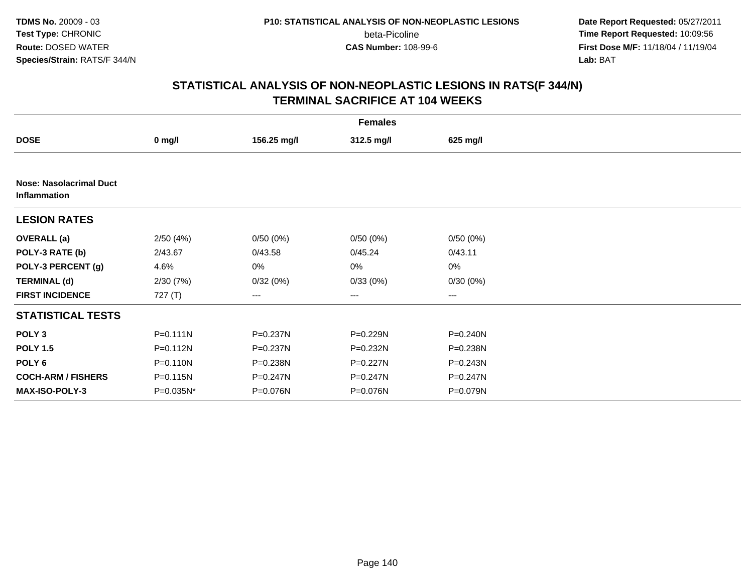**TDMS No.** 20009 - 03
**Test Type:** CHRONIC
**Route:** DOSED WATER
**Species/Strain:** RATS/F 344/N

**P10: STATISTICAL ANALYSIS OF NON-NEOPLASTIC LESIONS**
beta-Picoline
**CAS Number:** 108-99-6

**Date Report Requested:** 05/27/2011
**Time Report Requested:** 10:09:56
**First Dose M/F:** 11/18/04 / 11/19/04
**Lab:** BAT

## STATISTICAL ANALYSIS OF NON-NEOPLASTIC LESIONS IN RATS(F 344/N) TERMINAL SACRIFICE AT 104 WEEKS

| | Females | | | |
|---|---|---|---|---|
| **DOSE** | **0 mg/l** | **156.25 mg/l** | **312.5 mg/l** | **625 mg/l** |
| **Nose: Nasolacrimal Duct Inflammation** | | | | |
| **LESION RATES** | | | | |
| **OVERALL (a)** | 2/50 (4%) | 0/50 (0%) | 0/50 (0%) | 0/50 (0%) |
| **POLY-3 RATE (b)** | 2/43.67 | 0/43.58 | 0/45.24 | 0/43.11 |
| **POLY-3 PERCENT (g)** | 4.6% | 0% | 0% | 0% |
| **TERMINAL (d)** | 2/30 (7%) | 0/32 (0%) | 0/33 (0%) | 0/30 (0%) |
| **FIRST INCIDENCE** | 727 (T) | --- | --- | --- |
| **STATISTICAL TESTS** | | | | |
| **POLY 3** | P=0.111N | P=0.237N | P=0.229N | P=0.240N |
| **POLY 1.5** | P=0.112N | P=0.237N | P=0.232N | P=0.238N |
| **POLY 6** | P=0.110N | P=0.238N | P=0.227N | P=0.243N |
| **COCH-ARM / FISHERS** | P=0.115N | P=0.247N | P=0.247N | P=0.247N |
| **MAX-ISO-POLY-3** | P=0.035N* | P=0.076N | P=0.076N | P=0.079N |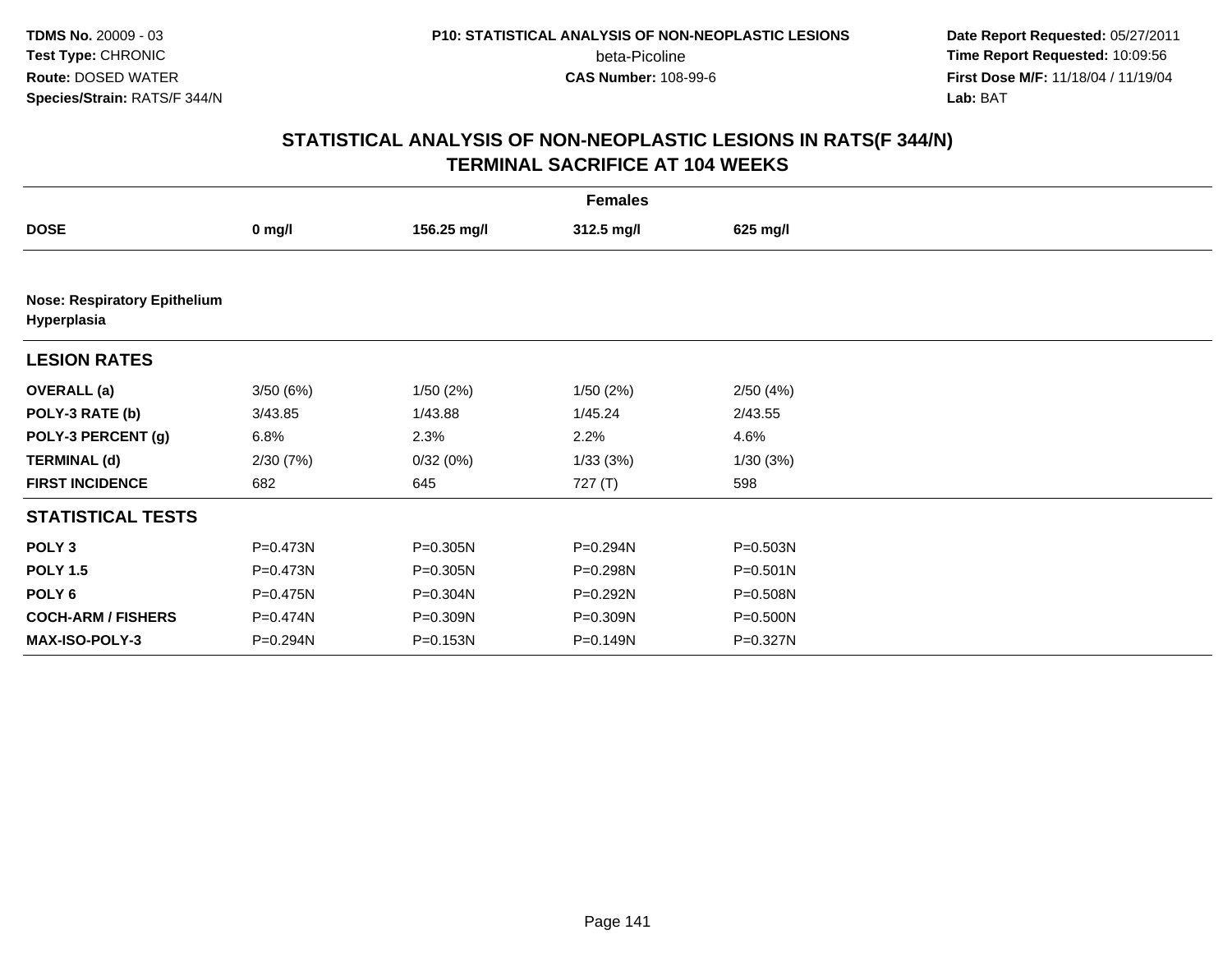TDMS No. 20009 - 03
Test Type: CHRONIC
Route: DOSED WATER
Species/Strain: RATS/F 344/N

P10: STATISTICAL ANALYSIS OF NON-NEOPLASTIC LESIONS
beta-Picoline
CAS Number: 108-99-6

Date Report Requested: 05/27/2011
Time Report Requested: 10:09:56
First Dose M/F: 11/18/04 / 11/19/04
Lab: BAT

# STATISTICAL ANALYSIS OF NON-NEOPLASTIC LESIONS IN RATS(F 344/N)
## TERMINAL SACRIFICE AT 104 WEEKS

| | Females | | | |
|---|---|---|---|---|
| **DOSE** | **0 mg/l** | **156.25 mg/l** | **312.5 mg/l** | **625 mg/l** |
| **Nose: Respiratory Epithelium Hyperplasia** | | | | |
| **LESION RATES** | | | | |
| **OVERALL (a)** | 3/50 (6%) | 1/50 (2%) | 1/50 (2%) | 2/50 (4%) |
| **POLY-3 RATE (b)** | 3/43.85 | 1/43.88 | 1/45.24 | 2/43.55 |
| **POLY-3 PERCENT (g)** | 6.8% | 2.3% | 2.2% | 4.6% |
| **TERMINAL (d)** | 2/30 (7%) | 0/32 (0%) | 1/33 (3%) | 1/30 (3%) |
| **FIRST INCIDENCE** | 682 | 645 | 727 (T) | 598 |
| **STATISTICAL TESTS** | | | | |
| **POLY 3** | P=0.473N | P=0.305N | P=0.294N | P=0.503N |
| **POLY 1.5** | P=0.473N | P=0.305N | P=0.298N | P=0.501N |
| **POLY 6** | P=0.475N | P=0.304N | P=0.292N | P=0.508N |
| **COCH-ARM / FISHERS** | P=0.474N | P=0.309N | P=0.309N | P=0.500N |
| **MAX-ISO-POLY-3** | P=0.294N | P=0.153N | P=0.149N | P=0.327N |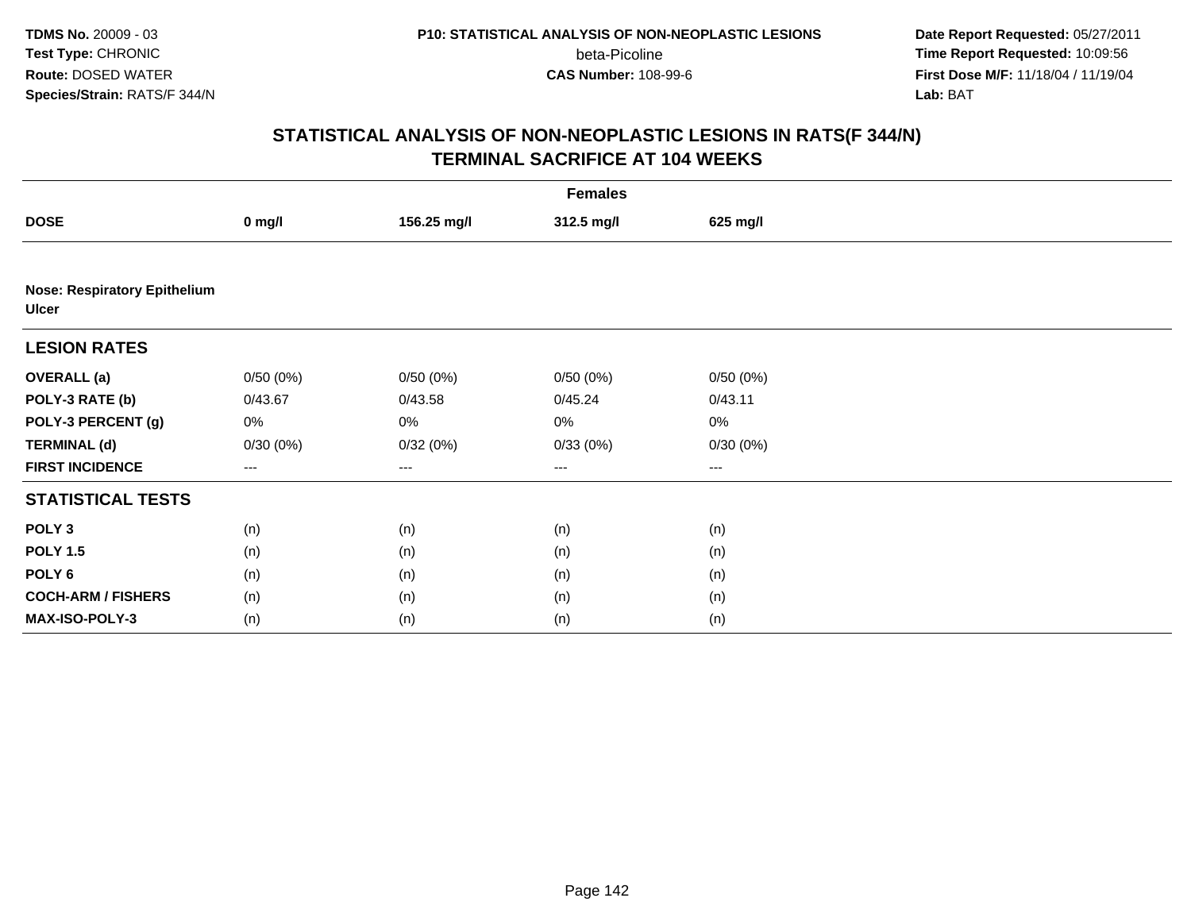## STATISTICAL ANALYSIS OF NON-NEOPLASTIC LESIONS IN RATS(F 344/N)
## TERMINAL SACRIFICE AT 104 WEEKS

| | Females | | | |
|---|---|---|---|---|
| **DOSE** | **0 mg/l** | **156.25 mg/l** | **312.5 mg/l** | **625 mg/l** |
| **Nose: Respiratory Epithelium Ulcer** | | | | |
| **LESION RATES** | | | | |
| **OVERALL (a)** | 0/50 (0%) | 0/50 (0%) | 0/50 (0%) | 0/50 (0%) |
| **POLY-3 RATE (b)** | 0/43.67 | 0/43.58 | 0/45.24 | 0/43.11 |
| **POLY-3 PERCENT (g)** | 0% | 0% | 0% | 0% |
| **TERMINAL (d)** | 0/30 (0%) | 0/32 (0%) | 0/33 (0%) | 0/30 (0%) |
| **FIRST INCIDENCE** | --- | --- | --- | --- |
| **STATISTICAL TESTS** | | | | |
| **POLY 3** | (n) | (n) | (n) | (n) |
| **POLY 1.5** | (n) | (n) | (n) | (n) |
| **POLY 6** | (n) | (n) | (n) | (n) |
| **COCH-ARM / FISHERS** | (n) | (n) | (n) | (n) |
| **MAX-ISO-POLY-3** | (n) | (n) | (n) | (n) |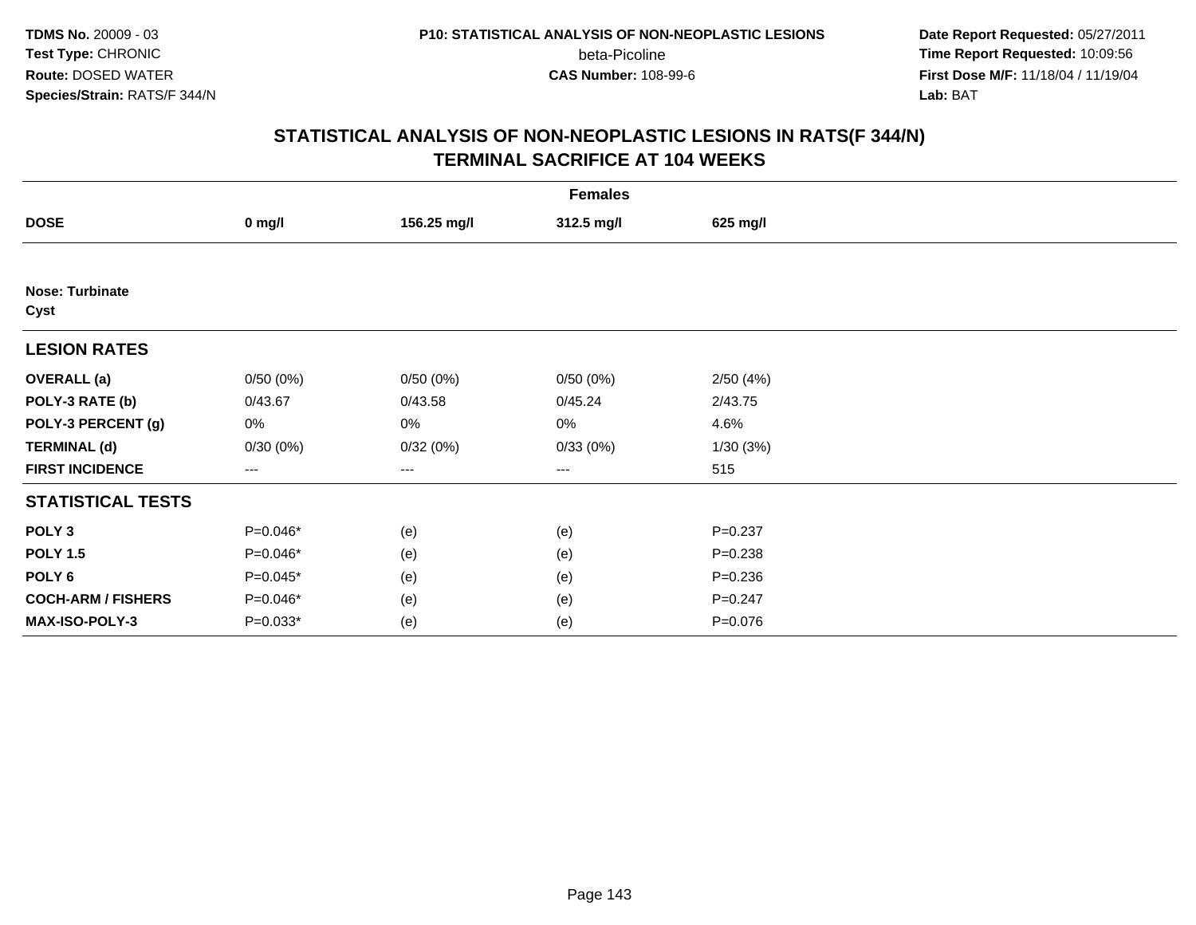**TDMS No.** 20009 - 03
**Test Type:** CHRONIC
**Route:** DOSED WATER
**Species/Strain:** RATS/F 344/N

**P10: STATISTICAL ANALYSIS OF NON-NEOPLASTIC LESIONS**
beta-Picoline
**CAS Number:** 108-99-6

**Date Report Requested:** 05/27/2011
**Time Report Requested:** 10:09:56
**First Dose M/F:** 11/18/04 / 11/19/04
**Lab:** BAT

## STATISTICAL ANALYSIS OF NON-NEOPLASTIC LESIONS IN RATS(F 344/N) TERMINAL SACRIFICE AT 104 WEEKS

| Females | | | | |
|---|---|---|---|---|
| **DOSE** | **0 mg/l** | **156.25 mg/l** | **312.5 mg/l** | **625 mg/l** |
| **Nose: Turbinate** | | | | |
| **Cyst** | | | | |
| **LESION RATES** | | | | |
| **OVERALL (a)** | 0/50 (0%) | 0/50 (0%) | 0/50 (0%) | 2/50 (4%) |
| **POLY-3 RATE (b)** | 0/43.67 | 0/43.58 | 0/45.24 | 2/43.75 |
| **POLY-3 PERCENT (g)** | 0% | 0% | 0% | 4.6% |
| **TERMINAL (d)** | 0/30 (0%) | 0/32 (0%) | 0/33 (0%) | 1/30 (3%) |
| **FIRST INCIDENCE** | --- | --- | --- | 515 |
| **STATISTICAL TESTS** | | | | |
| **POLY 3** | P=0.046* | (e) | (e) | P=0.237 |
| **POLY 1.5** | P=0.046* | (e) | (e) | P=0.238 |
| **POLY 6** | P=0.045* | (e) | (e) | P=0.236 |
| **COCH-ARM / FISHERS** | P=0.046* | (e) | (e) | P=0.247 |
| **MAX-ISO-POLY-3** | P=0.033* | (e) | (e) | P=0.076 |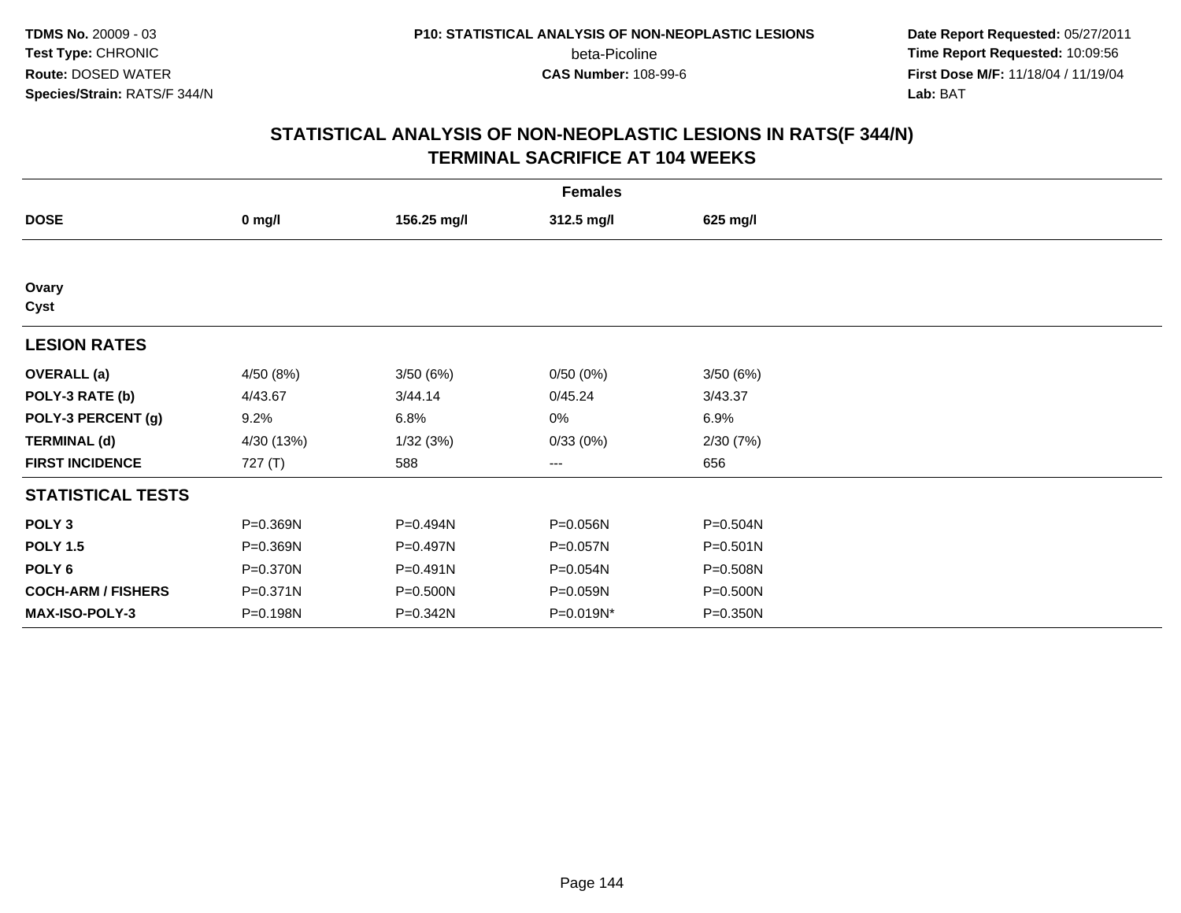# STATISTICAL ANALYSIS OF NON-NEOPLASTIC LESIONS IN RATS(F 344/N) TERMINAL SACRIFICE AT 104 WEEKS

| | Females | | | |
|---|---|---|---|---|
| **DOSE** | **0 mg/l** | **156.25 mg/l** | **312.5 mg/l** | **625 mg/l** |
| **Ovary** | | | | |
| **Cyst** | | | | |
| **LESION RATES** | | | | |
| **OVERALL (a)** | 4/50 (8%) | 3/50 (6%) | 0/50 (0%) | 3/50 (6%) |
| **POLY-3 RATE (b)** | 4/43.67 | 3/44.14 | 0/45.24 | 3/43.37 |
| **POLY-3 PERCENT (g)** | 9.2% | 6.8% | 0% | 6.9% |
| **TERMINAL (d)** | 4/30 (13%) | 1/32 (3%) | 0/33 (0%) | 2/30 (7%) |
| **FIRST INCIDENCE** | 727 (T) | 588 | --- | 656 |
| **STATISTICAL TESTS** | | | | |
| **POLY 3** | P=0.369N | P=0.494N | P=0.056N | P=0.504N |
| **POLY 1.5** | P=0.369N | P=0.497N | P=0.057N | P=0.501N |
| **POLY 6** | P=0.370N | P=0.491N | P=0.054N | P=0.508N |
| **COCH-ARM / FISHERS** | P=0.371N | P=0.500N | P=0.059N | P=0.500N |
| **MAX-ISO-POLY-3** | P=0.198N | P=0.342N | P=0.019N* | P=0.350N |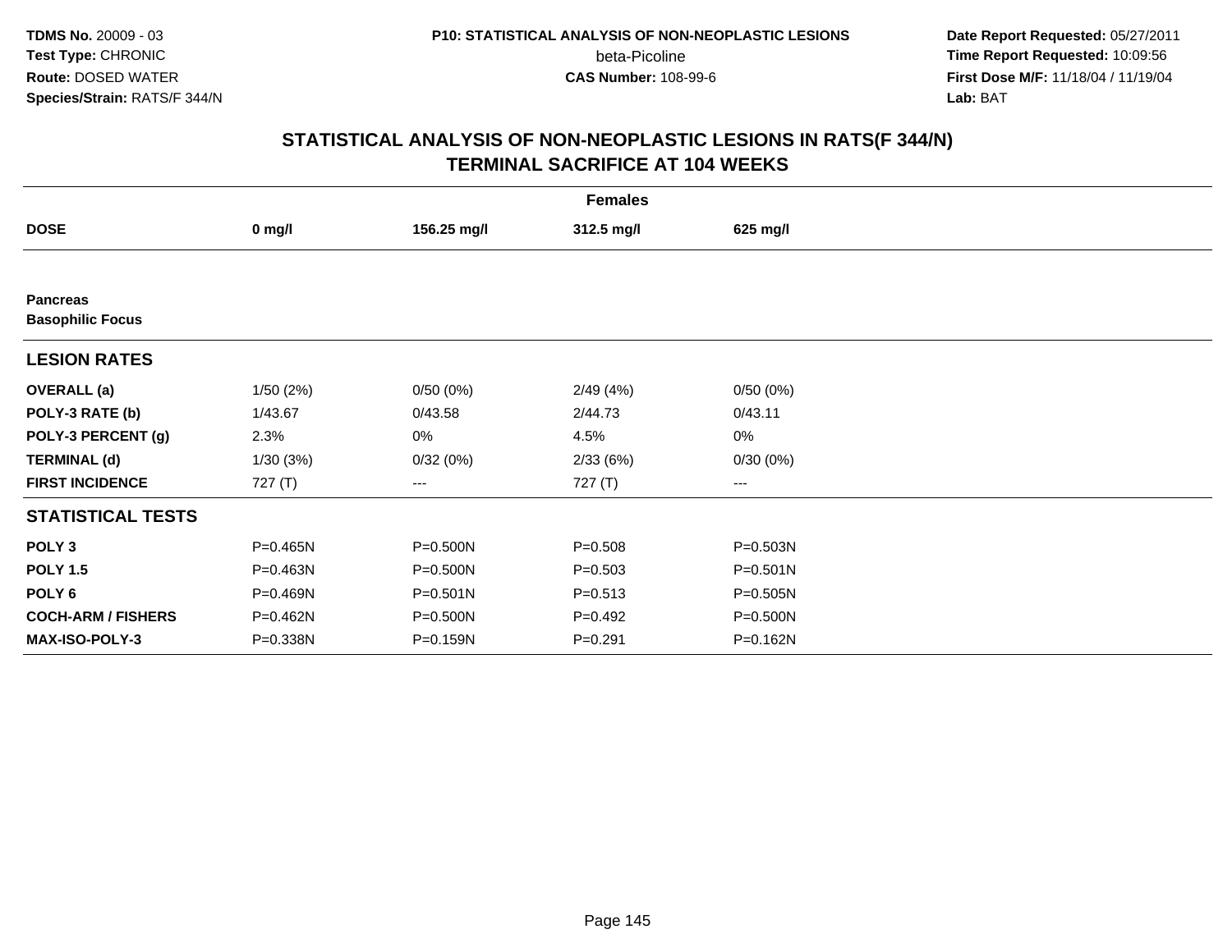**TDMS No.** 20009 - 03
**Test Type:** CHRONIC
**Route:** DOSED WATER
**Species/Strain:** RATS/F 344/N

**P10: STATISTICAL ANALYSIS OF NON-NEOPLASTIC LESIONS**
beta-Picoline
**CAS Number:** 108-99-6

**Date Report Requested:** 05/27/2011
**Time Report Requested:** 10:09:56
**First Dose M/F:** 11/18/04 / 11/19/04
**Lab:** BAT

## STATISTICAL ANALYSIS OF NON-NEOPLASTIC LESIONS IN RATS(F 344/N) TERMINAL SACRIFICE AT 104 WEEKS

| Females | | | | |
|---|---|---|---|---|
| **DOSE** | **0 mg/l** | **156.25 mg/l** | **312.5 mg/l** | **625 mg/l** |
| **Pancreas** | | | | |
| **Basophilic Focus** | | | | |
| **LESION RATES** | | | | |
| **OVERALL (a)** | 1/50 (2%) | 0/50 (0%) | 2/49 (4%) | 0/50 (0%) |
| **POLY-3 RATE (b)** | 1/43.67 | 0/43.58 | 2/44.73 | 0/43.11 |
| **POLY-3 PERCENT (g)** | 2.3% | 0% | 4.5% | 0% |
| **TERMINAL (d)** | 1/30 (3%) | 0/32 (0%) | 2/33 (6%) | 0/30 (0%) |
| **FIRST INCIDENCE** | 727 (T) | --- | 727 (T) | --- |
| **STATISTICAL TESTS** | | | | |
| **POLY 3** | P=0.465N | P=0.500N | P=0.508 | P=0.503N |
| **POLY 1.5** | P=0.463N | P=0.500N | P=0.503 | P=0.501N |
| **POLY 6** | P=0.469N | P=0.501N | P=0.513 | P=0.505N |
| **COCH-ARM / FISHERS** | P=0.462N | P=0.500N | P=0.492 | P=0.500N |
| **MAX-ISO-POLY-3** | P=0.338N | P=0.159N | P=0.291 | P=0.162N |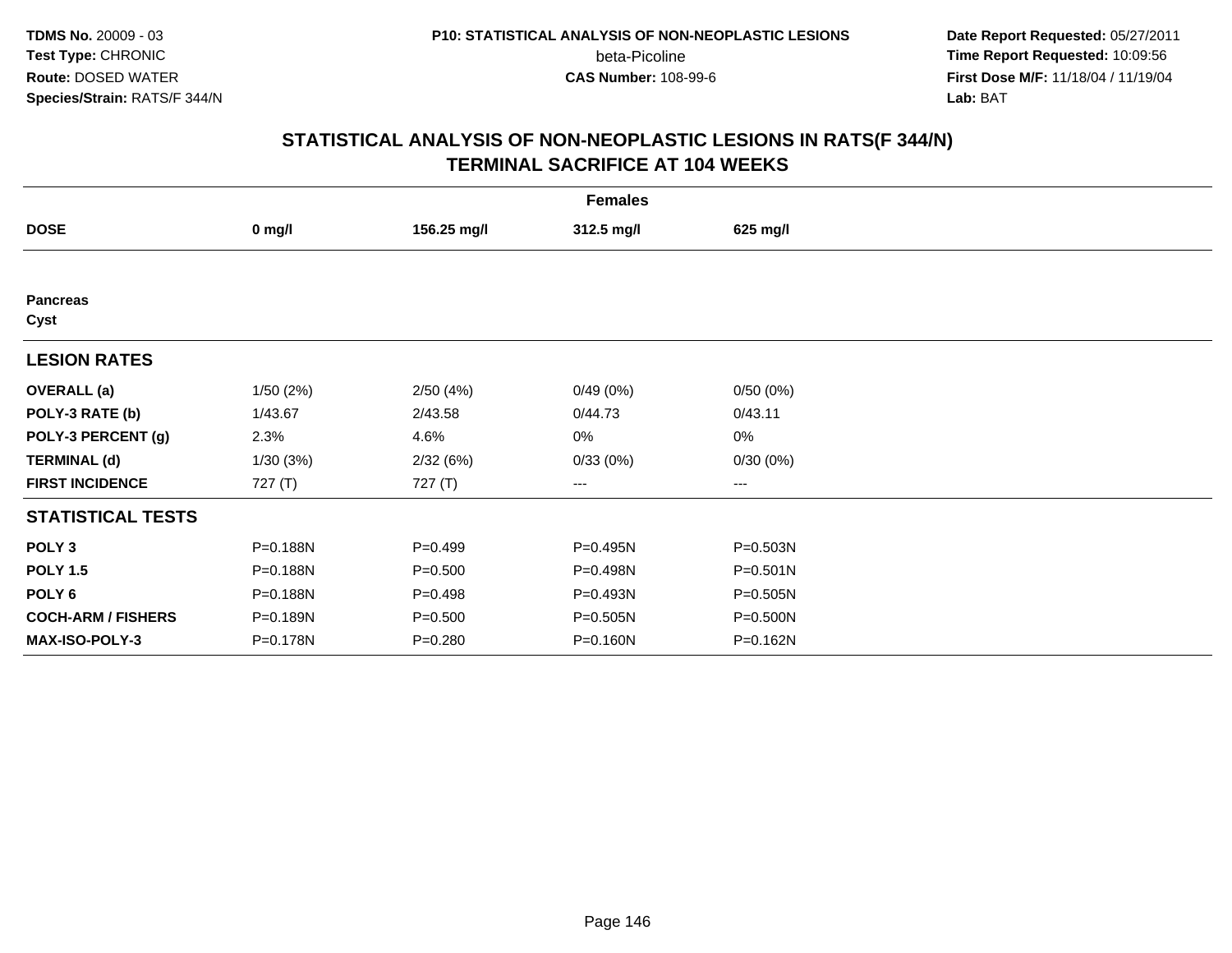# STATISTICAL ANALYSIS OF NON-NEOPLASTIC LESIONS IN RATS(F 344/N)
## TERMINAL SACRIFICE AT 104 WEEKS

| | Females | | | |
|---|---|---|---|---|
| **DOSE** | **0 mg/l** | **156.25 mg/l** | **312.5 mg/l** | **625 mg/l** |
| **Pancreas** | | | | |
| **Cyst** | | | | |
| **LESION RATES** | | | | |
| **OVERALL (a)** | 1/50 (2%) | 2/50 (4%) | 0/49 (0%) | 0/50 (0%) |
| **POLY-3 RATE (b)** | 1/43.67 | 2/43.58 | 0/44.73 | 0/43.11 |
| **POLY-3 PERCENT (g)** | 2.3% | 4.6% | 0% | 0% |
| **TERMINAL (d)** | 1/30 (3%) | 2/32 (6%) | 0/33 (0%) | 0/30 (0%) |
| **FIRST INCIDENCE** | 727 (T) | 727 (T) | --- | --- |
| **STATISTICAL TESTS** | | | | |
| **POLY 3** | P=0.188N | P=0.499 | P=0.495N | P=0.503N |
| **POLY 1.5** | P=0.188N | P=0.500 | P=0.498N | P=0.501N |
| **POLY 6** | P=0.188N | P=0.498 | P=0.493N | P=0.505N |
| **COCH-ARM / FISHERS** | P=0.189N | P=0.500 | P=0.505N | P=0.500N |
| **MAX-ISO-POLY-3** | P=0.178N | P=0.280 | P=0.160N | P=0.162N |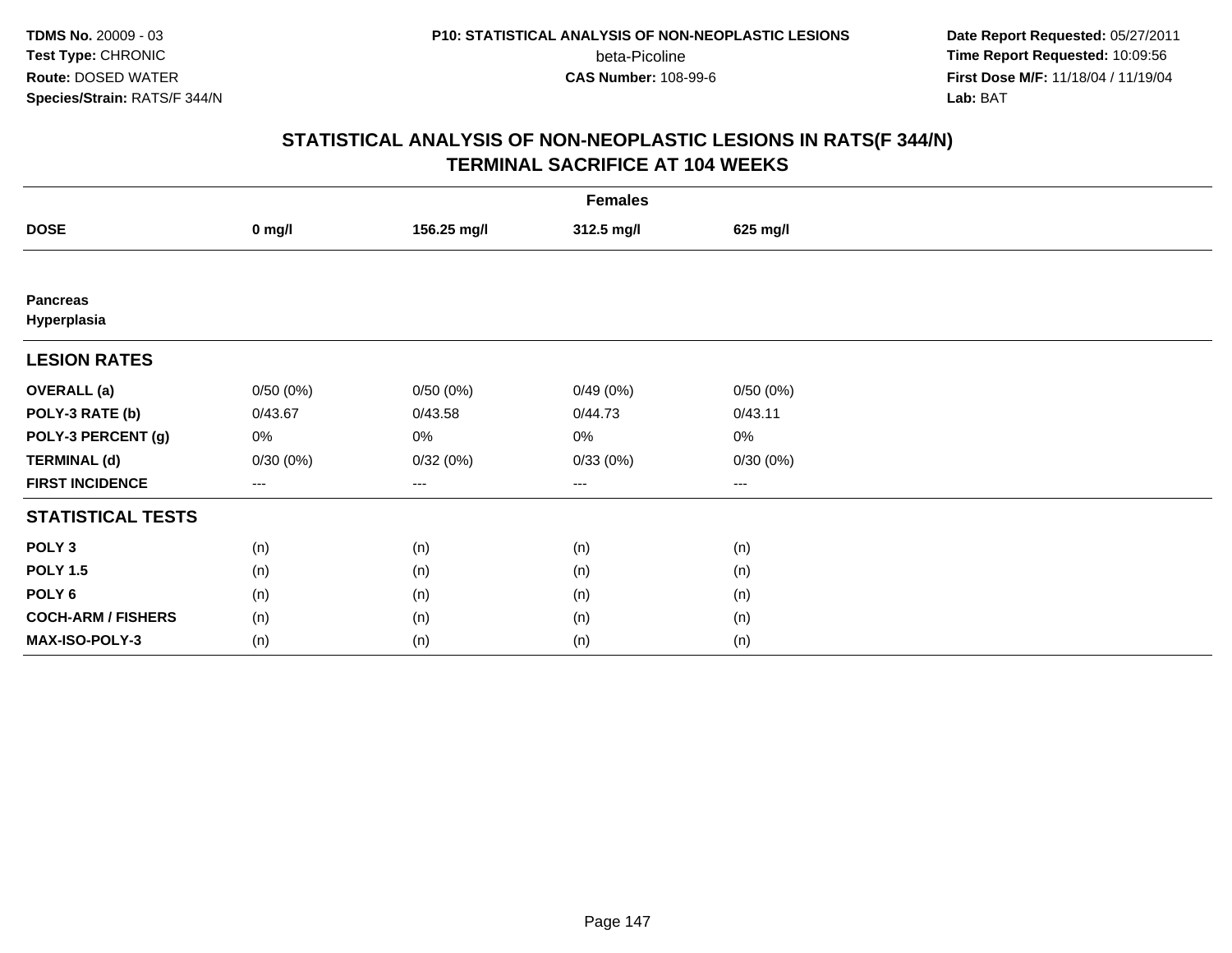**TDMS No.** 20009 - 03
**Test Type:** CHRONIC
**Route:** DOSED WATER
**Species/Strain:** RATS/F 344/N

**P10: STATISTICAL ANALYSIS OF NON-NEOPLASTIC LESIONS**
beta-Picoline
**CAS Number:** 108-99-6

**Date Report Requested:** 05/27/2011
**Time Report Requested:** 10:09:56
**First Dose M/F:** 11/18/04 / 11/19/04
**Lab:** BAT

## STATISTICAL ANALYSIS OF NON-NEOPLASTIC LESIONS IN RATS(F 344/N) TERMINAL SACRIFICE AT 104 WEEKS

| | Females | | | |
|---|---|---|---|---|
| **DOSE** | **0 mg/l** | **156.25 mg/l** | **312.5 mg/l** | **625 mg/l** |
| **Pancreas** | | | | |
| **Hyperplasia** | | | | |
| **LESION RATES** | | | | |
| **OVERALL (a)** | 0/50 (0%) | 0/50 (0%) | 0/49 (0%) | 0/50 (0%) |
| **POLY-3 RATE (b)** | 0/43.67 | 0/43.58 | 0/44.73 | 0/43.11 |
| **POLY-3 PERCENT (g)** | 0% | 0% | 0% | 0% |
| **TERMINAL (d)** | 0/30 (0%) | 0/32 (0%) | 0/33 (0%) | 0/30 (0%) |
| **FIRST INCIDENCE** | --- | --- | --- | --- |
| **STATISTICAL TESTS** | | | | |
| **POLY 3** | (n) | (n) | (n) | (n) |
| **POLY 1.5** | (n) | (n) | (n) | (n) |
| **POLY 6** | (n) | (n) | (n) | (n) |
| **COCH-ARM / FISHERS** | (n) | (n) | (n) | (n) |
| **MAX-ISO-POLY-3** | (n) | (n) | (n) | (n) |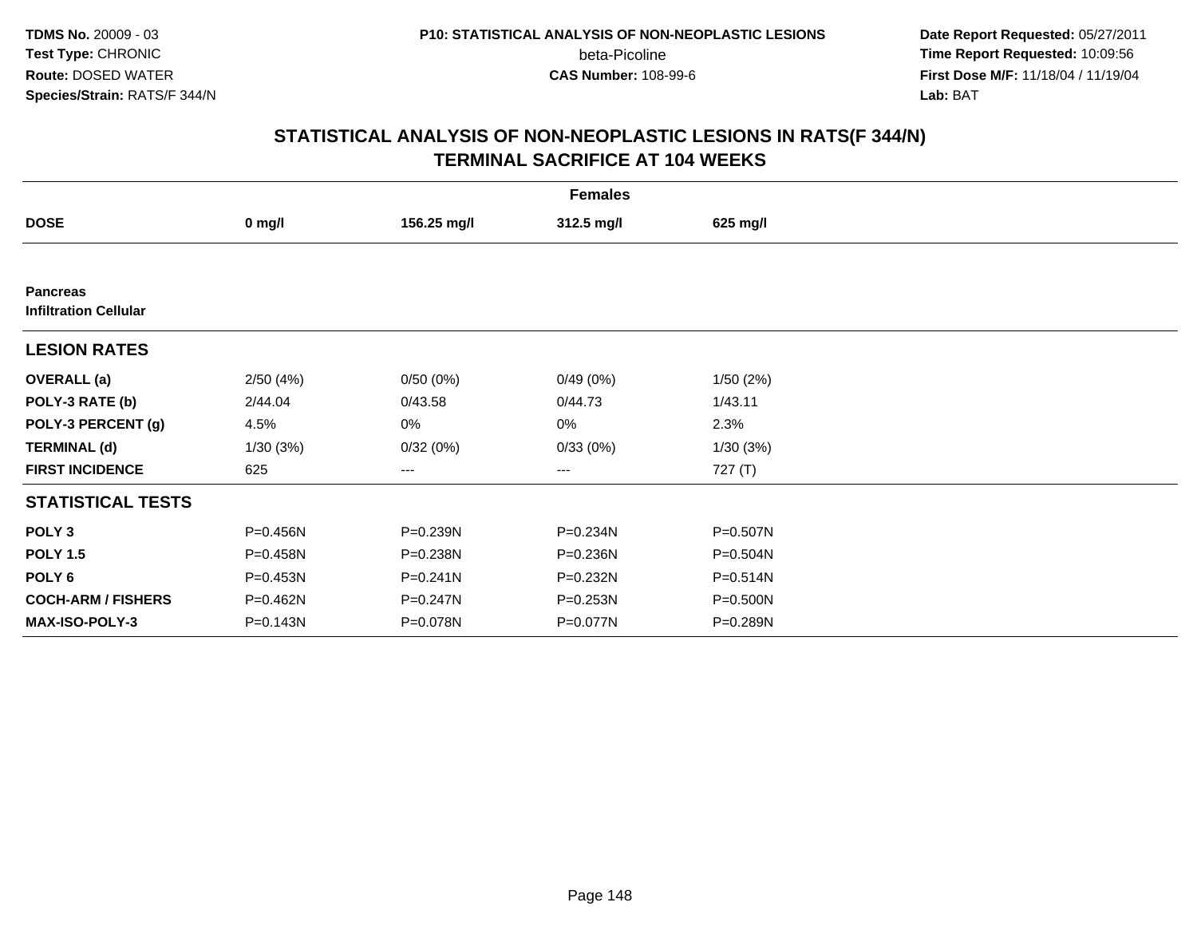**TDMS No.** 20009 - 03
**Test Type:** CHRONIC
**Route:** DOSED WATER
**Species/Strain:** RATS/F 344/N

**P10: STATISTICAL ANALYSIS OF NON-NEOPLASTIC LESIONS**
beta-Picoline
**CAS Number:** 108-99-6

**Date Report Requested:** 05/27/2011
**Time Report Requested:** 10:09:56
**First Dose M/F:** 11/18/04 / 11/19/04
**Lab:** BAT

## STATISTICAL ANALYSIS OF NON-NEOPLASTIC LESIONS IN RATS(F 344/N)
## TERMINAL SACRIFICE AT 104 WEEKS

| | Females | | | |
|---|---|---|---|---|
| **DOSE** | **0 mg/l** | **156.25 mg/l** | **312.5 mg/l** | **625 mg/l** |
| **Pancreas** | | | | |
| **Infiltration Cellular** | | | | |
| **LESION RATES** | | | | |
| **OVERALL (a)** | 2/50 (4%) | 0/50 (0%) | 0/49 (0%) | 1/50 (2%) |
| **POLY-3 RATE (b)** | 2/44.04 | 0/43.58 | 0/44.73 | 1/43.11 |
| **POLY-3 PERCENT (g)** | 4.5% | 0% | 0% | 2.3% |
| **TERMINAL (d)** | 1/30 (3%) | 0/32 (0%) | 0/33 (0%) | 1/30 (3%) |
| **FIRST INCIDENCE** | 625 | --- | --- | 727 (T) |
| **STATISTICAL TESTS** | | | | |
| **POLY 3** | P=0.456N | P=0.239N | P=0.234N | P=0.507N |
| **POLY 1.5** | P=0.458N | P=0.238N | P=0.236N | P=0.504N |
| **POLY 6** | P=0.453N | P=0.241N | P=0.232N | P=0.514N |
| **COCH-ARM / FISHERS** | P=0.462N | P=0.247N | P=0.253N | P=0.500N |
| **MAX-ISO-POLY-3** | P=0.143N | P=0.078N | P=0.077N | P=0.289N |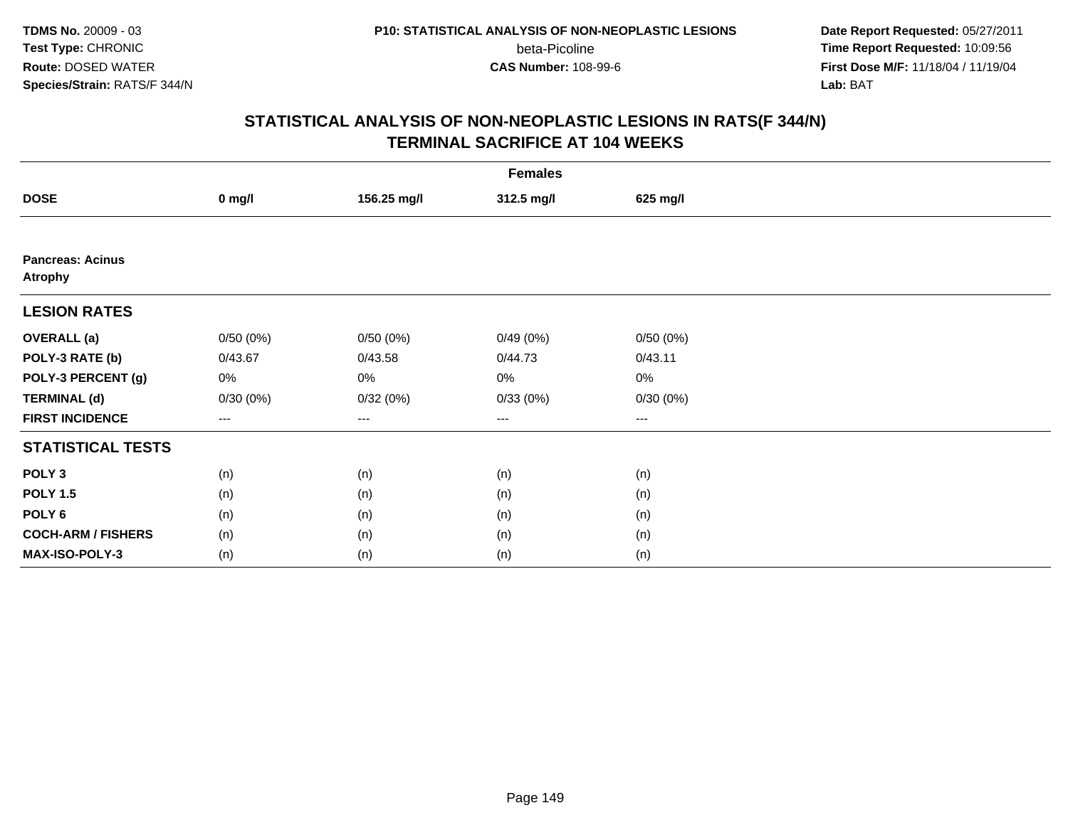**TDMS No.** 20009 - 03
**Test Type:** CHRONIC
**Route:** DOSED WATER
**Species/Strain:** RATS/F 344/N

**P10: STATISTICAL ANALYSIS OF NON-NEOPLASTIC LESIONS**
beta-Picoline
**CAS Number:** 108-99-6

**Date Report Requested:** 05/27/2011
**Time Report Requested:** 10:09:56
**First Dose M/F:** 11/18/04 / 11/19/04
**Lab:** BAT

## STATISTICAL ANALYSIS OF NON-NEOPLASTIC LESIONS IN RATS(F 344/N) TERMINAL SACRIFICE AT 104 WEEKS

| | Females | | | |
|---|---|---|---|---|
| **DOSE** | **0 mg/l** | **156.25 mg/l** | **312.5 mg/l** | **625 mg/l** |
| **Pancreas: Acinus Atrophy** | | | | |
| **LESION RATES** | | | | |
| **OVERALL (a)** | 0/50 (0%) | 0/50 (0%) | 0/49 (0%) | 0/50 (0%) |
| **POLY-3 RATE (b)** | 0/43.67 | 0/43.58 | 0/44.73 | 0/43.11 |
| **POLY-3 PERCENT (g)** | 0% | 0% | 0% | 0% |
| **TERMINAL (d)** | 0/30 (0%) | 0/32 (0%) | 0/33 (0%) | 0/30 (0%) |
| **FIRST INCIDENCE** | --- | --- | --- | --- |
| **STATISTICAL TESTS** | | | | |
| **POLY 3** | (n) | (n) | (n) | (n) |
| **POLY 1.5** | (n) | (n) | (n) | (n) |
| **POLY 6** | (n) | (n) | (n) | (n) |
| **COCH-ARM / FISHERS** | (n) | (n) | (n) | (n) |
| **MAX-ISO-POLY-3** | (n) | (n) | (n) | (n) |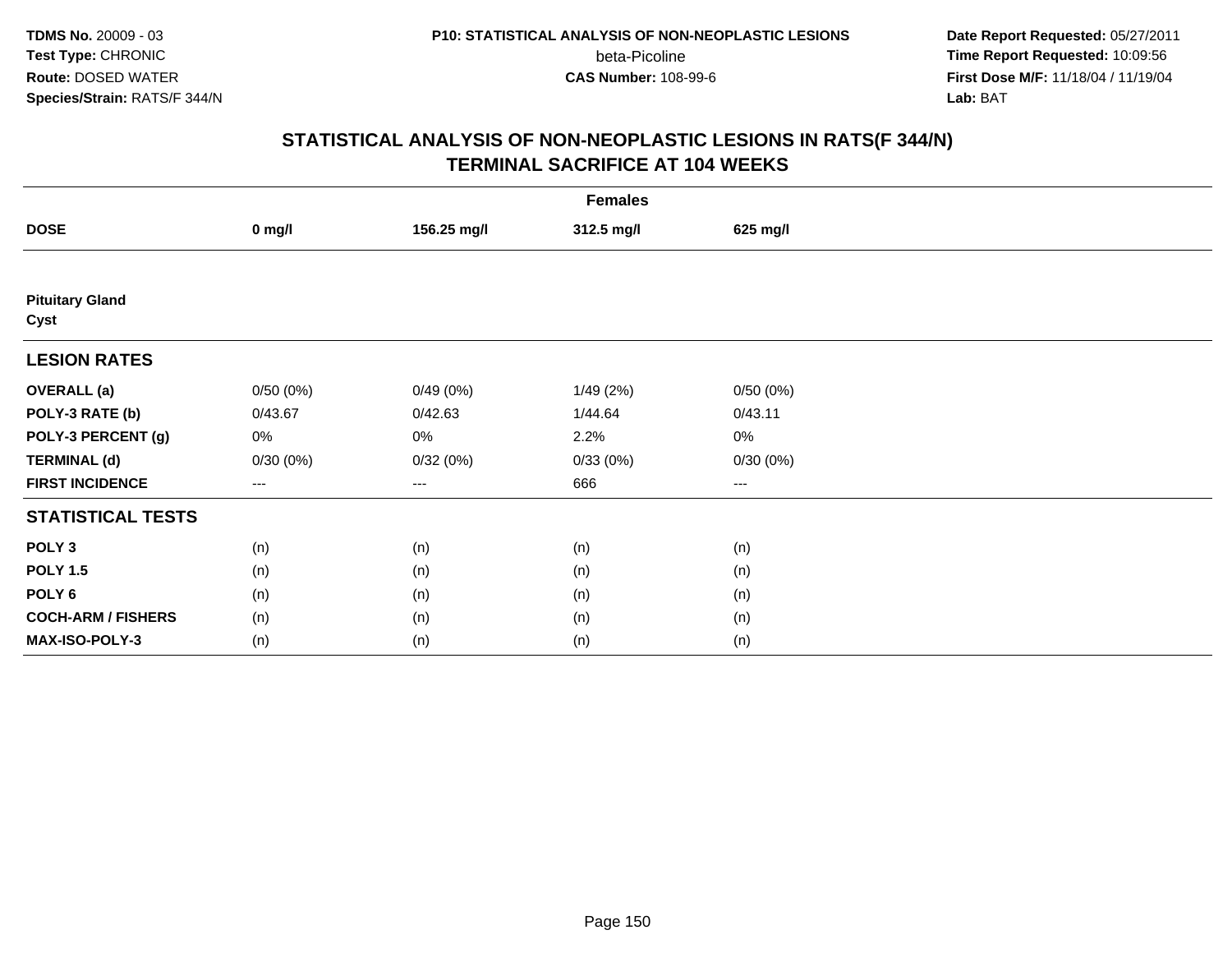**TDMS No.** 20009 - 03
**Test Type:** CHRONIC
**Route:** DOSED WATER
**Species/Strain:** RATS/F 344/N

**P10: STATISTICAL ANALYSIS OF NON-NEOPLASTIC LESIONS**
beta-Picoline
**CAS Number:** 108-99-6

**Date Report Requested:** 05/27/2011
**Time Report Requested:** 10:09:56
**First Dose M/F:** 11/18/04 / 11/19/04
**Lab:** BAT

## STATISTICAL ANALYSIS OF NON-NEOPLASTIC LESIONS IN RATS(F 344/N) TERMINAL SACRIFICE AT 104 WEEKS

| | Females | | | |
|---|---|---|---|---|
| **DOSE** | **0 mg/l** | **156.25 mg/l** | **312.5 mg/l** | **625 mg/l** |
| **Pituitary Gland Cyst** | | | | |
| **LESION RATES** | | | | |
| **OVERALL (a)** | 0/50 (0%) | 0/49 (0%) | 1/49 (2%) | 0/50 (0%) |
| **POLY-3 RATE (b)** | 0/43.67 | 0/42.63 | 1/44.64 | 0/43.11 |
| **POLY-3 PERCENT (g)** | 0% | 0% | 2.2% | 0% |
| **TERMINAL (d)** | 0/30 (0%) | 0/32 (0%) | 0/33 (0%) | 0/30 (0%) |
| **FIRST INCIDENCE** | --- | --- | 666 | --- |
| **STATISTICAL TESTS** | | | | |
| **POLY 3** | (n) | (n) | (n) | (n) |
| **POLY 1.5** | (n) | (n) | (n) | (n) |
| **POLY 6** | (n) | (n) | (n) | (n) |
| **COCH-ARM / FISHERS** | (n) | (n) | (n) | (n) |
| **MAX-ISO-POLY-3** | (n) | (n) | (n) | (n) |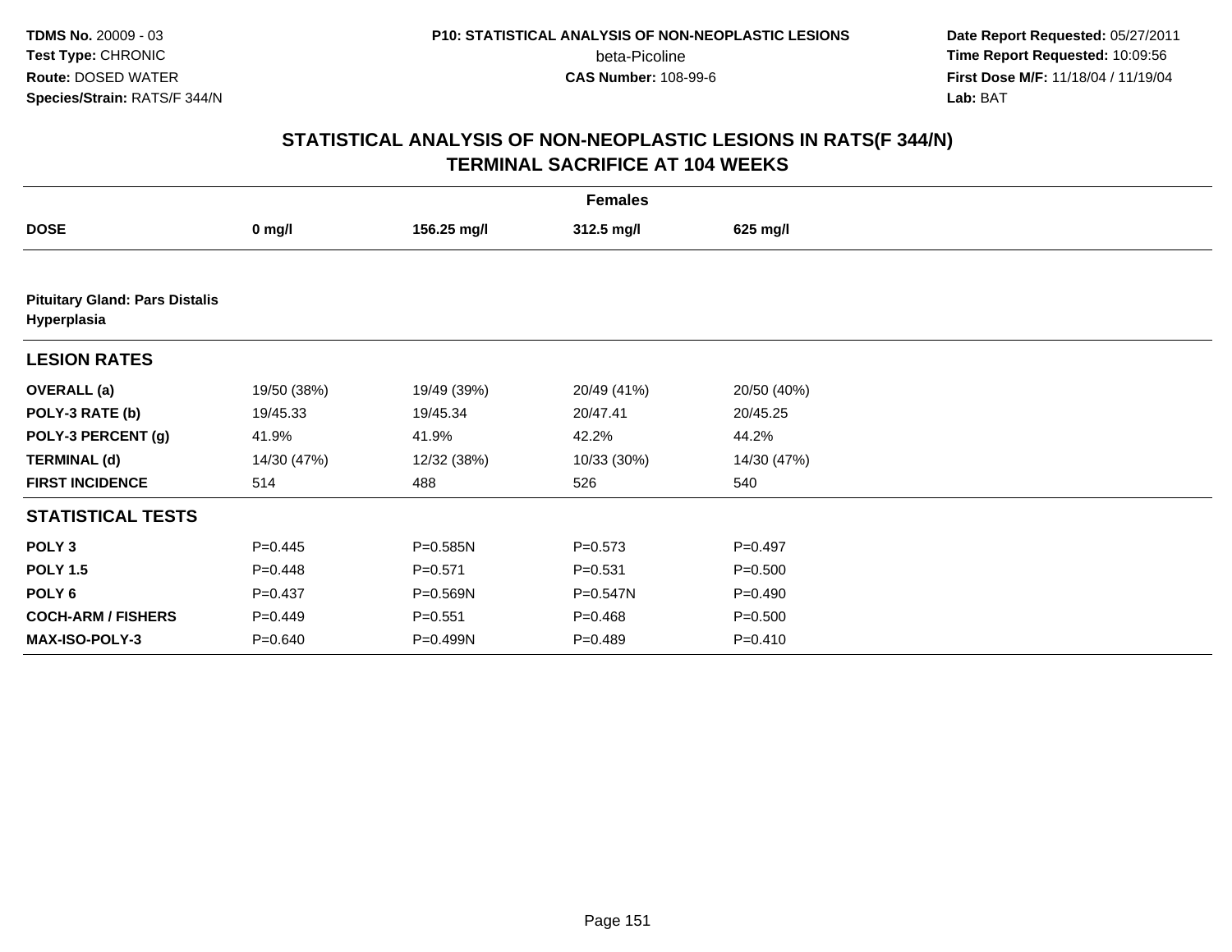**TDMS No.** 20009 - 03
**Test Type:** CHRONIC
**Route:** DOSED WATER
**Species/Strain:** RATS/F 344/N

**P10: STATISTICAL ANALYSIS OF NON-NEOPLASTIC LESIONS**
beta-Picoline
**CAS Number:** 108-99-6

**Date Report Requested:** 05/27/2011
**Time Report Requested:** 10:09:56
**First Dose M/F:** 11/18/04 / 11/19/04
**Lab:** BAT

## STATISTICAL ANALYSIS OF NON-NEOPLASTIC LESIONS IN RATS(F 344/N)
## TERMINAL SACRIFICE AT 104 WEEKS

| | Females | | | |
|---|---|---|---|---|
| **DOSE** | **0 mg/l** | **156.25 mg/l** | **312.5 mg/l** | **625 mg/l** |
| **Pituitary Gland: Pars Distalis Hyperplasia** | | | | |
| **LESION RATES** | | | | |
| **OVERALL (a)** | 19/50 (38%) | 19/49 (39%) | 20/49 (41%) | 20/50 (40%) |
| **POLY-3 RATE (b)** | 19/45.33 | 19/45.34 | 20/47.41 | 20/45.25 |
| **POLY-3 PERCENT (g)** | 41.9% | 41.9% | 42.2% | 44.2% |
| **TERMINAL (d)** | 14/30 (47%) | 12/32 (38%) | 10/33 (30%) | 14/30 (47%) |
| **FIRST INCIDENCE** | 514 | 488 | 526 | 540 |
| **STATISTICAL TESTS** | | | | |
| **POLY 3** | P=0.445 | P=0.585N | P=0.573 | P=0.497 |
| **POLY 1.5** | P=0.448 | P=0.571 | P=0.531 | P=0.500 |
| **POLY 6** | P=0.437 | P=0.569N | P=0.547N | P=0.490 |
| **COCH-ARM / FISHERS** | P=0.449 | P=0.551 | P=0.468 | P=0.500 |
| **MAX-ISO-POLY-3** | P=0.640 | P=0.499N | P=0.489 | P=0.410 |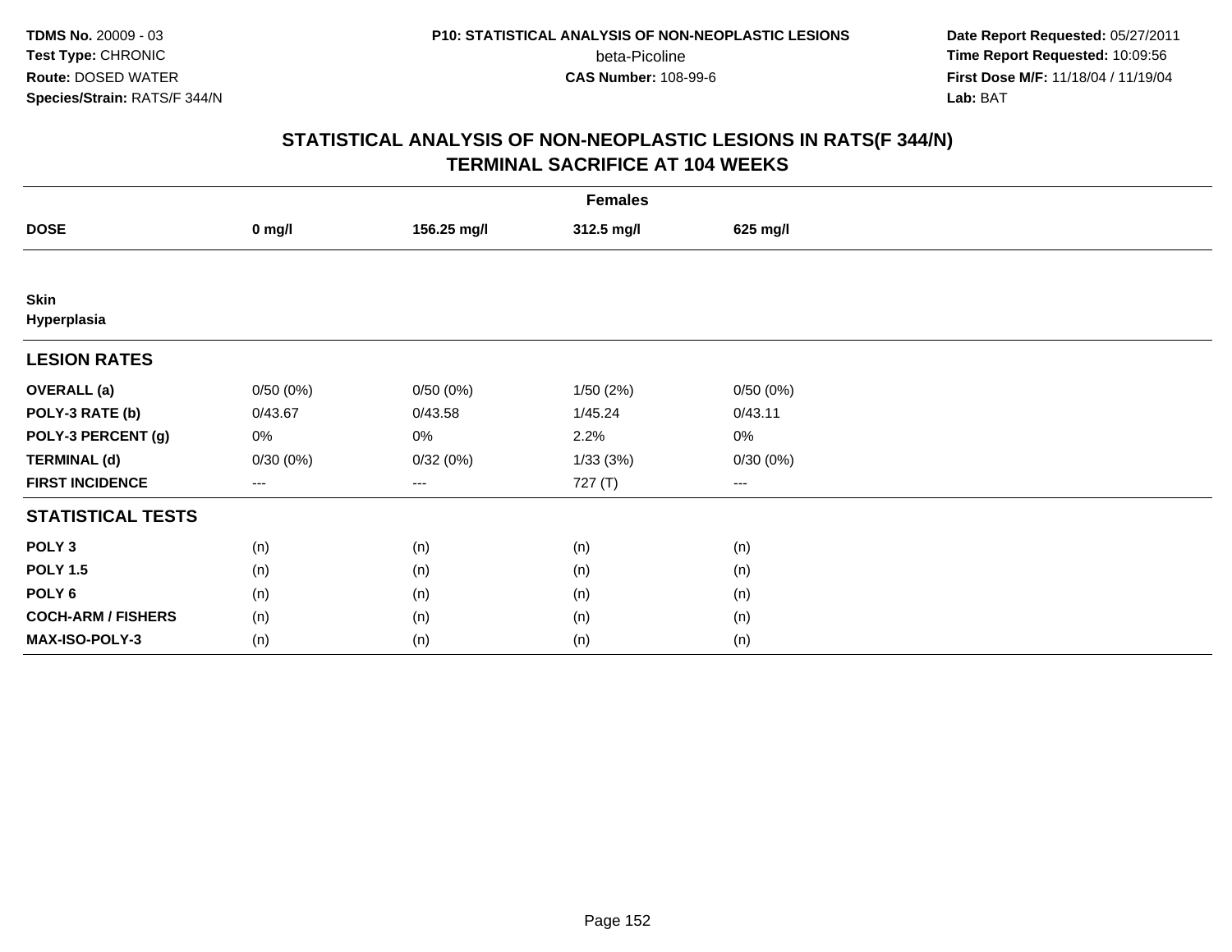# STATISTICAL ANALYSIS OF NON-NEOPLASTIC LESIONS IN RATS(F 344/N)
## TERMINAL SACRIFICE AT 104 WEEKS

| | Females | | | |
|---|---|---|---|---|
| **DOSE** | **0 mg/l** | **156.25 mg/l** | **312.5 mg/l** | **625 mg/l** |
| **Skin** | | | | |
| **Hyperplasia** | | | | |
| **LESION RATES** | | | | |
| **OVERALL (a)** | 0/50 (0%) | 0/50 (0%) | 1/50 (2%) | 0/50 (0%) |
| **POLY-3 RATE (b)** | 0/43.67 | 0/43.58 | 1/45.24 | 0/43.11 |
| **POLY-3 PERCENT (g)** | 0% | 0% | 2.2% | 0% |
| **TERMINAL (d)** | 0/30 (0%) | 0/32 (0%) | 1/33 (3%) | 0/30 (0%) |
| **FIRST INCIDENCE** | --- | --- | 727 (T) | --- |
| **STATISTICAL TESTS** | | | | |
| **POLY 3** | (n) | (n) | (n) | (n) |
| **POLY 1.5** | (n) | (n) | (n) | (n) |
| **POLY 6** | (n) | (n) | (n) | (n) |
| **COCH-ARM / FISHERS** | (n) | (n) | (n) | (n) |
| **MAX-ISO-POLY-3** | (n) | (n) | (n) | (n) |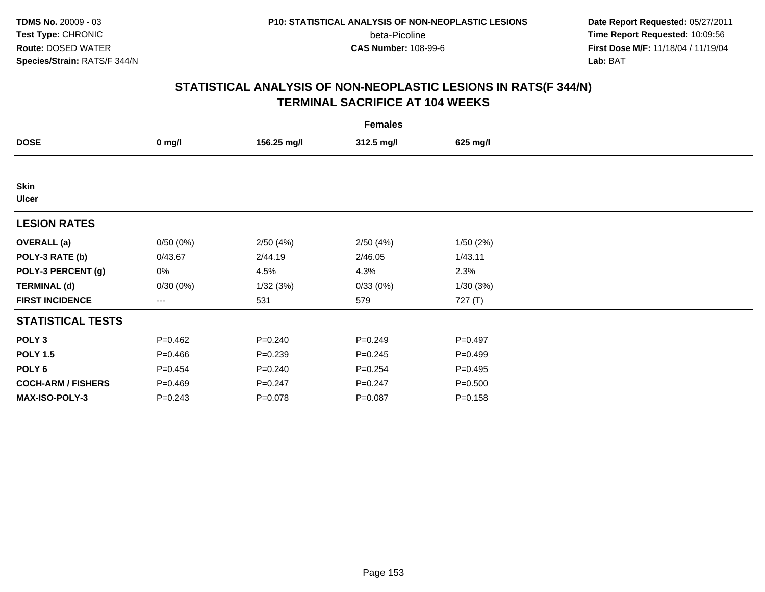**TDMS No.** 20009 - 03
**Test Type:** CHRONIC
**Route:** DOSED WATER
**Species/Strain:** RATS/F 344/N

**P10: STATISTICAL ANALYSIS OF NON-NEOPLASTIC LESIONS**
beta-Picoline
**CAS Number:** 108-99-6

**Date Report Requested:** 05/27/2011
**Time Report Requested:** 10:09:56
**First Dose M/F:** 11/18/04 / 11/19/04
**Lab:** BAT

## STATISTICAL ANALYSIS OF NON-NEOPLASTIC LESIONS IN RATS(F 344/N)
## TERMINAL SACRIFICE AT 104 WEEKS

| | Females | | | |
|---|---|---|---|---|
| **DOSE** | **0 mg/l** | **156.25 mg/l** | **312.5 mg/l** | **625 mg/l** |
| **Skin** | | | | |
| **Ulcer** | | | | |
| **LESION RATES** | | | | |
| **OVERALL (a)** | 0/50 (0%) | 2/50 (4%) | 2/50 (4%) | 1/50 (2%) |
| **POLY-3 RATE (b)** | 0/43.67 | 2/44.19 | 2/46.05 | 1/43.11 |
| **POLY-3 PERCENT (g)** | 0% | 4.5% | 4.3% | 2.3% |
| **TERMINAL (d)** | 0/30 (0%) | 1/32 (3%) | 0/33 (0%) | 1/30 (3%) |
| **FIRST INCIDENCE** | --- | 531 | 579 | 727 (T) |
| **STATISTICAL TESTS** | | | | |
| **POLY 3** | P=0.462 | P=0.240 | P=0.249 | P=0.497 |
| **POLY 1.5** | P=0.466 | P=0.239 | P=0.245 | P=0.499 |
| **POLY 6** | P=0.454 | P=0.240 | P=0.254 | P=0.495 |
| **COCH-ARM / FISHERS** | P=0.469 | P=0.247 | P=0.247 | P=0.500 |
| **MAX-ISO-POLY-3** | P=0.243 | P=0.078 | P=0.087 | P=0.158 |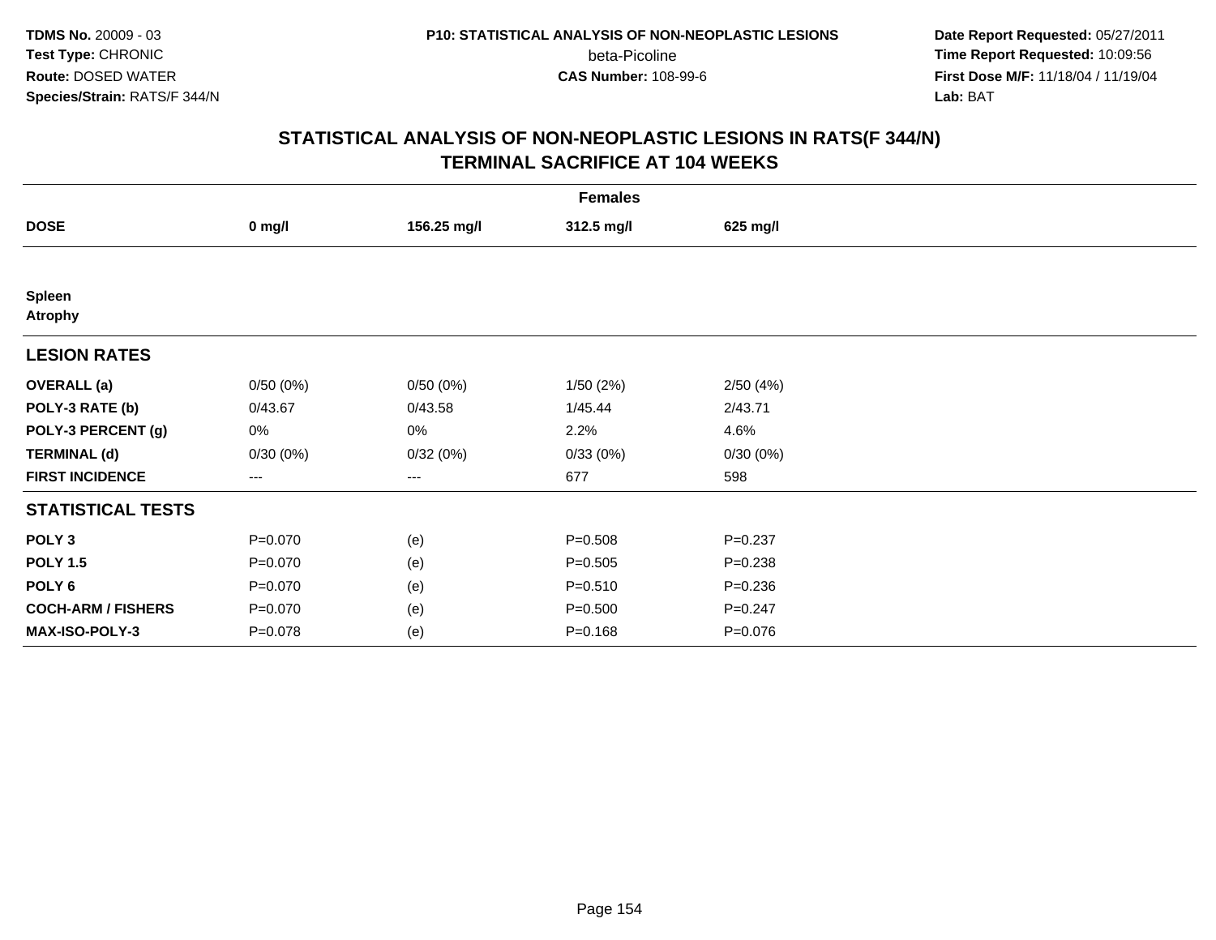**TDMS No.** 20009 - 03
**Test Type:** CHRONIC
**Route:** DOSED WATER
**Species/Strain:** RATS/F 344/N

**P10: STATISTICAL ANALYSIS OF NON-NEOPLASTIC LESIONS**
beta-Picoline
**CAS Number:** 108-99-6

**Date Report Requested:** 05/27/2011
**Time Report Requested:** 10:09:56
**First Dose M/F:** 11/18/04 / 11/19/04
**Lab:** BAT

## STATISTICAL ANALYSIS OF NON-NEOPLASTIC LESIONS IN RATS(F 344/N) TERMINAL SACRIFICE AT 104 WEEKS

| Females | | | | |
|---|---|---|---|---|
| **DOSE** | **0 mg/l** | **156.25 mg/l** | **312.5 mg/l** | **625 mg/l** |
| **Spleen** **Atrophy** | | | | |
| **LESION RATES** | | | | |
| **OVERALL (a)** | 0/50 (0%) | 0/50 (0%) | 1/50 (2%) | 2/50 (4%) |
| **POLY-3 RATE (b)** | 0/43.67 | 0/43.58 | 1/45.44 | 2/43.71 |
| **POLY-3 PERCENT (g)** | 0% | 0% | 2.2% | 4.6% |
| **TERMINAL (d)** | 0/30 (0%) | 0/32 (0%) | 0/33 (0%) | 0/30 (0%) |
| **FIRST INCIDENCE** | --- | --- | 677 | 598 |
| **STATISTICAL TESTS** | | | | |
| **POLY 3** | P=0.070 | (e) | P=0.508 | P=0.237 |
| **POLY 1.5** | P=0.070 | (e) | P=0.505 | P=0.238 |
| **POLY 6** | P=0.070 | (e) | P=0.510 | P=0.236 |
| **COCH-ARM / FISHERS** | P=0.070 | (e) | P=0.500 | P=0.247 |
| **MAX-ISO-POLY-3** | P=0.078 | (e) | P=0.168 | P=0.076 |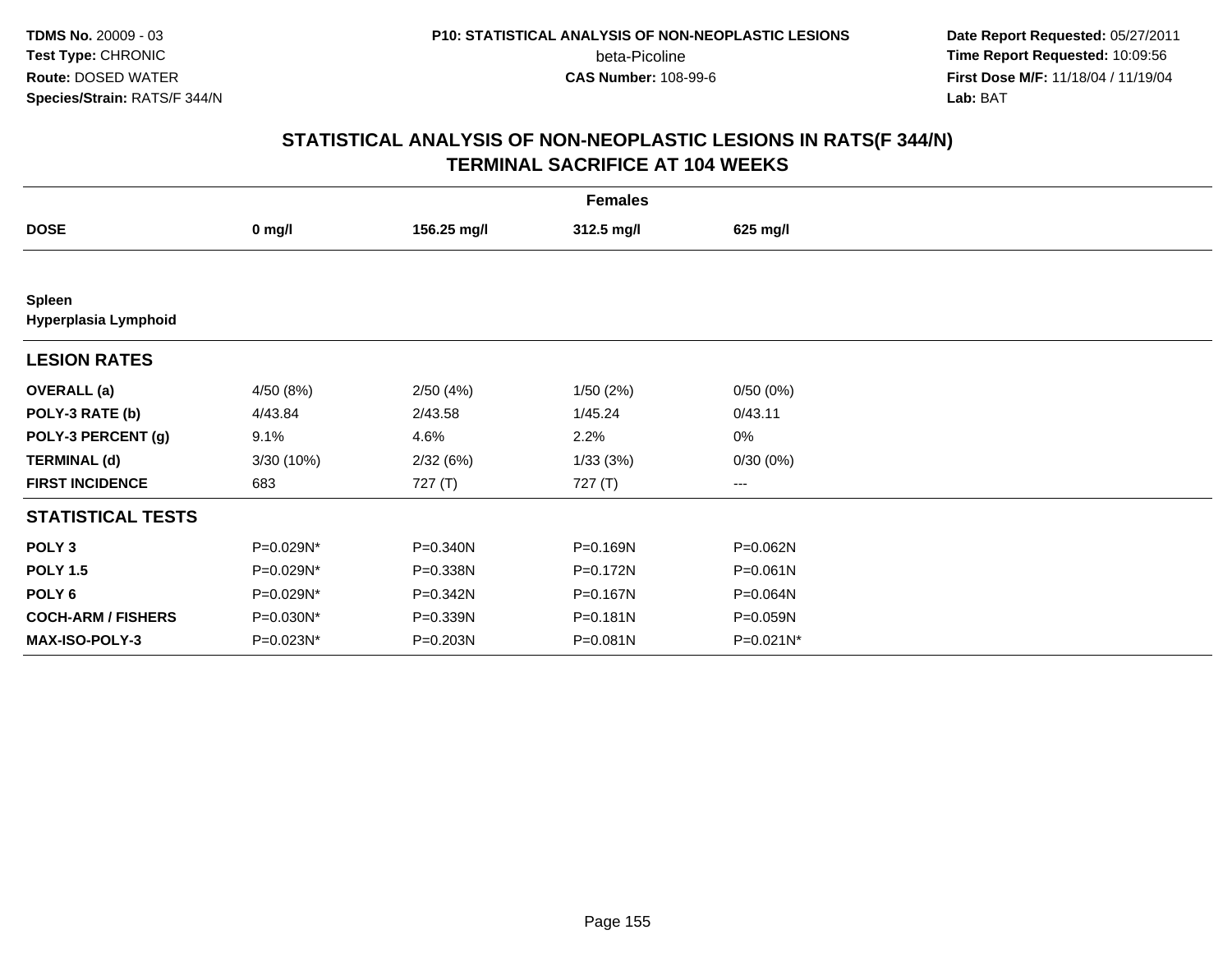**TDMS No.** 20009 - 03
**Test Type:** CHRONIC
**Route:** DOSED WATER
**Species/Strain:** RATS/F 344/N

**P10: STATISTICAL ANALYSIS OF NON-NEOPLASTIC LESIONS**
beta-Picoline
**CAS Number:** 108-99-6

**Date Report Requested:** 05/27/2011
**Time Report Requested:** 10:09:56
**First Dose M/F:** 11/18/04 / 11/19/04
**Lab:** BAT

## STATISTICAL ANALYSIS OF NON-NEOPLASTIC LESIONS IN RATS(F 344/N) TERMINAL SACRIFICE AT 104 WEEKS

| | Females | | | |
|---|---|---|---|---|
| **DOSE** | **0 mg/l** | **156.25 mg/l** | **312.5 mg/l** | **625 mg/l** |
| **Spleen** **Hyperplasia Lymphoid** | | | | |
| **LESION RATES** | | | | |
| **OVERALL (a)** | 4/50 (8%) | 2/50 (4%) | 1/50 (2%) | 0/50 (0%) |
| **POLY-3 RATE (b)** | 4/43.84 | 2/43.58 | 1/45.24 | 0/43.11 |
| **POLY-3 PERCENT (g)** | 9.1% | 4.6% | 2.2% | 0% |
| **TERMINAL (d)** | 3/30 (10%) | 2/32 (6%) | 1/33 (3%) | 0/30 (0%) |
| **FIRST INCIDENCE** | 683 | 727 (T) | 727 (T) | --- |
| **STATISTICAL TESTS** | | | | |
| **POLY 3** | P=0.029N* | P=0.340N | P=0.169N | P=0.062N |
| **POLY 1.5** | P=0.029N* | P=0.338N | P=0.172N | P=0.061N |
| **POLY 6** | P=0.029N* | P=0.342N | P=0.167N | P=0.064N |
| **COCH-ARM / FISHERS** | P=0.030N* | P=0.339N | P=0.181N | P=0.059N |
| **MAX-ISO-POLY-3** | P=0.023N* | P=0.203N | P=0.081N | P=0.021N* |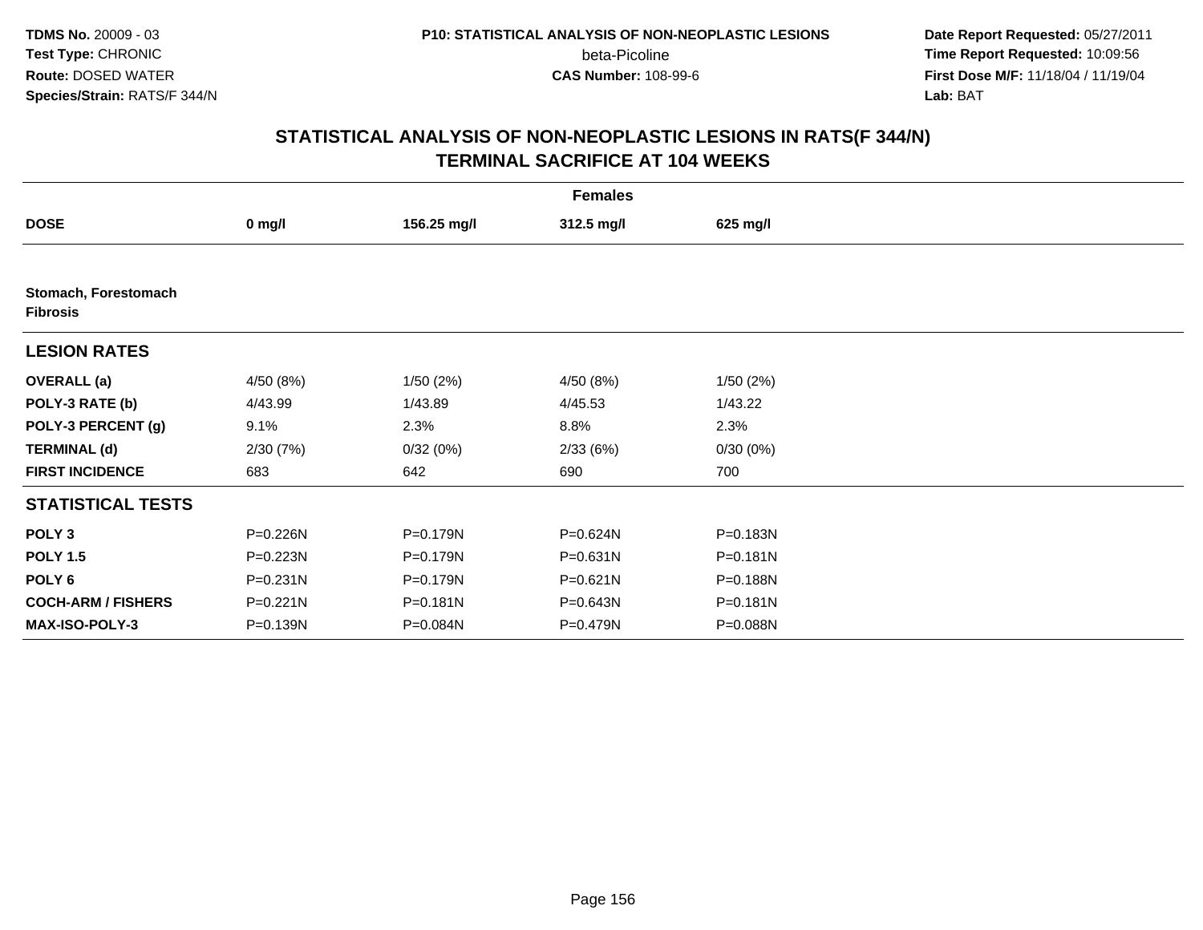TDMS No. 20009 - 03
Test Type: CHRONIC
Route: DOSED WATER
Species/Strain: RATS/F 344/N

P10: STATISTICAL ANALYSIS OF NON-NEOPLASTIC LESIONS
beta-Picoline
CAS Number: 108-99-6

Date Report Requested: 05/27/2011
Time Report Requested: 10:09:56
First Dose M/F: 11/18/04 / 11/19/04
Lab: BAT

## STATISTICAL ANALYSIS OF NON-NEOPLASTIC LESIONS IN RATS(F 344/N)
## TERMINAL SACRIFICE AT 104 WEEKS

| | Females | | | |
|---|---|---|---|---|
| **DOSE** | **0 mg/l** | **156.25 mg/l** | **312.5 mg/l** | **625 mg/l** |
| **Stomach, Forestomach** | | | | |
| **Fibrosis** | | | | |
| **LESION RATES** | | | | |
| **OVERALL (a)** | 4/50 (8%) | 1/50 (2%) | 4/50 (8%) | 1/50 (2%) |
| **POLY-3 RATE (b)** | 4/43.99 | 1/43.89 | 4/45.53 | 1/43.22 |
| **POLY-3 PERCENT (g)** | 9.1% | 2.3% | 8.8% | 2.3% |
| **TERMINAL (d)** | 2/30 (7%) | 0/32 (0%) | 2/33 (6%) | 0/30 (0%) |
| **FIRST INCIDENCE** | 683 | 642 | 690 | 700 |
| **STATISTICAL TESTS** | | | | |
| **POLY 3** | P=0.226N | P=0.179N | P=0.624N | P=0.183N |
| **POLY 1.5** | P=0.223N | P=0.179N | P=0.631N | P=0.181N |
| **POLY 6** | P=0.231N | P=0.179N | P=0.621N | P=0.188N |
| **COCH-ARM / FISHERS** | P=0.221N | P=0.181N | P=0.643N | P=0.181N |
| **MAX-ISO-POLY-3** | P=0.139N | P=0.084N | P=0.479N | P=0.088N |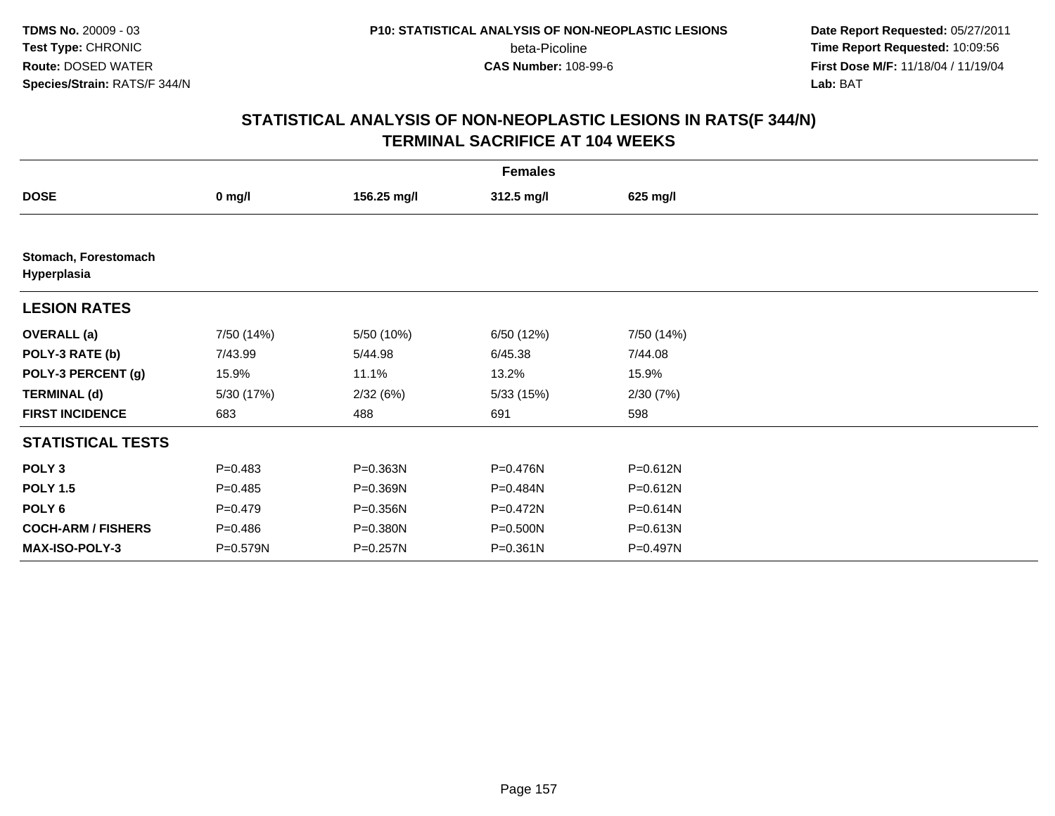**TDMS No.** 20009 - 03
**Test Type:** CHRONIC
**Route:** DOSED WATER
**Species/Strain:** RATS/F 344/N

**P10: STATISTICAL ANALYSIS OF NON-NEOPLASTIC LESIONS**
beta-Picoline
**CAS Number:** 108-99-6

**Date Report Requested:** 05/27/2011
**Time Report Requested:** 10:09:56
**First Dose M/F:** 11/18/04 / 11/19/04
**Lab:** BAT

## STATISTICAL ANALYSIS OF NON-NEOPLASTIC LESIONS IN RATS(F 344/N) TERMINAL SACRIFICE AT 104 WEEKS

| Females | | | | |
|---|---|---|---|---|
| **DOSE** | **0 mg/l** | **156.25 mg/l** | **312.5 mg/l** | **625 mg/l** |
| **Stomach, Forestomach Hyperplasia** | | | | |
| **LESION RATES** | | | | |
| **OVERALL (a)** | 7/50 (14%) | 5/50 (10%) | 6/50 (12%) | 7/50 (14%) |
| **POLY-3 RATE (b)** | 7/43.99 | 5/44.98 | 6/45.38 | 7/44.08 |
| **POLY-3 PERCENT (g)** | 15.9% | 11.1% | 13.2% | 15.9% |
| **TERMINAL (d)** | 5/30 (17%) | 2/32 (6%) | 5/33 (15%) | 2/30 (7%) |
| **FIRST INCIDENCE** | 683 | 488 | 691 | 598 |
| **STATISTICAL TESTS** | | | | |
| **POLY 3** | P=0.483 | P=0.363N | P=0.476N | P=0.612N |
| **POLY 1.5** | P=0.485 | P=0.369N | P=0.484N | P=0.612N |
| **POLY 6** | P=0.479 | P=0.356N | P=0.472N | P=0.614N |
| **COCH-ARM / FISHERS** | P=0.486 | P=0.380N | P=0.500N | P=0.613N |
| **MAX-ISO-POLY-3** | P=0.579N | P=0.257N | P=0.361N | P=0.497N |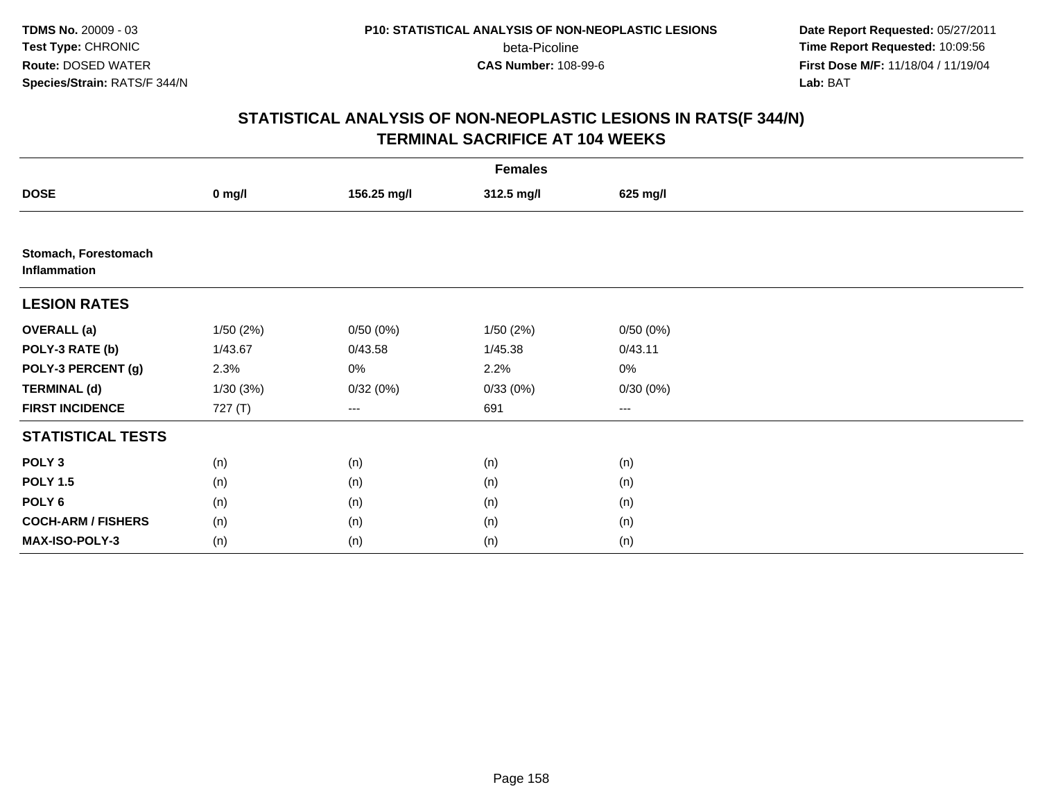**TDMS No.** 20009 - 03
**Test Type:** CHRONIC
**Route:** DOSED WATER
**Species/Strain:** RATS/F 344/N

**P10: STATISTICAL ANALYSIS OF NON-NEOPLASTIC LESIONS**
beta-Picoline
**CAS Number:** 108-99-6

**Date Report Requested:** 05/27/2011
**Time Report Requested:** 10:09:56
**First Dose M/F:** 11/18/04 / 11/19/04
**Lab:** BAT

## STATISTICAL ANALYSIS OF NON-NEOPLASTIC LESIONS IN RATS(F 344/N) TERMINAL SACRIFICE AT 104 WEEKS

| | Females | | | |
|---|---|---|---|---|
| **DOSE** | **0 mg/l** | **156.25 mg/l** | **312.5 mg/l** | **625 mg/l** |
| **Stomach, Forestomach Inflammation** | | | | |
| **LESION RATES** | | | | |
| **OVERALL (a)** | 1/50 (2%) | 0/50 (0%) | 1/50 (2%) | 0/50 (0%) |
| **POLY-3 RATE (b)** | 1/43.67 | 0/43.58 | 1/45.38 | 0/43.11 |
| **POLY-3 PERCENT (g)** | 2.3% | 0% | 2.2% | 0% |
| **TERMINAL (d)** | 1/30 (3%) | 0/32 (0%) | 0/33 (0%) | 0/30 (0%) |
| **FIRST INCIDENCE** | 727 (T) | --- | 691 | --- |
| **STATISTICAL TESTS** | | | | |
| **POLY 3** | (n) | (n) | (n) | (n) |
| **POLY 1.5** | (n) | (n) | (n) | (n) |
| **POLY 6** | (n) | (n) | (n) | (n) |
| **COCH-ARM / FISHERS** | (n) | (n) | (n) | (n) |
| **MAX-ISO-POLY-3** | (n) | (n) | (n) | (n) |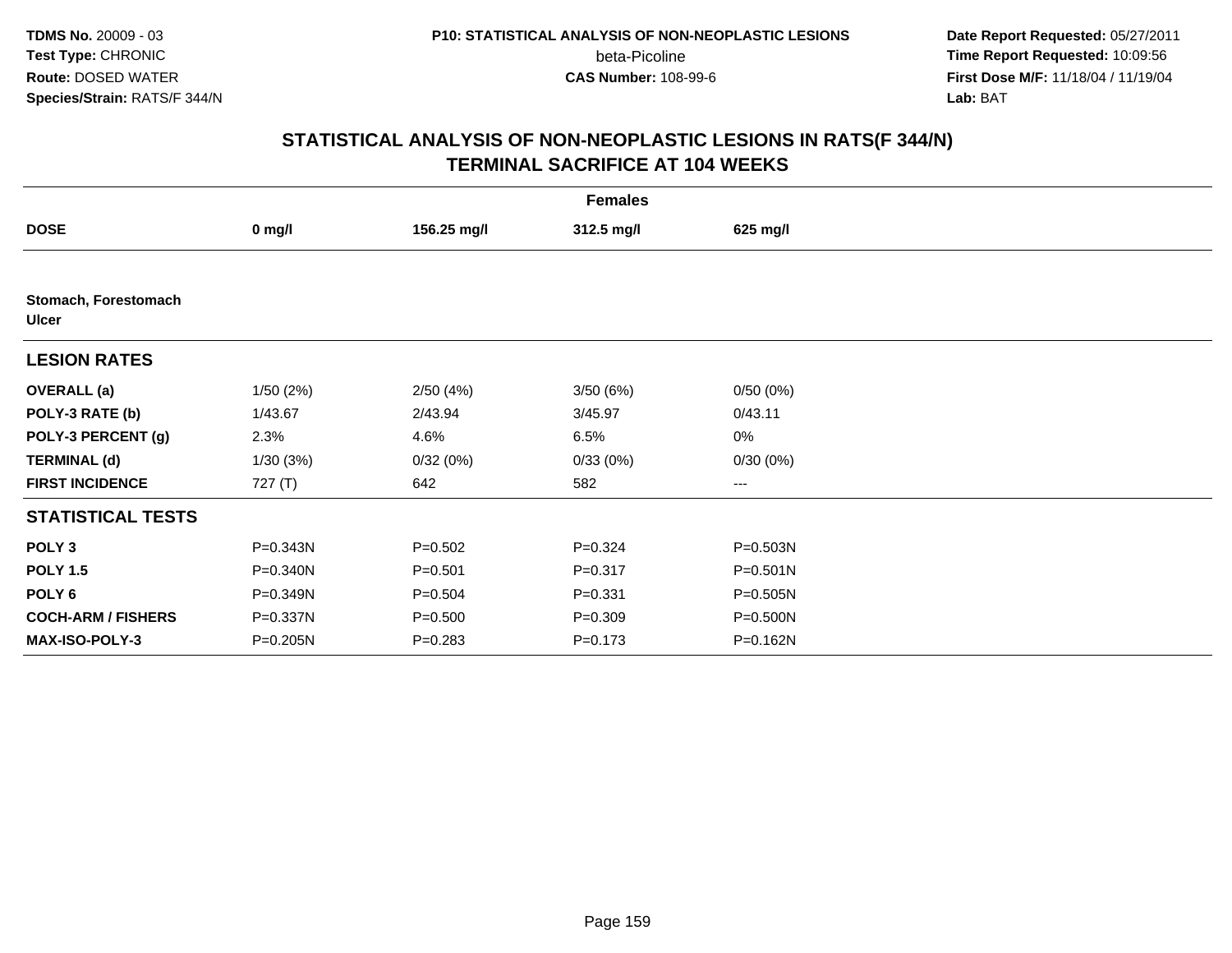**TDMS No.** 20009 - 03
**Test Type:** CHRONIC
**Route:** DOSED WATER
**Species/Strain:** RATS/F 344/N

**P10: STATISTICAL ANALYSIS OF NON-NEOPLASTIC LESIONS**
beta-Picoline
**CAS Number:** 108-99-6

**Date Report Requested:** 05/27/2011
**Time Report Requested:** 10:09:56
**First Dose M/F:** 11/18/04 / 11/19/04
**Lab:** BAT

# STATISTICAL ANALYSIS OF NON-NEOPLASTIC LESIONS IN RATS(F 344/N)
## TERMINAL SACRIFICE AT 104 WEEKS

| | Females | | | |
|---|---|---|---|---|
| **DOSE** | **0 mg/l** | **156.25 mg/l** | **312.5 mg/l** | **625 mg/l** |
| **Stomach, Forestomach Ulcer** | | | | |
| **LESION RATES** | | | | |
| **OVERALL (a)** | 1/50 (2%) | 2/50 (4%) | 3/50 (6%) | 0/50 (0%) |
| **POLY-3 RATE (b)** | 1/43.67 | 2/43.94 | 3/45.97 | 0/43.11 |
| **POLY-3 PERCENT (g)** | 2.3% | 4.6% | 6.5% | 0% |
| **TERMINAL (d)** | 1/30 (3%) | 0/32 (0%) | 0/33 (0%) | 0/30 (0%) |
| **FIRST INCIDENCE** | 727 (T) | 642 | 582 | --- |
| **STATISTICAL TESTS** | | | | |
| **POLY 3** | P=0.343N | P=0.502 | P=0.324 | P=0.503N |
| **POLY 1.5** | P=0.340N | P=0.501 | P=0.317 | P=0.501N |
| **POLY 6** | P=0.349N | P=0.504 | P=0.331 | P=0.505N |
| **COCH-ARM / FISHERS** | P=0.337N | P=0.500 | P=0.309 | P=0.500N |
| **MAX-ISO-POLY-3** | P=0.205N | P=0.283 | P=0.173 | P=0.162N |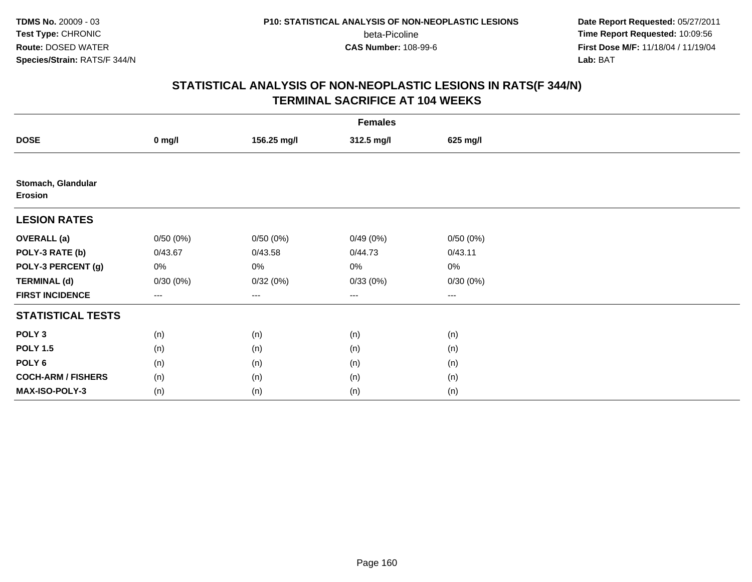TDMS No. 20009 - 03
Test Type: CHRONIC
Route: DOSED WATER
Species/Strain: RATS/F 344/N

P10: STATISTICAL ANALYSIS OF NON-NEOPLASTIC LESIONS
beta-Picoline
CAS Number: 108-99-6

Date Report Requested: 05/27/2011
Time Report Requested: 10:09:56
First Dose M/F: 11/18/04 / 11/19/04
Lab: BAT

## STATISTICAL ANALYSIS OF NON-NEOPLASTIC LESIONS IN RATS(F 344/N)
## TERMINAL SACRIFICE AT 104 WEEKS

| | Females | | | |
|---|---|---|---|---|
| **DOSE** | **0 mg/l** | **156.25 mg/l** | **312.5 mg/l** | **625 mg/l** |
| **Stomach, Glandular** | | | | |
| **Erosion** | | | | |
| **LESION RATES** | | | | |
| **OVERALL (a)** | 0/50 (0%) | 0/50 (0%) | 0/49 (0%) | 0/50 (0%) |
| **POLY-3 RATE (b)** | 0/43.67 | 0/43.58 | 0/44.73 | 0/43.11 |
| **POLY-3 PERCENT (g)** | 0% | 0% | 0% | 0% |
| **TERMINAL (d)** | 0/30 (0%) | 0/32 (0%) | 0/33 (0%) | 0/30 (0%) |
| **FIRST INCIDENCE** | --- | --- | --- | --- |
| **STATISTICAL TESTS** | | | | |
| **POLY 3** | (n) | (n) | (n) | (n) |
| **POLY 1.5** | (n) | (n) | (n) | (n) |
| **POLY 6** | (n) | (n) | (n) | (n) |
| **COCH-ARM / FISHERS** | (n) | (n) | (n) | (n) |
| **MAX-ISO-POLY-3** | (n) | (n) | (n) | (n) |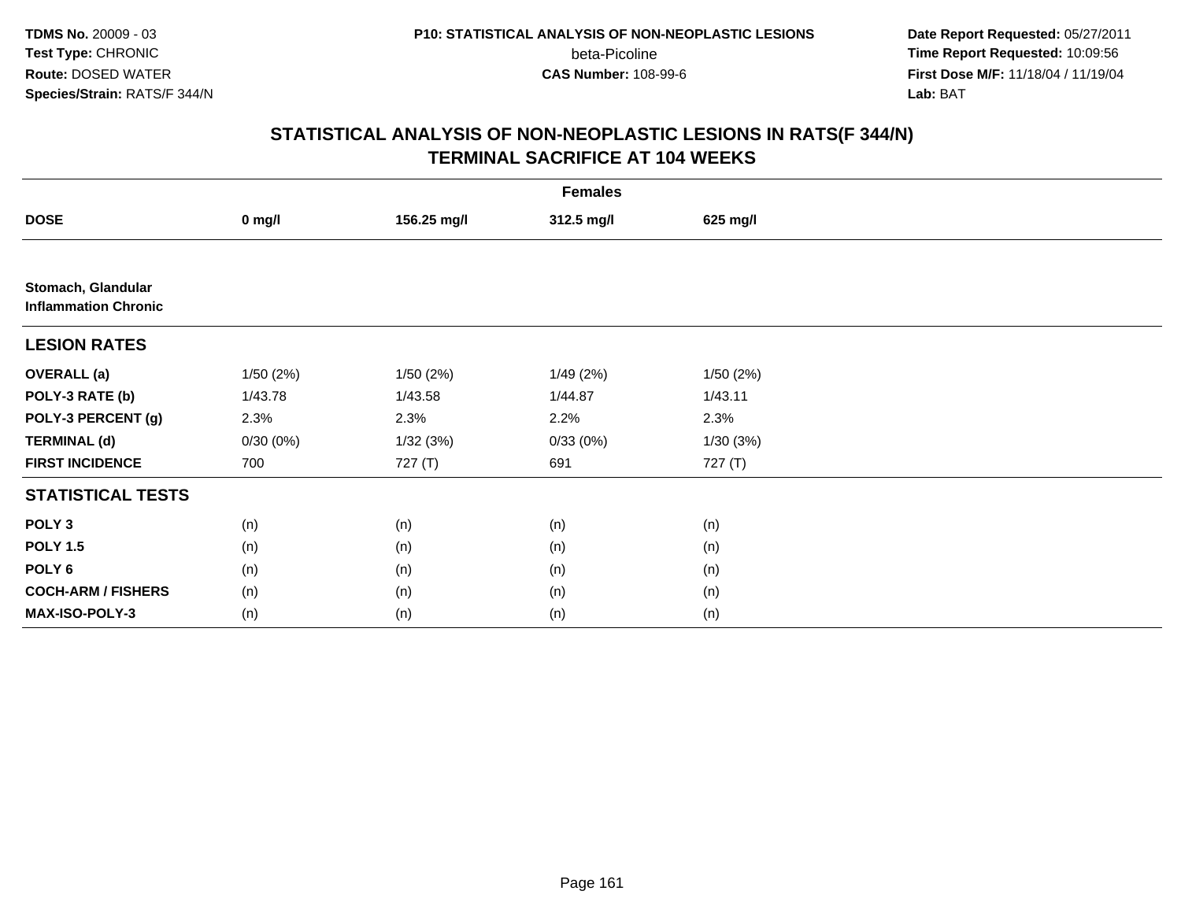TDMS No. 20009 - 03
Test Type: CHRONIC
Route: DOSED WATER
Species/Strain: RATS/F 344/N

P10: STATISTICAL ANALYSIS OF NON-NEOPLASTIC LESIONS
beta-Picoline
CAS Number: 108-99-6

Date Report Requested: 05/27/2011
Time Report Requested: 10:09:56
First Dose M/F: 11/18/04 / 11/19/04
Lab: BAT

## STATISTICAL ANALYSIS OF NON-NEOPLASTIC LESIONS IN RATS(F 344/N)
## TERMINAL SACRIFICE AT 104 WEEKS

| Females | | | | |
|---|---|---|---|---|
| **DOSE** | **0 mg/l** | **156.25 mg/l** | **312.5 mg/l** | **625 mg/l** |
| **Stomach, Glandular** | | | | |
| **Inflammation Chronic** | | | | |
| **LESION RATES** | | | | |
| **OVERALL (a)** | 1/50 (2%) | 1/50 (2%) | 1/49 (2%) | 1/50 (2%) |
| **POLY-3 RATE (b)** | 1/43.78 | 1/43.58 | 1/44.87 | 1/43.11 |
| **POLY-3 PERCENT (g)** | 2.3% | 2.3% | 2.2% | 2.3% |
| **TERMINAL (d)** | 0/30 (0%) | 1/32 (3%) | 0/33 (0%) | 1/30 (3%) |
| **FIRST INCIDENCE** | 700 | 727 (T) | 691 | 727 (T) |
| **STATISTICAL TESTS** | | | | |
| **POLY 3** | (n) | (n) | (n) | (n) |
| **POLY 1.5** | (n) | (n) | (n) | (n) |
| **POLY 6** | (n) | (n) | (n) | (n) |
| **COCH-ARM / FISHERS** | (n) | (n) | (n) | (n) |
| **MAX-ISO-POLY-3** | (n) | (n) | (n) | (n) |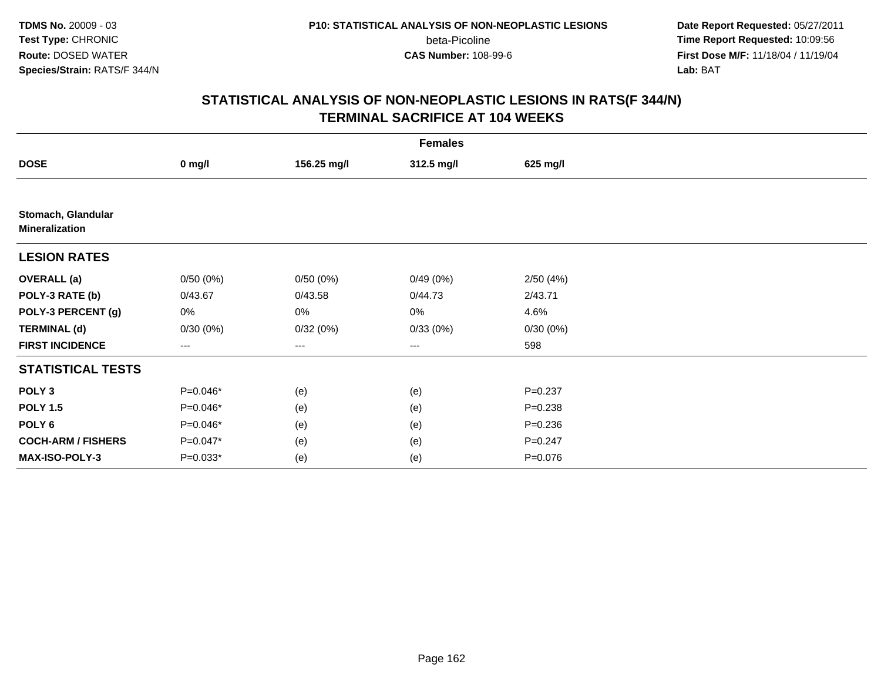**TDMS No.** 20009 - 03
**Test Type:** CHRONIC
**Route:** DOSED WATER
**Species/Strain:** RATS/F 344/N

**P10: STATISTICAL ANALYSIS OF NON-NEOPLASTIC LESIONS**
beta-Picoline
**CAS Number:** 108-99-6

**Date Report Requested:** 05/27/2011
**Time Report Requested:** 10:09:56
**First Dose M/F:** 11/18/04 / 11/19/04
**Lab:** BAT

## STATISTICAL ANALYSIS OF NON-NEOPLASTIC LESIONS IN RATS(F 344/N) TERMINAL SACRIFICE AT 104 WEEKS

| | Females | | | |
|---|---|---|---|---|
| **DOSE** | **0 mg/l** | **156.25 mg/l** | **312.5 mg/l** | **625 mg/l** |
| **Stomach, Glandular Mineralization** | | | | |
| **LESION RATES** | | | | |
| **OVERALL (a)** | 0/50 (0%) | 0/50 (0%) | 0/49 (0%) | 2/50 (4%) |
| **POLY-3 RATE (b)** | 0/43.67 | 0/43.58 | 0/44.73 | 2/43.71 |
| **POLY-3 PERCENT (g)** | 0% | 0% | 0% | 4.6% |
| **TERMINAL (d)** | 0/30 (0%) | 0/32 (0%) | 0/33 (0%) | 0/30 (0%) |
| **FIRST INCIDENCE** | --- | --- | --- | 598 |
| **STATISTICAL TESTS** | | | | |
| **POLY 3** | P=0.046* | (e) | (e) | P=0.237 |
| **POLY 1.5** | P=0.046* | (e) | (e) | P=0.238 |
| **POLY 6** | P=0.046* | (e) | (e) | P=0.236 |
| **COCH-ARM / FISHERS** | P=0.047* | (e) | (e) | P=0.247 |
| **MAX-ISO-POLY-3** | P=0.033* | (e) | (e) | P=0.076 |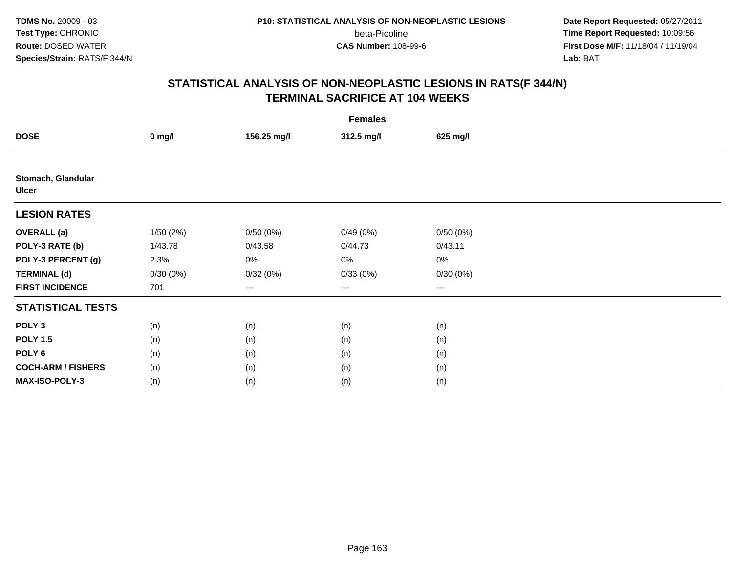**TDMS No.** 20009 - 03
**Test Type:** CHRONIC
**Route:** DOSED WATER
**Species/Strain:** RATS/F 344/N

**P10: STATISTICAL ANALYSIS OF NON-NEOPLASTIC LESIONS**
beta-Picoline
**CAS Number:** 108-99-6

**Date Report Requested:** 05/27/2011
**Time Report Requested:** 10:09:56
**First Dose M/F:** 11/18/04 / 11/19/04
**Lab:** BAT

## STATISTICAL ANALYSIS OF NON-NEOPLASTIC LESIONS IN RATS(F 344/N)
## TERMINAL SACRIFICE AT 104 WEEKS

| | Females | | | |
|---|---|---|---|---|
| **DOSE** | **0 mg/l** | **156.25 mg/l** | **312.5 mg/l** | **625 mg/l** |
| **Stomach, Glandular** | | | | |
| **Ulcer** | | | | |
| **LESION RATES** | | | | |
| **OVERALL (a)** | 1/50 (2%) | 0/50 (0%) | 0/49 (0%) | 0/50 (0%) |
| **POLY-3 RATE (b)** | 1/43.78 | 0/43.58 | 0/44.73 | 0/43.11 |
| **POLY-3 PERCENT (g)** | 2.3% | 0% | 0% | 0% |
| **TERMINAL (d)** | 0/30 (0%) | 0/32 (0%) | 0/33 (0%) | 0/30 (0%) |
| **FIRST INCIDENCE** | 701 | --- | --- | --- |
| **STATISTICAL TESTS** | | | | |
| **POLY 3** | (n) | (n) | (n) | (n) |
| **POLY 1.5** | (n) | (n) | (n) | (n) |
| **POLY 6** | (n) | (n) | (n) | (n) |
| **COCH-ARM / FISHERS** | (n) | (n) | (n) | (n) |
| **MAX-ISO-POLY-3** | (n) | (n) | (n) | (n) |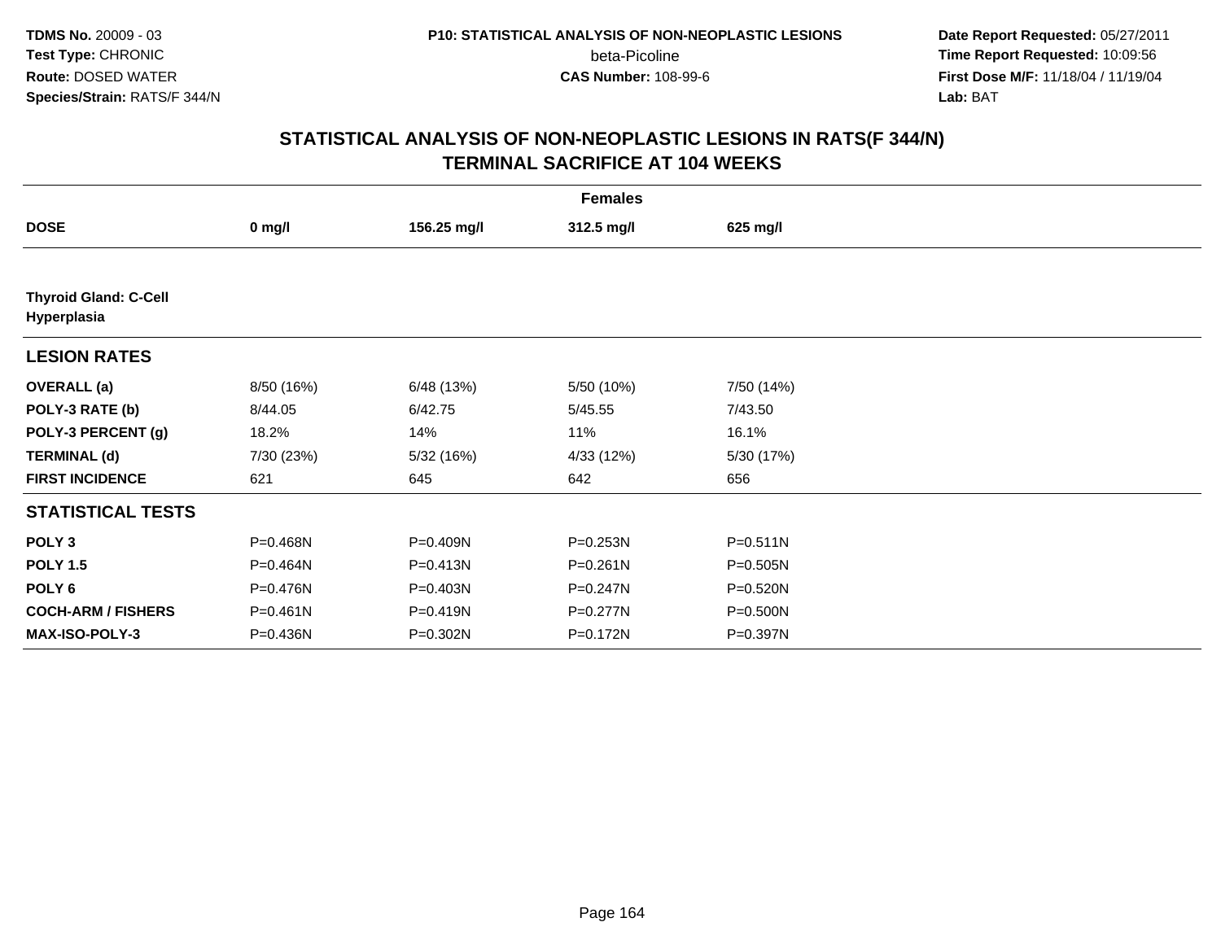TDMS No. 20009 - 03
Test Type: CHRONIC
Route: DOSED WATER
Species/Strain: RATS/F 344/N

P10: STATISTICAL ANALYSIS OF NON-NEOPLASTIC LESIONS
beta-Picoline
CAS Number: 108-99-6

Date Report Requested: 05/27/2011
Time Report Requested: 10:09:56
First Dose M/F: 11/18/04 / 11/19/04
Lab: BAT

## STATISTICAL ANALYSIS OF NON-NEOPLASTIC LESIONS IN RATS(F 344/N)
## TERMINAL SACRIFICE AT 104 WEEKS

| | Females | | | |
|---|---|---|---|---|
| **DOSE** | **0 mg/l** | **156.25 mg/l** | **312.5 mg/l** | **625 mg/l** |
| **Thyroid Gland: C-Cell Hyperplasia** | | | | |
| **LESION RATES** | | | | |
| **OVERALL (a)** | 8/50 (16%) | 6/48 (13%) | 5/50 (10%) | 7/50 (14%) |
| **POLY-3 RATE (b)** | 8/44.05 | 6/42.75 | 5/45.55 | 7/43.50 |
| **POLY-3 PERCENT (g)** | 18.2% | 14% | 11% | 16.1% |
| **TERMINAL (d)** | 7/30 (23%) | 5/32 (16%) | 4/33 (12%) | 5/30 (17%) |
| **FIRST INCIDENCE** | 621 | 645 | 642 | 656 |
| **STATISTICAL TESTS** | | | | |
| **POLY 3** | P=0.468N | P=0.409N | P=0.253N | P=0.511N |
| **POLY 1.5** | P=0.464N | P=0.413N | P=0.261N | P=0.505N |
| **POLY 6** | P=0.476N | P=0.403N | P=0.247N | P=0.520N |
| **COCH-ARM / FISHERS** | P=0.461N | P=0.419N | P=0.277N | P=0.500N |
| **MAX-ISO-POLY-3** | P=0.436N | P=0.302N | P=0.172N | P=0.397N |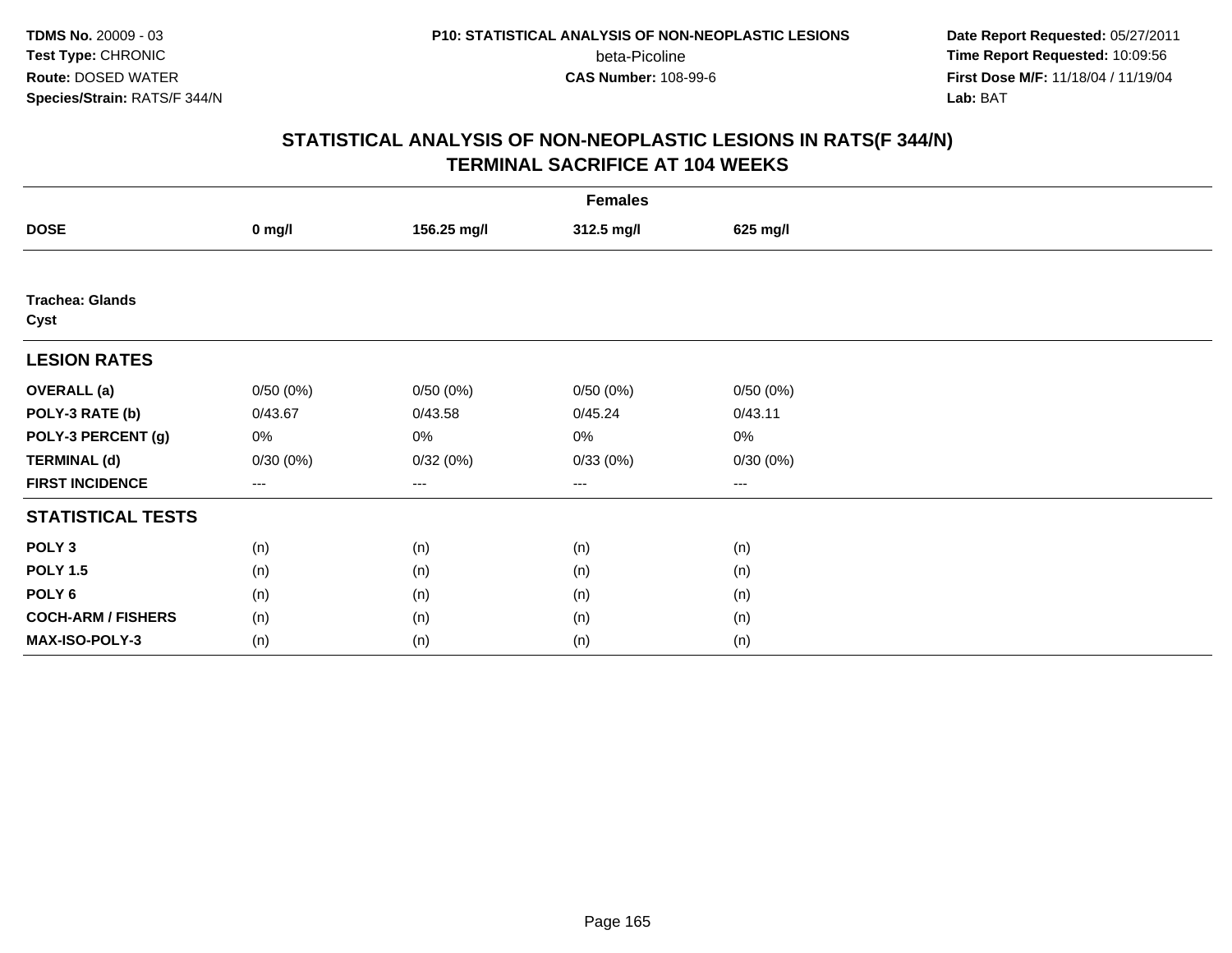**TDMS No.** 20009 - 03
**Test Type:** CHRONIC
**Route:** DOSED WATER
**Species/Strain:** RATS/F 344/N

**P10: STATISTICAL ANALYSIS OF NON-NEOPLASTIC LESIONS**
beta-Picoline
**CAS Number:** 108-99-6

**Date Report Requested:** 05/27/2011
**Time Report Requested:** 10:09:56
**First Dose M/F:** 11/18/04 / 11/19/04
**Lab:** BAT

## STATISTICAL ANALYSIS OF NON-NEOPLASTIC LESIONS IN RATS(F 344/N) TERMINAL SACRIFICE AT 104 WEEKS

| | Females | | | |
|---|---|---|---|---|
| **DOSE** | **0 mg/l** | **156.25 mg/l** | **312.5 mg/l** | **625 mg/l** |
| **Trachea: Glands** | | | | |
| **Cyst** | | | | |
| **LESION RATES** | | | | |
| **OVERALL (a)** | 0/50 (0%) | 0/50 (0%) | 0/50 (0%) | 0/50 (0%) |
| **POLY-3 RATE (b)** | 0/43.67 | 0/43.58 | 0/45.24 | 0/43.11 |
| **POLY-3 PERCENT (g)** | 0% | 0% | 0% | 0% |
| **TERMINAL (d)** | 0/30 (0%) | 0/32 (0%) | 0/33 (0%) | 0/30 (0%) |
| **FIRST INCIDENCE** | --- | --- | --- | --- |
| **STATISTICAL TESTS** | | | | |
| **POLY 3** | (n) | (n) | (n) | (n) |
| **POLY 1.5** | (n) | (n) | (n) | (n) |
| **POLY 6** | (n) | (n) | (n) | (n) |
| **COCH-ARM / FISHERS** | (n) | (n) | (n) | (n) |
| **MAX-ISO-POLY-3** | (n) | (n) | (n) | (n) |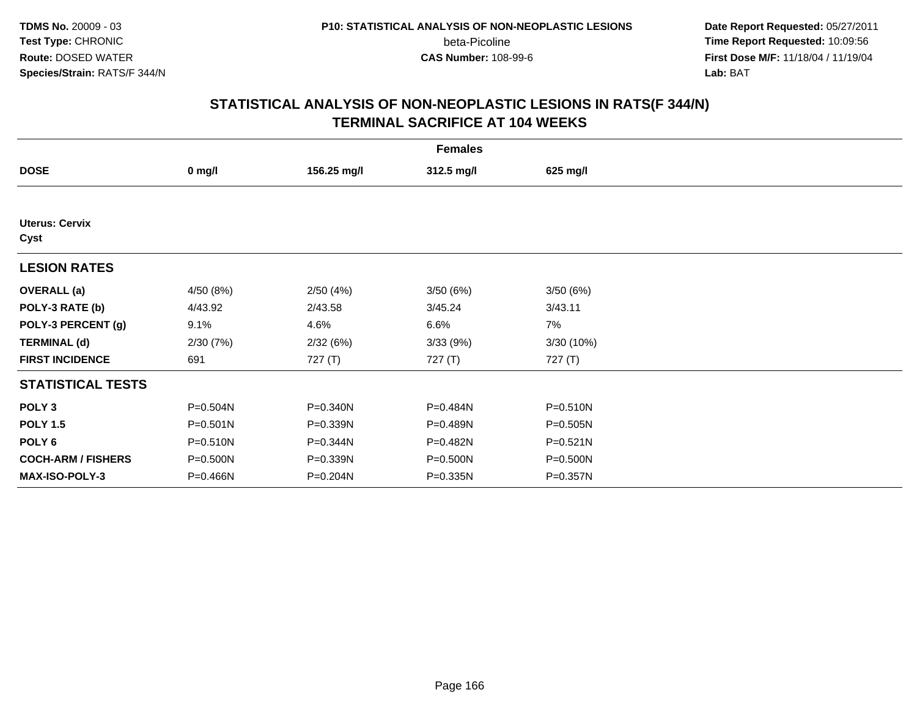**TDMS No.** 20009 - 03
**Test Type:** CHRONIC
**Route:** DOSED WATER
**Species/Strain:** RATS/F 344/N

**P10: STATISTICAL ANALYSIS OF NON-NEOPLASTIC LESIONS**
beta-Picoline
**CAS Number:** 108-99-6

**Date Report Requested:** 05/27/2011
**Time Report Requested:** 10:09:56
**First Dose M/F:** 11/18/04 / 11/19/04
**Lab:** BAT

## STATISTICAL ANALYSIS OF NON-NEOPLASTIC LESIONS IN RATS(F 344/N)
## TERMINAL SACRIFICE AT 104 WEEKS

| | Females | | | |
|---|---|---|---|---|
| **DOSE** | **0 mg/l** | **156.25 mg/l** | **312.5 mg/l** | **625 mg/l** |
| **Uterus: Cervix** | | | | |
| **Cyst** | | | | |
| **LESION RATES** | | | | |
| **OVERALL (a)** | 4/50 (8%) | 2/50 (4%) | 3/50 (6%) | 3/50 (6%) |
| **POLY-3 RATE (b)** | 4/43.92 | 2/43.58 | 3/45.24 | 3/43.11 |
| **POLY-3 PERCENT (g)** | 9.1% | 4.6% | 6.6% | 7% |
| **TERMINAL (d)** | 2/30 (7%) | 2/32 (6%) | 3/33 (9%) | 3/30 (10%) |
| **FIRST INCIDENCE** | 691 | 727 (T) | 727 (T) | 727 (T) |
| **STATISTICAL TESTS** | | | | |
| **POLY 3** | P=0.504N | P=0.340N | P=0.484N | P=0.510N |
| **POLY 1.5** | P=0.501N | P=0.339N | P=0.489N | P=0.505N |
| **POLY 6** | P=0.510N | P=0.344N | P=0.482N | P=0.521N |
| **COCH-ARM / FISHERS** | P=0.500N | P=0.339N | P=0.500N | P=0.500N |
| **MAX-ISO-POLY-3** | P=0.466N | P=0.204N | P=0.335N | P=0.357N |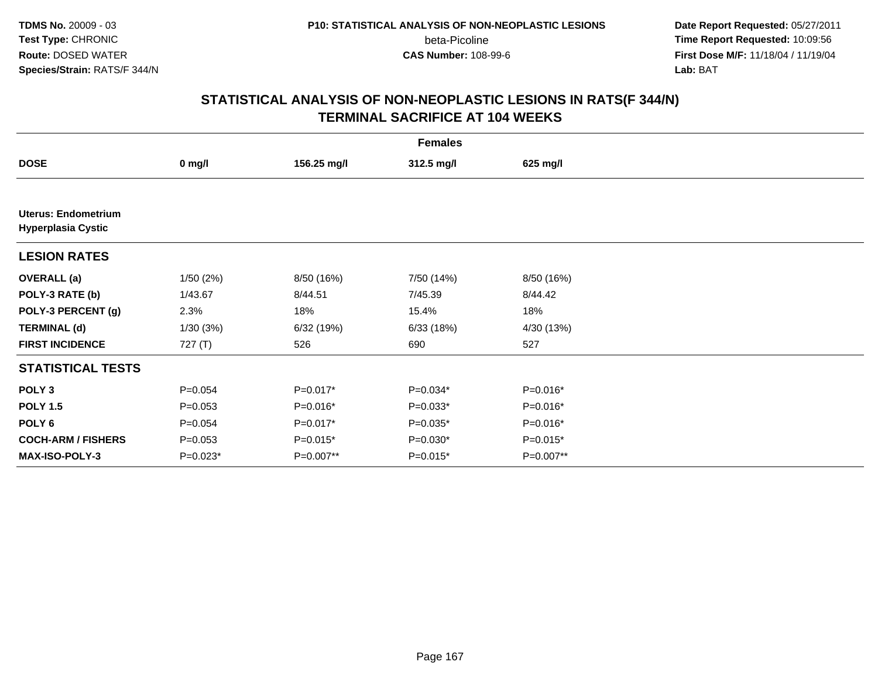## STATISTICAL ANALYSIS OF NON-NEOPLASTIC LESIONS IN RATS(F 344/N)
## TERMINAL SACRIFICE AT 104 WEEKS

| | Females | | | |
|---|---|---|---|---|
| **DOSE** | **0 mg/l** | **156.25 mg/l** | **312.5 mg/l** | **625 mg/l** |
| **Uterus: Endometrium** | | | | |
| **Hyperplasia Cystic** | | | | |
| **LESION RATES** | | | | |
| **OVERALL (a)** | 1/50 (2%) | 8/50 (16%) | 7/50 (14%) | 8/50 (16%) |
| **POLY-3 RATE (b)** | 1/43.67 | 8/44.51 | 7/45.39 | 8/44.42 |
| **POLY-3 PERCENT (g)** | 2.3% | 18% | 15.4% | 18% |
| **TERMINAL (d)** | 1/30 (3%) | 6/32 (19%) | 6/33 (18%) | 4/30 (13%) |
| **FIRST INCIDENCE** | 727 (T) | 526 | 690 | 527 |
| **STATISTICAL TESTS** | | | | |
| **POLY 3** | P=0.054 | P=0.017* | P=0.034* | P=0.016* |
| **POLY 1.5** | P=0.053 | P=0.016* | P=0.033* | P=0.016* |
| **POLY 6** | P=0.054 | P=0.017* | P=0.035* | P=0.016* |
| **COCH-ARM / FISHERS** | P=0.053 | P=0.015* | P=0.030* | P=0.015* |
| **MAX-ISO-POLY-3** | P=0.023* | P=0.007** | P=0.015* | P=0.007** |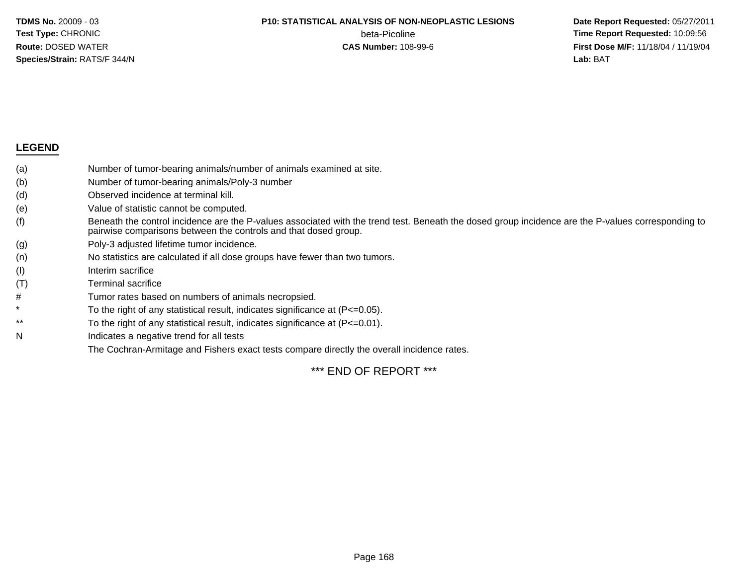## LEGEND

| | |
|---|---|
| (a) | Number of tumor-bearing animals/number of animals examined at site. |
| (b) | Number of tumor-bearing animals/Poly-3 number |
| (d) | Observed incidence at terminal kill. |
| (e) | Value of statistic cannot be computed. |
| (f) | Beneath the control incidence are the P-values associated with the trend test. Beneath the dosed group incidence are the P-values corresponding to pairwise comparisons between the controls and that dosed group. |
| (g) | Poly-3 adjusted lifetime tumor incidence. |
| (n) | No statistics are calculated if all dose groups have fewer than two tumors. |
| (I) | Interim sacrifice |
| (T) | Terminal sacrifice |
| # | Tumor rates based on numbers of animals necropsied. |
| * | To the right of any statistical result, indicates significance at (P<=0.05). |
| ** | To the right of any statistical result, indicates significance at (P<=0.01). |
| N | Indicates a negative trend for all tests |
| | The Cochran-Armitage and Fishers exact tests compare directly the overall incidence rates. |

*** END OF REPORT ***